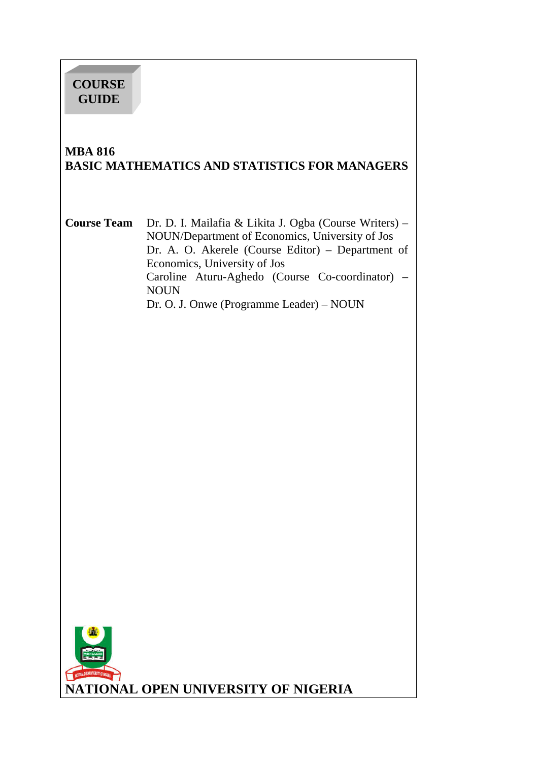**COURSE GUIDE**

# MBA 816
# BASIC MATHEMATICS AND STATISTICS FOR MANAGERS

**Course Team** Dr. D. I. Mailafia & Likita J. Ogba (Course Writers) – NOUN/Department of Economics, University of Jos
Dr. A. O. Akerele (Course Editor) – Department of Economics, University of Jos
Caroline Aturu-Aghedo (Course Co-coordinator) – NOUN
Dr. O. J. Onwe (Programme Leader) – NOUN

**NATIONAL OPEN UNIVERSITY OF NIGERIA**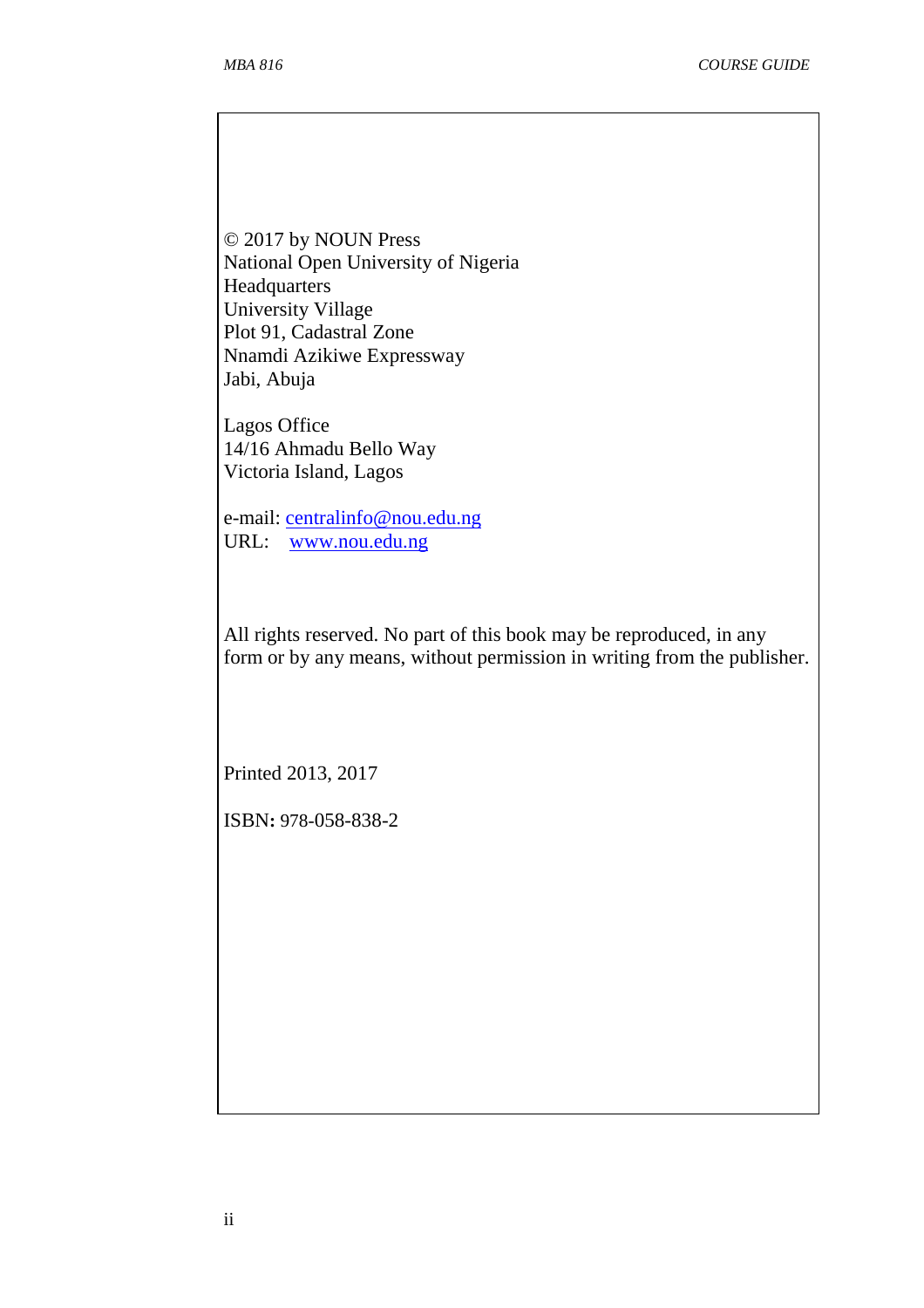© 2017 by NOUN Press
National Open University of Nigeria
Headquarters
University Village
Plot 91, Cadastral Zone
Nnamdi Azikiwe Expressway
Jabi, Abuja

Lagos Office
14/16 Ahmadu Bello Way
Victoria Island, Lagos

e-mail: centralinfo@nou.edu.ng
URL: www.nou.edu.ng

All rights reserved. No part of this book may be reproduced, in any form or by any means, without permission in writing from the publisher.

Printed 2013, 2017

ISBN: 978-058-838-2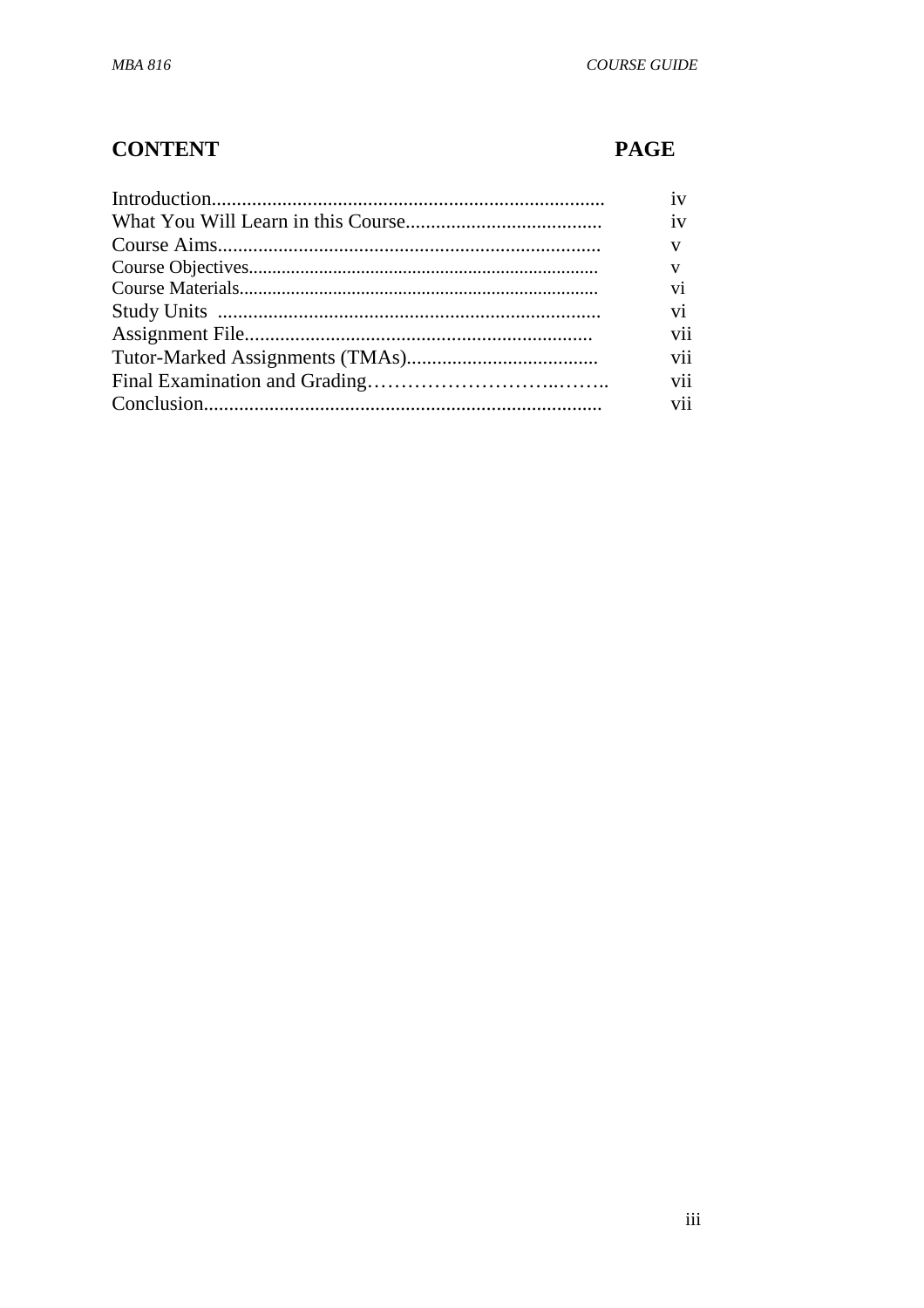| CONTENT | PAGE |
| --- | --- |
| Introduction.............................................................................. | iv |
| What You Will Learn in this Course....................................... | iv |
| Course Aims............................................................................ | v |
| Course Objectives.......................................................................... | v |
| Course Materials............................................................................ | vi |
| Study Units ............................................................................ | vi |
| Assignment File..................................................................... | vii |
| Tutor-Marked Assignments (TMAs)...................................... | vii |
| Final Examination and Grading………………………..…….. | vii |
| Conclusion.............................................................................. | vii |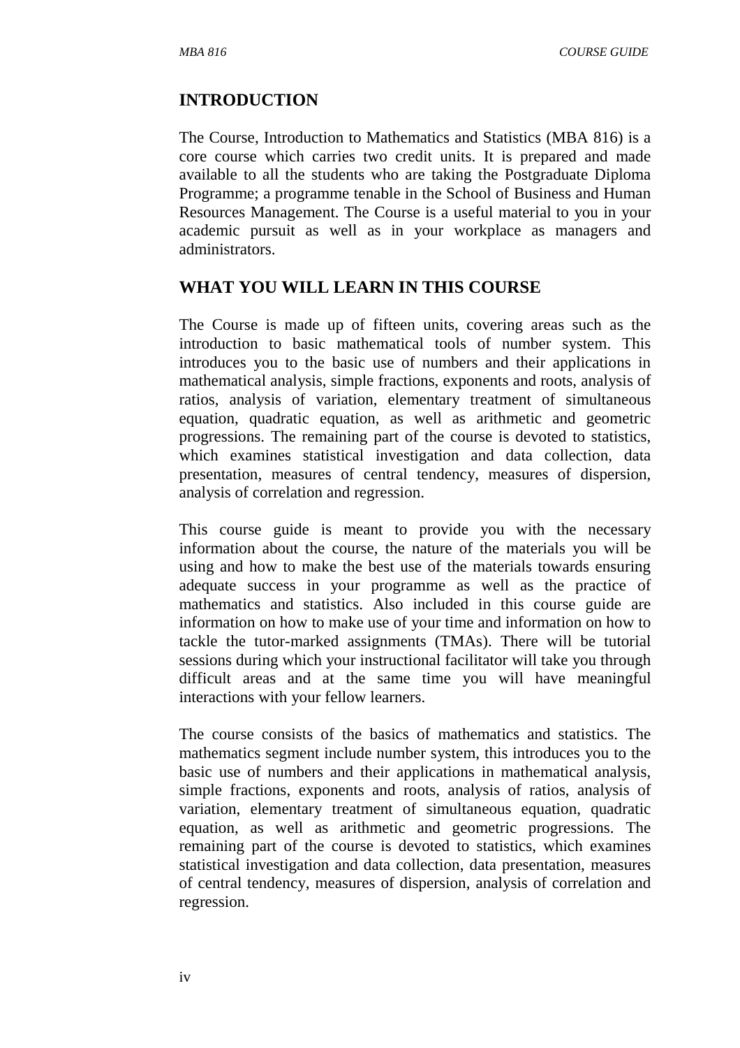## INTRODUCTION

The Course, Introduction to Mathematics and Statistics (MBA 816) is a core course which carries two credit units. It is prepared and made available to all the students who are taking the Postgraduate Diploma Programme; a programme tenable in the School of Business and Human Resources Management. The Course is a useful material to you in your academic pursuit as well as in your workplace as managers and administrators.

## WHAT YOU WILL LEARN IN THIS COURSE

The Course is made up of fifteen units, covering areas such as the introduction to basic mathematical tools of number system. This introduces you to the basic use of numbers and their applications in mathematical analysis, simple fractions, exponents and roots, analysis of ratios, analysis of variation, elementary treatment of simultaneous equation, quadratic equation, as well as arithmetic and geometric progressions. The remaining part of the course is devoted to statistics, which examines statistical investigation and data collection, data presentation, measures of central tendency, measures of dispersion, analysis of correlation and regression.

This course guide is meant to provide you with the necessary information about the course, the nature of the materials you will be using and how to make the best use of the materials towards ensuring adequate success in your programme as well as the practice of mathematics and statistics. Also included in this course guide are information on how to make use of your time and information on how to tackle the tutor-marked assignments (TMAs). There will be tutorial sessions during which your instructional facilitator will take you through difficult areas and at the same time you will have meaningful interactions with your fellow learners.

The course consists of the basics of mathematics and statistics. The mathematics segment include number system, this introduces you to the basic use of numbers and their applications in mathematical analysis, simple fractions, exponents and roots, analysis of ratios, analysis of variation, elementary treatment of simultaneous equation, quadratic equation, as well as arithmetic and geometric progressions. The remaining part of the course is devoted to statistics, which examines statistical investigation and data collection, data presentation, measures of central tendency, measures of dispersion, analysis of correlation and regression.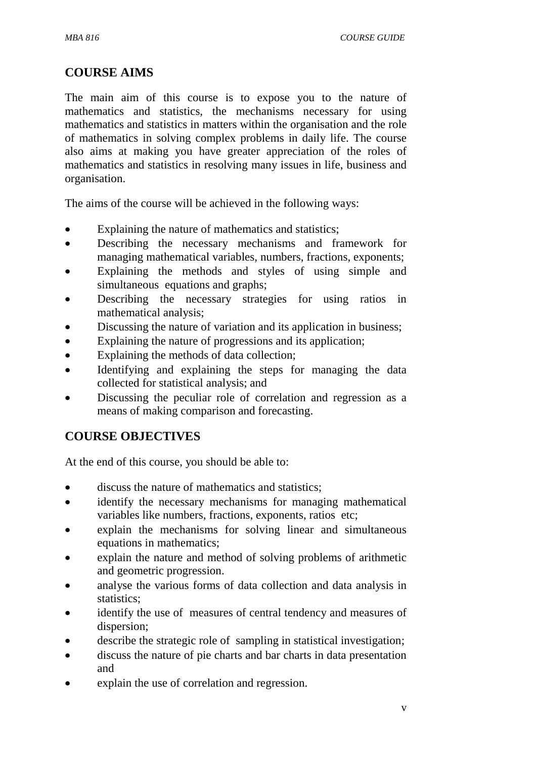## COURSE AIMS

The main aim of this course is to expose you to the nature of mathematics and statistics, the mechanisms necessary for using mathematics and statistics in matters within the organisation and the role of mathematics in solving complex problems in daily life. The course also aims at making you have greater appreciation of the roles of mathematics and statistics in resolving many issues in life, business and organisation.

The aims of the course will be achieved in the following ways:

- Explaining the nature of mathematics and statistics;
- Describing the necessary mechanisms and framework for managing mathematical variables, numbers, fractions, exponents;
- Explaining the methods and styles of using simple and simultaneous equations and graphs;
- Describing the necessary strategies for using ratios in mathematical analysis;
- Discussing the nature of variation and its application in business;
- Explaining the nature of progressions and its application;
- Explaining the methods of data collection;
- Identifying and explaining the steps for managing the data collected for statistical analysis; and
- Discussing the peculiar role of correlation and regression as a means of making comparison and forecasting.

## COURSE OBJECTIVES

At the end of this course, you should be able to:

- discuss the nature of mathematics and statistics;
- identify the necessary mechanisms for managing mathematical variables like numbers, fractions, exponents, ratios etc;
- explain the mechanisms for solving linear and simultaneous equations in mathematics;
- explain the nature and method of solving problems of arithmetic and geometric progression.
- analyse the various forms of data collection and data analysis in statistics;
- identify the use of measures of central tendency and measures of dispersion;
- describe the strategic role of sampling in statistical investigation;
- discuss the nature of pie charts and bar charts in data presentation and
- explain the use of correlation and regression.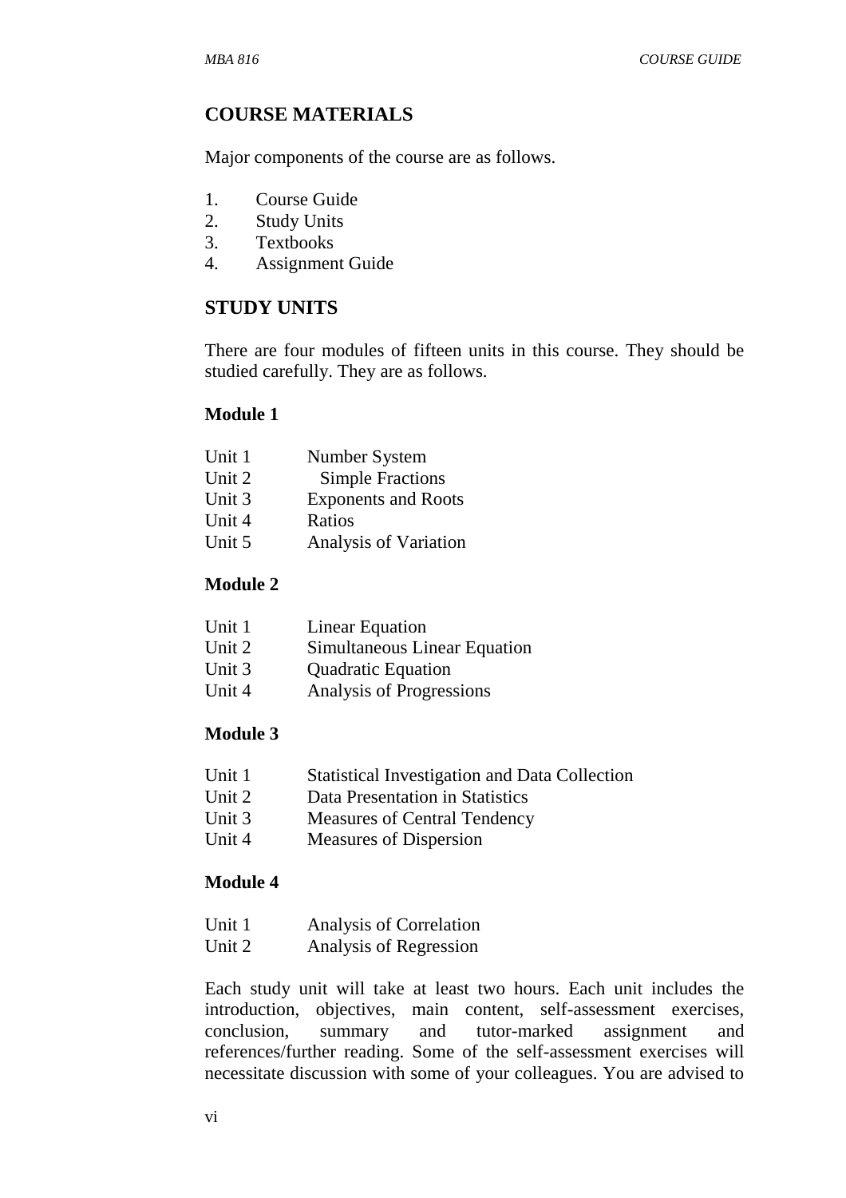## COURSE MATERIALS

Major components of the course are as follows.

1. Course Guide
2. Study Units
3. Textbooks
4. Assignment Guide

## STUDY UNITS

There are four modules of fifteen units in this course. They should be studied carefully. They are as follows.

### Module 1

| | |
|---|---|
| Unit 1 | Number System |
| Unit 2 | Simple Fractions |
| Unit 3 | Exponents and Roots |
| Unit 4 | Ratios |
| Unit 5 | Analysis of Variation |

### Module 2

| | |
|---|---|
| Unit 1 | Linear Equation |
| Unit 2 | Simultaneous Linear Equation |
| Unit 3 | Quadratic Equation |
| Unit 4 | Analysis of Progressions |

### Module 3

| | |
|---|---|
| Unit 1 | Statistical Investigation and Data Collection |
| Unit 2 | Data Presentation in Statistics |
| Unit 3 | Measures of Central Tendency |
| Unit 4 | Measures of Dispersion |

### Module 4

| | |
|---|---|
| Unit 1 | Analysis of Correlation |
| Unit 2 | Analysis of Regression |

Each study unit will take at least two hours. Each unit includes the introduction, objectives, main content, self-assessment exercises, conclusion, summary and tutor-marked assignment and references/further reading. Some of the self-assessment exercises will necessitate discussion with some of your colleagues. You are advised to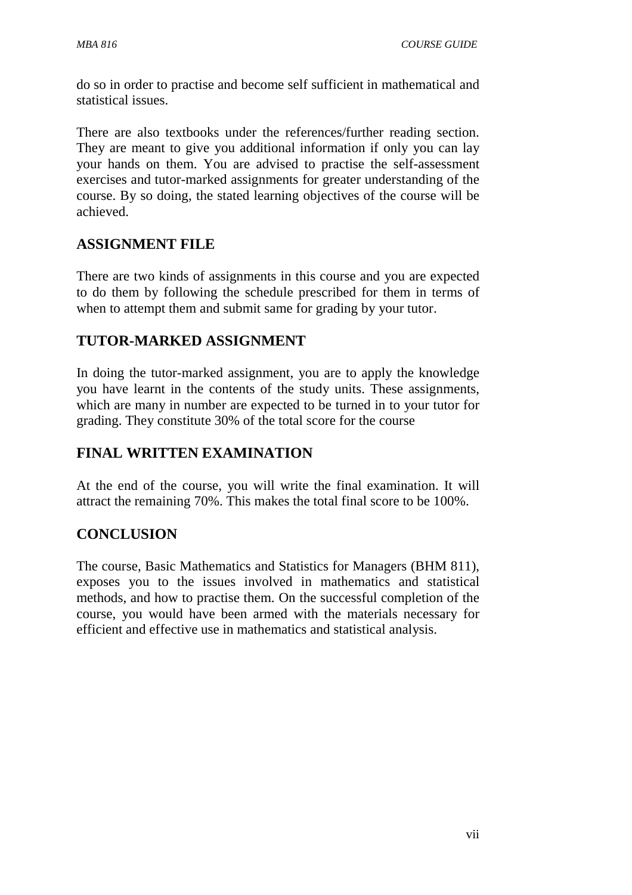do so in order to practise and become self sufficient in mathematical and statistical issues.

There are also textbooks under the references/further reading section. They are meant to give you additional information if only you can lay your hands on them. You are advised to practise the self-assessment exercises and tutor-marked assignments for greater understanding of the course. By so doing, the stated learning objectives of the course will be achieved.

## ASSIGNMENT FILE

There are two kinds of assignments in this course and you are expected to do them by following the schedule prescribed for them in terms of when to attempt them and submit same for grading by your tutor.

## TUTOR-MARKED ASSIGNMENT

In doing the tutor-marked assignment, you are to apply the knowledge you have learnt in the contents of the study units. These assignments, which are many in number are expected to be turned in to your tutor for grading. They constitute 30% of the total score for the course

## FINAL WRITTEN EXAMINATION

At the end of the course, you will write the final examination. It will attract the remaining 70%. This makes the total final score to be 100%.

## CONCLUSION

The course, Basic Mathematics and Statistics for Managers (BHM 811), exposes you to the issues involved in mathematics and statistical methods, and how to practise them. On the successful completion of the course, you would have been armed with the materials necessary for efficient and effective use in mathematics and statistical analysis.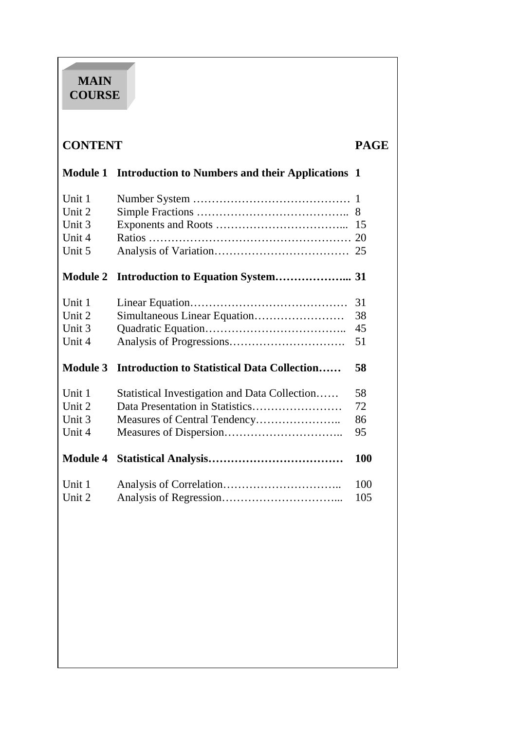# MAIN COURSE

| CONTENT | | PAGE |
|---|---|---|
| **Module 1** | **Introduction to Numbers and their Applications** | **1** |
| Unit 1 | Number System …………………………………… | 1 |
| Unit 2 | Simple Fractions ………………………………….. | 8 |
| Unit 3 | Exponents and Roots ……………………………... | 15 |
| Unit 4 | Ratios ……………………………………………… | 20 |
| Unit 5 | Analysis of Variation……………………………… | 25 |
| **Module 2** | **Introduction to Equation System………………...** | **31** |
| Unit 1 | Linear Equation…………………………………… | 31 |
| Unit 2 | Simultaneous Linear Equation…………………… | 38 |
| Unit 3 | Quadratic Equation……………………………….. | 45 |
| Unit 4 | Analysis of Progressions…………………………. | 51 |
| **Module 3** | **Introduction to Statistical Data Collection……** | **58** |
| Unit 1 | Statistical Investigation and Data Collection…… | 58 |
| Unit 2 | Data Presentation in Statistics…………………… | 72 |
| Unit 3 | Measures of Central Tendency………………….. | 86 |
| Unit 4 | Measures of Dispersion………………………….. | 95 |
| **Module 4** | **Statistical Analysis………………………………** | **100** |
| Unit 1 | Analysis of Correlation………………………….. | 100 |
| Unit 2 | Analysis of Regression…………………………... | 105 |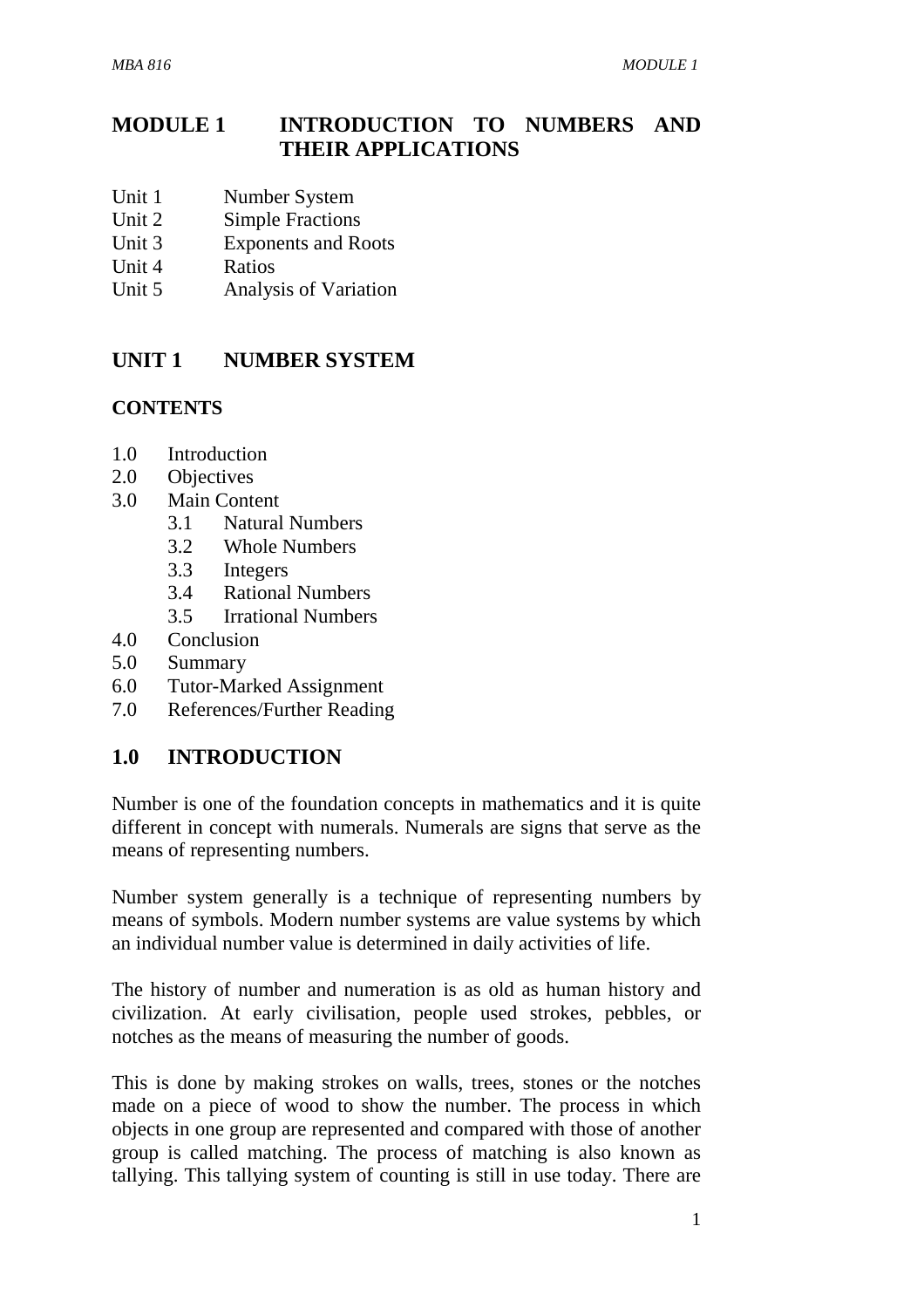# MODULE 1 INTRODUCTION TO NUMBERS AND THEIR APPLICATIONS

Unit 1 Number System
Unit 2 Simple Fractions
Unit 3 Exponents and Roots
Unit 4 Ratios
Unit 5 Analysis of Variation

## UNIT 1 NUMBER SYSTEM

**CONTENTS**

1.0 Introduction
2.0 Objectives
3.0 Main Content
 3.1 Natural Numbers
 3.2 Whole Numbers
 3.3 Integers
 3.4 Rational Numbers
 3.5 Irrational Numbers
4.0 Conclusion
5.0 Summary
6.0 Tutor-Marked Assignment
7.0 References/Further Reading

## 1.0 INTRODUCTION

Number is one of the foundation concepts in mathematics and it is quite different in concept with numerals. Numerals are signs that serve as the means of representing numbers.

Number system generally is a technique of representing numbers by means of symbols. Modern number systems are value systems by which an individual number value is determined in daily activities of life.

The history of number and numeration is as old as human history and civilization. At early civilisation, people used strokes, pebbles, or notches as the means of measuring the number of goods.

This is done by making strokes on walls, trees, stones or the notches made on a piece of wood to show the number. The process in which objects in one group are represented and compared with those of another group is called matching. The process of matching is also known as tallying. This tallying system of counting is still in use today. There are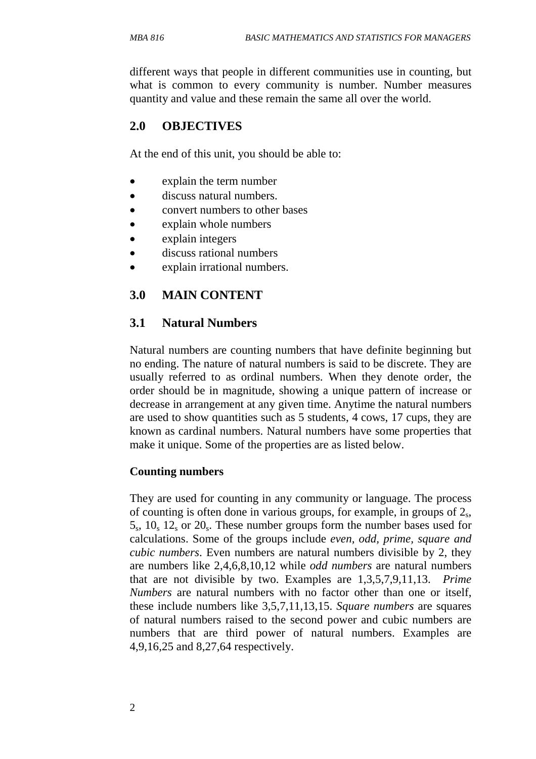different ways that people in different communities use in counting, but what is common to every community is number. Number measures quantity and value and these remain the same all over the world.

## 2.0 OBJECTIVES

At the end of this unit, you should be able to:

- explain the term number
- discuss natural numbers.
- convert numbers to other bases
- explain whole numbers
- explain integers
- discuss rational numbers
- explain irrational numbers.

## 3.0 MAIN CONTENT

### 3.1 Natural Numbers

Natural numbers are counting numbers that have definite beginning but no ending. The nature of natural numbers is said to be discrete. They are usually referred to as ordinal numbers. When they denote order, the order should be in magnitude, showing a unique pattern of increase or decrease in arrangement at any given time. Anytime the natural numbers are used to show quantities such as 5 students, 4 cows, 17 cups, they are known as cardinal numbers. Natural numbers have some properties that make it unique. Some of the properties are as listed below.

**Counting numbers**

They are used for counting in any community or language. The process of counting is often done in various groups, for example, in groups of $2_s$, $5_s$, $10_s$ $12_s$ or $20_s$. These number groups form the number bases used for calculations. Some of the groups include *even, odd, prime, square and cubic numbers*. Even numbers are natural numbers divisible by 2, they are numbers like 2,4,6,8,10,12 while *odd numbers* are natural numbers that are not divisible by two. Examples are 1,3,5,7,9,11,13. *Prime Numbers* are natural numbers with no factor other than one or itself, these include numbers like 3,5,7,11,13,15. *Square numbers* are squares of natural numbers raised to the second power and cubic numbers are numbers that are third power of natural numbers. Examples are 4,9,16,25 and 8,27,64 respectively.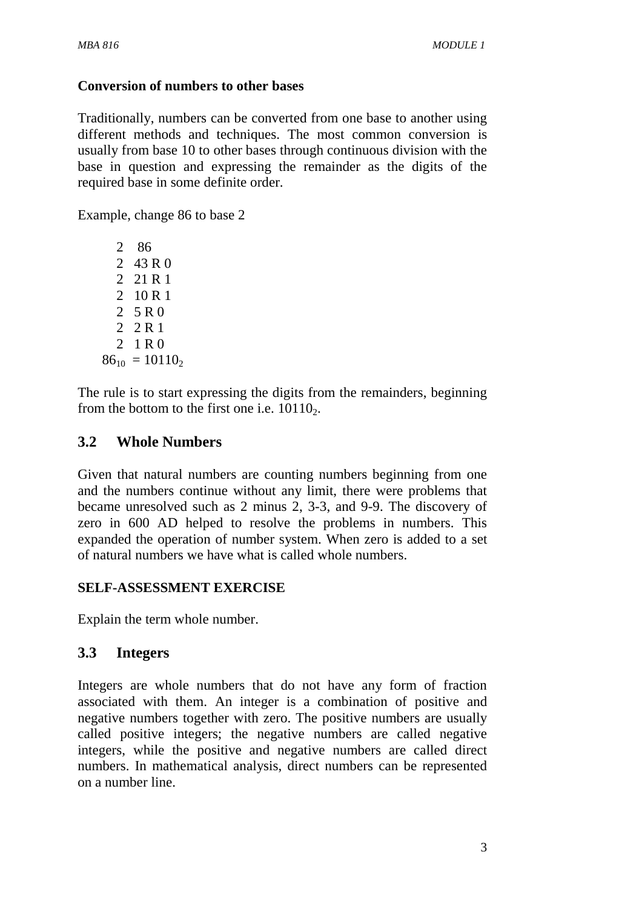**Conversion of numbers to other bases**

Traditionally, numbers can be converted from one base to another using different methods and techniques. The most common conversion is usually from base 10 to other bases through continuous division with the base in question and expressing the remainder as the digits of the required base in some definite order.

Example, change 86 to base 2

```
2   86
2   43 R 0
2   21 R 1
2   10 R 1
2   5 R 0
2   2 R 1
2   1 R 0
```

$86_{10} = 10110_2$

The rule is to start expressing the digits from the remainders, beginning from the bottom to the first one i.e. $10110_2$.

## 3.2 Whole Numbers

Given that natural numbers are counting numbers beginning from one and the numbers continue without any limit, there were problems that became unresolved such as 2 minus 2, 3-3, and 9-9. The discovery of zero in 600 AD helped to resolve the problems in numbers. This expanded the operation of number system. When zero is added to a set of natural numbers we have what is called whole numbers.

**SELF-ASSESSMENT EXERCISE**

Explain the term whole number.

## 3.3 Integers

Integers are whole numbers that do not have any form of fraction associated with them. An integer is a combination of positive and negative numbers together with zero. The positive numbers are usually called positive integers; the negative numbers are called negative integers, while the positive and negative numbers are called direct numbers. In mathematical analysis, direct numbers can be represented on a number line.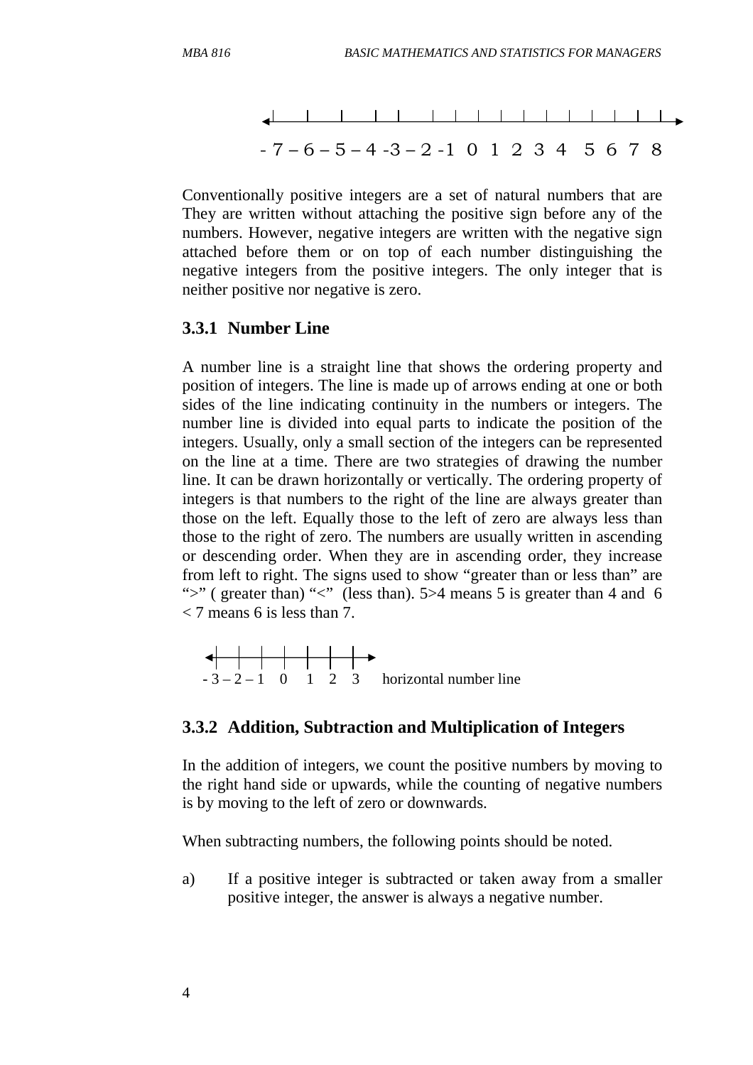- 7 – 6 – 5 – 4 -3 – 2 -1 0 1 2 3 4 5 6 7 8

Conventionally positive integers are a set of natural numbers that are They are written without attaching the positive sign before any of the numbers. However, negative integers are written with the negative sign attached before them or on top of each number distinguishing the negative integers from the positive integers. The only integer that is neither positive nor negative is zero.

### 3.3.1 Number Line

A number line is a straight line that shows the ordering property and position of integers. The line is made up of arrows ending at one or both sides of the line indicating continuity in the numbers or integers. The number line is divided into equal parts to indicate the position of the integers. Usually, only a small section of the integers can be represented on the line at a time. There are two strategies of drawing the number line. It can be drawn horizontally or vertically. The ordering property of integers is that numbers to the right of the line are always greater than those on the left. Equally those to the left of zero are always less than those to the right of zero. The numbers are usually written in ascending or descending order. When they are in ascending order, they increase from left to right. The signs used to show "greater than or less than" are ">" ( greater than) "<" (less than). 5>4 means 5 is greater than 4 and 6 < 7 means 6 is less than 7.

- 3 – 2 – 1 0 1 2 3 horizontal number line

### 3.3.2 Addition, Subtraction and Multiplication of Integers

In the addition of integers, we count the positive numbers by moving to the right hand side or upwards, while the counting of negative numbers is by moving to the left of zero or downwards.

When subtracting numbers, the following points should be noted.

a) If a positive integer is subtracted or taken away from a smaller positive integer, the answer is always a negative number.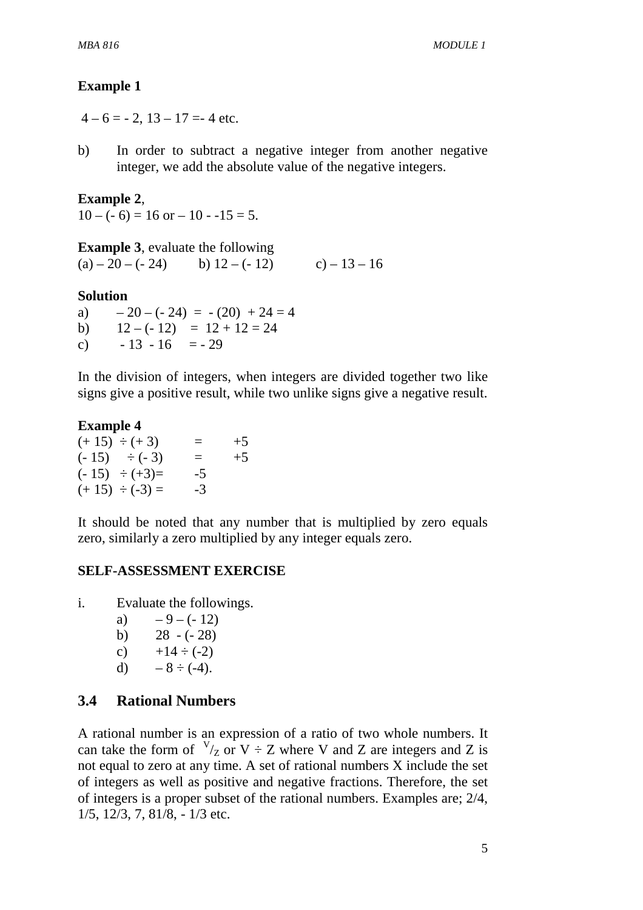**Example 1**

4 – 6 = - 2, 13 – 17 =- 4 etc.

b) In order to subtract a negative integer from another negative integer, we add the absolute value of the negative integers.

**Example 2**,
10 – (- 6) = 16 or – 10 - -15 = 5.

**Example 3**, evaluate the following
(a) – 20 – (- 24)  b) 12 – (- 12)  c) – 13 – 16

**Solution**

a) – 20 – (- 24) = - (20) + 24 = 4
b) 12 – (- 12) = 12 + 12 = 24
c) - 13 - 16 = - 29

In the division of integers, when integers are divided together two like signs give a positive result, while two unlike signs give a negative result.

**Example 4**

(+ 15) ÷ (+ 3) = +5
(- 15) ÷ (- 3) = +5
(- 15) ÷ (+3)= -5
(+ 15) ÷ (-3) = -3

It should be noted that any number that is multiplied by zero equals zero, similarly a zero multiplied by any integer equals zero.

**SELF-ASSESSMENT EXERCISE**

i. Evaluate the followings.
   a) – 9 – (- 12)
   b) 28 - (- 28)
   c) +14 ÷ (-2)
   d) – 8 ÷ (-4).

## 3.4 Rational Numbers

A rational number is an expression of a ratio of two whole numbers. It can take the form of $^V/_Z$ or V ÷ Z where V and Z are integers and Z is not equal to zero at any time. A set of rational numbers X include the set of integers as well as positive and negative fractions. Therefore, the set of integers is a proper subset of the rational numbers. Examples are; 2/4, 1/5, 12/3, 7, 81/8, - 1/3 etc.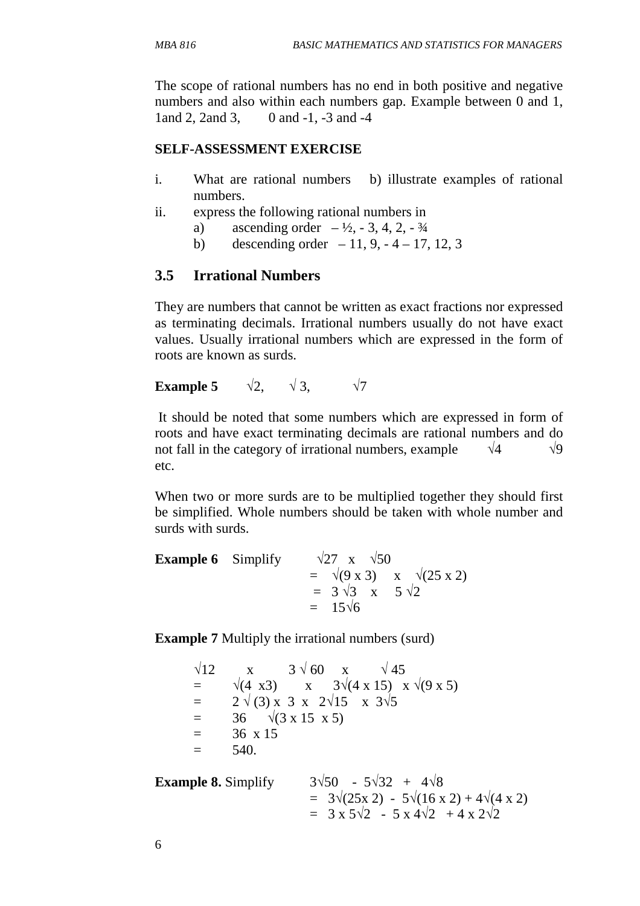The scope of rational numbers has no end in both positive and negative numbers and also within each numbers gap. Example between 0 and 1, 1and 2, 2and 3,  0 and -1, -3 and -4

**SELF-ASSESSMENT EXERCISE**

i. What are rational numbers  b) illustrate examples of rational numbers.

ii. express the following rational numbers in
   a) ascending order  $-\frac{1}{2}, -3, 4, 2, -\frac{3}{4}$
   b) descending order  $-11, 9, -4-17, 12, 3$

## 3.5 Irrational Numbers

They are numbers that cannot be written as exact fractions nor expressed as terminating decimals. Irrational numbers usually do not have exact values. Usually irrational numbers which are expressed in the form of roots are known as surds.

**Example 5**  $\sqrt{2}$,  $\sqrt{3}$,  $\sqrt{7}$

It should be noted that some numbers which are expressed in form of roots and have exact terminating decimals are rational numbers and do not fall in the category of irrational numbers, example  $\sqrt{4}$  $\sqrt{9}$ etc.

When two or more surds are to be multiplied together they should first be simplified. Whole numbers should be taken with whole number and surds with surds.

**Example 6** Simplify  $\sqrt{27} \times \sqrt{50}$

$$= \sqrt{(9 \times 3)} \times \sqrt{(25 \times 2)}$$
$$= 3\sqrt{3} \times 5\sqrt{2}$$
$$= 15\sqrt{6}$$

**Example 7** Multiply the irrational numbers (surd)

$$\sqrt{12} \times 3\sqrt{60} \times \sqrt{45}$$
$$= \sqrt{(4 \times 3)} \times 3\sqrt{(4 \times 15)} \times \sqrt{(9 \times 5)}$$
$$= 2\sqrt{(3)} \times 3 \times 2\sqrt{15} \times 3\sqrt{5}$$
$$= 36 \sqrt{(3 \times 15 \times 5)}$$
$$= 36 \times 15$$
$$= 540.$$

**Example 8.** Simplify  $3\sqrt{50} - 5\sqrt{32} + 4\sqrt{8}$

$$= 3\sqrt{(25 \times 2)} - 5\sqrt{(16 \times 2)} + 4\sqrt{(4 \times 2)}$$
$$= 3 \times 5\sqrt{2} - 5 \times 4\sqrt{2} + 4 \times 2\sqrt{2}$$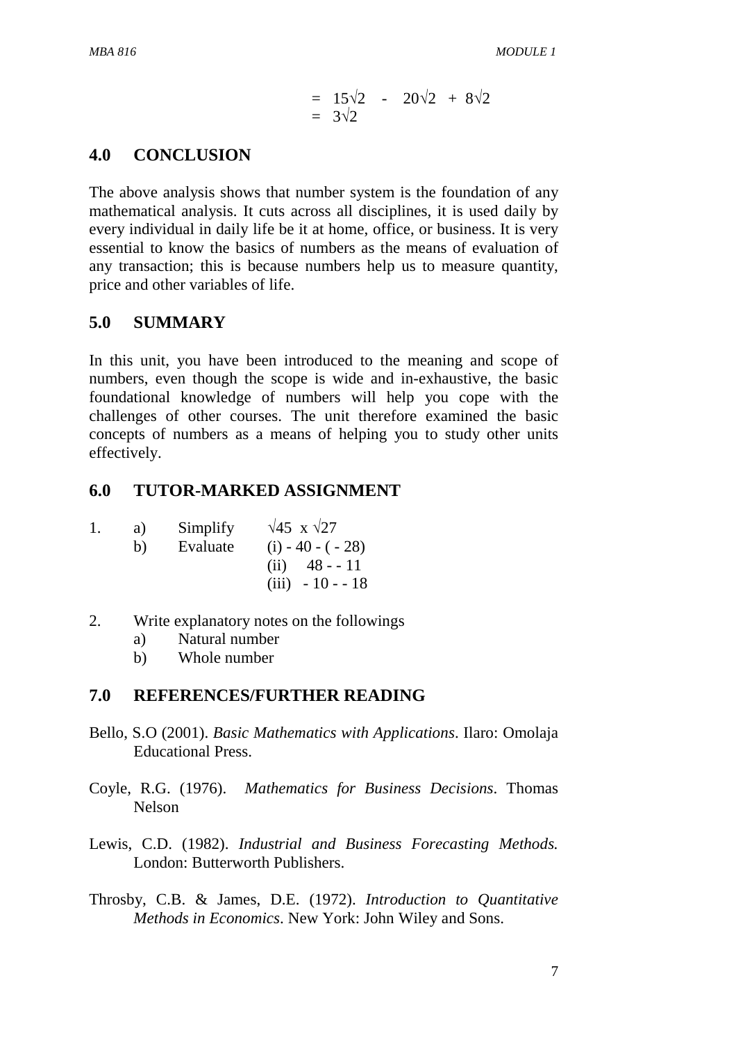$$= 15\sqrt{2} \quad - \quad 20\sqrt{2} \;+\; 8\sqrt{2}$$
$$= 3\sqrt{2}$$

## 4.0 CONCLUSION

The above analysis shows that number system is the foundation of any mathematical analysis. It cuts across all disciplines, it is used daily by every individual in daily life be it at home, office, or business. It is very essential to know the basics of numbers as the means of evaluation of any transaction; this is because numbers help us to measure quantity, price and other variables of life.

## 5.0 SUMMARY

In this unit, you have been introduced to the meaning and scope of numbers, even though the scope is wide and in-exhaustive, the basic foundational knowledge of numbers will help you cope with the challenges of other courses. The unit therefore examined the basic concepts of numbers as a means of helping you to study other units effectively.

## 6.0 TUTOR-MARKED ASSIGNMENT

1. a) Simplify $\sqrt{45} \times \sqrt{27}$
   b) Evaluate (i) $- 40 - (- 28)$
   (ii) $48 - - 11$
   (iii) $- 10 - - 18$

2. Write explanatory notes on the followings
   a) Natural number
   b) Whole number

## 7.0 REFERENCES/FURTHER READING

Bello, S.O (2001). *Basic Mathematics with Applications*. Ilaro: Omolaja Educational Press.

Coyle, R.G. (1976). *Mathematics for Business Decisions*. Thomas Nelson

Lewis, C.D. (1982). *Industrial and Business Forecasting Methods.* London: Butterworth Publishers.

Throsby, C.B. & James, D.E. (1972). *Introduction to Quantitative Methods in Economics*. New York: John Wiley and Sons.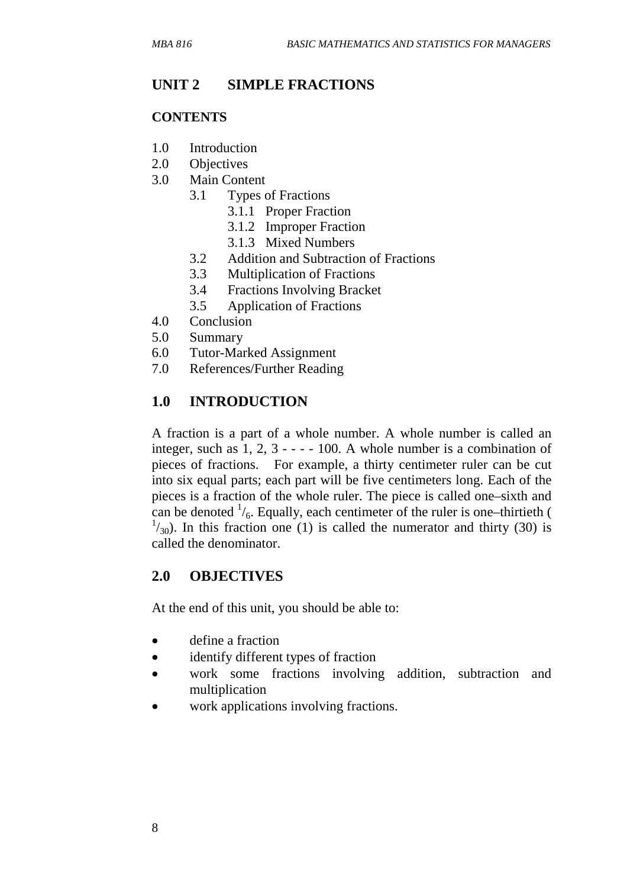## UNIT 2 SIMPLE FRACTIONS

**CONTENTS**

1.0 Introduction
2.0 Objectives
3.0 Main Content
   3.1 Types of Fractions
      3.1.1 Proper Fraction
      3.1.2 Improper Fraction
      3.1.3 Mixed Numbers
   3.2 Addition and Subtraction of Fractions
   3.3 Multiplication of Fractions
   3.4 Fractions Involving Bracket
   3.5 Application of Fractions
4.0 Conclusion
5.0 Summary
6.0 Tutor-Marked Assignment
7.0 References/Further Reading

## 1.0 INTRODUCTION

A fraction is a part of a whole number. A whole number is called an integer, such as 1, 2, 3 - - - - 100. A whole number is a combination of pieces of fractions. For example, a thirty centimeter ruler can be cut into six equal parts; each part will be five centimeters long. Each of the pieces is a fraction of the whole ruler. The piece is called one–sixth and can be denoted $^1/_6$. Equally, each centimeter of the ruler is one–thirtieth ( $^1/_{30}$). In this fraction one (1) is called the numerator and thirty (30) is called the denominator.

## 2.0 OBJECTIVES

At the end of this unit, you should be able to:

- define a fraction
- identify different types of fraction
- work some fractions involving addition, subtraction and multiplication
- work applications involving fractions.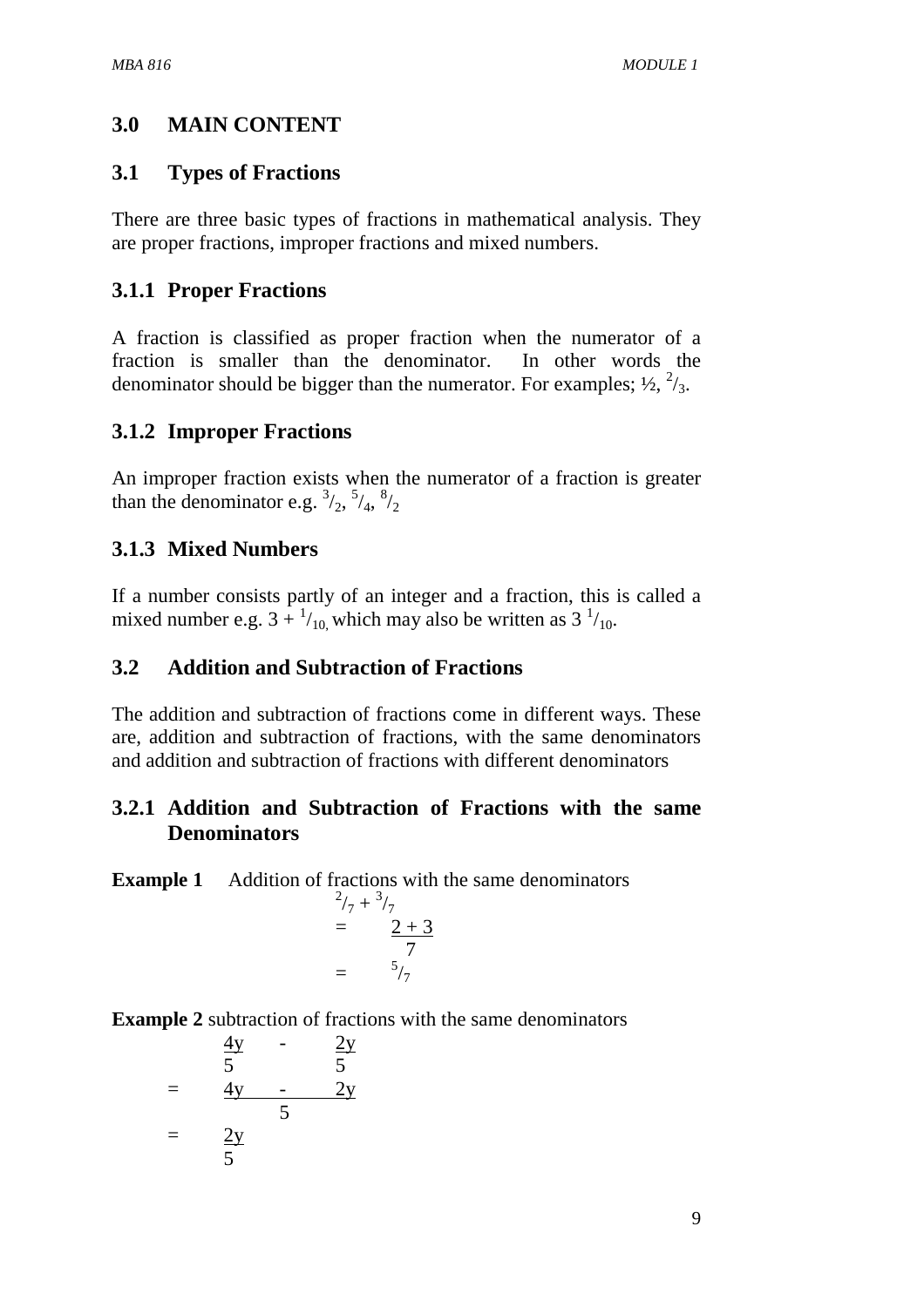## 3.0 MAIN CONTENT

### 3.1 Types of Fractions

There are three basic types of fractions in mathematical analysis. They are proper fractions, improper fractions and mixed numbers.

#### 3.1.1 Proper Fractions

A fraction is classified as proper fraction when the numerator of a fraction is smaller than the denominator. In other words the denominator should be bigger than the numerator. For examples; $\frac{1}{2}$, $\frac{2}{3}$.

#### 3.1.2 Improper Fractions

An improper fraction exists when the numerator of a fraction is greater than the denominator e.g. $\frac{3}{2}$, $\frac{5}{4}$, $\frac{8}{2}$

#### 3.1.3 Mixed Numbers

If a number consists partly of an integer and a fraction, this is called a mixed number e.g. $3 + \frac{1}{10}$, which may also be written as $3\ \frac{1}{10}$.

### 3.2 Addition and Subtraction of Fractions

The addition and subtraction of fractions come in different ways. These are, addition and subtraction of fractions, with the same denominators and addition and subtraction of fractions with different denominators

#### 3.2.1 Addition and Subtraction of Fractions with the same Denominators

**Example 1** Addition of fractions with the same denominators

$$\frac{2}{7} + \frac{3}{7}$$

$$= \frac{2 + 3}{7}$$

$$= \frac{5}{7}$$

**Example 2** subtraction of fractions with the same denominators

$$\frac{4y}{5} - \frac{2y}{5}$$

$$= \frac{4y - 2y}{5}$$

$$= \frac{2y}{5}$$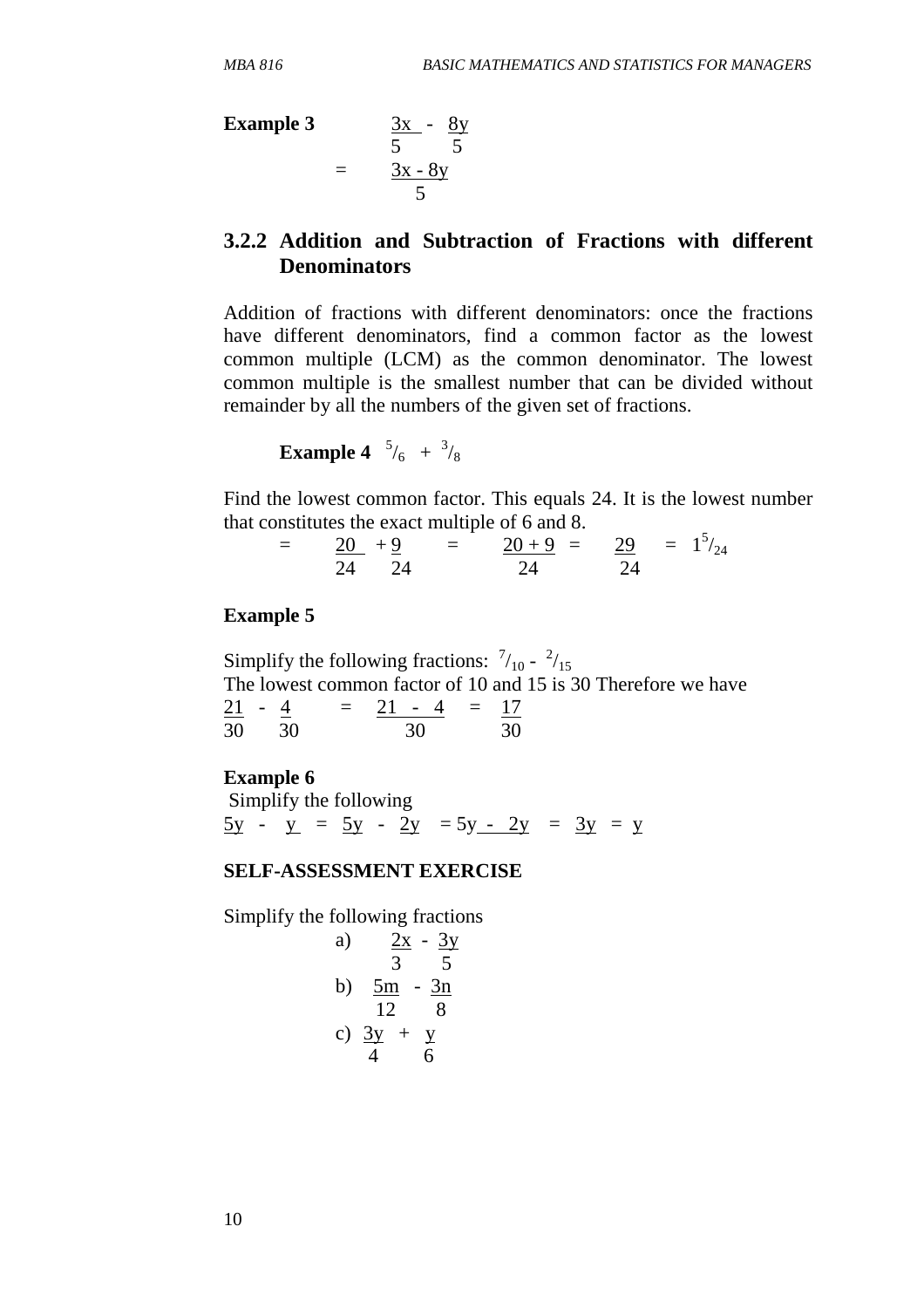**Example 3**

$$\frac{3x}{5} - \frac{8y}{5}$$

$$= \frac{3x - 8y}{5}$$

### 3.2.2 Addition and Subtraction of Fractions with different Denominators

Addition of fractions with different denominators: once the fractions have different denominators, find a common factor as the lowest common multiple (LCM) as the common denominator. The lowest common multiple is the smallest number that can be divided without remainder by all the numbers of the given set of fractions.

**Example 4** $\frac{5}{6} + \frac{3}{8}$

Find the lowest common factor. This equals 24. It is the lowest number that constitutes the exact multiple of 6 and 8.

$$= \frac{20}{24} + \frac{9}{24} = \frac{20 + 9}{24} = \frac{29}{24} = 1\frac{5}{24}$$

**Example 5**

Simplify the following fractions: $\frac{7}{10} - \frac{2}{15}$

The lowest common factor of 10 and 15 is 30 Therefore we have

$$\frac{21}{30} - \frac{4}{30} = \frac{21 - 4}{30} = \frac{17}{30}$$

**Example 6**

Simplify the following

$\underline{5y} - \underline{y} = \underline{5y} - \underline{2y} = \underline{5y - 2y} = \underline{3y} = \underline{y}$

**SELF-ASSESSMENT EXERCISE**

Simplify the following fractions

a) $\frac{2x}{3} - \frac{3y}{5}$

b) $\frac{5m}{12} - \frac{3n}{8}$

c) $\frac{3y}{4} + \frac{y}{6}$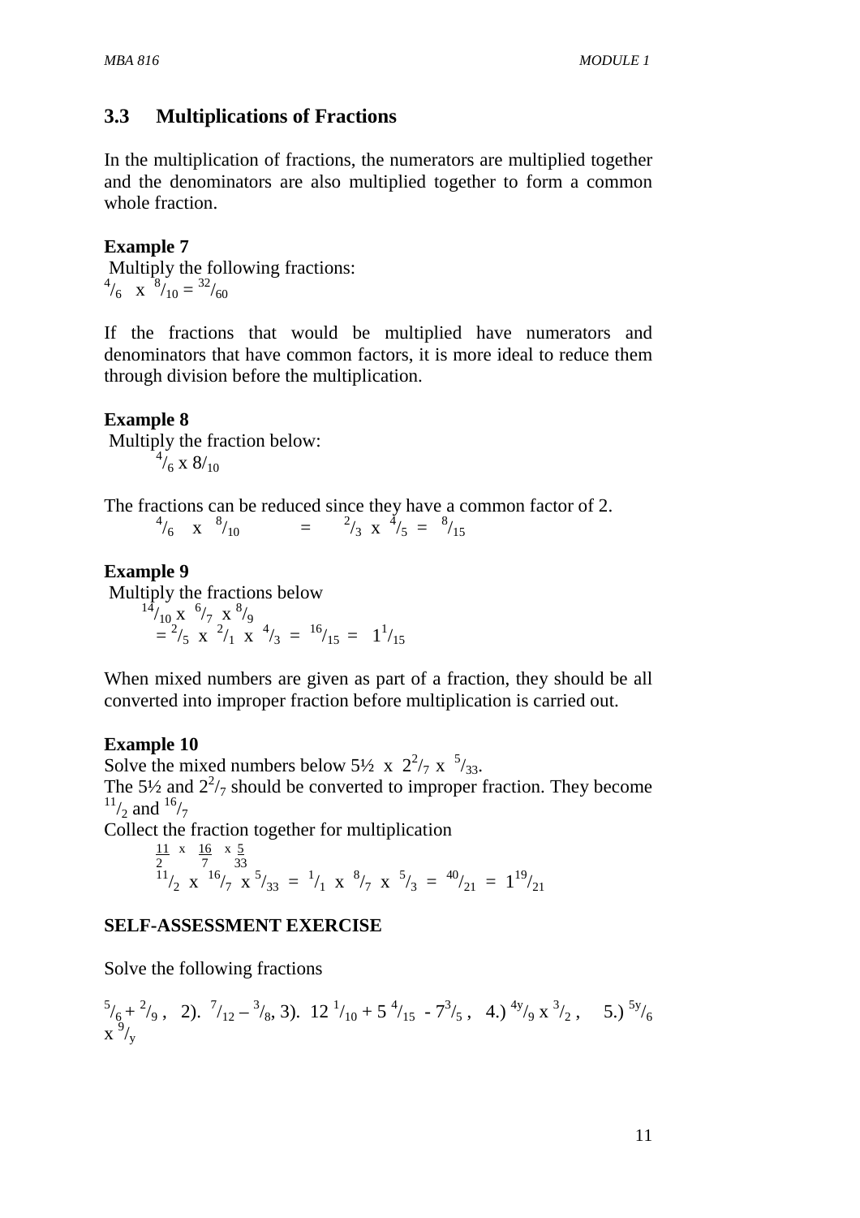## 3.3 Multiplications of Fractions

In the multiplication of fractions, the numerators are multiplied together and the denominators are also multiplied together to form a common whole fraction.

**Example 7**

Multiply the following fractions:

$^4/_6 \;\; x \;\; ^8/_{10} = \,^{32}/_{60}$

If the fractions that would be multiplied have numerators and denominators that have common factors, it is more ideal to reduce them through division before the multiplication.

**Example 8**

Multiply the fraction below:

$^4/_6 \text{ x } 8/_{10}$

The fractions can be reduced since they have a common factor of 2.

$^4/_6 \;\; x \;\; ^8/_{10} \;\; = \;\; ^2/_3 \;\; x \;\; ^4/_5 \; = \; ^8/_{15}$

**Example 9**

Multiply the fractions below

$^{14}/_{10} \text{ x } ^6/_7 \text{ x } ^8/_9$

$= \,^2/_5 \text{ x } ^2/_1 \text{ x } ^4/_3 = \,^{16}/_{15} = 1^1/_{15}$

When mixed numbers are given as part of a fraction, they should be all converted into improper fraction before multiplication is carried out.

**Example 10**

Solve the mixed numbers below 5½ x $2^2/_7$ x $^5/_{33}$.

The 5½ and $2^2/_7$ should be converted to improper fraction. They become $^{11}/_2$ and $^{16}/_7$

Collect the fraction together for multiplication

$\frac{11}{2} \text{ x } \frac{16}{7} \text{ x } \frac{5}{33}$

$^{11}/_2 \text{ x } ^{16}/_7 \text{ x } ^5/_{33} = \,^1/_1 \text{ x } ^8/_7 \text{ x } ^5/_3 = \,^{40}/_{21} = 1^{19}/_{21}$

**SELF-ASSESSMENT EXERCISE**

Solve the following fractions

$^5/_6 + \,^2/_9$ , 2). $^7/_{12} - \,^3/_8$, 3). $12\,^1/_{10} + 5\,^4/_{15} - 7^3/_5$ , 4.) $^{4y}/_9 \text{ x } ^3/_2$ , 5.) $^{5y}/_6 \text{ x } ^9/_y$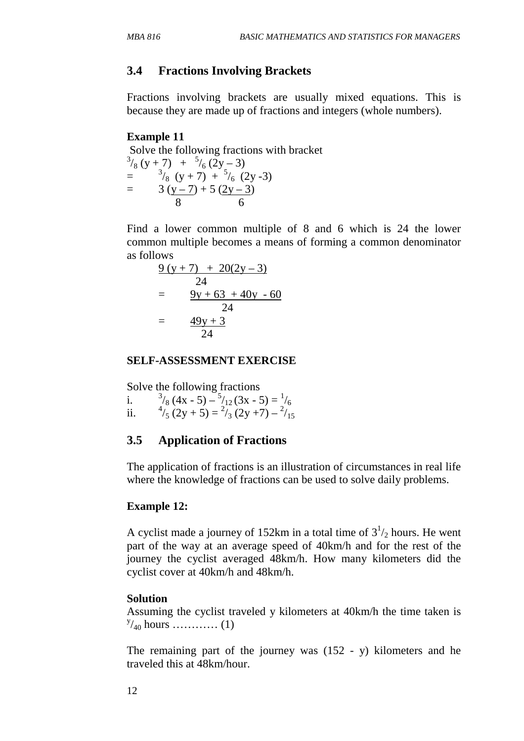## 3.4 Fractions Involving Brackets

Fractions involving brackets are usually mixed equations. This is because they are made up of fractions and integers (whole numbers).

**Example 11**

Solve the following fractions with bracket

$\frac{3}{8}(y + 7) + \frac{5}{6}(2y - 3)$

$= \frac{3}{8}(y + 7) + \frac{5}{6}(2y - 3)$

$= \frac{3(y - 7)}{8} + \frac{5(2y - 3)}{6}$

Find a lower common multiple of 8 and 6 which is 24 the lower common multiple becomes a means of forming a common denominator as follows

$$\frac{9(y + 7) + 20(2y - 3)}{24}$$

$$= \frac{9y + 63 + 40y - 60}{24}$$

$$= \frac{49y + 3}{24}$$

**SELF-ASSESSMENT EXERCISE**

Solve the following fractions

i. $\frac{3}{8}(4x - 5) - \frac{5}{12}(3x - 5) = \frac{1}{6}$

ii. $\frac{4}{5}(2y + 5) = \frac{2}{3}(2y + 7) - \frac{2}{15}$

## 3.5 Application of Fractions

The application of fractions is an illustration of circumstances in real life where the knowledge of fractions can be used to solve daily problems.

**Example 12:**

A cyclist made a journey of 152km in a total time of $3\frac{1}{2}$ hours. He went part of the way at an average speed of 40km/h and for the rest of the journey the cyclist averaged 48km/h. How many kilometers did the cyclist cover at 40km/h and 48km/h.

**Solution**

Assuming the cyclist traveled y kilometers at 40km/h the time taken is $\frac{y}{40}$ hours ………… (1)

The remaining part of the journey was (152 - y) kilometers and he traveled this at 48km/hour.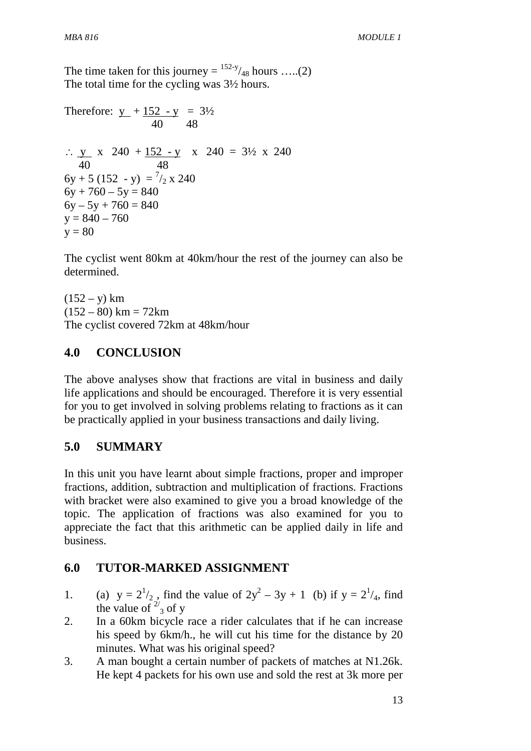The time taken for this journey = $^{152-y}/_{48}$ hours …..(2)
The total time for the cycling was 3½ hours.

Therefore: $\frac{y}{40} + \frac{152 - y}{48} = 3\frac{1}{2}$

$\therefore \frac{y}{40} \times 240 + \frac{152 - y}{48} \times 240 = 3\frac{1}{2} \times 240$

$6y + 5(152 - y) = {}^{7}/_{2} \times 240$

$6y + 760 - 5y = 840$

$6y - 5y + 760 = 840$

$y = 840 - 760$

$y = 80$

The cyclist went 80km at 40km/hour the rest of the journey can also be determined.

$(152 - y)$ km
$(152 - 80)$ km = 72km
The cyclist covered 72km at 48km/hour

## 4.0 CONCLUSION

The above analyses show that fractions are vital in business and daily life applications and should be encouraged. Therefore it is very essential for you to get involved in solving problems relating to fractions as it can be practically applied in your business transactions and daily living.

## 5.0 SUMMARY

In this unit you have learnt about simple fractions, proper and improper fractions, addition, subtraction and multiplication of fractions. Fractions with bracket were also examined to give you a broad knowledge of the topic. The application of fractions was also examined for you to appreciate the fact that this arithmetic can be applied daily in life and business.

## 6.0 TUTOR-MARKED ASSIGNMENT

1. (a) $y = 2^{1}/_{2}$ , find the value of $2y^2 - 3y + 1$ (b) if $y = 2^{1}/_{4}$, find the value of $^{2}/_{3}$ of y
2. In a 60km bicycle race a rider calculates that if he can increase his speed by 6km/h., he will cut his time for the distance by 20 minutes. What was his original speed?
3. A man bought a certain number of packets of matches at N1.26k. He kept 4 packets for his own use and sold the rest at 3k more per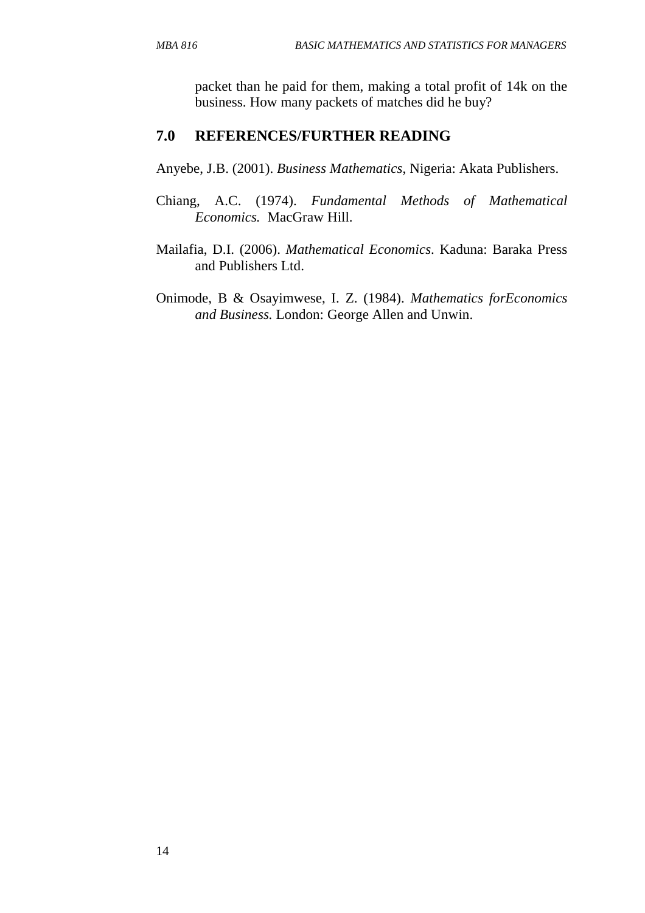packet than he paid for them, making a total profit of 14k on the business. How many packets of matches did he buy?

## 7.0 REFERENCES/FURTHER READING

Anyebe, J.B. (2001). *Business Mathematics*, Nigeria: Akata Publishers.

Chiang, A.C. (1974). *Fundamental Methods of Mathematical Economics.* MacGraw Hill.

Mailafia, D.I. (2006). *Mathematical Economics*. Kaduna: Baraka Press and Publishers Ltd.

Onimode, B & Osayimwese, I. Z. (1984). *Mathematics forEconomics and Business.* London: George Allen and Unwin.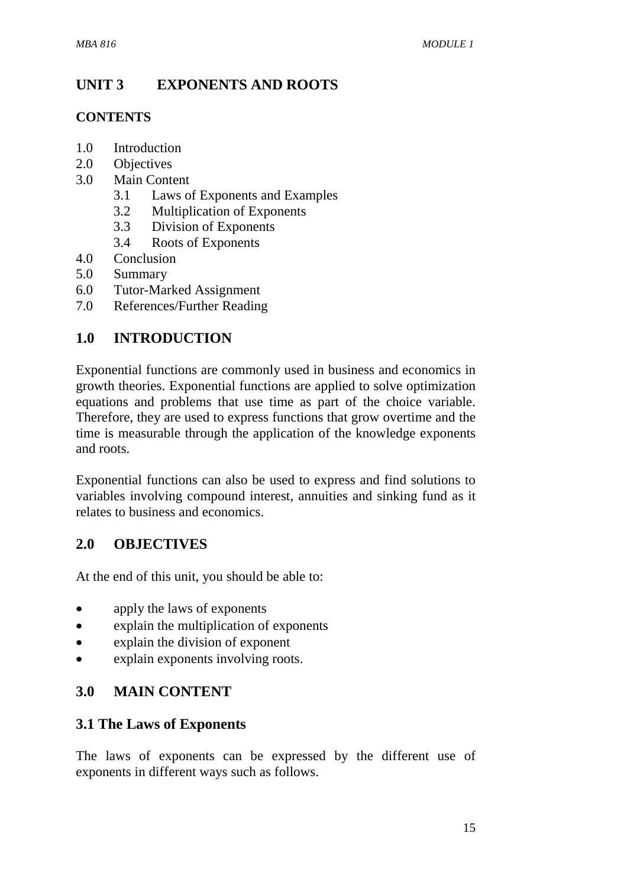# UNIT 3 EXPONENTS AND ROOTS

**CONTENTS**

1.0 Introduction
2.0 Objectives
3.0 Main Content
   3.1 Laws of Exponents and Examples
   3.2 Multiplication of Exponents
   3.3 Division of Exponents
   3.4 Roots of Exponents
4.0 Conclusion
5.0 Summary
6.0 Tutor-Marked Assignment
7.0 References/Further Reading

## 1.0 INTRODUCTION

Exponential functions are commonly used in business and economics in growth theories. Exponential functions are applied to solve optimization equations and problems that use time as part of the choice variable. Therefore, they are used to express functions that grow overtime and the time is measurable through the application of the knowledge exponents and roots.

Exponential functions can also be used to express and find solutions to variables involving compound interest, annuities and sinking fund as it relates to business and economics.

## 2.0 OBJECTIVES

At the end of this unit, you should be able to:

- apply the laws of exponents
- explain the multiplication of exponents
- explain the division of exponent
- explain exponents involving roots.

## 3.0 MAIN CONTENT

### 3.1 The Laws of Exponents

The laws of exponents can be expressed by the different use of exponents in different ways such as follows.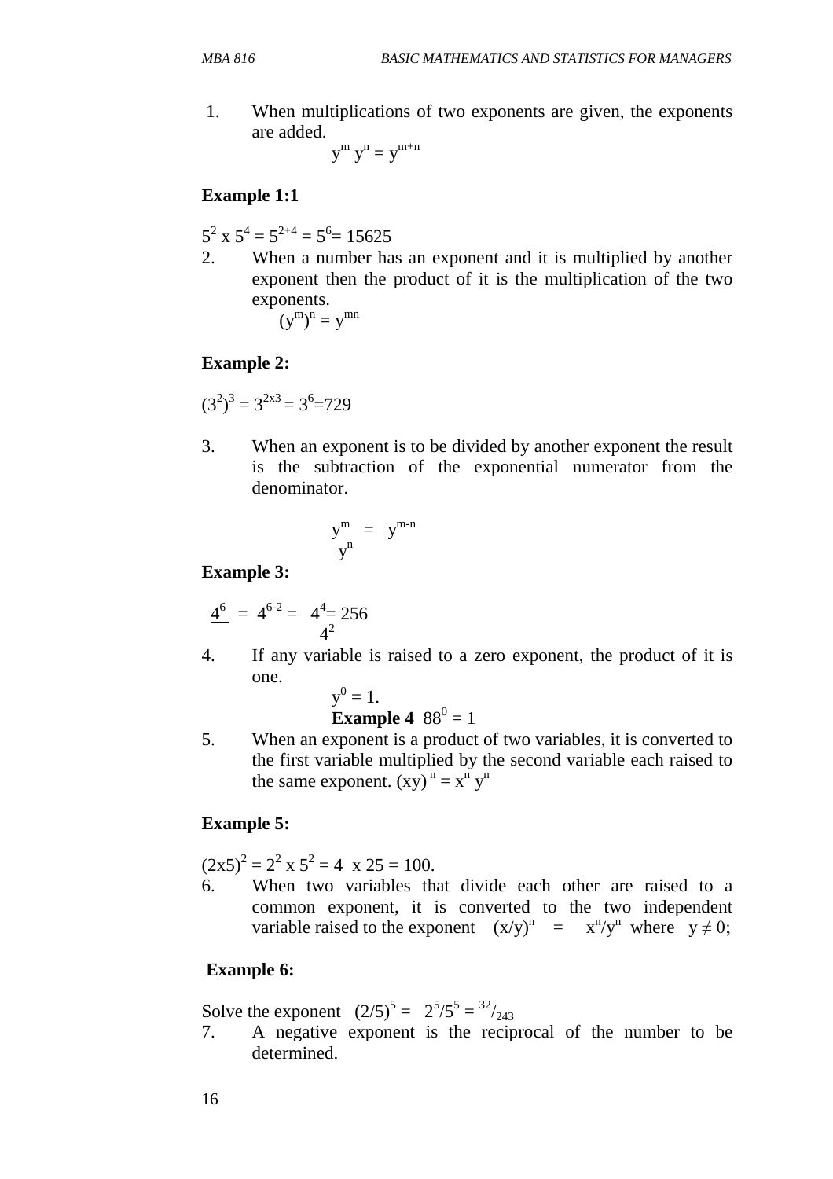1. When multiplications of two exponents are given, the exponents are added.

$$y^m \, y^n = y^{m+n}$$

**Example 1:1**

$5^2 \times 5^4 = 5^{2+4} = 5^6 = 15625$

2. When a number has an exponent and it is multiplied by another exponent then the product of it is the multiplication of the two exponents.

$$(y^m)^n = y^{mn}$$

**Example 2:**

$(3^2)^3 = 3^{2x3} = 3^6 = 729$

3. When an exponent is to be divided by another exponent the result is the subtraction of the exponential numerator from the denominator.

$$\frac{y^m}{y^n} = y^{m-n}$$

**Example 3:**

$\frac{4^6}{4^2} = 4^{6-2} = 4^4 = 256$

4. If any variable is raised to a zero exponent, the product of it is one.

$y^0 = 1.$

**Example 4** $88^0 = 1$

5. When an exponent is a product of two variables, it is converted to the first variable multiplied by the second variable each raised to the same exponent. $(xy)^n = x^n \, y^n$

**Example 5:**

$(2x5)^2 = 2^2 \times 5^2 = 4 \times 25 = 100.$

6. When two variables that divide each other are raised to a common exponent, it is converted to the two independent variable raised to the exponent $(x/y)^n = x^n/y^n$ where $y \neq 0$;

**Example 6:**

Solve the exponent $(2/5)^5 = 2^5/5^5 = {}^{32}/_{243}$

7. A negative exponent is the reciprocal of the number to be determined.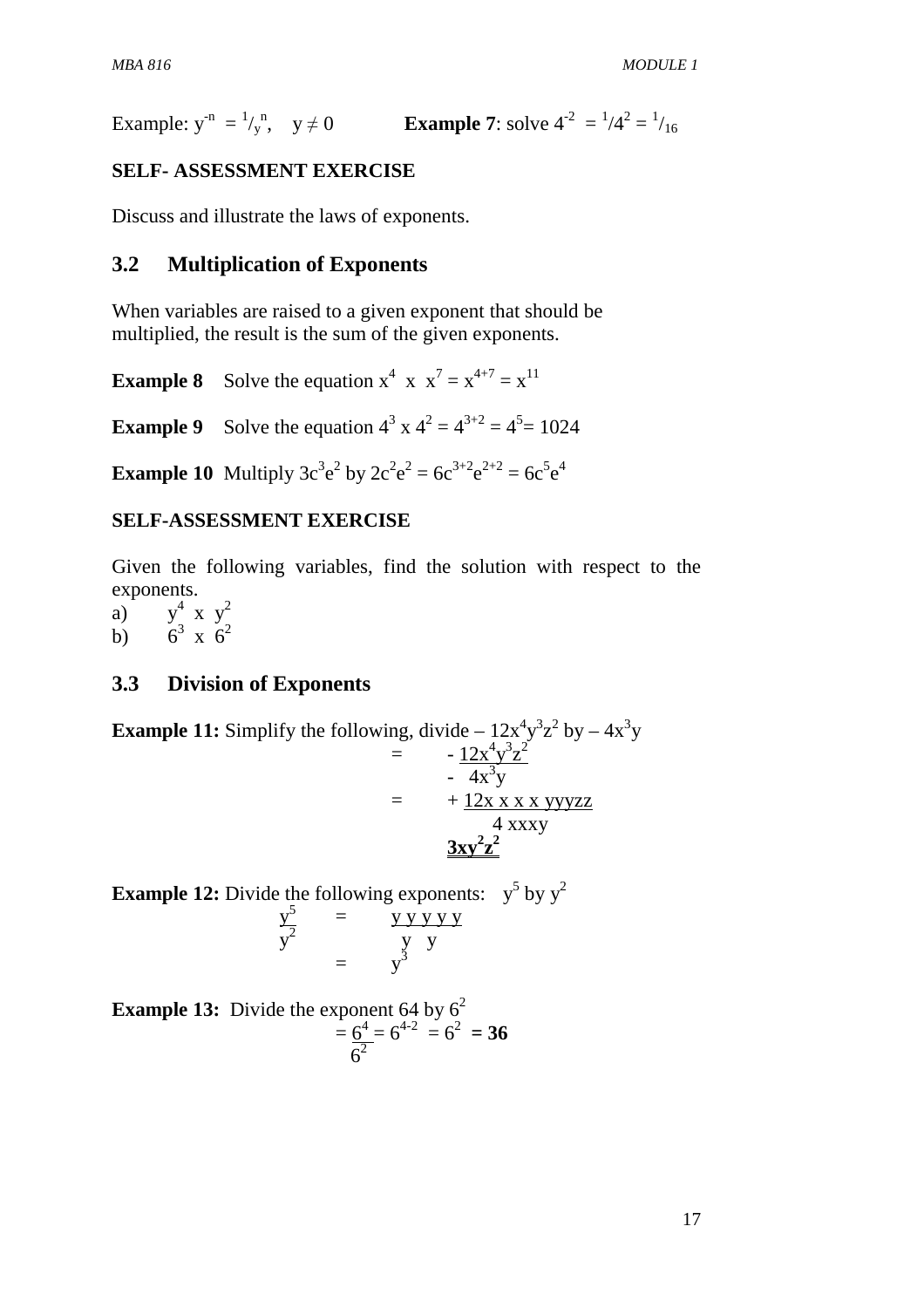Example: $y^{-n} = {}^{1}/_{y^n}$, $y \neq 0$ **Example 7**: solve $4^{-2} = {}^{1}/4^{2} = {}^{1}/_{16}$

**SELF- ASSESSMENT EXERCISE**

Discuss and illustrate the laws of exponents.

## 3.2 Multiplication of Exponents

When variables are raised to a given exponent that should be multiplied, the result is the sum of the given exponents.

**Example 8** Solve the equation $x^4 \times x^7 = x^{4+7} = x^{11}$

**Example 9** Solve the equation $4^3 \times 4^2 = 4^{3+2} = 4^5 = 1024$

**Example 10** Multiply $3c^3e^2$ by $2c^2e^2 = 6c^{3+2}e^{2+2} = 6c^5e^4$

**SELF-ASSESSMENT EXERCISE**

Given the following variables, find the solution with respect to the exponents.

a) $y^4 \times y^2$

b) $6^3 \times 6^2$

## 3.3 Division of Exponents

**Example 11:** Simplify the following, divide $-12x^4y^3z^2$ by $-4x^3y$

$$= \frac{-12x^4y^3z^2}{-4x^3y}$$

$$= +\frac{12x\,x\,x\,x\,yyyzz}{4\,xxxy}$$

$$\mathbf{3xy^2z^2}$$

**Example 12:** Divide the following exponents: $y^5$ by $y^2$

$$\frac{y^5}{y^2} = \frac{y\,y\,y\,y\,y}{y\;\;y}$$

$$= y^3$$

**Example 13:** Divide the exponent 64 by $6^2$

$$= \frac{6^4}{6^2} = 6^{4-2} = 6^2 = \mathbf{36}$$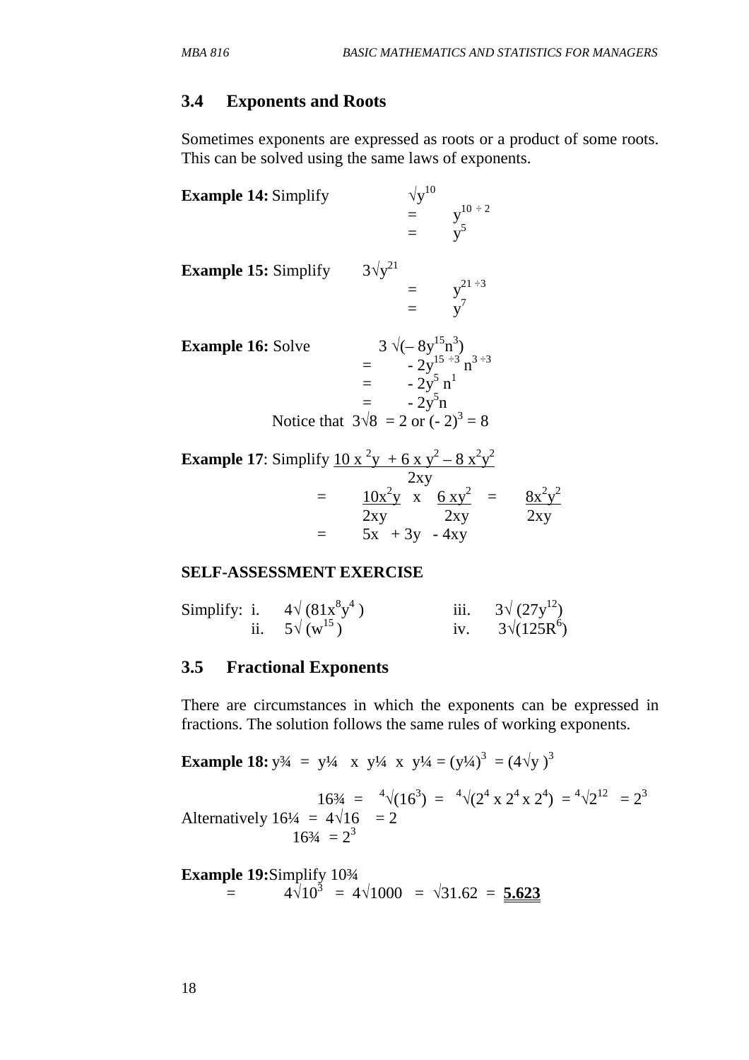## 3.4 Exponents and Roots

Sometimes exponents are expressed as roots or a product of some roots. This can be solved using the same laws of exponents.

**Example 14:** Simplify $\sqrt{y^{10}}$

$= y^{10 \div 2}$

$= y^5$

**Example 15:** Simplify $3\sqrt{y^{21}}$

$= y^{21 \div 3}$

$= y^7$

**Example 16:** Solve $3\sqrt{(-8y^{15}n^3)}$

$= -2y^{15 \div 3}\, n^{3 \div 3}$

$= -2y^5\, n^1$

$= -2y^5 n$

Notice that $3\sqrt{8} = 2$ or $(-2)^3 = 8$

**Example 17**: Simplify $\dfrac{10x^2y + 6xy^2 - 8x^2y^2}{2xy}$

$= \dfrac{10x^2y}{2xy} \;\; x \;\; \dfrac{6xy^2}{2xy} \;\; = \;\; \dfrac{8x^2y^2}{2xy}$

$= 5x + 3y - 4xy$

#### SELF-ASSESSMENT EXERCISE

Simplify:
- i. $4\sqrt{(81x^8y^4)}$
- ii. $5\sqrt{(w^{15})}$
- iii. $3\sqrt{(27y^{12})}$
- iv. $3\sqrt{(125R^6)}$

## 3.5 Fractional Exponents

There are circumstances in which the exponents can be expressed in fractions. The solution follows the same rules of working exponents.

**Example 18:** $y^{3/4} = y^{1/4} \times y^{1/4} \times y^{1/4} = (y^{1/4})^3 = (4\sqrt{y})^3$

$16^{3/4} = \sqrt[4]{(16^3)} = \sqrt[4]{(2^4 \times 2^4 \times 2^4)} = \sqrt[4]{2^{12}} = 2^3$

Alternatively $16^{1/4} = 4\sqrt{16} = 2$

$16^{3/4} = 2^3$

**Example 19:** Simplify $10^{3/4}$

$= 4\sqrt{10^3} = 4\sqrt{1000} = \sqrt{31.62} = \mathbf{5.623}$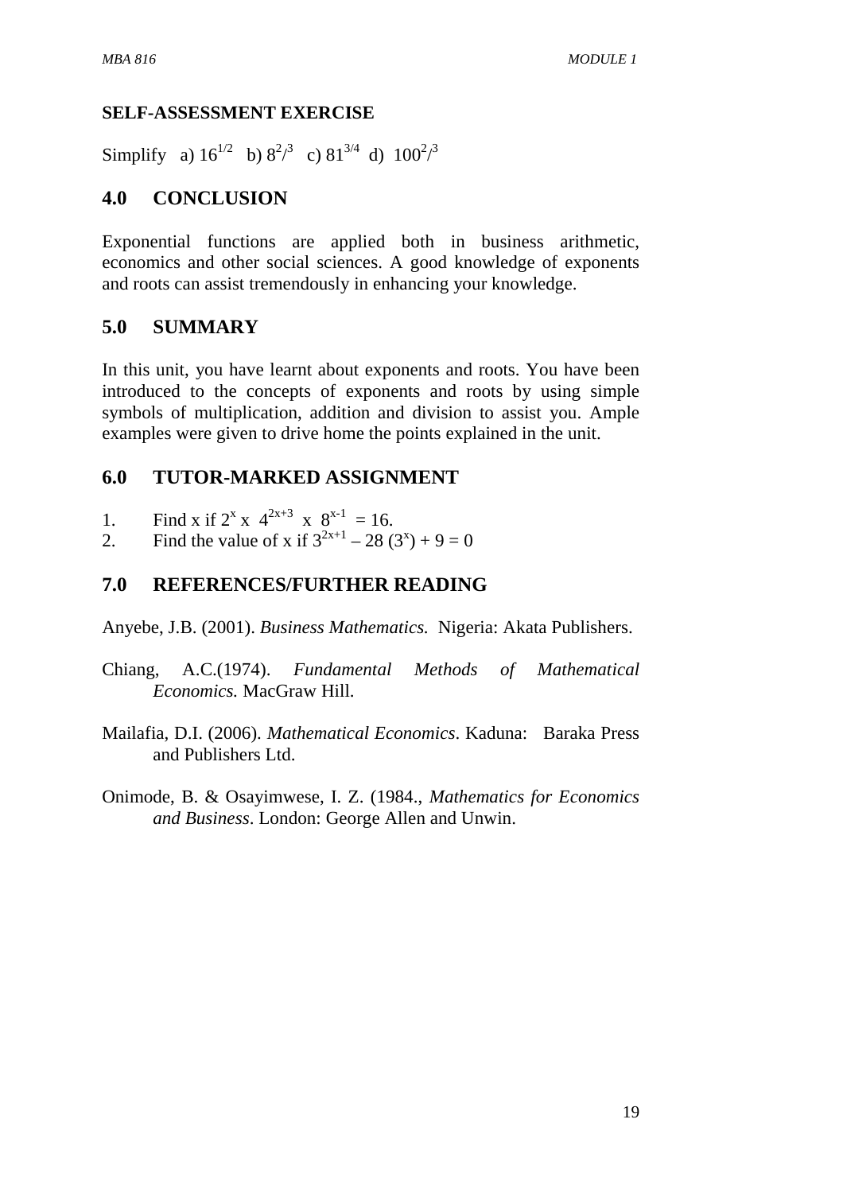**SELF-ASSESSMENT EXERCISE**

Simplify a) $16^{1/2}$ b) $8^{2}/^{3}$ c) $81^{3/4}$ d) $100^{2}/^{3}$

## 4.0 CONCLUSION

Exponential functions are applied both in business arithmetic, economics and other social sciences. A good knowledge of exponents and roots can assist tremendously in enhancing your knowledge.

## 5.0 SUMMARY

In this unit, you have learnt about exponents and roots. You have been introduced to the concepts of exponents and roots by using simple symbols of multiplication, addition and division to assist you. Ample examples were given to drive home the points explained in the unit.

## 6.0 TUTOR-MARKED ASSIGNMENT

1. Find x if $2^{x}$ x $4^{2x+3}$ x $8^{x-1}$ = 16.
2. Find the value of x if $3^{2x+1} - 28\,(3^{x}) + 9 = 0$

## 7.0 REFERENCES/FURTHER READING

Anyebe, J.B. (2001). *Business Mathematics.* Nigeria: Akata Publishers.

Chiang, A.C.(1974). *Fundamental Methods of Mathematical Economics.* MacGraw Hill.

Mailafia, D.I. (2006). *Mathematical Economics*. Kaduna: Baraka Press and Publishers Ltd.

Onimode, B. & Osayimwese, I. Z. (1984., *Mathematics for Economics and Business*. London: George Allen and Unwin.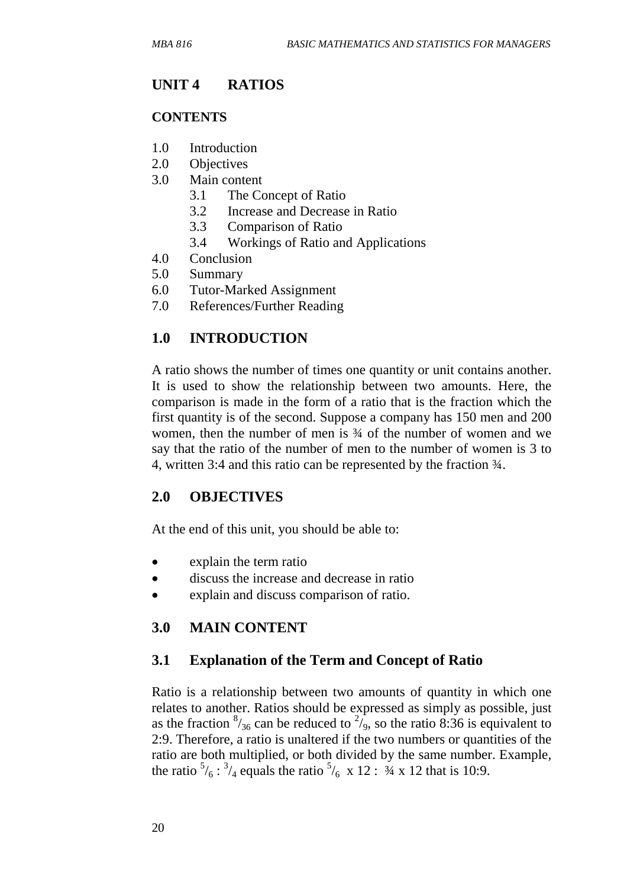## UNIT 4 RATIOS

**CONTENTS**

1.0 Introduction
2.0 Objectives
3.0 Main content
    3.1 The Concept of Ratio
    3.2 Increase and Decrease in Ratio
    3.3 Comparison of Ratio
    3.4 Workings of Ratio and Applications
4.0 Conclusion
5.0 Summary
6.0 Tutor-Marked Assignment
7.0 References/Further Reading

## 1.0 INTRODUCTION

A ratio shows the number of times one quantity or unit contains another. It is used to show the relationship between two amounts. Here, the comparison is made in the form of a ratio that is the fraction which the first quantity is of the second. Suppose a company has 150 men and 200 women, then the number of men is ¾ of the number of women and we say that the ratio of the number of men to the number of women is 3 to 4, written 3:4 and this ratio can be represented by the fraction ¾.

## 2.0 OBJECTIVES

At the end of this unit, you should be able to:

- explain the term ratio
- discuss the increase and decrease in ratio
- explain and discuss comparison of ratio.

## 3.0 MAIN CONTENT

### 3.1 Explanation of the Term and Concept of Ratio

Ratio is a relationship between two amounts of quantity in which one relates to another. Ratios should be expressed as simply as possible, just as the fraction $^{8}/_{36}$ can be reduced to $^{2}/_{9}$, so the ratio 8:36 is equivalent to 2:9. Therefore, a ratio is unaltered if the two numbers or quantities of the ratio are both multiplied, or both divided by the same number. Example, the ratio $^{5}/_{6}$ : $^{3}/_{4}$ equals the ratio $^{5}/_{6}$ x 12 : ¾ x 12 that is 10:9.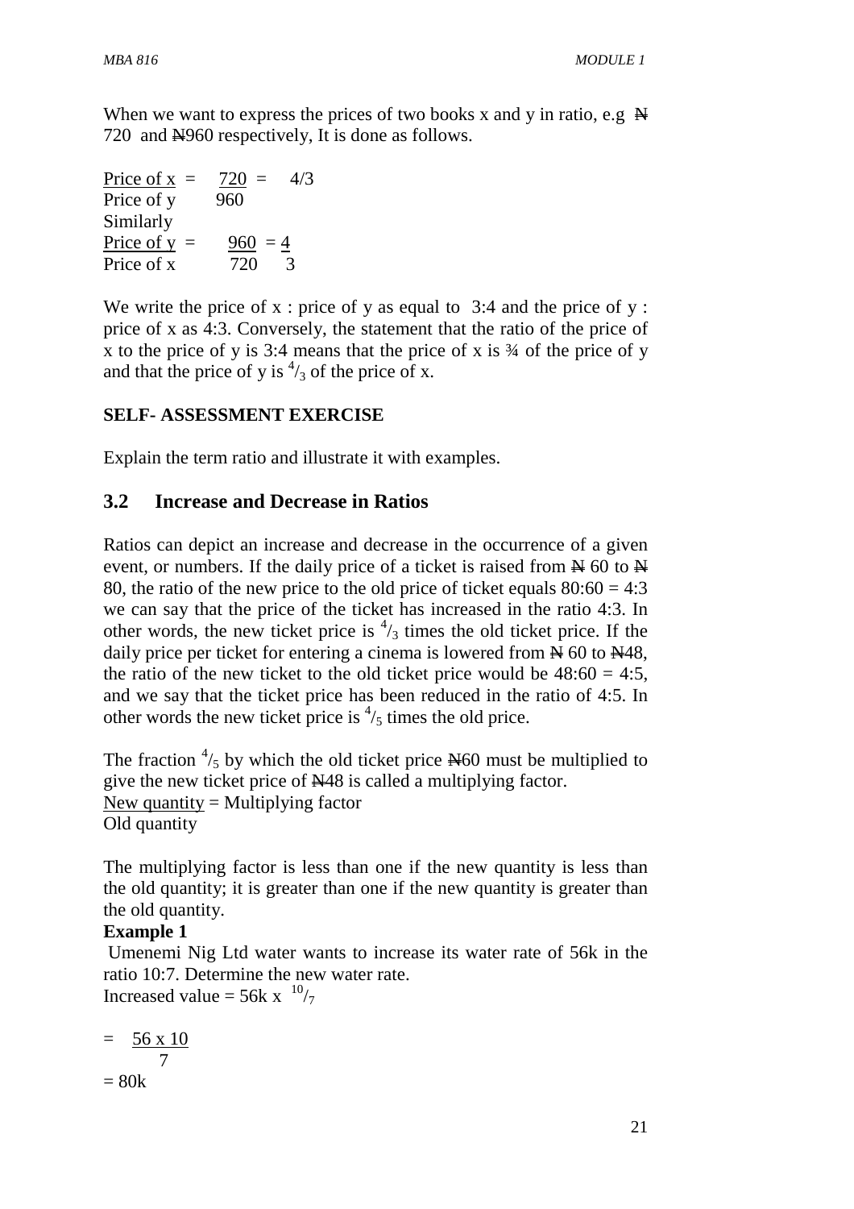When we want to express the prices of two books x and y in ratio, e.g ₦ 720 and ₦960 respectively, It is done as follows.

$$\frac{\text{Price of x}}{\text{Price of y}} = \frac{720}{960} = 4/3$$

Similarly

$$\frac{\text{Price of y}}{\text{Price of x}} = \frac{960}{720} = \frac{4}{3}$$

We write the price of x : price of y as equal to 3:4 and the price of y : price of x as 4:3. Conversely, the statement that the ratio of the price of x to the price of y is 3:4 means that the price of x is ¾ of the price of y and that the price of y is $^4/_3$ of the price of x.

**SELF- ASSESSMENT EXERCISE**

Explain the term ratio and illustrate it with examples.

## 3.2 Increase and Decrease in Ratios

Ratios can depict an increase and decrease in the occurrence of a given event, or numbers. If the daily price of a ticket is raised from ₦ 60 to ₦ 80, the ratio of the new price to the old price of ticket equals 80:60 = 4:3 we can say that the price of the ticket has increased in the ratio 4:3. In other words, the new ticket price is $^4/_3$ times the old ticket price. If the daily price per ticket for entering a cinema is lowered from ₦ 60 to ₦48, the ratio of the new ticket to the old ticket price would be 48:60 = 4:5, and we say that the ticket price has been reduced in the ratio of 4:5. In other words the new ticket price is $^4/_5$ times the old price.

The fraction $^4/_5$ by which the old ticket price ₦60 must be multiplied to give the new ticket price of ₦48 is called a multiplying factor.

$$\frac{\text{New quantity}}{\text{Old quantity}} = \text{Multiplying factor}$$

The multiplying factor is less than one if the new quantity is less than the old quantity; it is greater than one if the new quantity is greater than the old quantity.

**Example 1**

Umenemi Nig Ltd water wants to increase its water rate of 56k in the ratio 10:7. Determine the new water rate.

Increased value = 56k x $^{10}/_7$

$$= \frac{56 \times 10}{7}$$

= 80k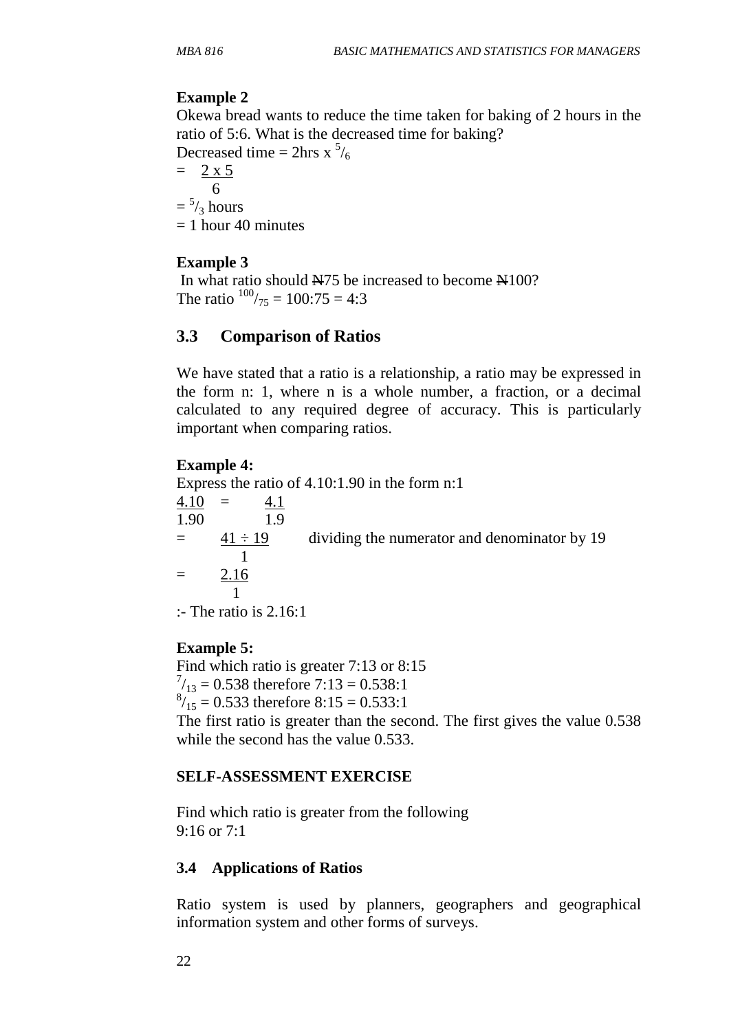**Example 2**

Okewa bread wants to reduce the time taken for baking of 2 hours in the ratio of 5:6. What is the decreased time for baking?

Decreased time = 2hrs x $^5/_6$

$= \frac{2 \times 5}{6}$

$= {^5/_3}$ hours

= 1 hour 40 minutes

**Example 3**

In what ratio should N̶75 be increased to become N̶100?

The ratio $^{100}/_{75}$ = 100:75 = 4:3

## 3.3 Comparison of Ratios

We have stated that a ratio is a relationship, a ratio may be expressed in the form n: 1, where n is a whole number, a fraction, or a decimal calculated to any required degree of accuracy. This is particularly important when comparing ratios.

**Example 4:**

Express the ratio of 4.10:1.90 in the form n:1

$\frac{4.10}{1.90} = \frac{4.1}{1.9}$

$= \frac{41 \div 19}{1}$ dividing the numerator and denominator by 19

$= \frac{2.16}{1}$

:- The ratio is 2.16:1

**Example 5:**

Find which ratio is greater 7:13 or 8:15

$^7/_{13}$ = 0.538 therefore 7:13 = 0.538:1

$^8/_{15}$ = 0.533 therefore 8:15 = 0.533:1

The first ratio is greater than the second. The first gives the value 0.538 while the second has the value 0.533.

**SELF-ASSESSMENT EXERCISE**

Find which ratio is greater from the following

9:16 or 7:1

## 3.4 Applications of Ratios

Ratio system is used by planners, geographers and geographical information system and other forms of surveys.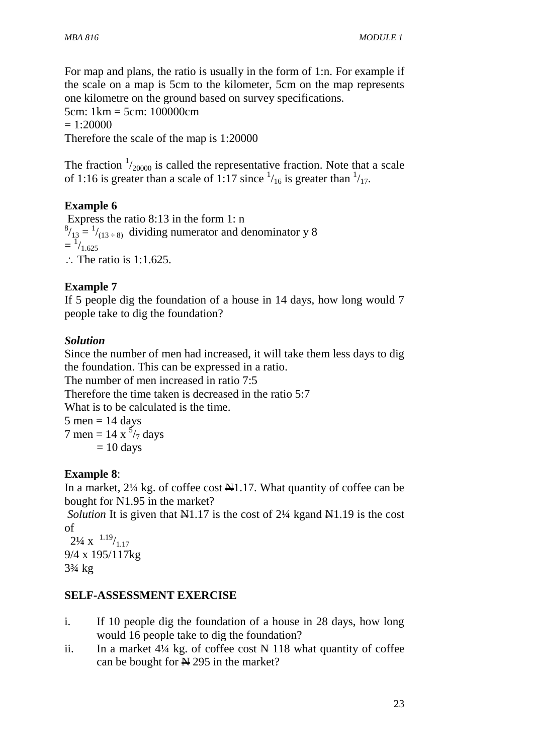For map and plans, the ratio is usually in the form of 1:n. For example if the scale on a map is 5cm to the kilometer, 5cm on the map represents one kilometre on the ground based on survey specifications.

5cm: 1km = 5cm: 100000cm

= 1:20000

Therefore the scale of the map is 1:20000

The fraction $^{1}/_{20000}$ is called the representative fraction. Note that a scale of 1:16 is greater than a scale of 1:17 since $^{1}/_{16}$ is greater than $^{1}/_{17}$.

**Example 6**

Express the ratio 8:13 in the form 1: n

$^{8}/_{13} = {}^{1}/_{(13 \div 8)}$ dividing numerator and denominator y 8

$= {}^{1}/_{1.625}$

$\therefore$ The ratio is 1:1.625.

**Example 7**

If 5 people dig the foundation of a house in 14 days, how long would 7 people take to dig the foundation?

***Solution***

Since the number of men had increased, it will take them less days to dig the foundation. This can be expressed in a ratio.

The number of men increased in ratio 7:5

Therefore the time taken is decreased in the ratio 5:7

What is to be calculated is the time.

5 men = 14 days

7 men = 14 x $^{5}/_{7}$ days

= 10 days

**Example 8**:

In a market, 2¼ kg. of coffee cost ₦1.17. What quantity of coffee can be bought for N1.95 in the market?

*Solution* It is given that ₦1.17 is the cost of 2¼ kgand ₦1.19 is the cost of

2¼ x $^{1.19}/_{1.17}$

9/4 x 195/117kg

3¾ kg

**SELF-ASSESSMENT EXERCISE**

i. If 10 people dig the foundation of a house in 28 days, how long would 16 people take to dig the foundation?

ii. In a market 4¼ kg. of coffee cost ₦ 118 what quantity of coffee can be bought for ₦ 295 in the market?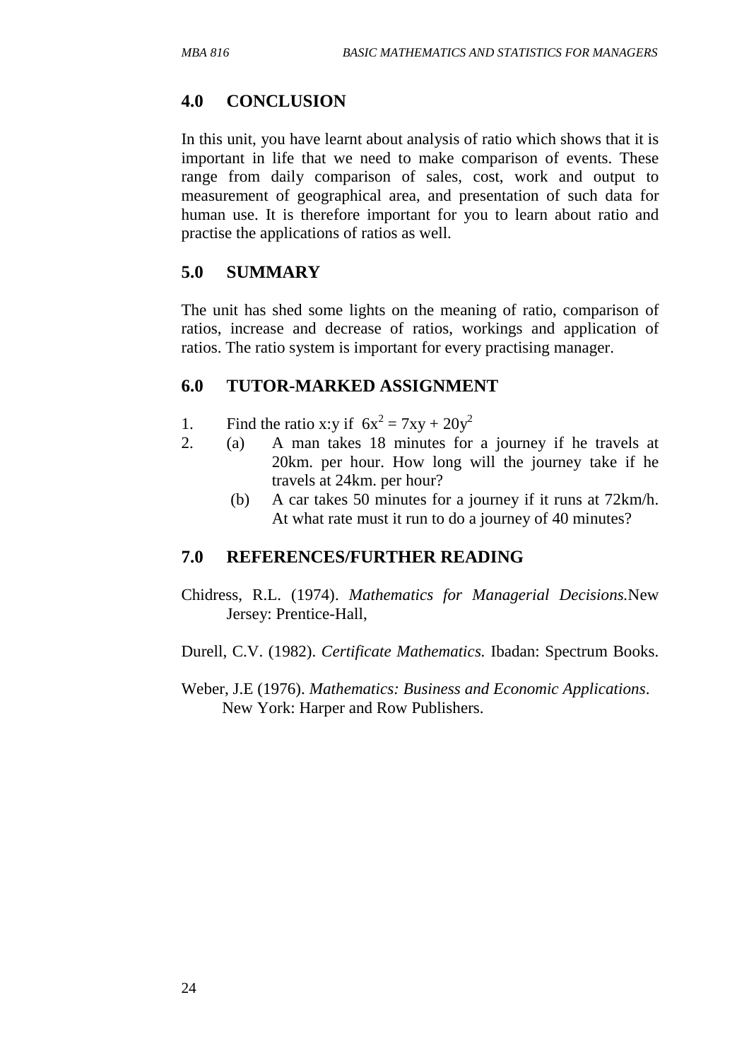## 4.0 CONCLUSION

In this unit, you have learnt about analysis of ratio which shows that it is important in life that we need to make comparison of events. These range from daily comparison of sales, cost, work and output to measurement of geographical area, and presentation of such data for human use. It is therefore important for you to learn about ratio and practise the applications of ratios as well.

## 5.0 SUMMARY

The unit has shed some lights on the meaning of ratio, comparison of ratios, increase and decrease of ratios, workings and application of ratios. The ratio system is important for every practising manager.

## 6.0 TUTOR-MARKED ASSIGNMENT

1. Find the ratio x:y if $6x^2 = 7xy + 20y^2$
2. (a) A man takes 18 minutes for a journey if he travels at 20km. per hour. How long will the journey take if he travels at 24km. per hour?
   (b) A car takes 50 minutes for a journey if it runs at 72km/h. At what rate must it run to do a journey of 40 minutes?

## 7.0 REFERENCES/FURTHER READING

Chidress, R.L. (1974). *Mathematics for Managerial Decisions.*New Jersey: Prentice-Hall,

Durell, C.V. (1982). *Certificate Mathematics.* Ibadan: Spectrum Books.

Weber, J.E (1976). *Mathematics: Business and Economic Applications*. New York: Harper and Row Publishers.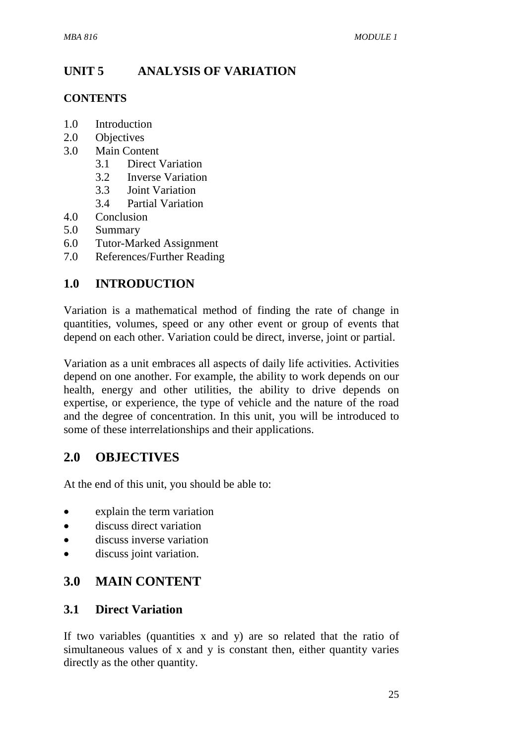# UNIT 5 ANALYSIS OF VARIATION

**CONTENTS**

1.0 Introduction
2.0 Objectives
3.0 Main Content
    3.1 Direct Variation
    3.2 Inverse Variation
    3.3 Joint Variation
    3.4 Partial Variation
4.0 Conclusion
5.0 Summary
6.0 Tutor-Marked Assignment
7.0 References/Further Reading

## 1.0 INTRODUCTION

Variation is a mathematical method of finding the rate of change in quantities, volumes, speed or any other event or group of events that depend on each other. Variation could be direct, inverse, joint or partial.

Variation as a unit embraces all aspects of daily life activities. Activities depend on one another. For example, the ability to work depends on our health, energy and other utilities, the ability to drive depends on expertise, or experience, the type of vehicle and the nature of the road and the degree of concentration. In this unit, you will be introduced to some of these interrelationships and their applications.

## 2.0 OBJECTIVES

At the end of this unit, you should be able to:

- explain the term variation
- discuss direct variation
- discuss inverse variation
- discuss joint variation.

## 3.0 MAIN CONTENT

### 3.1 Direct Variation

If two variables (quantities $x$ and $y$) are so related that the ratio of simultaneous values of $x$ and $y$ is constant then, either quantity varies directly as the other quantity.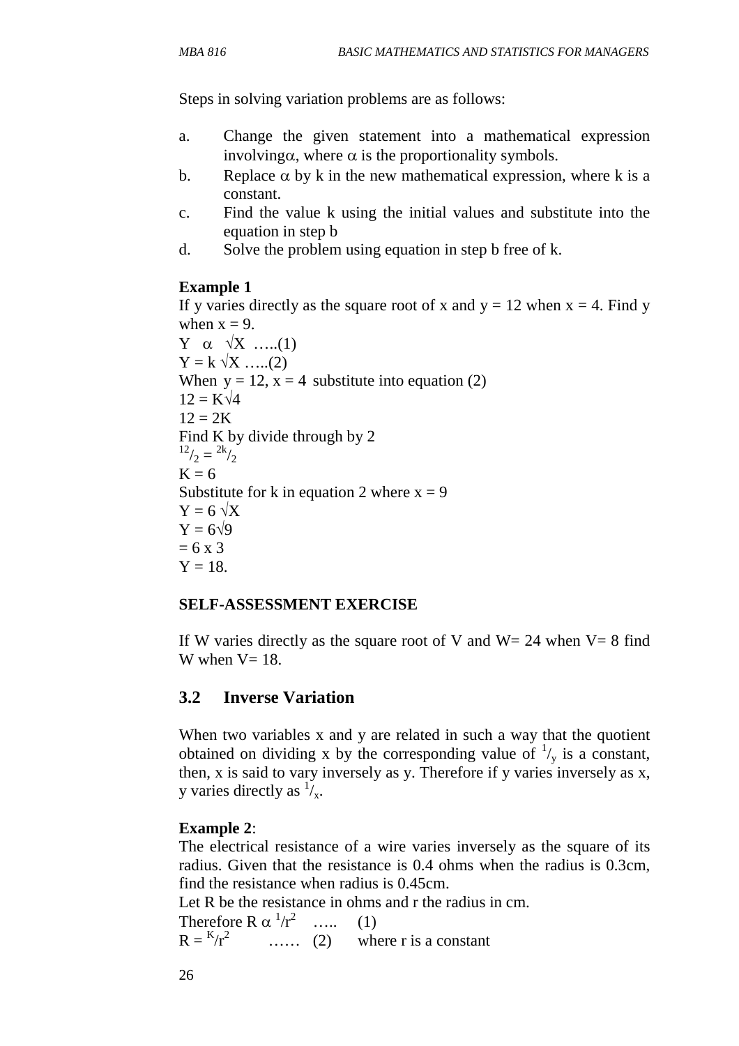Steps in solving variation problems are as follows:

a. Change the given statement into a mathematical expression involving$\alpha$, where $\alpha$ is the proportionality symbols.
b. Replace $\alpha$ by k in the new mathematical expression, where k is a constant.
c. Find the value k using the initial values and substitute into the equation in step b
d. Solve the problem using equation in step b free of k.

**Example 1**

If y varies directly as the square root of x and y = 12 when x = 4. Find y when x = 9.

$Y \;\alpha\; \sqrt{X}$ …..(1)

$Y = k\sqrt{X}$ …..(2)

When y = 12, x = 4 substitute into equation (2)

$12 = K\sqrt{4}$

$12 = 2K$

Find K by divide through by 2

$^{12}/_{2} = {}^{2k}/_{2}$

$K = 6$

Substitute for k in equation 2 where x = 9

$Y = 6\sqrt{X}$

$Y = 6\sqrt{9}$

$= 6 \times 3$

$Y = 18.$

**SELF-ASSESSMENT EXERCISE**

If W varies directly as the square root of V and W= 24 when V= 8 find W when V= 18.

## 3.2 Inverse Variation

When two variables x and y are related in such a way that the quotient obtained on dividing x by the corresponding value of $^{1}/_{y}$ is a constant, then, x is said to vary inversely as y. Therefore if y varies inversely as x, y varies directly as $^{1}/_{x}$.

**Example 2**:

The electrical resistance of a wire varies inversely as the square of its radius. Given that the resistance is 0.4 ohms when the radius is 0.3cm, find the resistance when radius is 0.45cm.

Let R be the resistance in ohms and r the radius in cm.

Therefore $R \;\alpha\; {}^{1}/r^{2}$ ….. (1)

$R = {}^{K}/r^{2}$ …… (2) where r is a constant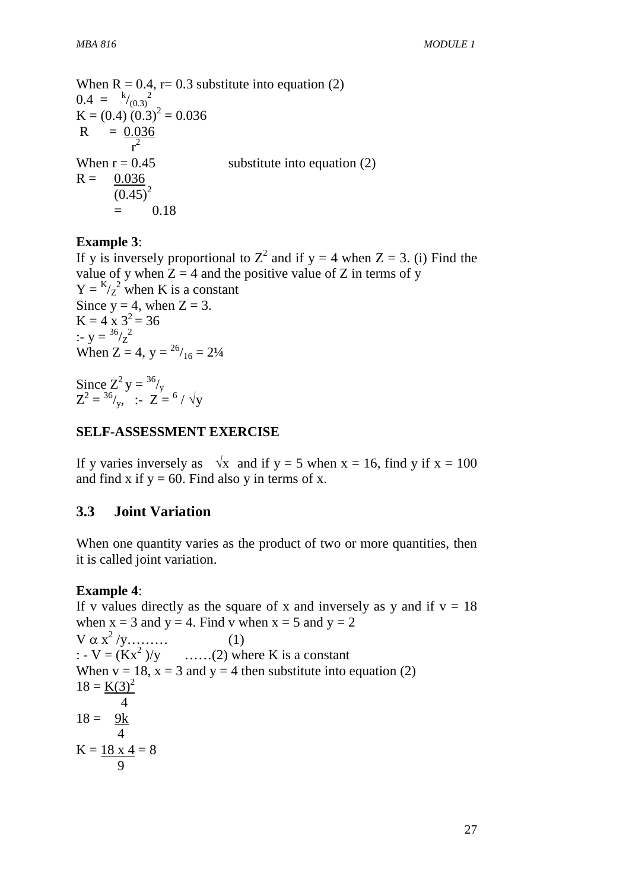When R = 0.4, r= 0.3 substitute into equation (2)

$0.4 = {}^{k}/_{(0.3)^2}$

$K = (0.4)\,(0.3)^2 = 0.036$

$R = \dfrac{0.036}{r^2}$

When r = 0.45 substitute into equation (2)

$R = \dfrac{0.036}{(0.45)^2}$

$= 0.18$

**Example 3**:

If y is inversely proportional to $Z^2$ and if y = 4 when Z = 3. (i) Find the value of y when Z = 4 and the positive value of Z in terms of y

$Y = {}^{K}/_{Z^2}$ when K is a constant

Since y = 4, when Z = 3.

$K = 4 \times 3^2 = 36$

:- $y = {}^{36}/_{Z^2}$

When Z = 4, $y = {}^{26}/_{16} = 2¼$

Since $Z^2\,y = {}^{36}/_{y}$

$Z^2 = {}^{36}/_{y}$, :- $Z = {}^{6} / \sqrt{y}$

**SELF-ASSESSMENT EXERCISE**

If y varies inversely as $\sqrt{x}$ and if y = 5 when x = 16, find y if x = 100 and find x if y = 60. Find also y in terms of x.

## 3.3 Joint Variation

When one quantity varies as the product of two or more quantities, then it is called joint variation.

**Example 4**:

If v values directly as the square of x and inversely as y and if v = 18 when x = 3 and y = 4. Find v when x = 5 and y = 2

$V \alpha\, x^2 / y$……… (1)

: - $V = (Kx^2)/y$ ……(2) where K is a constant

When v = 18, x = 3 and y = 4 then substitute into equation (2)

$18 = \dfrac{K(3)^2}{4}$

$18 = \dfrac{9k}{4}$

$K = \dfrac{18 \times 4}{9} = 8$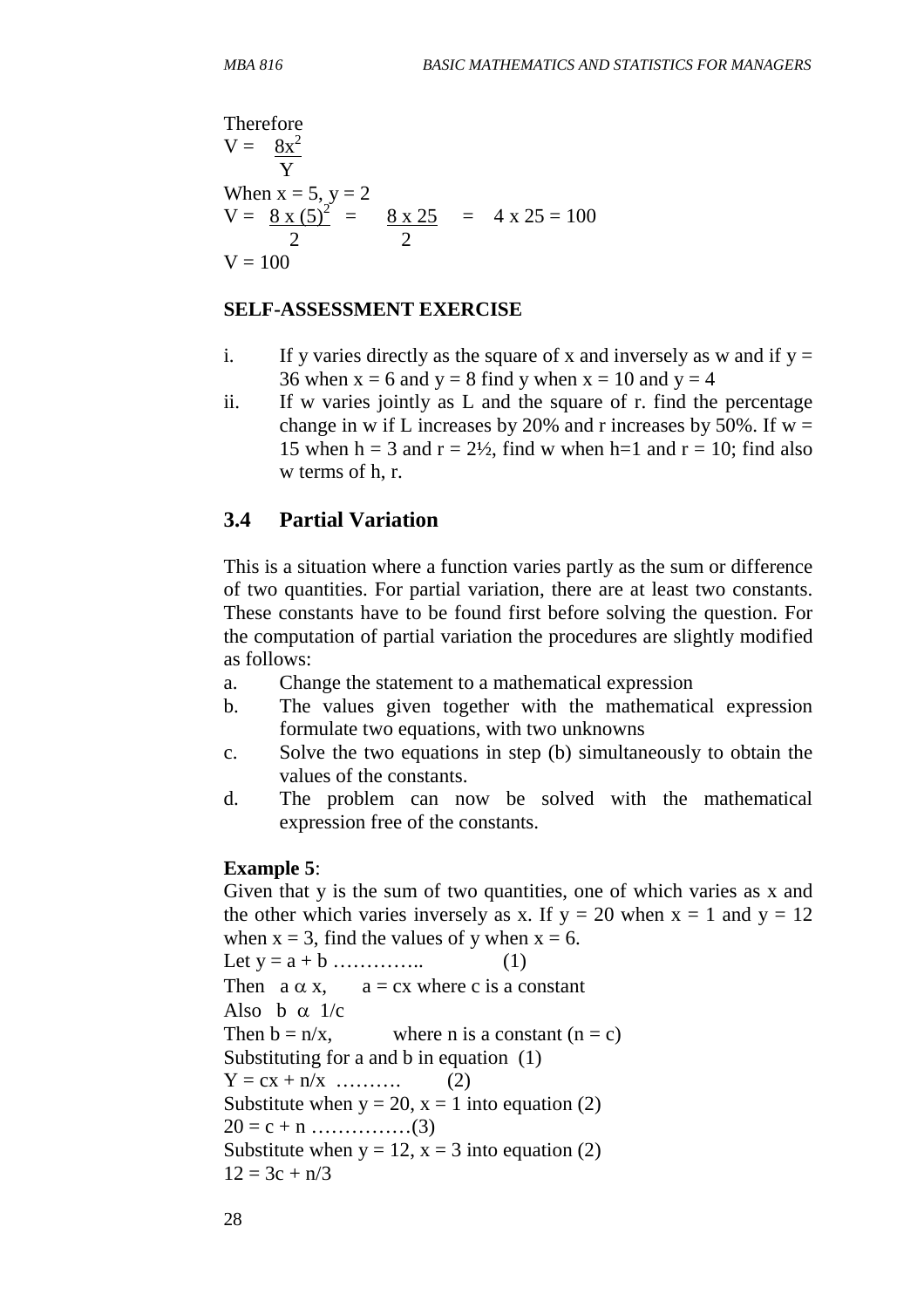Therefore

$$V = \frac{8x^2}{Y}$$

When x = 5, y = 2

$$V = \frac{8 \times (5)^2}{2} = \frac{8 \times 25}{2} = 4 \times 25 = 100$$

V = 100

**SELF-ASSESSMENT EXERCISE**

i. If y varies directly as the square of x and inversely as w and if y = 36 when x = 6 and y = 8 find y when x = 10 and y = 4
ii. If w varies jointly as L and the square of r. find the percentage change in w if L increases by 20% and r increases by 50%. If w = 15 when h = 3 and r = 2½, find w when h=1 and r = 10; find also w terms of h, r.

## 3.4 Partial Variation

This is a situation where a function varies partly as the sum or difference of two quantities. For partial variation, there are at least two constants. These constants have to be found first before solving the question. For the computation of partial variation the procedures are slightly modified as follows:

a. Change the statement to a mathematical expression
b. The values given together with the mathematical expression formulate two equations, with two unknowns
c. Solve the two equations in step (b) simultaneously to obtain the values of the constants.
d. The problem can now be solved with the mathematical expression free of the constants.

**Example 5**:
Given that y is the sum of two quantities, one of which varies as x and the other which varies inversely as x. If y = 20 when x = 1 and y = 12 when x = 3, find the values of y when x = 6.

Let y = a + b ………….. (1)

Then $a \alpha x$, a = cx where c is a constant

Also $b \alpha 1/c$

Then b = n/x, where n is a constant (n = c)

Substituting for a and b in equation (1)

Y = cx + n/x ………. (2)

Substitute when y = 20, x = 1 into equation (2)

20 = c + n ……………(3)

Substitute when y = 12, x = 3 into equation (2)

12 = 3c + n/3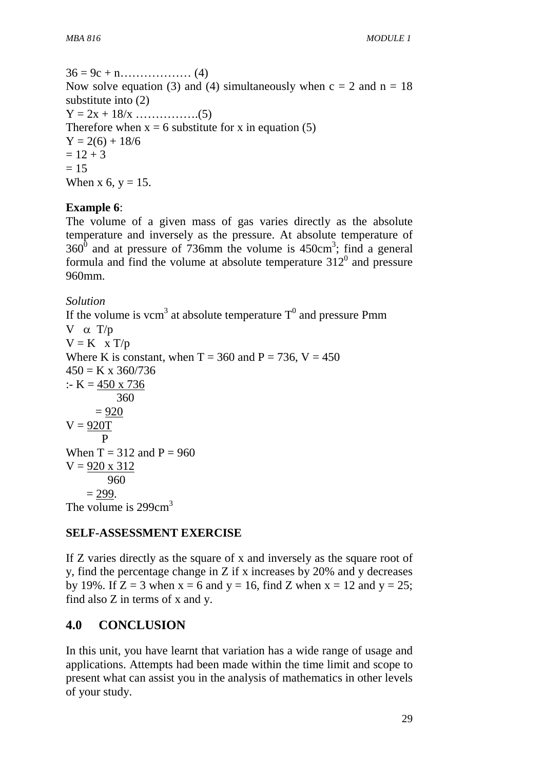$36 = 9c + n$……………… (4)

Now solve equation (3) and (4) simultaneously when $c = 2$ and $n = 18$ substitute into (2)

$Y = 2x + 18/x$ …………….(5)

Therefore when $x = 6$ substitute for x in equation (5)

$Y = 2(6) + 18/6$

$= 12 + 3$

$= 15$

When x 6, y = 15.

**Example 6**:

The volume of a given mass of gas varies directly as the absolute temperature and inversely as the pressure. At absolute temperature of $360^0$ and at pressure of 736mm the volume is $450cm^3$; find a general formula and find the volume at absolute temperature $312^0$ and pressure 960mm.

*Solution*

If the volume is $vcm^3$ at absolute temperature $T^0$ and pressure Pmm

$V \alpha T/p$

$V = K \times T/p$

Where K is constant, when $T = 360$ and $P = 736$, $V = 450$

$450 = K \times 360/736$

$:- K = \frac{450 \times 736}{360}$

$= 920$

$V = \frac{920T}{P}$

When $T = 312$ and $P = 960$

$V = \frac{920 \times 312}{960}$

$= 299$.

The volume is $299cm^3$

**SELF-ASSESSMENT EXERCISE**

If Z varies directly as the square of x and inversely as the square root of y, find the percentage change in Z if x increases by 20% and y decreases by 19%. If $Z = 3$ when $x = 6$ and $y = 16$, find Z when $x = 12$ and $y = 25$; find also Z in terms of x and y.

## 4.0 CONCLUSION

In this unit, you have learnt that variation has a wide range of usage and applications. Attempts had been made within the time limit and scope to present what can assist you in the analysis of mathematics in other levels of your study.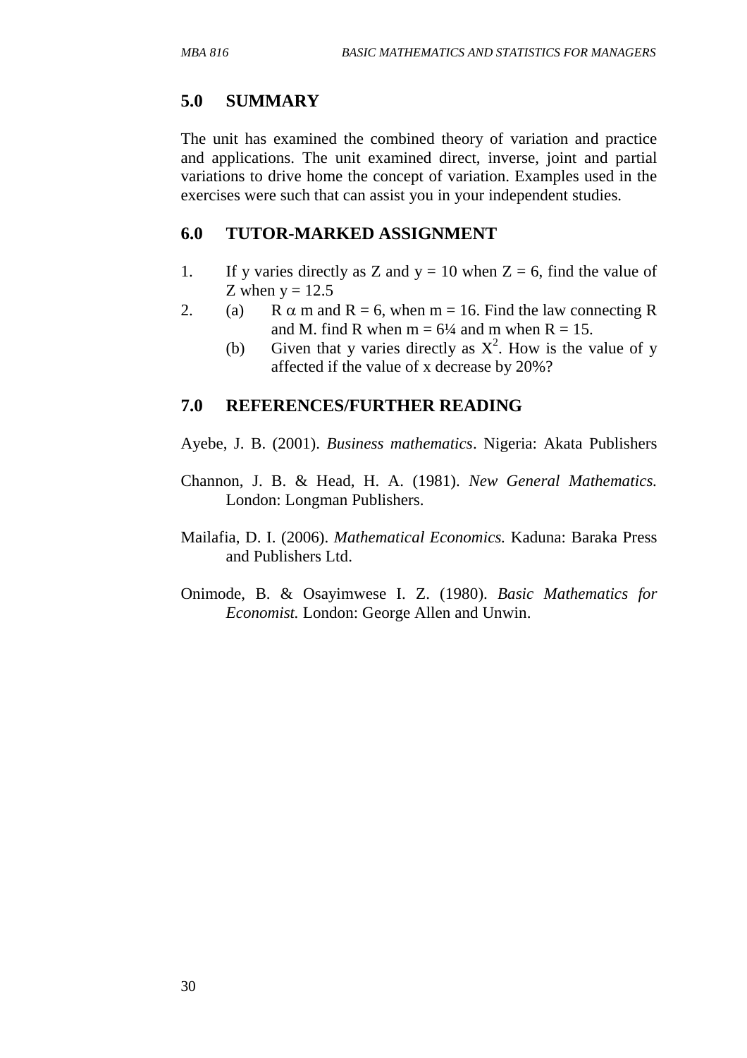## 5.0 SUMMARY

The unit has examined the combined theory of variation and practice and applications. The unit examined direct, inverse, joint and partial variations to drive home the concept of variation. Examples used in the exercises were such that can assist you in your independent studies.

## 6.0 TUTOR-MARKED ASSIGNMENT

1. If y varies directly as Z and y = 10 when Z = 6, find the value of Z when y = 12.5
2. (a) R $\alpha$ m and R = 6, when m = 16. Find the law connecting R and M. find R when m = 6¼ and m when R = 15.

   (b) Given that y varies directly as $X^2$. How is the value of y affected if the value of x decrease by 20%?

## 7.0 REFERENCES/FURTHER READING

Ayebe, J. B. (2001). *Business mathematics*. Nigeria: Akata Publishers

Channon, J. B. & Head, H. A. (1981). *New General Mathematics.* London: Longman Publishers.

Mailafia, D. I. (2006). *Mathematical Economics.* Kaduna: Baraka Press and Publishers Ltd.

Onimode, B. & Osayimwese I. Z. (1980). *Basic Mathematics for Economist.* London: George Allen and Unwin.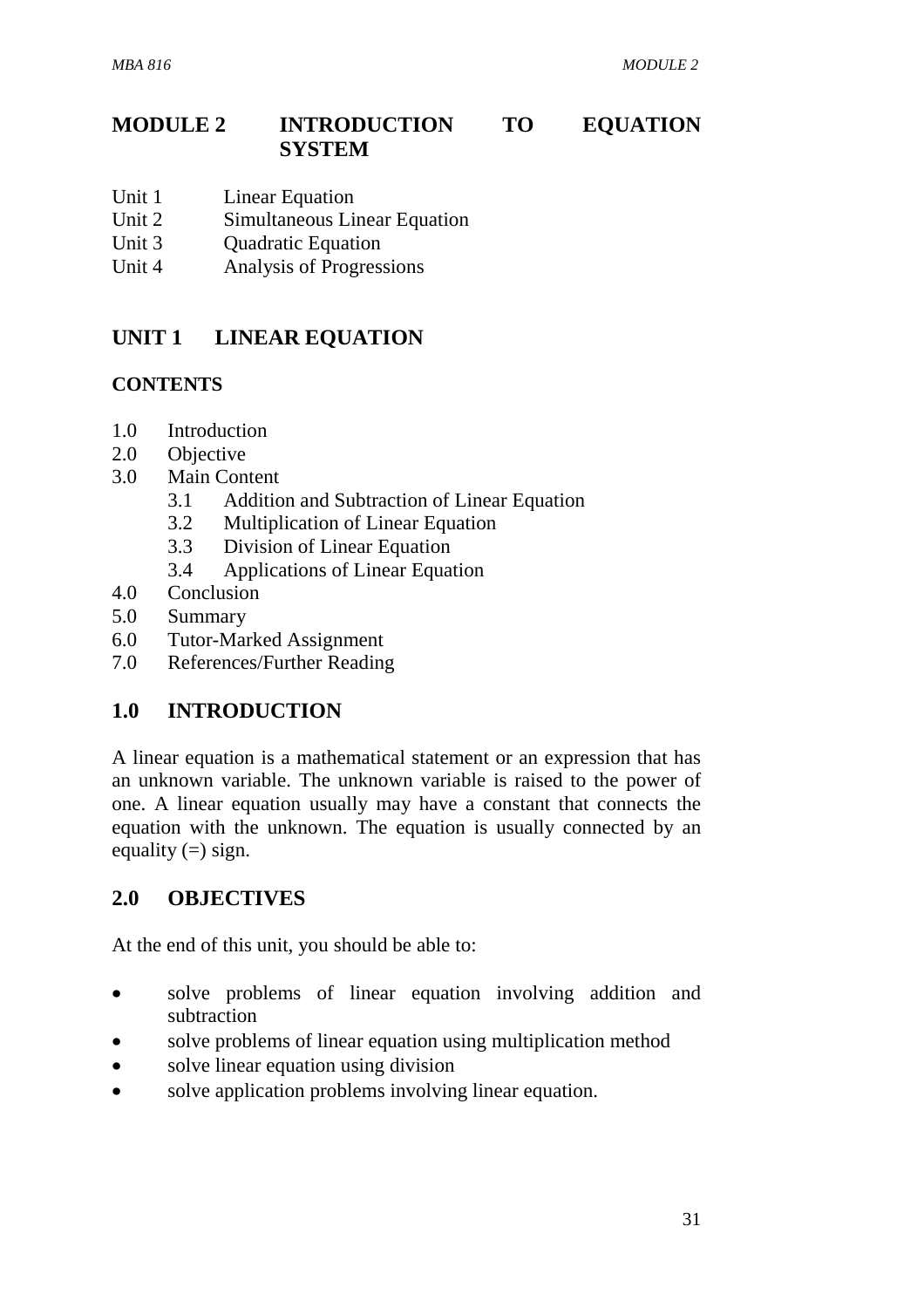# MODULE 2 INTRODUCTION TO EQUATION SYSTEM

Unit 1 Linear Equation
Unit 2 Simultaneous Linear Equation
Unit 3 Quadratic Equation
Unit 4 Analysis of Progressions

## UNIT 1 LINEAR EQUATION

### CONTENTS

- 1.0 Introduction
- 2.0 Objective
- 3.0 Main Content
  - 3.1 Addition and Subtraction of Linear Equation
  - 3.2 Multiplication of Linear Equation
  - 3.3 Division of Linear Equation
  - 3.4 Applications of Linear Equation
- 4.0 Conclusion
- 5.0 Summary
- 6.0 Tutor-Marked Assignment
- 7.0 References/Further Reading

## 1.0 INTRODUCTION

A linear equation is a mathematical statement or an expression that has an unknown variable. The unknown variable is raised to the power of one. A linear equation usually may have a constant that connects the equation with the unknown. The equation is usually connected by an equality (=) sign.

## 2.0 OBJECTIVES

At the end of this unit, you should be able to:

- solve problems of linear equation involving addition and subtraction
- solve problems of linear equation using multiplication method
- solve linear equation using division
- solve application problems involving linear equation.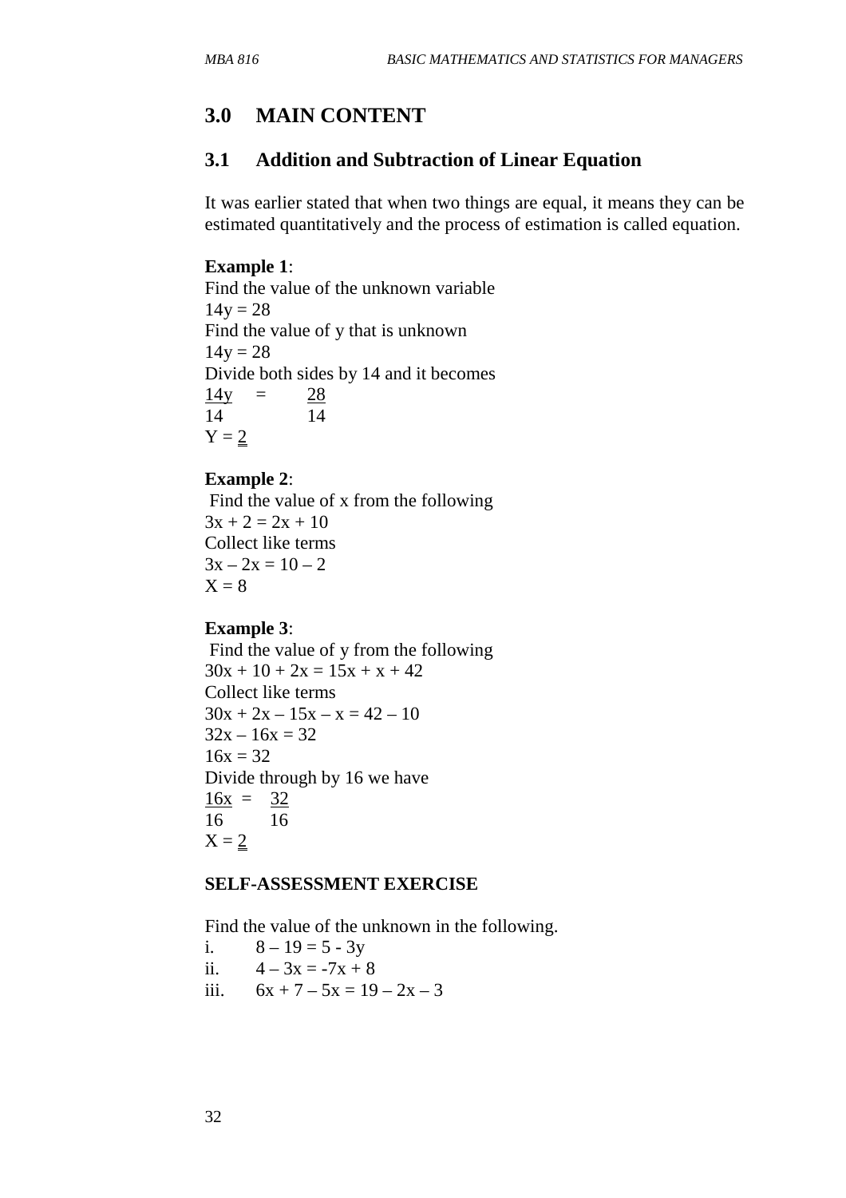## 3.0 MAIN CONTENT

### 3.1 Addition and Subtraction of Linear Equation

It was earlier stated that when two things are equal, it means they can be estimated quantitatively and the process of estimation is called equation.

**Example 1**:
Find the value of the unknown variable
$14y = 28$
Find the value of y that is unknown
$14y = 28$
Divide both sides by 14 and it becomes

$$\frac{14y}{14} = \frac{28}{14}$$

$Y = \underline{\underline{2}}$

**Example 2**:
Find the value of x from the following
$3x + 2 = 2x + 10$
Collect like terms
$3x – 2x = 10 – 2$
$X = 8$

**Example 3**:
Find the value of y from the following
$30x + 10 + 2x = 15x + x + 42$
Collect like terms
$30x + 2x – 15x – x = 42 – 10$
$32x – 16x = 32$
$16x = 32$
Divide through by 16 we have

$$\frac{16x}{16} = \frac{32}{16}$$

$X = \underline{\underline{2}}$

**SELF-ASSESSMENT EXERCISE**

Find the value of the unknown in the following.

i. $8 – 19 = 5 - 3y$
ii. $4 – 3x = -7x + 8$
iii. $6x + 7 – 5x = 19 – 2x – 3$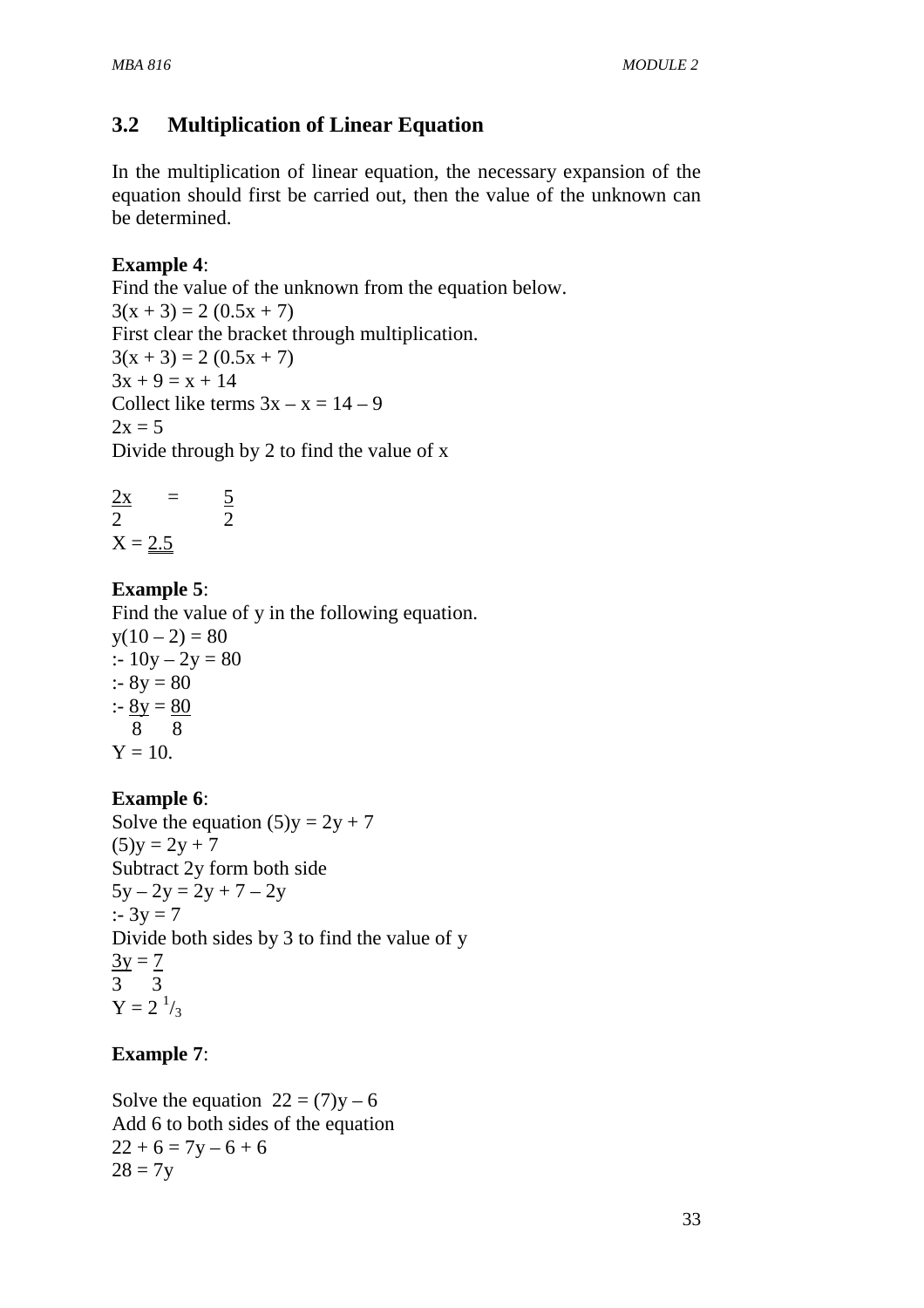## 3.2 Multiplication of Linear Equation

In the multiplication of linear equation, the necessary expansion of the equation should first be carried out, then the value of the unknown can be determined.

**Example 4**:

Find the value of the unknown from the equation below.

$3(x + 3) = 2 (0.5x + 7)$

First clear the bracket through multiplication.

$3(x + 3) = 2 (0.5x + 7)$

$3x + 9 = x + 14$

Collect like terms $3x – x = 14 – 9$

$2x = 5$

Divide through by 2 to find the value of x

$$\frac{2x}{2} = \frac{5}{2}$$

$X = \underline{\underline{2.5}}$

**Example 5**:

Find the value of y in the following equation.

$y(10 – 2) = 80$

:- $10y – 2y = 80$

:- $8y = 80$

:- $\frac{8y}{8} = \frac{80}{8}$

$Y = 10.$

**Example 6**:

Solve the equation $(5)y = 2y + 7$

$(5)y = 2y + 7$

Subtract 2y form both side

$5y – 2y = 2y + 7 – 2y$

:- $3y = 7$

Divide both sides by 3 to find the value of y

$\frac{3y}{3} = \frac{7}{3}$

$Y = 2\,{}^{1}/_{3}$

**Example 7**:

Solve the equation $22 = (7)y – 6$

Add 6 to both sides of the equation

$22 + 6 = 7y – 6 + 6$

$28 = 7y$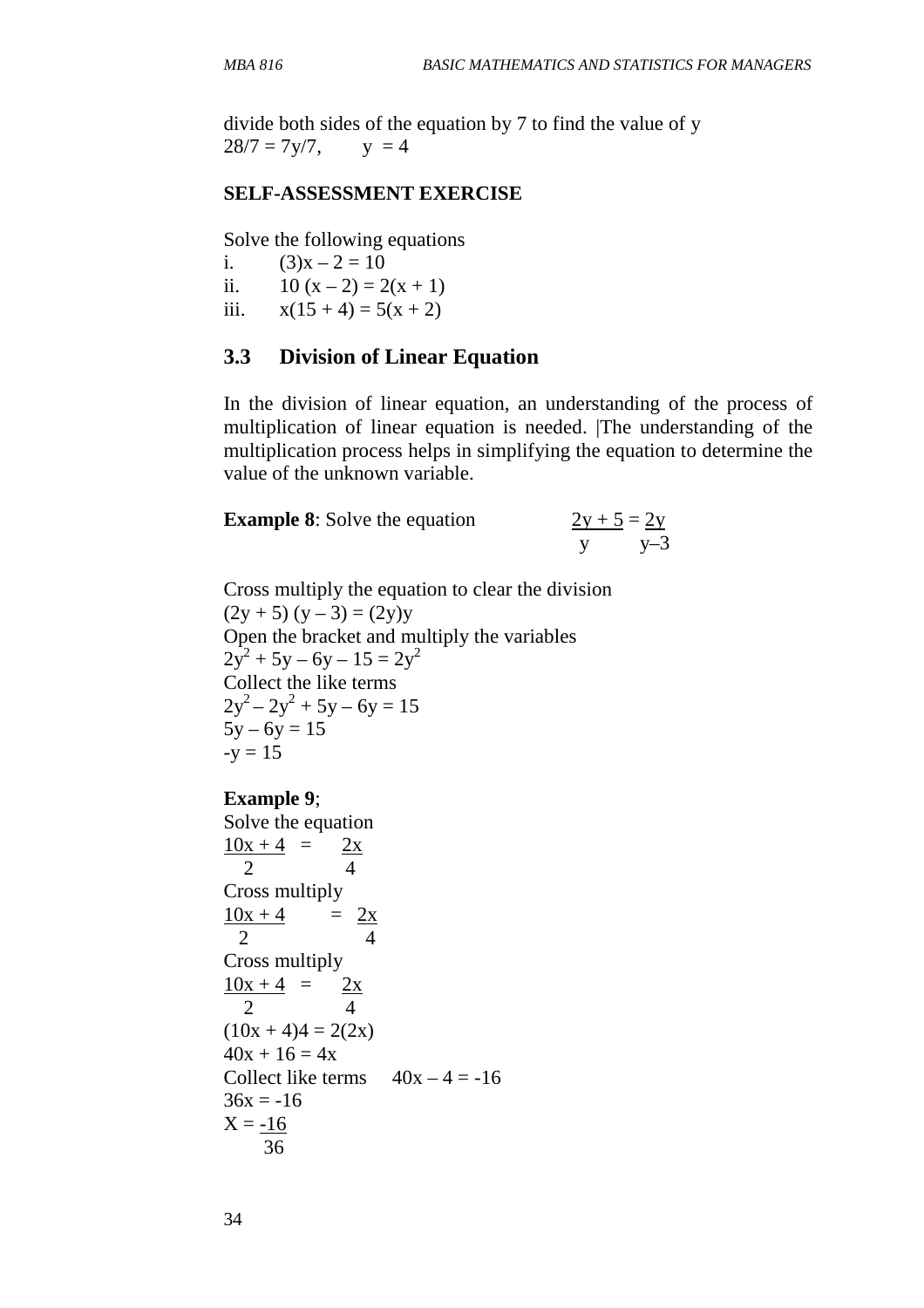divide both sides of the equation by 7 to find the value of y

$28/7 = 7y/7, \quad y = 4$

**SELF-ASSESSMENT EXERCISE**

Solve the following equations

i. $(3)x – 2 = 10$

ii. $10 (x – 2) = 2(x + 1)$

iii. $x(15 + 4) = 5(x + 2)$

## 3.3 Division of Linear Equation

In the division of linear equation, an understanding of the process of multiplication of linear equation is needed. |The understanding of the multiplication process helps in simplifying the equation to determine the value of the unknown variable.

**Example 8**: Solve the equation $\frac{2y + 5}{y} = \frac{2y}{y–3}$

Cross multiply the equation to clear the division

$(2y + 5) (y – 3) = (2y)y$

Open the bracket and multiply the variables

$2y^2 + 5y – 6y – 15 = 2y^2$

Collect the like terms

$2y^2 – 2y^2 + 5y – 6y = 15$

$5y – 6y = 15$

$-y = 15$

**Example 9**;

Solve the equation

$\frac{10x + 4}{2} = \frac{2x}{4}$

Cross multiply

$\frac{10x + 4}{2} = \frac{2x}{4}$

Cross multiply

$\frac{10x + 4}{2} = \frac{2x}{4}$

$(10x + 4)4 = 2(2x)$

$40x + 16 = 4x$

Collect like terms $40x – 4 = -16$

$36x = -16$

$X = \frac{-16}{36}$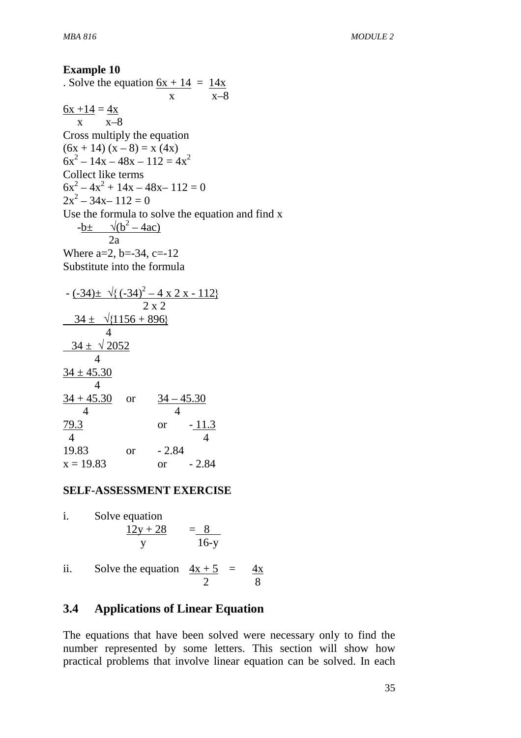**Example 10**

. Solve the equation $\frac{6x + 14}{x} = \frac{14x}{x–8}$

$\frac{6x +14}{x} = \frac{4x}{x–8}$

Cross multiply the equation

$(6x + 14) (x – 8) = x (4x)$

$6x^2 – 14x – 48x – 112 = 4x^2$

Collect like terms

$6x^2 – 4x^2 + 14x – 48x– 112 = 0$

$2x^2 – 34x– 112 = 0$

Use the formula to solve the equation and find x

$$\frac{-b\pm \sqrt{(b^2 – 4ac)}}{2a}$$

Where a=2, b=-34, c=-12

Substitute into the formula

$$\frac{- (-34)\pm \sqrt{\{(-34)^2 – 4 \times 2 \times - 112\}}}{2 \times 2}$$

$$\frac{34 \pm \sqrt{\{1156 + 896\}}}{4}$$

$$\frac{34 \pm \sqrt{2052}}{4}$$

$$\frac{34 \pm 45.30}{4}$$

$\frac{34 + 45.30}{4}$ or $\frac{34 – 45.30}{4}$

$\frac{79.3}{4}$ or $\frac{- 11.3}{4}$

19.83 or - 2.84

x = 19.83 or - 2.84

**SELF-ASSESSMENT EXERCISE**

i. Solve equation

$$\frac{12y + 28}{y} = \frac{8}{16-y}$$

ii. Solve the equation $\frac{4x + 5}{2} = \frac{4x}{8}$

## 3.4 Applications of Linear Equation

The equations that have been solved were necessary only to find the number represented by some letters. This section will show how practical problems that involve linear equation can be solved. In each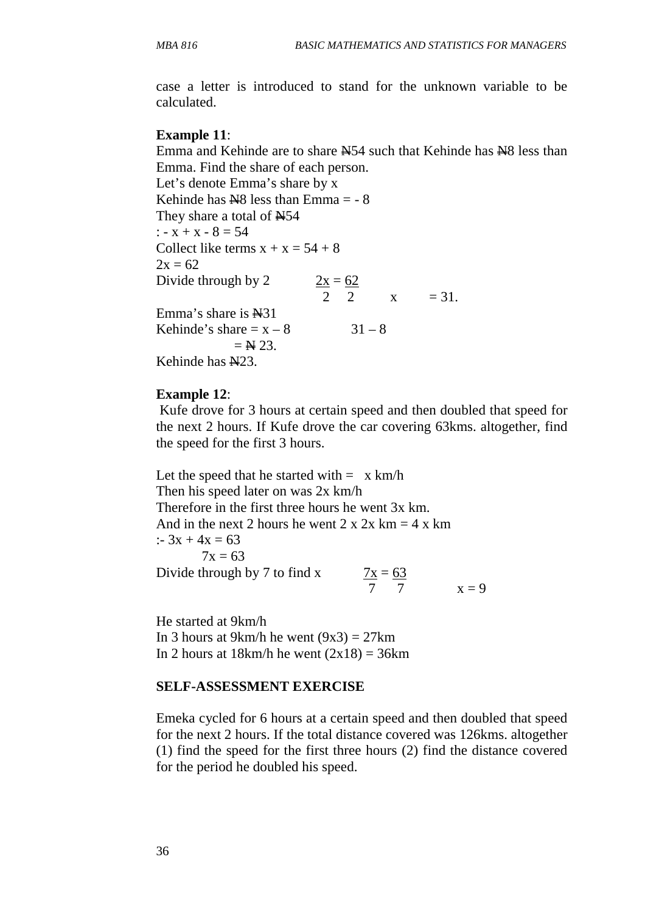case a letter is introduced to stand for the unknown variable to be calculated.

**Example 11**:
Emma and Kehinde are to share ₦54 such that Kehinde has ₦8 less than Emma. Find the share of each person.
Let's denote Emma's share by x
Kehinde has ₦8 less than Emma = - 8
They share a total of ₦54
: - $x + x - 8 = 54$
Collect like terms $x + x = 54 + 8$
$2x = 62$
Divide through by 2 $\frac{2x}{2} = \frac{62}{2}$ $x = 31$.
Emma's share is ₦31
Kehinde's share = $x – 8$ $31 – 8$
= ₦ 23.
Kehinde has ₦23.

**Example 12**:
Kufe drove for 3 hours at certain speed and then doubled that speed for the next 2 hours. If Kufe drove the car covering 63kms. altogether, find the speed for the first 3 hours.

Let the speed that he started with = x km/h
Then his speed later on was 2x km/h
Therefore in the first three hours he went 3x km.
And in the next 2 hours he went 2 x 2x km = 4 x km
:- $3x + 4x = 63$
$7x = 63$
Divide through by 7 to find x $\frac{7x}{7} = \frac{63}{7}$ $x = 9$

He started at 9km/h
In 3 hours at 9km/h he went $(9x3) = 27$km
In 2 hours at 18km/h he went $(2x18) = 36$km

**SELF-ASSESSMENT EXERCISE**

Emeka cycled for 6 hours at a certain speed and then doubled that speed for the next 2 hours. If the total distance covered was 126kms. altogether (1) find the speed for the first three hours (2) find the distance covered for the period he doubled his speed.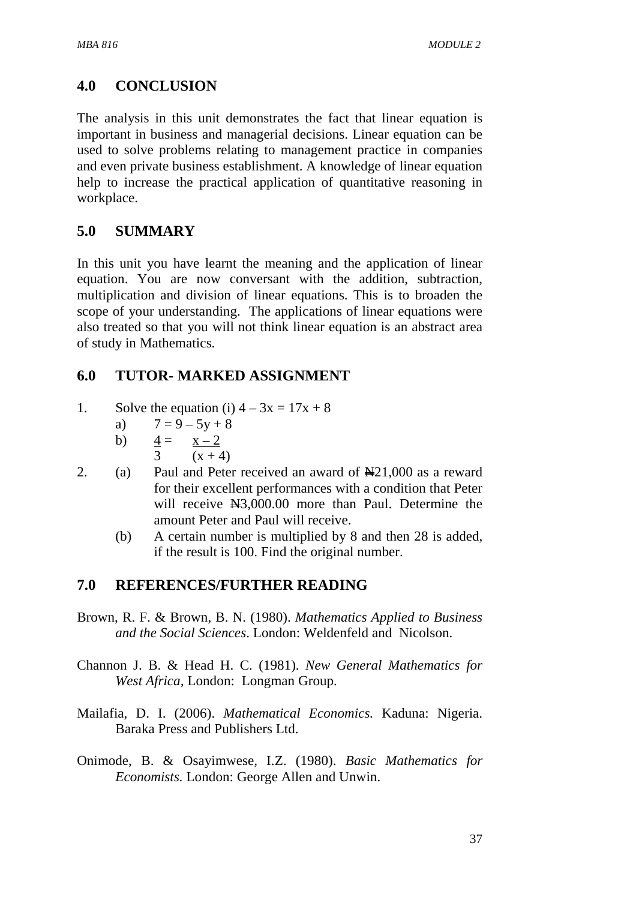## 4.0 CONCLUSION

The analysis in this unit demonstrates the fact that linear equation is important in business and managerial decisions. Linear equation can be used to solve problems relating to management practice in companies and even private business establishment. A knowledge of linear equation help to increase the practical application of quantitative reasoning in workplace.

## 5.0 SUMMARY

In this unit you have learnt the meaning and the application of linear equation. You are now conversant with the addition, subtraction, multiplication and division of linear equations. This is to broaden the scope of your understanding. The applications of linear equations were also treated so that you will not think linear equation is an abstract area of study in Mathematics.

## 6.0 TUTOR- MARKED ASSIGNMENT

1. Solve the equation (i) $4 – 3x = 17x + 8$
   a) $7 = 9 – 5y + 8$
   b) $\frac{4}{3} = \frac{x – 2}{(x + 4)}$
2. (a) Paul and Peter received an award of ₦21,000 as a reward for their excellent performances with a condition that Peter will receive ₦3,000.00 more than Paul. Determine the amount Peter and Paul will receive.
   (b) A certain number is multiplied by 8 and then 28 is added, if the result is 100. Find the original number.

## 7.0 REFERENCES/FURTHER READING

Brown, R. F. & Brown, B. N. (1980). *Mathematics Applied to Business and the Social Sciences*. London: Weldenfeld and Nicolson.

Channon J. B. & Head H. C. (1981). *New General Mathematics for West Africa,* London: Longman Group.

Mailafia, D. I. (2006). *Mathematical Economics.* Kaduna: Nigeria. Baraka Press and Publishers Ltd.

Onimode, B. & Osayimwese, I.Z. (1980). *Basic Mathematics for Economists.* London: George Allen and Unwin.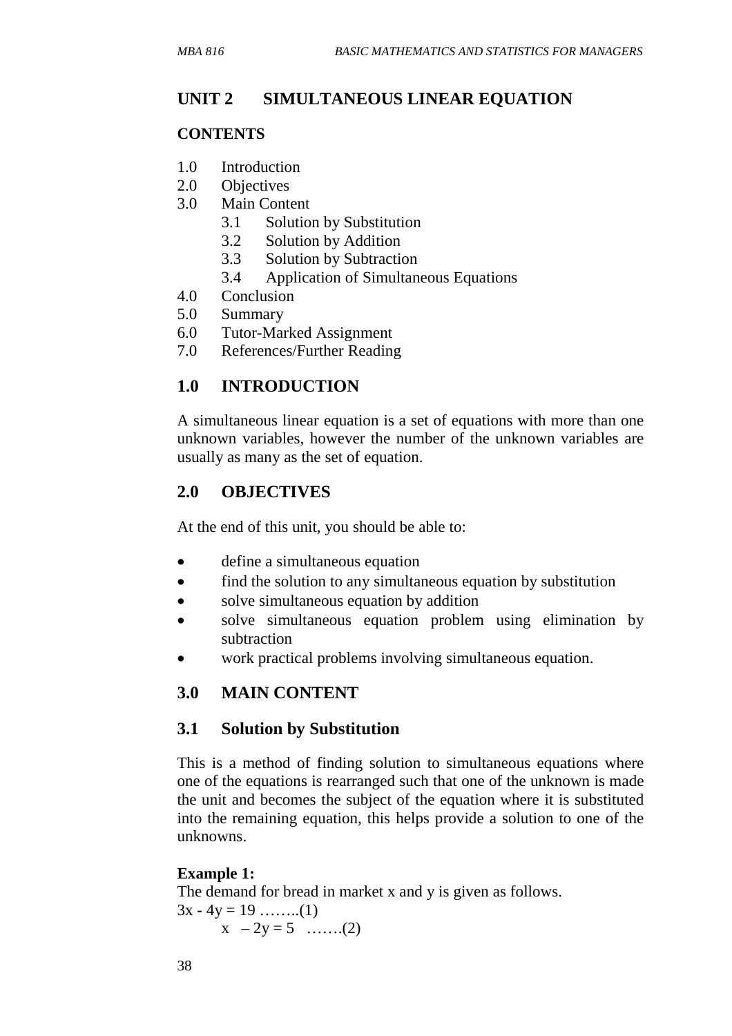## UNIT 2 SIMULTANEOUS LINEAR EQUATION

### CONTENTS

1.0 Introduction
2.0 Objectives
3.0 Main Content
    3.1 Solution by Substitution
    3.2 Solution by Addition
    3.3 Solution by Subtraction
    3.4 Application of Simultaneous Equations
4.0 Conclusion
5.0 Summary
6.0 Tutor-Marked Assignment
7.0 References/Further Reading

## 1.0 INTRODUCTION

A simultaneous linear equation is a set of equations with more than one unknown variables, however the number of the unknown variables are usually as many as the set of equation.

## 2.0 OBJECTIVES

At the end of this unit, you should be able to:

- define a simultaneous equation
- find the solution to any simultaneous equation by substitution
- solve simultaneous equation by addition
- solve simultaneous equation problem using elimination by subtraction
- work practical problems involving simultaneous equation.

## 3.0 MAIN CONTENT

### 3.1 Solution by Substitution

This is a method of finding solution to simultaneous equations where one of the equations is rearranged such that one of the unknown is made the unit and becomes the subject of the equation where it is substituted into the remaining equation, this helps provide a solution to one of the unknowns.

**Example 1:**
The demand for bread in market x and y is given as follows.

$3x - 4y = 19$ ……..(1)

$x - 2y = 5$ …….(2)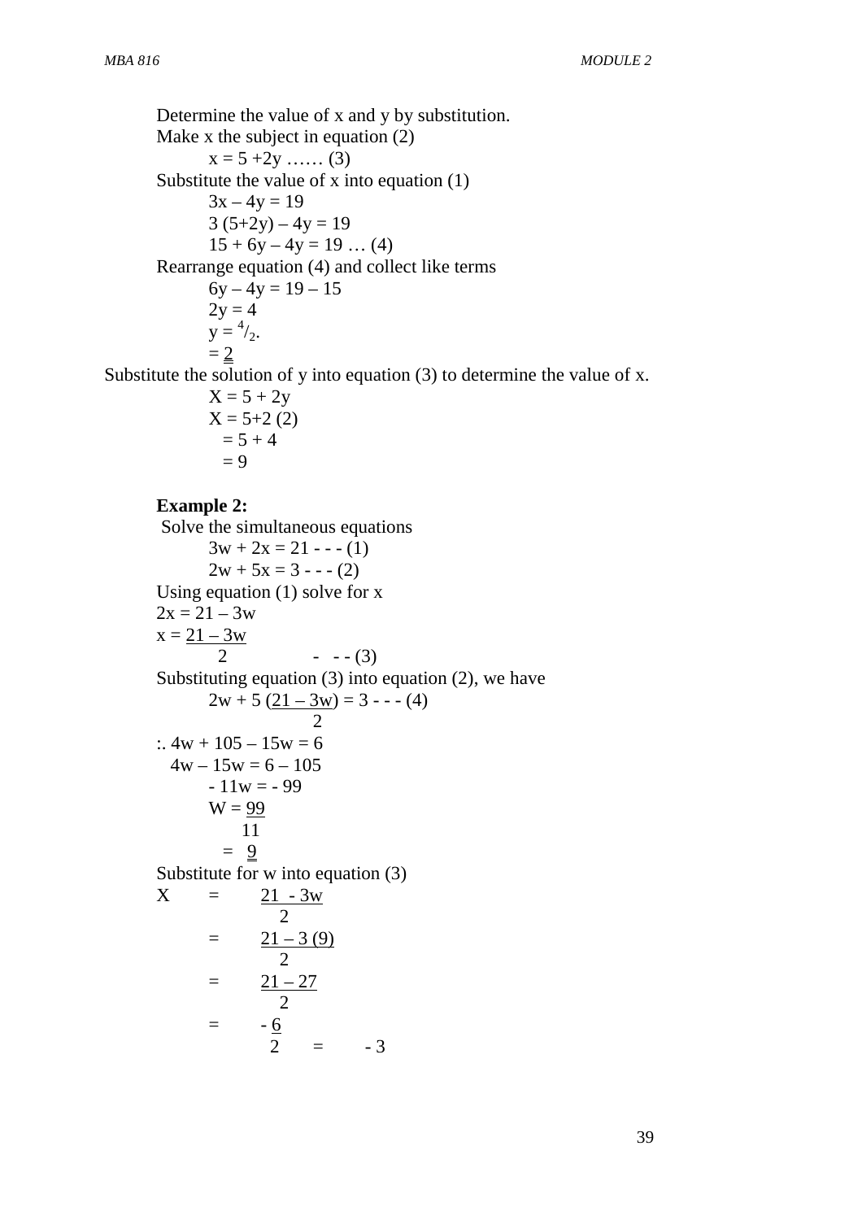Determine the value of x and y by substitution.

Make x the subject in equation (2)

$$x = 5 + 2y \;\ldots\ldots\; (3)$$

Substitute the value of x into equation (1)

$$3x - 4y = 19$$

$$3(5+2y) - 4y = 19$$

$$15 + 6y - 4y = 19 \;\ldots\; (4)$$

Rearrange equation (4) and collect like terms

$$6y - 4y = 19 - 15$$

$$2y = 4$$

$$y = {}^{4}/_{2}.$$

$$= \underline{\underline{2}}$$

Substitute the solution of y into equation (3) to determine the value of x.

$$X = 5 + 2y$$

$$X = 5 + 2(2)$$

$$= 5 + 4$$

$$= 9$$

**Example 2:**

Solve the simultaneous equations

$$3w + 2x = 21 \; - - - (1)$$

$$2w + 5x = 3 \; - - - (2)$$

Using equation (1) solve for x

$$2x = 21 - 3w$$

$$x = \frac{21 - 3w}{2} \quad - - - (3)$$

Substituting equation (3) into equation (2), we have

$$2w + 5\left(\frac{21 - 3w}{2}\right) = 3 \; - - - (4)$$

$$\therefore 4w + 105 - 15w = 6$$

$$4w - 15w = 6 - 105$$

$$-11w = -99$$

$$W = \frac{99}{11}$$

$$= \underline{\underline{9}}$$

Substitute for w into equation (3)

$$X = \frac{21 - 3w}{2}$$

$$= \frac{21 - 3(9)}{2}$$

$$= \frac{21 - 27}{2}$$

$$= \frac{-6}{2} = -3$$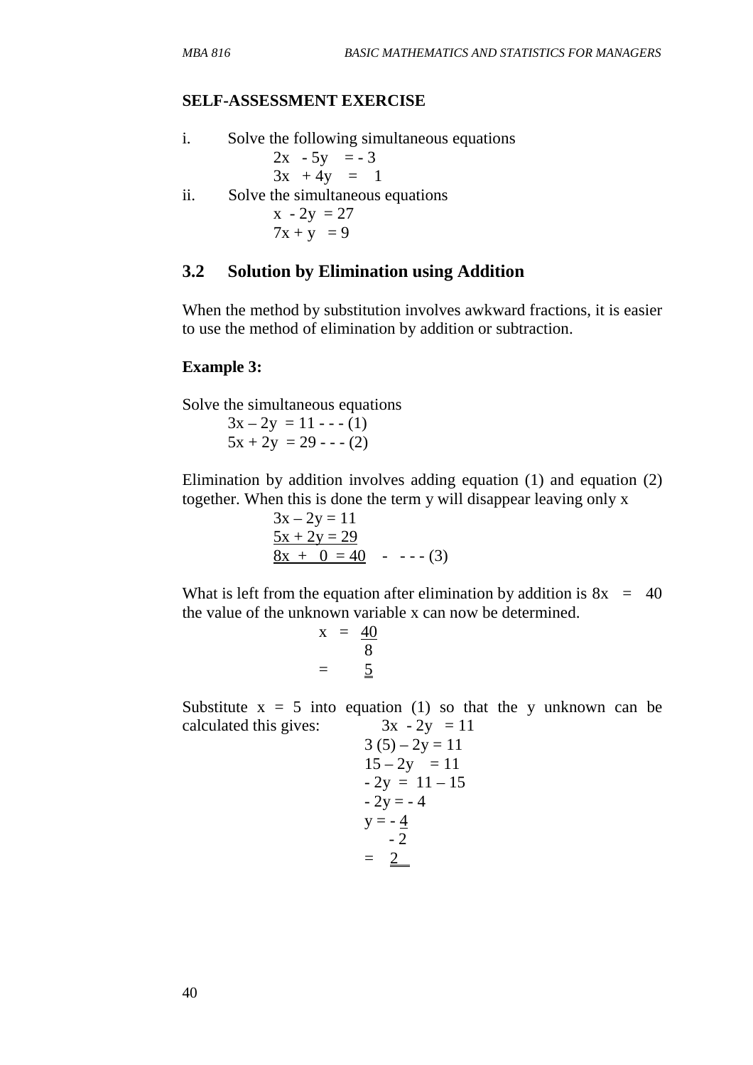**SELF-ASSESSMENT EXERCISE**

i. Solve the following simultaneous equations

$$2x - 5y = -3$$
$$3x + 4y = 1$$

ii. Solve the simultaneous equations

$$x - 2y = 27$$
$$7x + y = 9$$

## 3.2 Solution by Elimination using Addition

When the method by substitution involves awkward fractions, it is easier to use the method of elimination by addition or subtraction.

**Example 3:**

Solve the simultaneous equations

$$3x - 2y = 11 \text{ - - - (1)}$$
$$5x + 2y = 29 \text{ - - - (2)}$$

Elimination by addition involves adding equation (1) and equation (2) together. When this is done the term y will disappear leaving only x

$$3x - 2y = 11$$
$$\underline{5x + 2y = 29}$$
$$\underline{8x + 0 = 40} \quad \text{- - - - (3)}$$

What is left from the equation after elimination by addition is $8x = 40$ the value of the unknown variable x can now be determined.

$$x = \frac{40}{8}$$
$$= \underline{\underline{5}}$$

Substitute $x = 5$ into equation (1) so that the y unknown can be calculated this gives: $3x - 2y = 11$

$$3(5) - 2y = 11$$
$$15 - 2y = 11$$
$$-2y = 11 - 15$$
$$-2y = -4$$
$$y = \frac{-4}{-2}$$
$$= \underline{\underline{2}}$$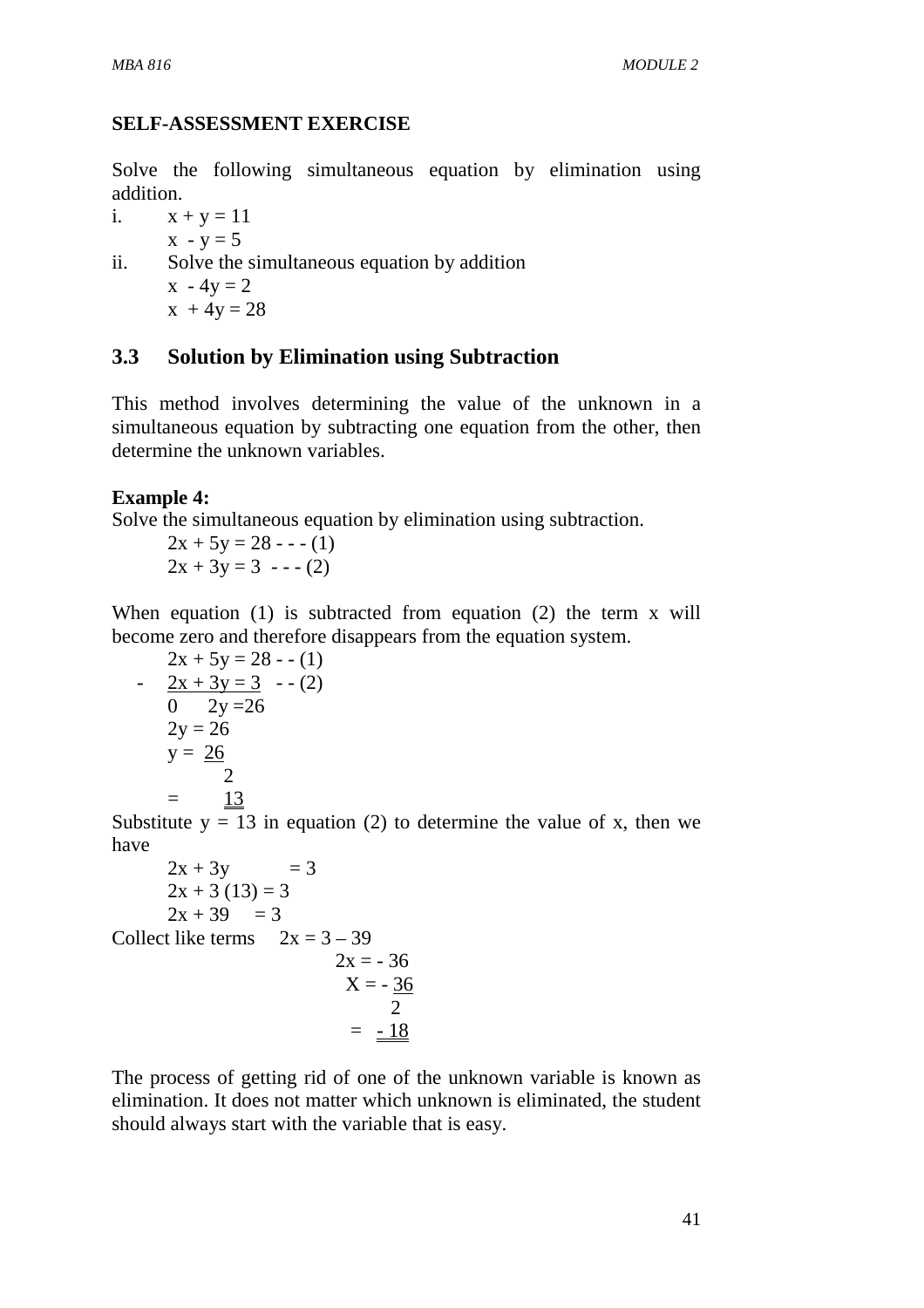**SELF-ASSESSMENT EXERCISE**

Solve the following simultaneous equation by elimination using addition.

i. $x + y = 11$

   $x - y = 5$

ii. Solve the simultaneous equation by addition

   $x - 4y = 2$

   $x + 4y = 28$

## 3.3 Solution by Elimination using Subtraction

This method involves determining the value of the unknown in a simultaneous equation by subtracting one equation from the other, then determine the unknown variables.

**Example 4:**

Solve the simultaneous equation by elimination using subtraction.

$$2x + 5y = 28 \text{ - - - (1)}$$
$$2x + 3y = 3 \text{ - - - (2)}$$

When equation (1) is subtracted from equation (2) the term x will become zero and therefore disappears from the equation system.

$$2x + 5y = 28 \text{ - - (1)}$$
$$- \quad \underline{2x + 3y = 3} \text{ - - (2)}$$
$$0 \quad 2y = 26$$

$$2y = 26$$

$$y = \frac{26}{2}$$

$$= \underline{\underline{13}}$$

Substitute $y = 13$ in equation (2) to determine the value of x, then we have

$$2x + 3y = 3$$
$$2x + 3(13) = 3$$
$$2x + 39 = 3$$

Collect like terms $\quad 2x = 3 – 39$

$$2x = - 36$$

$$X = - \frac{36}{2}$$

$$= \underline{\underline{- 18}}$$

The process of getting rid of one of the unknown variable is known as elimination. It does not matter which unknown is eliminated, the student should always start with the variable that is easy.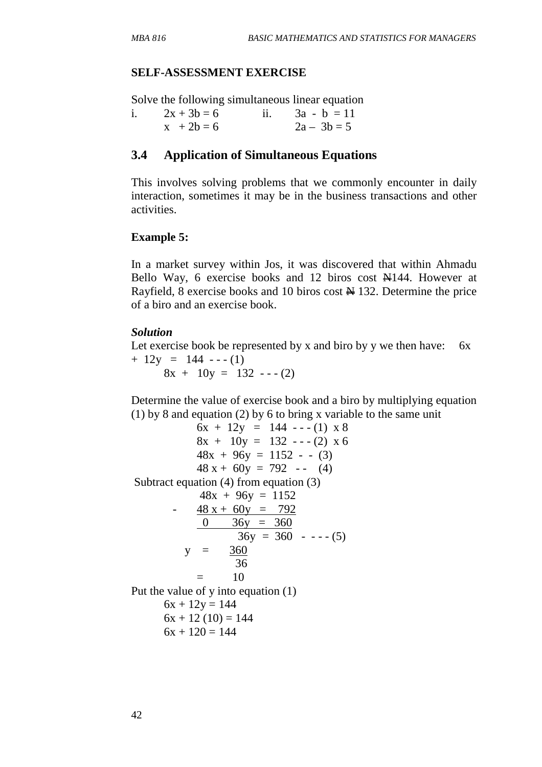**SELF-ASSESSMENT EXERCISE**

Solve the following simultaneous linear equation

i. $2x + 3b = 6$ ii. $3a - b = 11$

$x + 2b = 6$ $2a - 3b = 5$

## 3.4 Application of Simultaneous Equations

This involves solving problems that we commonly encounter in daily interaction, sometimes it may be in the business transactions and other activities.

**Example 5:**

In a market survey within Jos, it was discovered that within Ahmadu Bello Way, 6 exercise books and 12 biros cost ₦144. However at Rayfield, 8 exercise books and 10 biros cost ₦ 132. Determine the price of a biro and an exercise book.

***Solution***

Let exercise book be represented by x and biro by y we then have: $6x + 12y = 144$ - - - (1)

$$8x + 10y = 132 \quad \text{- - - (2)}$$

Determine the value of exercise book and a biro by multiplying equation (1) by 8 and equation (2) by 6 to bring x variable to the same unit

$$6x + 12y = 144 \quad \text{- - - (1)} \times 8$$

$$8x + 10y = 132 \quad \text{- - - (2)} \times 6$$

$$48x + 96y = 1152 \quad \text{- - (3)}$$

$$48x + 60y = 792 \quad \text{- - (4)}$$

Subtract equation (4) from equation (3)

$$48x + 96y = 1152$$

$$- \quad 48x + 60y = 792$$

$$0 \quad 36y = 360$$

$$36y = 360 \quad \text{- - - - (5)}$$

$$y = \frac{360}{36}$$

$$= 10$$

Put the value of y into equation (1)

$$6x + 12y = 144$$

$$6x + 12(10) = 144$$

$$6x + 120 = 144$$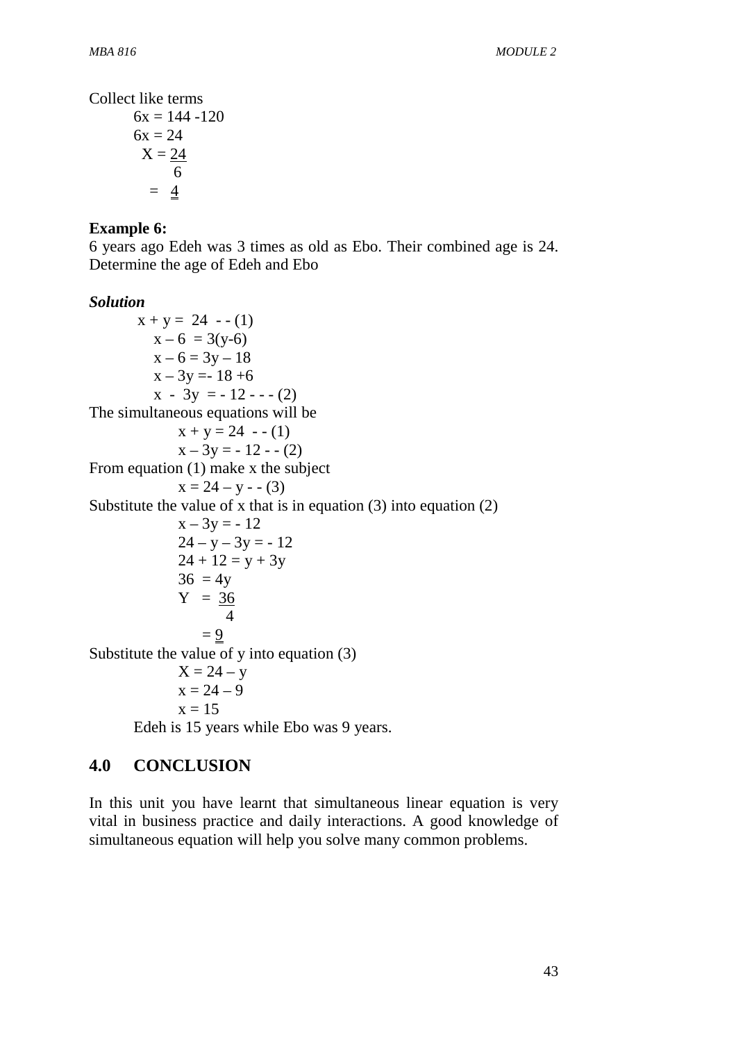Collect like terms

$$6x = 144 - 120$$

$$6x = 24$$

$$X = \frac{24}{6}$$

$$= \underline{\underline{4}}$$

**Example 6:**

6 years ago Edeh was 3 times as old as Ebo. Their combined age is 24. Determine the age of Edeh and Ebo

***Solution***

$$x + y = 24 \text{ - - (1)}$$

$$x - 6 = 3(y-6)$$

$$x - 6 = 3y - 18$$

$$x - 3y = -18 + 6$$

$$x - 3y = -12 \text{ - - - (2)}$$

The simultaneous equations will be

$$x + y = 24 \text{ - - (1)}$$

$$x - 3y = -12 \text{ - - (2)}$$

From equation (1) make x the subject

$$x = 24 - y \text{ - - (3)}$$

Substitute the value of x that is in equation (3) into equation (2)

$$x - 3y = -12$$

$$24 - y - 3y = -12$$

$$24 + 12 = y + 3y$$

$$36 = 4y$$

$$Y = \frac{36}{4}$$

$$= \underline{\underline{9}}$$

Substitute the value of y into equation (3)

$$X = 24 - y$$

$$x = 24 - 9$$

$$x = 15$$

Edeh is 15 years while Ebo was 9 years.

## 4.0 CONCLUSION

In this unit you have learnt that simultaneous linear equation is very vital in business practice and daily interactions. A good knowledge of simultaneous equation will help you solve many common problems.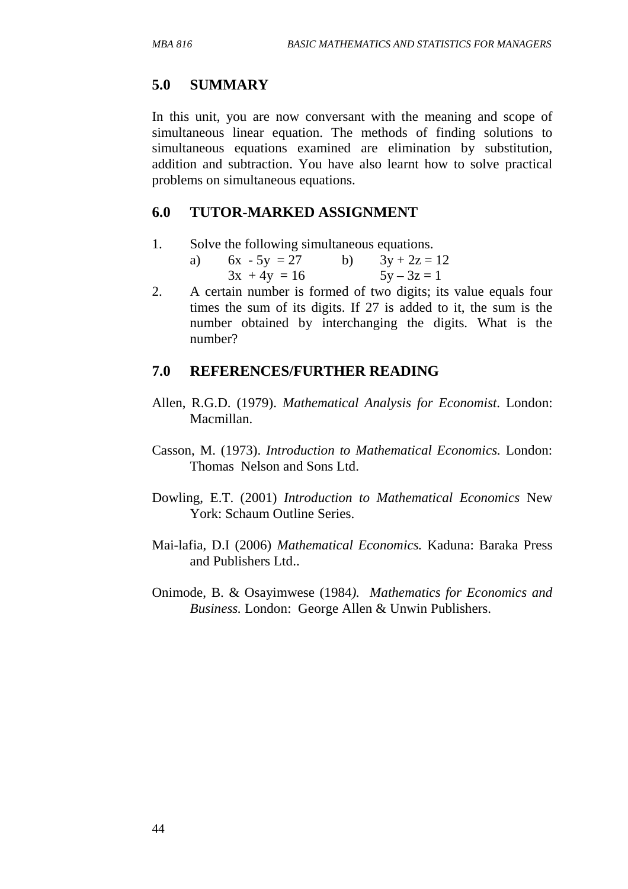## 5.0 SUMMARY

In this unit, you are now conversant with the meaning and scope of simultaneous linear equation. The methods of finding solutions to simultaneous equations examined are elimination by substitution, addition and subtraction. You have also learnt how to solve practical problems on simultaneous equations.

## 6.0 TUTOR-MARKED ASSIGNMENT

1. Solve the following simultaneous equations.

   a) $6x - 5y = 27$
      $3x + 4y = 16$

   b) $3y + 2z = 12$
      $5y - 3z = 1$

2. A certain number is formed of two digits; its value equals four times the sum of its digits. If 27 is added to it, the sum is the number obtained by interchanging the digits. What is the number?

## 7.0 REFERENCES/FURTHER READING

Allen, R.G.D. (1979). *Mathematical Analysis for Economist*. London: Macmillan.

Casson, M. (1973). *Introduction to Mathematical Economics.* London: Thomas Nelson and Sons Ltd.

Dowling, E.T. (2001) *Introduction to Mathematical Economics* New York: Schaum Outline Series.

Mai-lafia, D.I (2006) *Mathematical Economics.* Kaduna: Baraka Press and Publishers Ltd..

Onimode, B. & Osayimwese (1984). *Mathematics for Economics and Business.* London: George Allen & Unwin Publishers.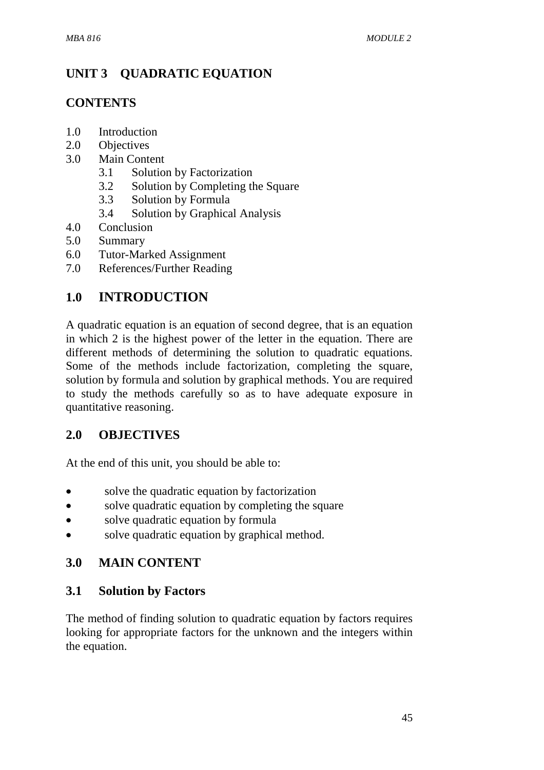## UNIT 3 QUADRATIC EQUATION

### CONTENTS

1.0 Introduction
2.0 Objectives
3.0 Main Content
    3.1 Solution by Factorization
    3.2 Solution by Completing the Square
    3.3 Solution by Formula
    3.4 Solution by Graphical Analysis
4.0 Conclusion
5.0 Summary
6.0 Tutor-Marked Assignment
7.0 References/Further Reading

## 1.0 INTRODUCTION

A quadratic equation is an equation of second degree, that is an equation in which 2 is the highest power of the letter in the equation. There are different methods of determining the solution to quadratic equations. Some of the methods include factorization, completing the square, solution by formula and solution by graphical methods. You are required to study the methods carefully so as to have adequate exposure in quantitative reasoning.

## 2.0 OBJECTIVES

At the end of this unit, you should be able to:

- solve the quadratic equation by factorization
- solve quadratic equation by completing the square
- solve quadratic equation by formula
- solve quadratic equation by graphical method.

## 3.0 MAIN CONTENT

### 3.1 Solution by Factors

The method of finding solution to quadratic equation by factors requires looking for appropriate factors for the unknown and the integers within the equation.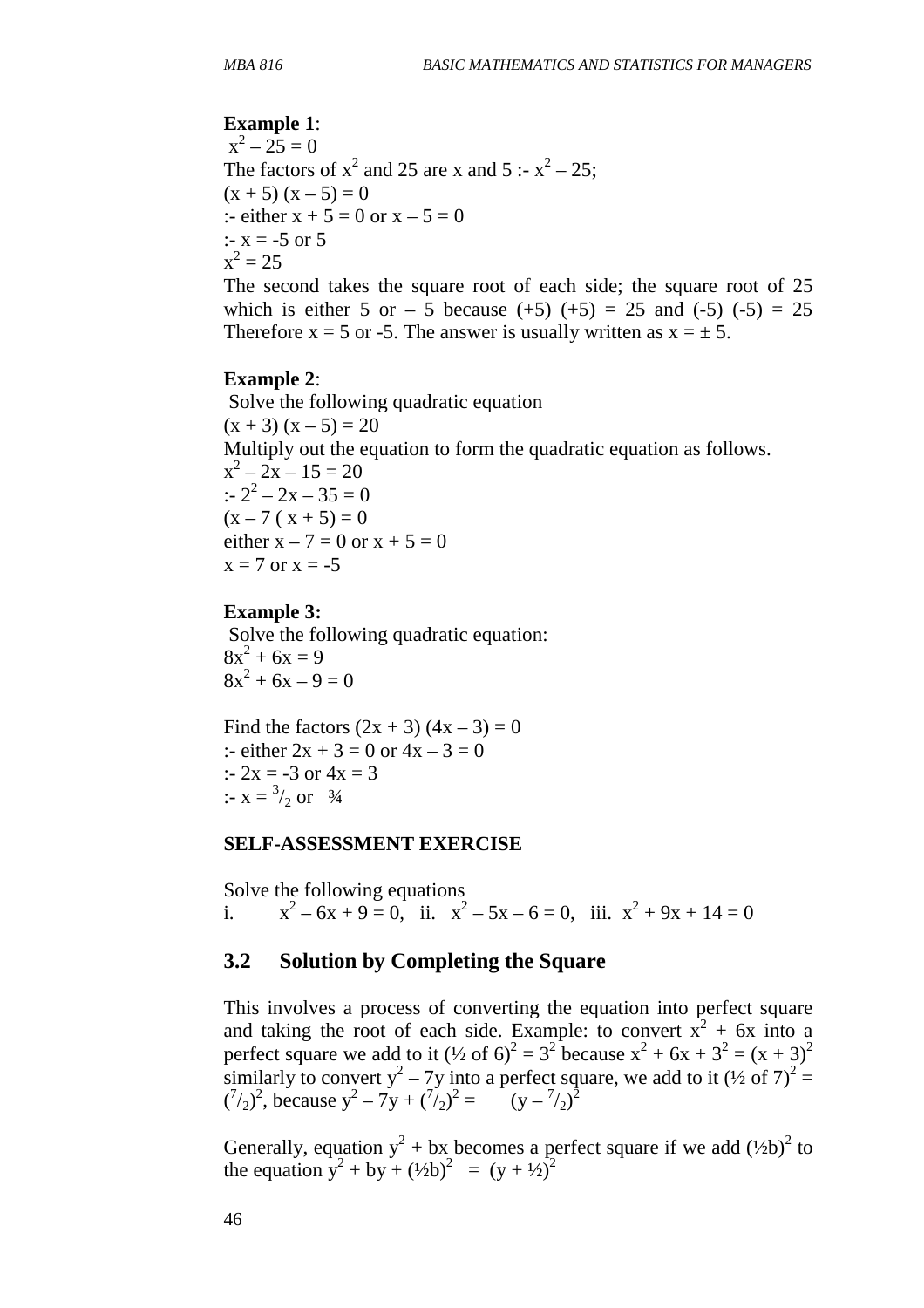**Example 1**:

$x^2 – 25 = 0$

The factors of $x^2$ and 25 are x and 5 :- $x^2 – 25$;

$(x + 5) (x – 5) = 0$

:- either $x + 5 = 0$ or $x – 5 = 0$

:- $x = -5$ or 5

$x^2 = 25$

The second takes the square root of each side; the square root of 25 which is either 5 or – 5 because (+5) (+5) = 25 and (-5) (-5) = 25 Therefore x = 5 or -5. The answer is usually written as $x = \pm 5$.

**Example 2**:

Solve the following quadratic equation

$(x + 3) (x – 5) = 20$

Multiply out the equation to form the quadratic equation as follows.

$x^2 – 2x – 15 = 20$

:- $2^2 – 2x – 35 = 0$

$(x – 7 ( x + 5) = 0$

either $x – 7 = 0$ or $x + 5 = 0$

$x = 7$ or $x = -5$

**Example 3:**

Solve the following quadratic equation:

$8x^2 + 6x = 9$

$8x^2 + 6x – 9 = 0$

Find the factors $(2x + 3) (4x – 3) = 0$

:- either $2x + 3 = 0$ or $4x – 3 = 0$

:- $2x = -3$ or $4x = 3$

:- $x = {}^3/_2$ or ¾

**SELF-ASSESSMENT EXERCISE**

Solve the following equations

i. $x^2 – 6x + 9 = 0$, ii. $x^2 – 5x – 6 = 0$, iii. $x^2 + 9x + 14 = 0$

## 3.2 Solution by Completing the Square

This involves a process of converting the equation into perfect square and taking the root of each side. Example: to convert $x^2 + 6x$ into a perfect square we add to it $(½ \text{ of } 6)^2 = 3^2$ because $x^2 + 6x + 3^2 = (x + 3)^2$ similarly to convert $y^2 – 7y$ into a perfect square, we add to it $(½ \text{ of } 7)^2 = ({}^7/_2)^2$, because $y^2 – 7y + ({}^7/_2)^2 = (y – {}^7/_2)^2$

Generally, equation $y^2 + bx$ becomes a perfect square if we add $(½b)^2$ to the equation $y^2 + by + (½b)^2 = (y + ½)^2$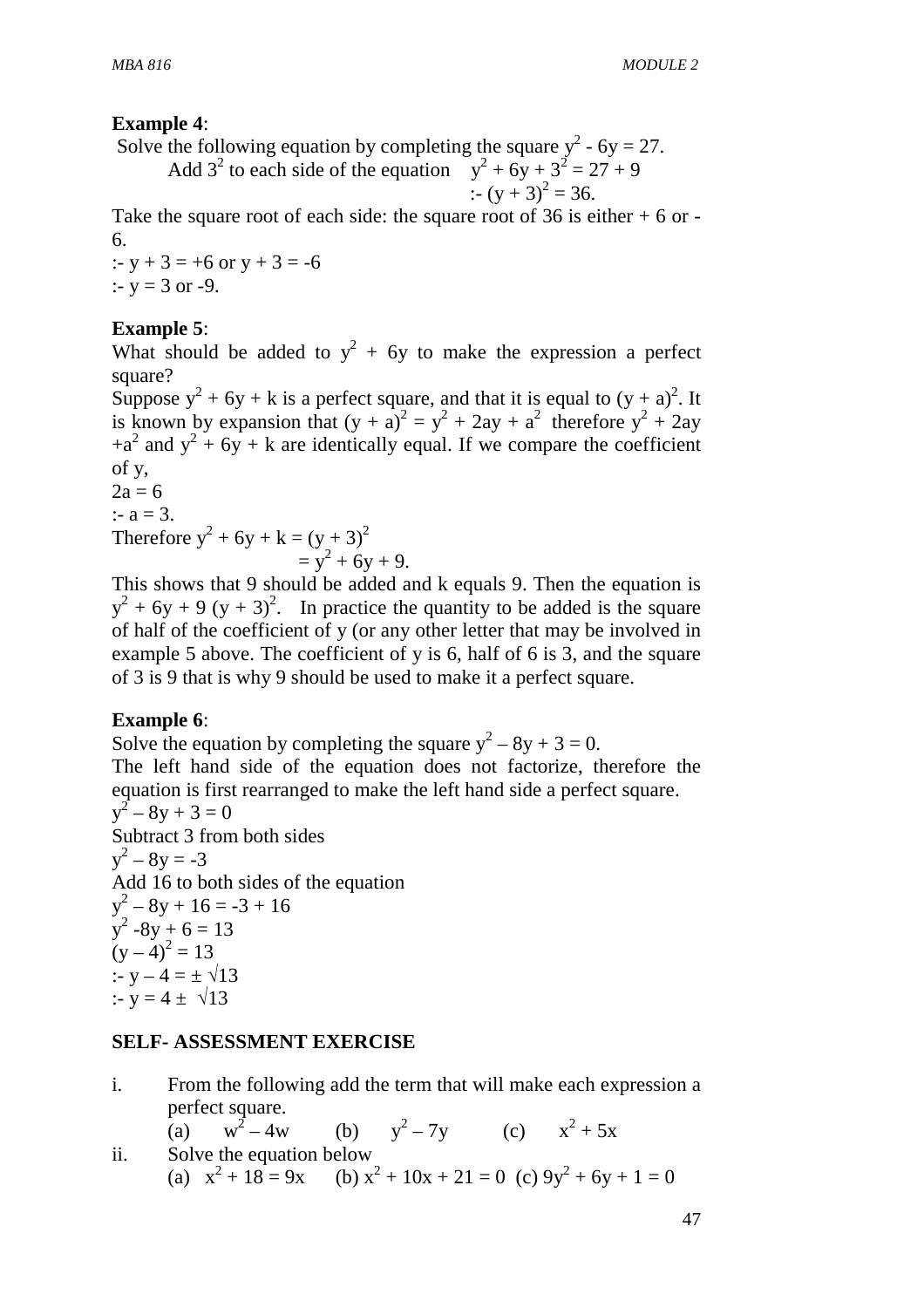**Example 4**:

Solve the following equation by completing the square $y^2 - 6y = 27$.

Add $3^2$ to each side of the equation $y^2 + 6y + 3^2 = 27 + 9$

$:- (y + 3)^2 = 36$.

Take the square root of each side: the square root of 36 is either + 6 or - 6.

$:- y + 3 = +6$ or $y + 3 = -6$

$:- y = 3$ or $-9$.

**Example 5**:

What should be added to $y^2 + 6y$ to make the expression a perfect square?

Suppose $y^2 + 6y + k$ is a perfect square, and that it is equal to $(y + a)^2$. It is known by expansion that $(y + a)^2 = y^2 + 2ay + a^2$ therefore $y^2 + 2ay + a^2$ and $y^2 + 6y + k$ are identically equal. If we compare the coefficient of y,

$2a = 6$

$:- a = 3$.

Therefore $y^2 + 6y + k = (y + 3)^2$

$= y^2 + 6y + 9$.

This shows that 9 should be added and k equals 9. Then the equation is $y^2 + 6y + 9 (y + 3)^2$. In practice the quantity to be added is the square of half of the coefficient of y (or any other letter that may be involved in example 5 above. The coefficient of y is 6, half of 6 is 3, and the square of 3 is 9 that is why 9 should be used to make it a perfect square.

**Example 6**:

Solve the equation by completing the square $y^2 – 8y + 3 = 0$.

The left hand side of the equation does not factorize, therefore the equation is first rearranged to make the left hand side a perfect square.

$y^2 – 8y + 3 = 0$

Subtract 3 from both sides

$y^2 – 8y = -3$

Add 16 to both sides of the equation

$y^2 – 8y + 16 = -3 + 16$

$y^2 -8y + 6 = 13$

$(y – 4)^2 = 13$

$:- y – 4 = \pm \sqrt{13}$

$:- y = 4 \pm \sqrt{13}$

**SELF- ASSESSMENT EXERCISE**

i. From the following add the term that will make each expression a perfect square.
   (a) $w^2 – 4w$ (b) $y^2 – 7y$ (c) $x^2 + 5x$

ii. Solve the equation below
   (a) $x^2 + 18 = 9x$ (b) $x^2 + 10x + 21 = 0$ (c) $9y^2 + 6y + 1 = 0$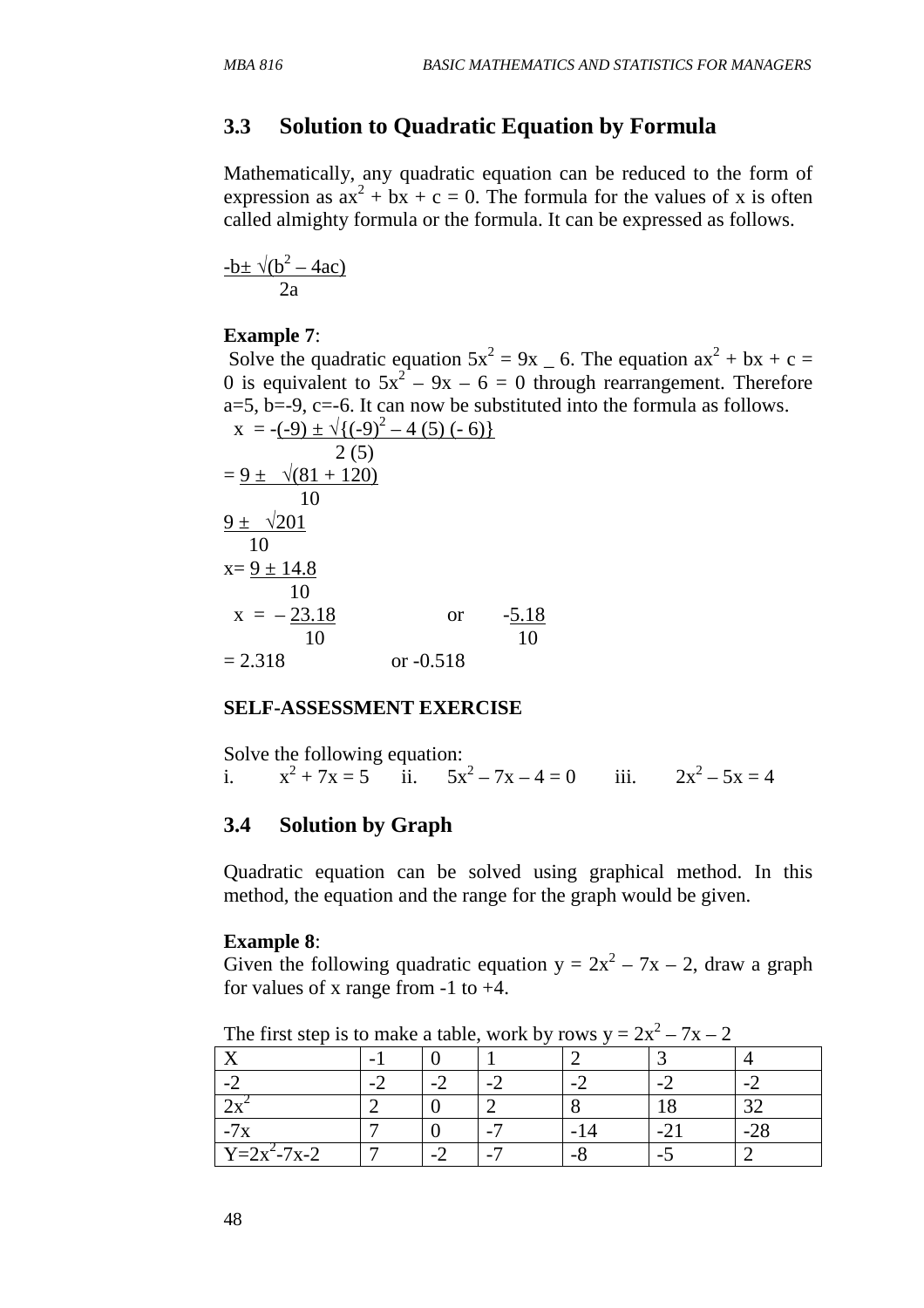## 3.3 Solution to Quadratic Equation by Formula

Mathematically, any quadratic equation can be reduced to the form of expression as $ax^2 + bx + c = 0$. The formula for the values of x is often called almighty formula or the formula. It can be expressed as follows.

$$\frac{-b \pm \sqrt{(b^2 - 4ac)}}{2a}$$

**Example 7**:

Solve the quadratic equation $5x^2 = 9x \_ 6$. The equation $ax^2 + bx + c = 0$ is equivalent to $5x^2 - 9x - 6 = 0$ through rearrangement. Therefore a=5, b=-9, c=-6. It can now be substituted into the formula as follows.

$$x = \frac{-(-9) \pm \sqrt{\{(-9)^2 - 4(5)(-6)\}}}{2(5)}$$

$$= \frac{9 \pm \sqrt{(81 + 120)}}{10}$$

$$\frac{9 \pm \sqrt{201}}{10}$$

$$x = \frac{9 \pm 14.8}{10}$$

$$x = -\frac{23.18}{10} \quad \text{or} \quad \frac{-5.18}{10}$$

$$= 2.318 \quad \text{or } -0.518$$

**SELF-ASSESSMENT EXERCISE**

Solve the following equation:

i. $x^2 + 7x = 5$ ii. $5x^2 - 7x - 4 = 0$ iii. $2x^2 - 5x = 4$

## 3.4 Solution by Graph

Quadratic equation can be solved using graphical method. In this method, the equation and the range for the graph would be given.

**Example 8**:

Given the following quadratic equation $y = 2x^2 - 7x - 2$, draw a graph for values of x range from -1 to +4.

The first step is to make a table, work by rows $y = 2x^2 - 7x - 2$

| X | -1 | 0 | 1 | 2 | 3 | 4 |
|---|---|---|---|---|---|---|
| -2 | -2 | -2 | -2 | -2 | -2 | -2 |
| $2x^2$ | 2 | 0 | 2 | 8 | 18 | 32 |
| -7x | 7 | 0 | -7 | -14 | -21 | -28 |
| $Y=2x^2-7x-2$ | 7 | -2 | -7 | -8 | -5 | 2 |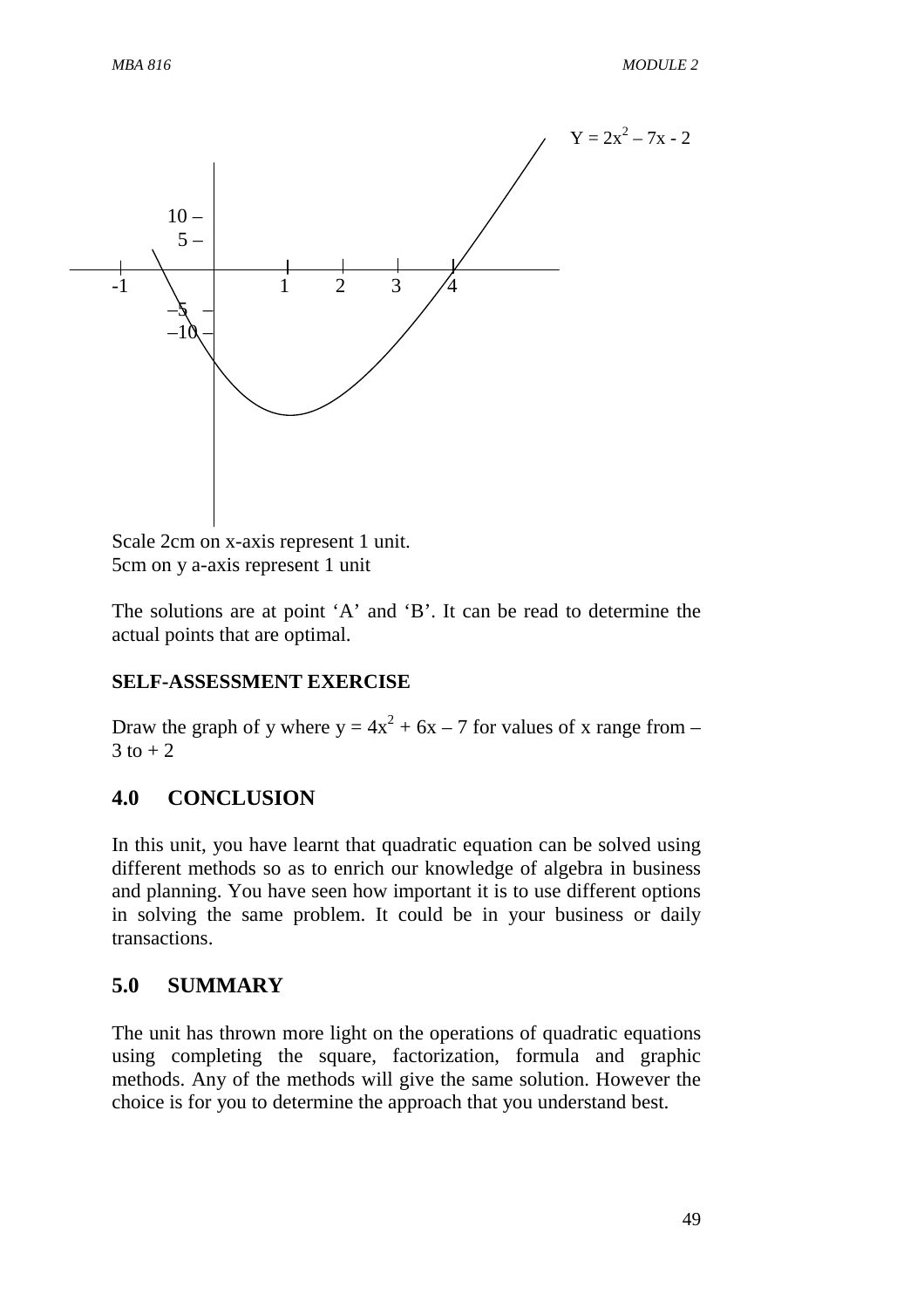$Y = 2x^2 – 7x - 2$

Scale 2cm on x-axis represent 1 unit.
5cm on y a-axis represent 1 unit

The solutions are at point 'A' and 'B'. It can be read to determine the actual points that are optimal.

**SELF-ASSESSMENT EXERCISE**

Draw the graph of y where $y = 4x^2 + 6x – 7$ for values of x range from –3 to + 2

## 4.0 CONCLUSION

In this unit, you have learnt that quadratic equation can be solved using different methods so as to enrich our knowledge of algebra in business and planning. You have seen how important it is to use different options in solving the same problem. It could be in your business or daily transactions.

## 5.0 SUMMARY

The unit has thrown more light on the operations of quadratic equations using completing the square, factorization, formula and graphic methods. Any of the methods will give the same solution. However the choice is for you to determine the approach that you understand best.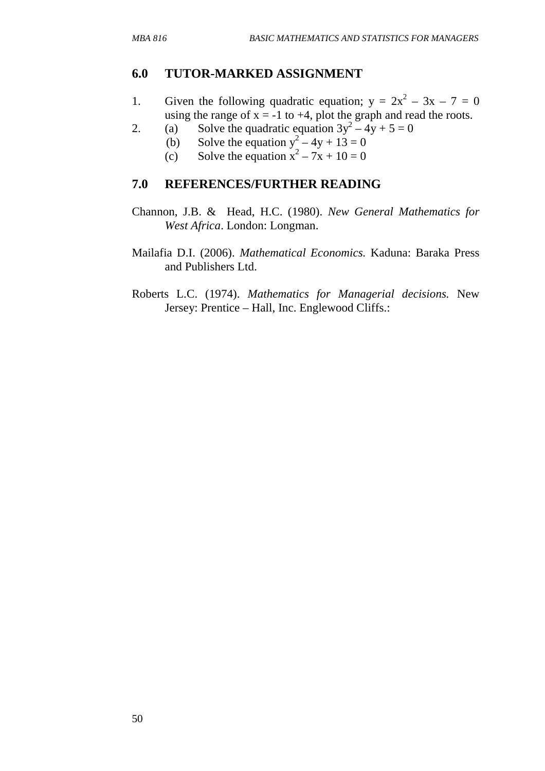## 6.0 TUTOR-MARKED ASSIGNMENT

1. Given the following quadratic equation; $y = 2x^2 – 3x – 7 = 0$ using the range of $x = -1$ to $+4$, plot the graph and read the roots.
2. (a) Solve the quadratic equation $3y^2 – 4y + 5 = 0$
   (b) Solve the equation $y^2 – 4y + 13 = 0$
   (c) Solve the equation $x^2 – 7x + 10 = 0$

## 7.0 REFERENCES/FURTHER READING

Channon, J.B. & Head, H.C. (1980). *New General Mathematics for West Africa*. London: Longman.

Mailafia D.I. (2006). *Mathematical Economics.* Kaduna: Baraka Press and Publishers Ltd.

Roberts L.C. (1974). *Mathematics for Managerial decisions.* New Jersey: Prentice – Hall, Inc. Englewood Cliffs.: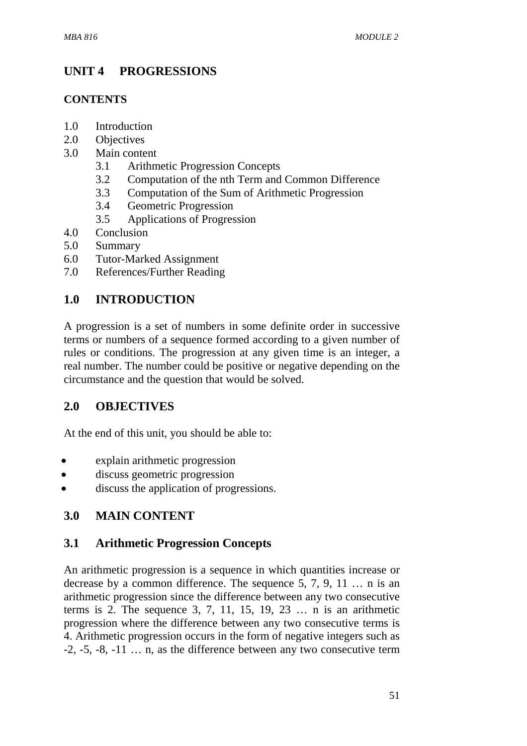# UNIT 4 PROGRESSIONS

## CONTENTS

1.0 Introduction
2.0 Objectives
3.0 Main content
    3.1 Arithmetic Progression Concepts
    3.2 Computation of the nth Term and Common Difference
    3.3 Computation of the Sum of Arithmetic Progression
    3.4 Geometric Progression
    3.5 Applications of Progression
4.0 Conclusion
5.0 Summary
6.0 Tutor-Marked Assignment
7.0 References/Further Reading

## 1.0 INTRODUCTION

A progression is a set of numbers in some definite order in successive terms or numbers of a sequence formed according to a given number of rules or conditions. The progression at any given time is an integer, a real number. The number could be positive or negative depending on the circumstance and the question that would be solved.

## 2.0 OBJECTIVES

At the end of this unit, you should be able to:

- explain arithmetic progression
- discuss geometric progression
- discuss the application of progressions.

## 3.0 MAIN CONTENT

### 3.1 Arithmetic Progression Concepts

An arithmetic progression is a sequence in which quantities increase or decrease by a common difference. The sequence 5, 7, 9, 11 … n is an arithmetic progression since the difference between any two consecutive terms is 2. The sequence 3, 7, 11, 15, 19, 23 … n is an arithmetic progression where the difference between any two consecutive terms is 4. Arithmetic progression occurs in the form of negative integers such as -2, -5, -8, -11 … n, as the difference between any two consecutive term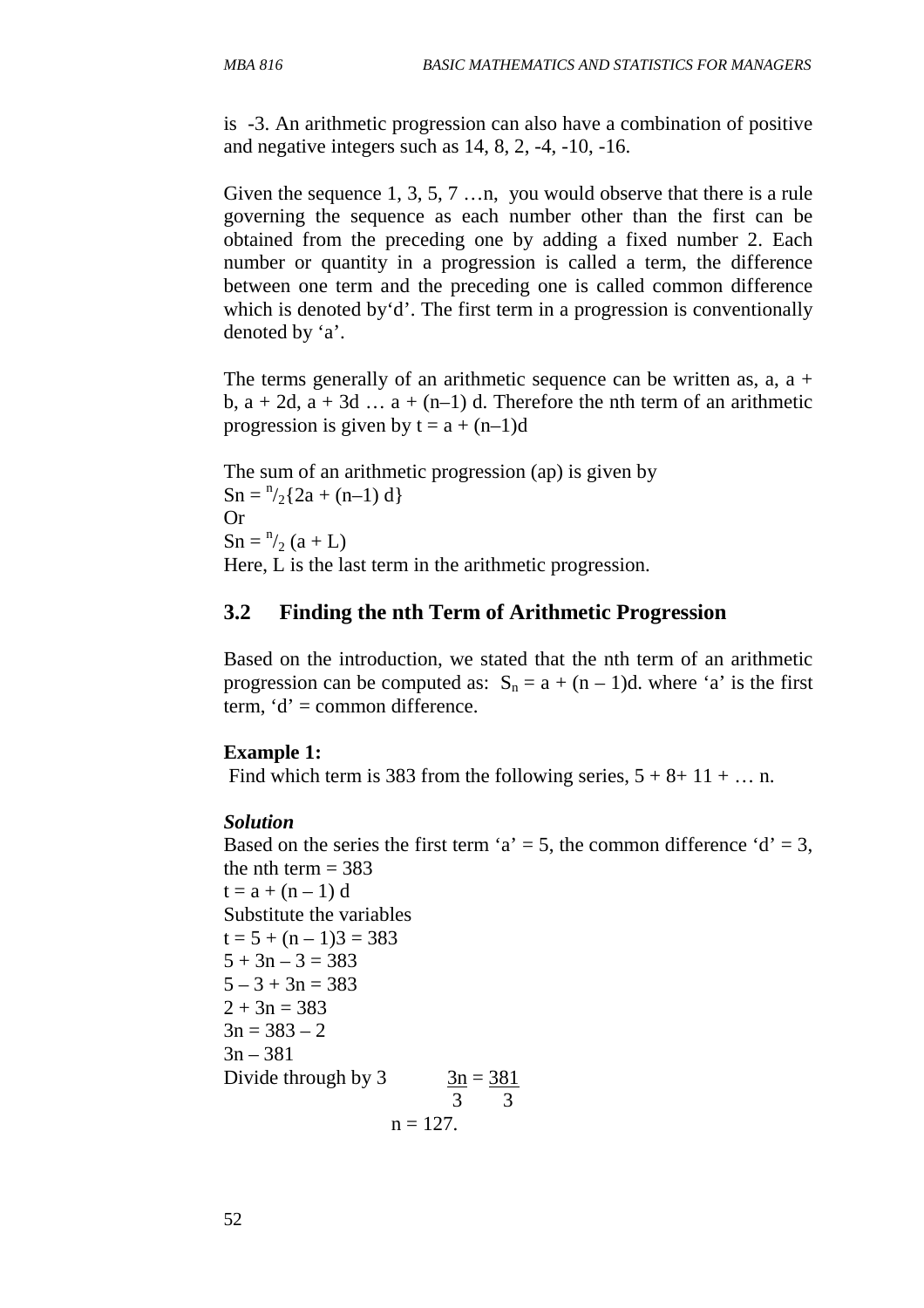is -3. An arithmetic progression can also have a combination of positive and negative integers such as 14, 8, 2, -4, -10, -16.

Given the sequence 1, 3, 5, 7 …n, you would observe that there is a rule governing the sequence as each number other than the first can be obtained from the preceding one by adding a fixed number 2. Each number or quantity in a progression is called a term, the difference between one term and the preceding one is called common difference which is denoted by‘d’. The first term in a progression is conventionally denoted by ‘a’.

The terms generally of an arithmetic sequence can be written as, a, a + b, a + 2d, a + 3d … a + (n–1) d. Therefore the nth term of an arithmetic progression is given by t = a + (n–1)d

The sum of an arithmetic progression (ap) is given by

$Sn = {}^{n}/_{2}\{2a + (n–1) d\}$

Or

$Sn = {}^{n}/_{2} (a + L)$

Here, L is the last term in the arithmetic progression.

## 3.2 Finding the nth Term of Arithmetic Progression

Based on the introduction, we stated that the nth term of an arithmetic progression can be computed as: $S_n = a + (n – 1)d$. where ‘a’ is the first term, ‘d’ = common difference.

**Example 1:**

Find which term is 383 from the following series, 5 + 8+ 11 + … n.

***Solution***

Based on the series the first term ‘a’ = 5, the common difference ‘d’ = 3, the nth term = 383

t = a + (n – 1) d

Substitute the variables

t = 5 + (n – 1)3 = 383

5 + 3n – 3 = 383

5 – 3 + 3n = 383

2 + 3n = 383

3n = 383 – 2

3n – 381

Divide through by 3 $\frac{3n}{3} = \frac{381}{3}$

n = 127.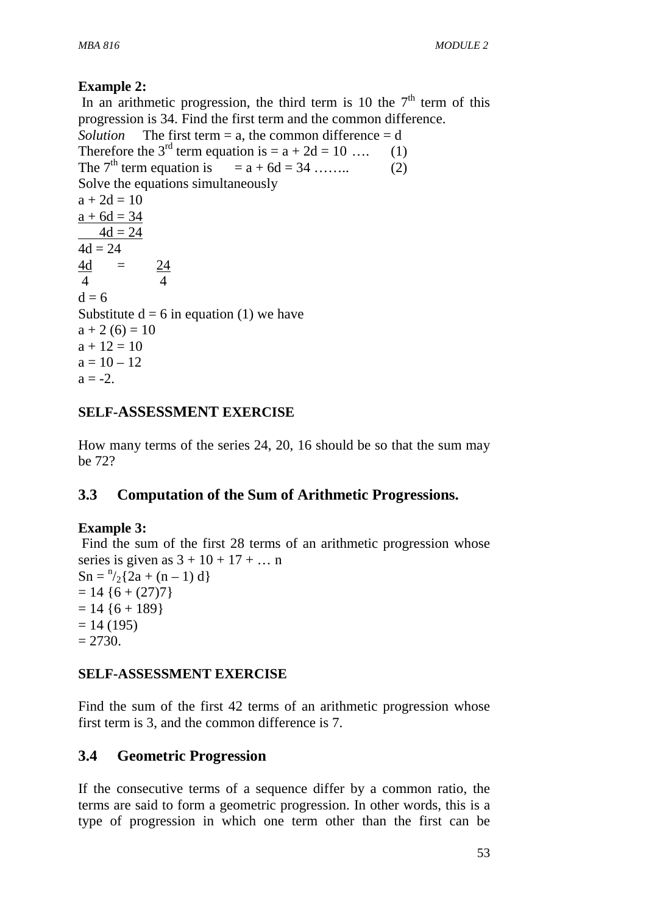**Example 2:**

In an arithmetic progression, the third term is 10 the $7^{th}$ term of this progression is 34. Find the first term and the common difference.

*Solution* The first term = a, the common difference = d

Therefore the $3^{rd}$ term equation is = $a + 2d = 10$ …. (1)

The $7^{th}$ term equation is = $a + 6d = 34$ …….. (2)

Solve the equations simultaneously

$a + 2d = 10$

$a + 6d = 34$

$4d = 24$

$4d = 24$

$\frac{4d}{4} = \frac{24}{4}$

$d = 6$

Substitute $d = 6$ in equation (1) we have

$a + 2(6) = 10$

$a + 12 = 10$

$a = 10 – 12$

$a = -2$.

**SELF-ASSESSMENT EXERCISE**

How many terms of the series 24, 20, 16 should be so that the sum may be 72?

## 3.3 Computation of the Sum of Arithmetic Progressions.

**Example 3:**

Find the sum of the first 28 terms of an arithmetic progression whose series is given as $3 + 10 + 17 + \dots n$

$Sn = {}^{n}/_{2}\{2a + (n – 1) d\}$

$= 14 \{6 + (27)7\}$

$= 14 \{6 + 189\}$

$= 14 (195)$

$= 2730.$

**SELF-ASSESSMENT EXERCISE**

Find the sum of the first 42 terms of an arithmetic progression whose first term is 3, and the common difference is 7.

## 3.4 Geometric Progression

If the consecutive terms of a sequence differ by a common ratio, the terms are said to form a geometric progression. In other words, this is a type of progression in which one term other than the first can be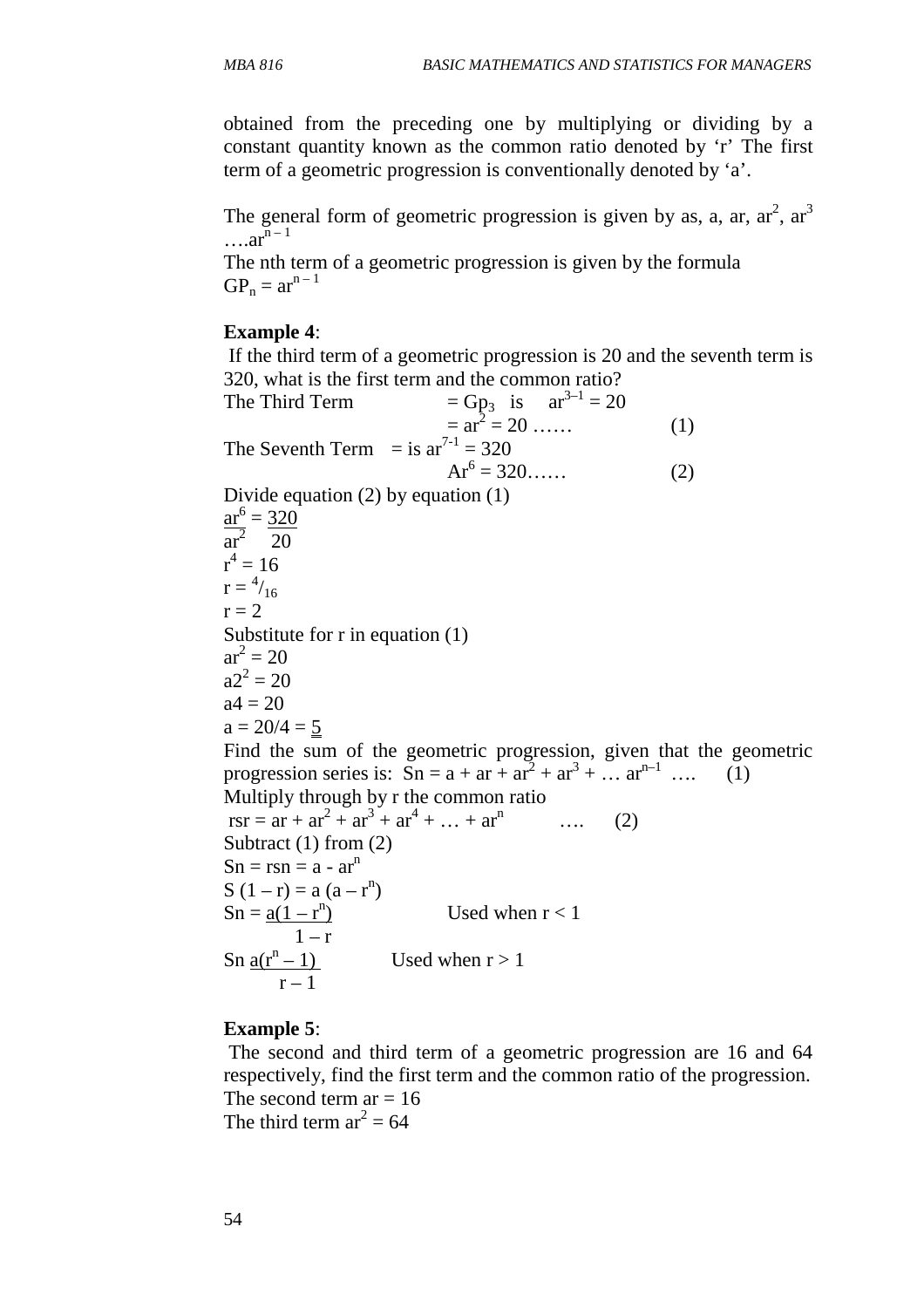obtained from the preceding one by multiplying or dividing by a constant quantity known as the common ratio denoted by 'r' The first term of a geometric progression is conventionally denoted by 'a'.

The general form of geometric progression is given by as, a, ar, $ar^2$, $ar^3$ ….$ar^{n-1}$

The nth term of a geometric progression is given by the formula

$GP_n = ar^{n-1}$

**Example 4**:

If the third term of a geometric progression is 20 and the seventh term is 320, what is the first term and the common ratio?

The Third Term $= Gp_3$ is $ar^{3-1} = 20$

$= ar^2 = 20$ …… (1)

The Seventh Term = is $ar^{7-1} = 320$

$Ar^6 = 320$…… (2)

Divide equation (2) by equation (1)

$$\frac{ar^6}{ar^2} = \frac{320}{20}$$

$r^4 = 16$

$r = {}^4/_{16}$

$r = 2$

Substitute for r in equation (1)

$ar^2 = 20$

$a2^2 = 20$

$a4 = 20$

$a = 20/4 = \underline{\underline{5}}$

Find the sum of the geometric progression, given that the geometric progression series is: $Sn = a + ar + ar^2 + ar^3 + \ldots ar^{n-1}$ …. (1)

Multiply through by r the common ratio

$rsr = ar + ar^2 + ar^3 + ar^4 + \ldots + ar^n$ …. (2)

Subtract (1) from (2)

$Sn = rsn = a - ar^n$

$S(1 - r) = a(a - r^n)$

$$Sn = \frac{a(1 - r^n)}{1 - r} \quad \text{Used when } r < 1$$

$$Sn \frac{a(r^n - 1)}{r - 1} \quad \text{Used when } r > 1$$

**Example 5**:

The second and third term of a geometric progression are 16 and 64 respectively, find the first term and the common ratio of the progression.

The second term $ar = 16$

The third term $ar^2 = 64$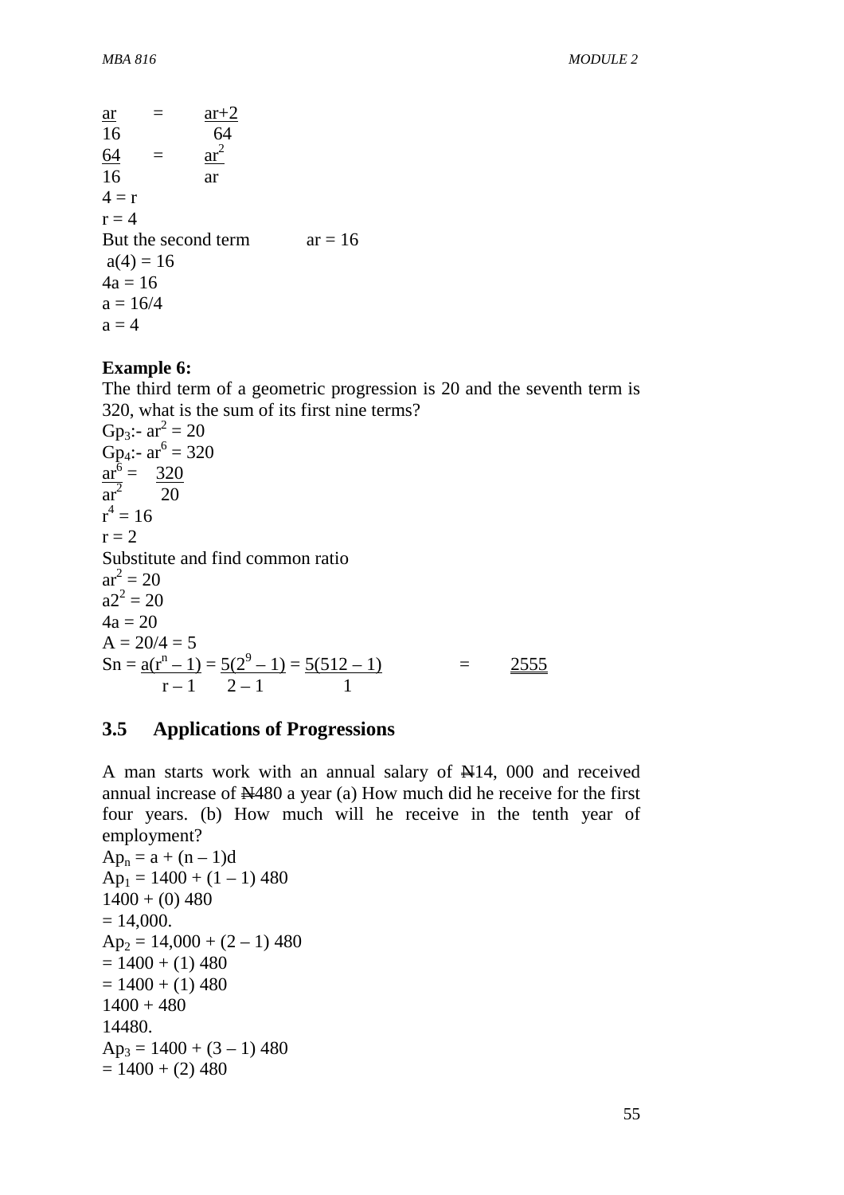$\frac{ar}{16} = \frac{ar+2}{64}$

$\frac{64}{16} = \frac{ar^2}{ar}$

$4 = r$

$r = 4$

But the second term $ar = 16$

$a(4) = 16$

$4a = 16$

$a = 16/4$

$a = 4$

**Example 6:**

The third term of a geometric progression is 20 and the seventh term is 320, what is the sum of its first nine terms?

$Gp_3$:- $ar^2 = 20$

$Gp_4$:- $ar^6 = 320$

$\frac{ar^6}{ar^2} = \frac{320}{20}$

$r^4 = 16$

$r = 2$

Substitute and find common ratio

$ar^2 = 20$

$a2^2 = 20$

$4a = 20$

$A = 20/4 = 5$

$Sn = \frac{a(r^n - 1)}{r - 1} = \frac{5(2^9 - 1)}{2 - 1} = \frac{5(512 - 1)}{1} = \underline{2555}$

## 3.5 Applications of Progressions

A man starts work with an annual salary of N14, 000 and received annual increase of N480 a year (a) How much did he receive for the first four years. (b) How much will he receive in the tenth year of employment?

$Ap_n = a + (n - 1)d$

$Ap_1 = 1400 + (1 - 1)\, 480$

$1400 + (0)\, 480$

$= 14,000.$

$Ap_2 = 14,000 + (2 - 1)\, 480$

$= 1400 + (1)\, 480$

$= 1400 + (1)\, 480$

$1400 + 480$

$14480.$

$Ap_3 = 1400 + (3 - 1)\, 480$

$= 1400 + (2)\, 480$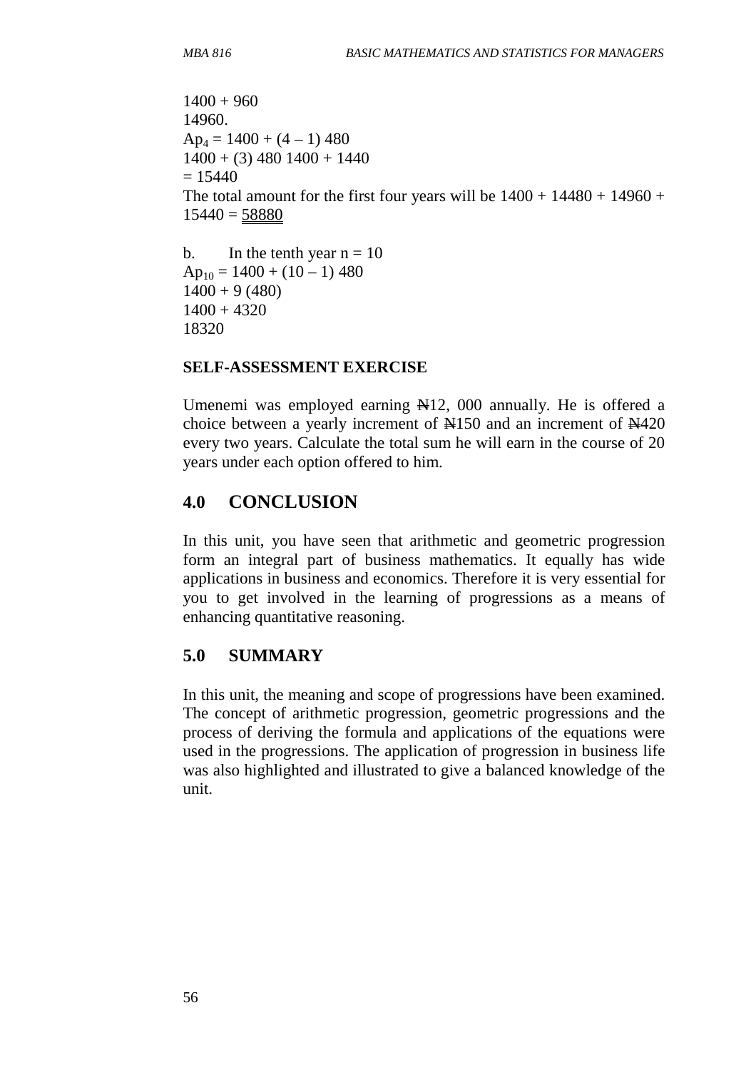1400 + 960
14960.
$Ap_4 = 1400 + (4 – 1) 480$
1400 + (3) 480 1400 + 1440
= 15440
The total amount for the first four years will be 1400 + 14480 + 14960 + 15440 = <u>58880</u>

b. In the tenth year n = 10
$Ap_{10} = 1400 + (10 – 1) 480$
1400 + 9 (480)
1400 + 4320
18320

**SELF-ASSESSMENT EXERCISE**

Umenemi was employed earning ₦12, 000 annually. He is offered a choice between a yearly increment of ₦150 and an increment of ₦420 every two years. Calculate the total sum he will earn in the course of 20 years under each option offered to him.

## 4.0 CONCLUSION

In this unit, you have seen that arithmetic and geometric progression form an integral part of business mathematics. It equally has wide applications in business and economics. Therefore it is very essential for you to get involved in the learning of progressions as a means of enhancing quantitative reasoning.

## 5.0 SUMMARY

In this unit, the meaning and scope of progressions have been examined. The concept of arithmetic progression, geometric progressions and the process of deriving the formula and applications of the equations were used in the progressions. The application of progression in business life was also highlighted and illustrated to give a balanced knowledge of the unit.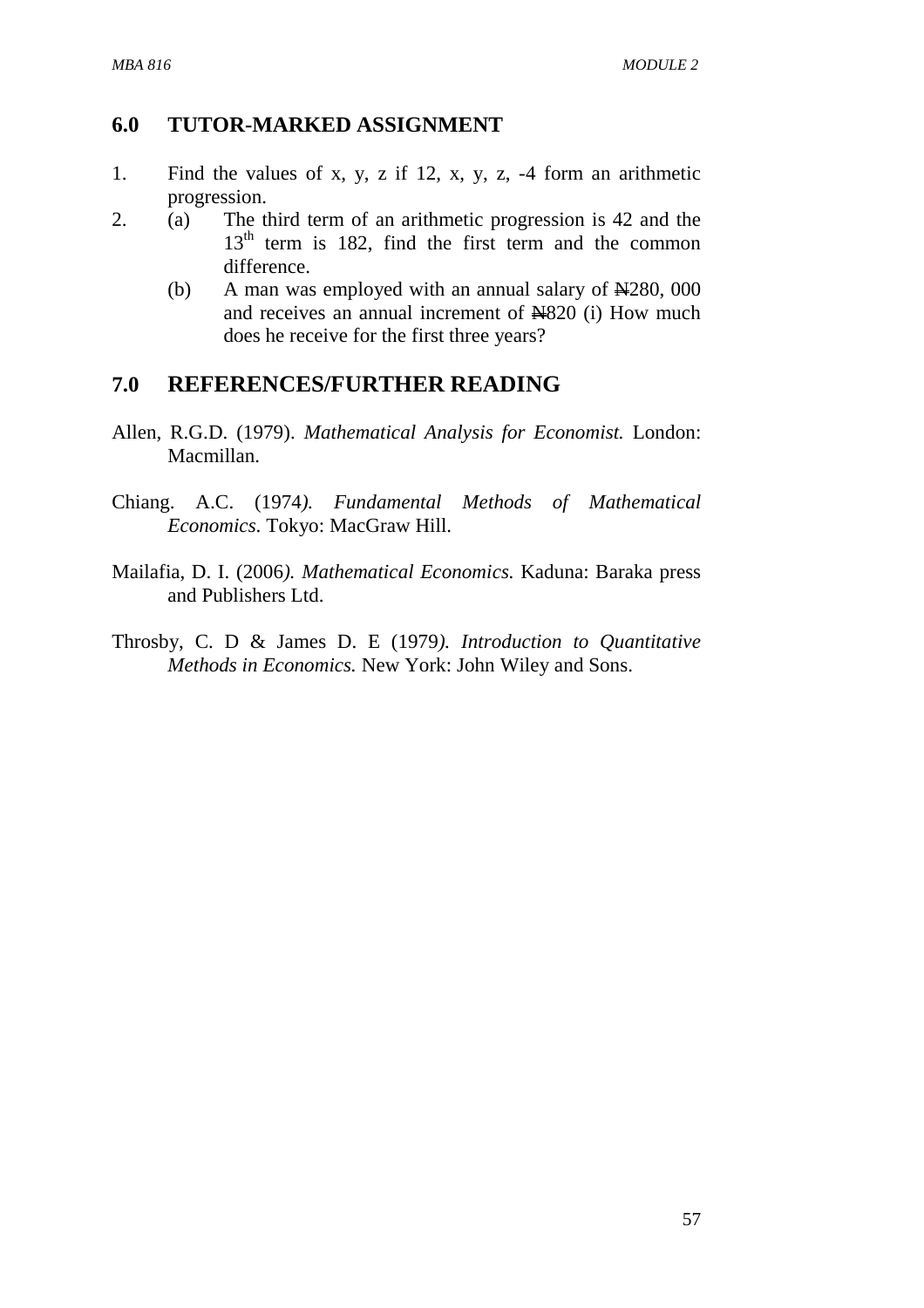## 6.0 TUTOR-MARKED ASSIGNMENT

1. Find the values of x, y, z if 12, x, y, z, -4 form an arithmetic progression.
2. (a) The third term of an arithmetic progression is 42 and the $13^{th}$ term is 182, find the first term and the common difference.

   (b) A man was employed with an annual salary of ₦280, 000 and receives an annual increment of ₦820 (i) How much does he receive for the first three years?

## 7.0 REFERENCES/FURTHER READING

Allen, R.G.D. (1979). *Mathematical Analysis for Economist.* London: Macmillan.

Chiang. A.C. (1974*). Fundamental Methods of Mathematical Economics*. Tokyo: MacGraw Hill.

Mailafia, D. I. (2006*). Mathematical Economics.* Kaduna: Baraka press and Publishers Ltd.

Throsby, C. D & James D. E (1979*). Introduction to Quantitative Methods in Economics.* New York: John Wiley and Sons.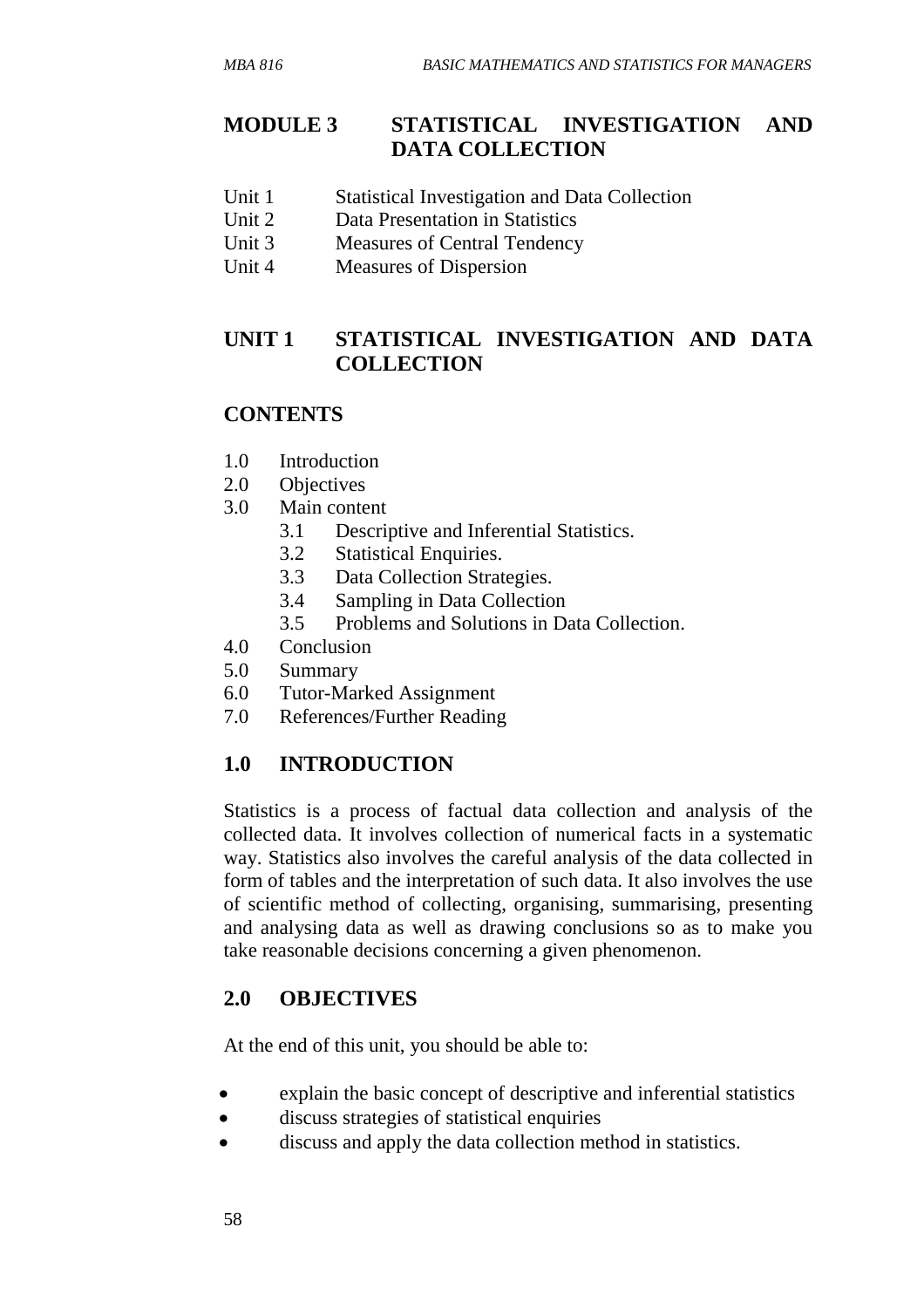# MODULE 3 STATISTICAL INVESTIGATION AND DATA COLLECTION

Unit 1 Statistical Investigation and Data Collection
Unit 2 Data Presentation in Statistics
Unit 3 Measures of Central Tendency
Unit 4 Measures of Dispersion

## UNIT 1 STATISTICAL INVESTIGATION AND DATA COLLECTION

### CONTENTS

1.0 Introduction
2.0 Objectives
3.0 Main content
 3.1 Descriptive and Inferential Statistics.
 3.2 Statistical Enquiries.
 3.3 Data Collection Strategies.
 3.4 Sampling in Data Collection
 3.5 Problems and Solutions in Data Collection.
4.0 Conclusion
5.0 Summary
6.0 Tutor-Marked Assignment
7.0 References/Further Reading

### 1.0 INTRODUCTION

Statistics is a process of factual data collection and analysis of the collected data. It involves collection of numerical facts in a systematic way. Statistics also involves the careful analysis of the data collected in form of tables and the interpretation of such data. It also involves the use of scientific method of collecting, organising, summarising, presenting and analysing data as well as drawing conclusions so as to make you take reasonable decisions concerning a given phenomenon.

### 2.0 OBJECTIVES

At the end of this unit, you should be able to:

- explain the basic concept of descriptive and inferential statistics
- discuss strategies of statistical enquiries
- discuss and apply the data collection method in statistics.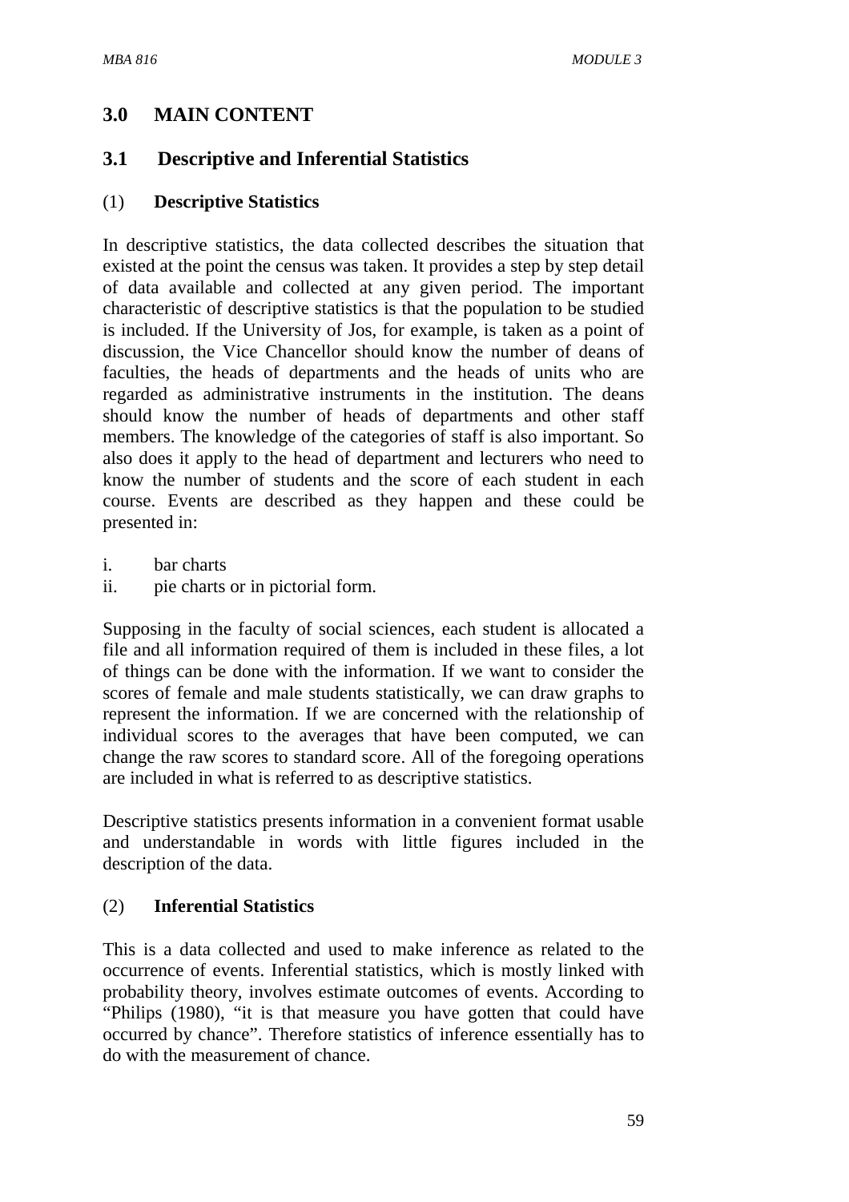## 3.0 MAIN CONTENT

### 3.1 Descriptive and Inferential Statistics

(1) **Descriptive Statistics**

In descriptive statistics, the data collected describes the situation that existed at the point the census was taken. It provides a step by step detail of data available and collected at any given period. The important characteristic of descriptive statistics is that the population to be studied is included. If the University of Jos, for example, is taken as a point of discussion, the Vice Chancellor should know the number of deans of faculties, the heads of departments and the heads of units who are regarded as administrative instruments in the institution. The deans should know the number of heads of departments and other staff members. The knowledge of the categories of staff is also important. So also does it apply to the head of department and lecturers who need to know the number of students and the score of each student in each course. Events are described as they happen and these could be presented in:

i. bar charts
ii. pie charts or in pictorial form.

Supposing in the faculty of social sciences, each student is allocated a file and all information required of them is included in these files, a lot of things can be done with the information. If we want to consider the scores of female and male students statistically, we can draw graphs to represent the information. If we are concerned with the relationship of individual scores to the averages that have been computed, we can change the raw scores to standard score. All of the foregoing operations are included in what is referred to as descriptive statistics.

Descriptive statistics presents information in a convenient format usable and understandable in words with little figures included in the description of the data.

(2) **Inferential Statistics**

This is a data collected and used to make inference as related to the occurrence of events. Inferential statistics, which is mostly linked with probability theory, involves estimate outcomes of events. According to "Philips (1980), "it is that measure you have gotten that could have occurred by chance". Therefore statistics of inference essentially has to do with the measurement of chance.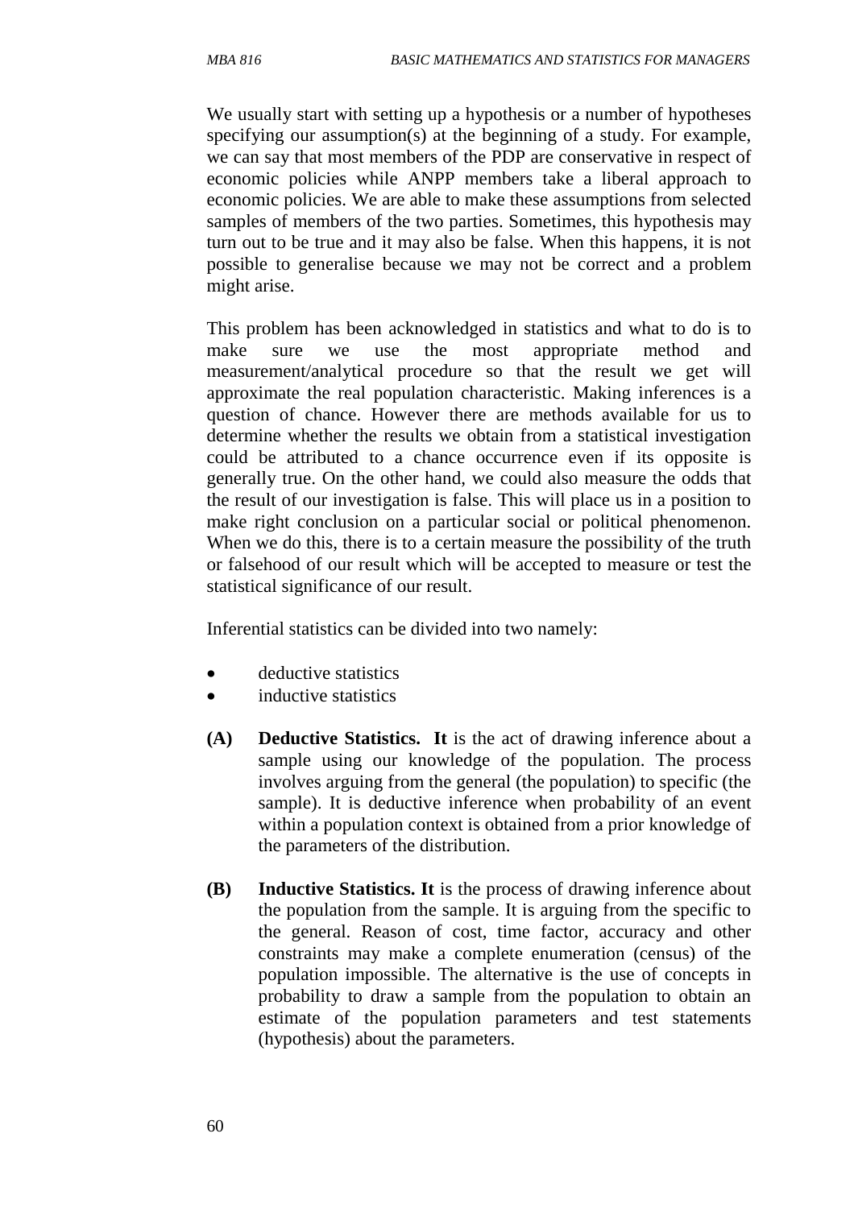We usually start with setting up a hypothesis or a number of hypotheses specifying our assumption(s) at the beginning of a study. For example, we can say that most members of the PDP are conservative in respect of economic policies while ANPP members take a liberal approach to economic policies. We are able to make these assumptions from selected samples of members of the two parties. Sometimes, this hypothesis may turn out to be true and it may also be false. When this happens, it is not possible to generalise because we may not be correct and a problem might arise.

This problem has been acknowledged in statistics and what to do is to make sure we use the most appropriate method and measurement/analytical procedure so that the result we get will approximate the real population characteristic. Making inferences is a question of chance. However there are methods available for us to determine whether the results we obtain from a statistical investigation could be attributed to a chance occurrence even if its opposite is generally true. On the other hand, we could also measure the odds that the result of our investigation is false. This will place us in a position to make right conclusion on a particular social or political phenomenon. When we do this, there is to a certain measure the possibility of the truth or falsehood of our result which will be accepted to measure or test the statistical significance of our result.

Inferential statistics can be divided into two namely:

- deductive statistics
- inductive statistics

**(A)** **Deductive Statistics. It** is the act of drawing inference about a sample using our knowledge of the population. The process involves arguing from the general (the population) to specific (the sample). It is deductive inference when probability of an event within a population context is obtained from a prior knowledge of the parameters of the distribution.

**(B)** **Inductive Statistics. It** is the process of drawing inference about the population from the sample. It is arguing from the specific to the general. Reason of cost, time factor, accuracy and other constraints may make a complete enumeration (census) of the population impossible. The alternative is the use of concepts in probability to draw a sample from the population to obtain an estimate of the population parameters and test statements (hypothesis) about the parameters.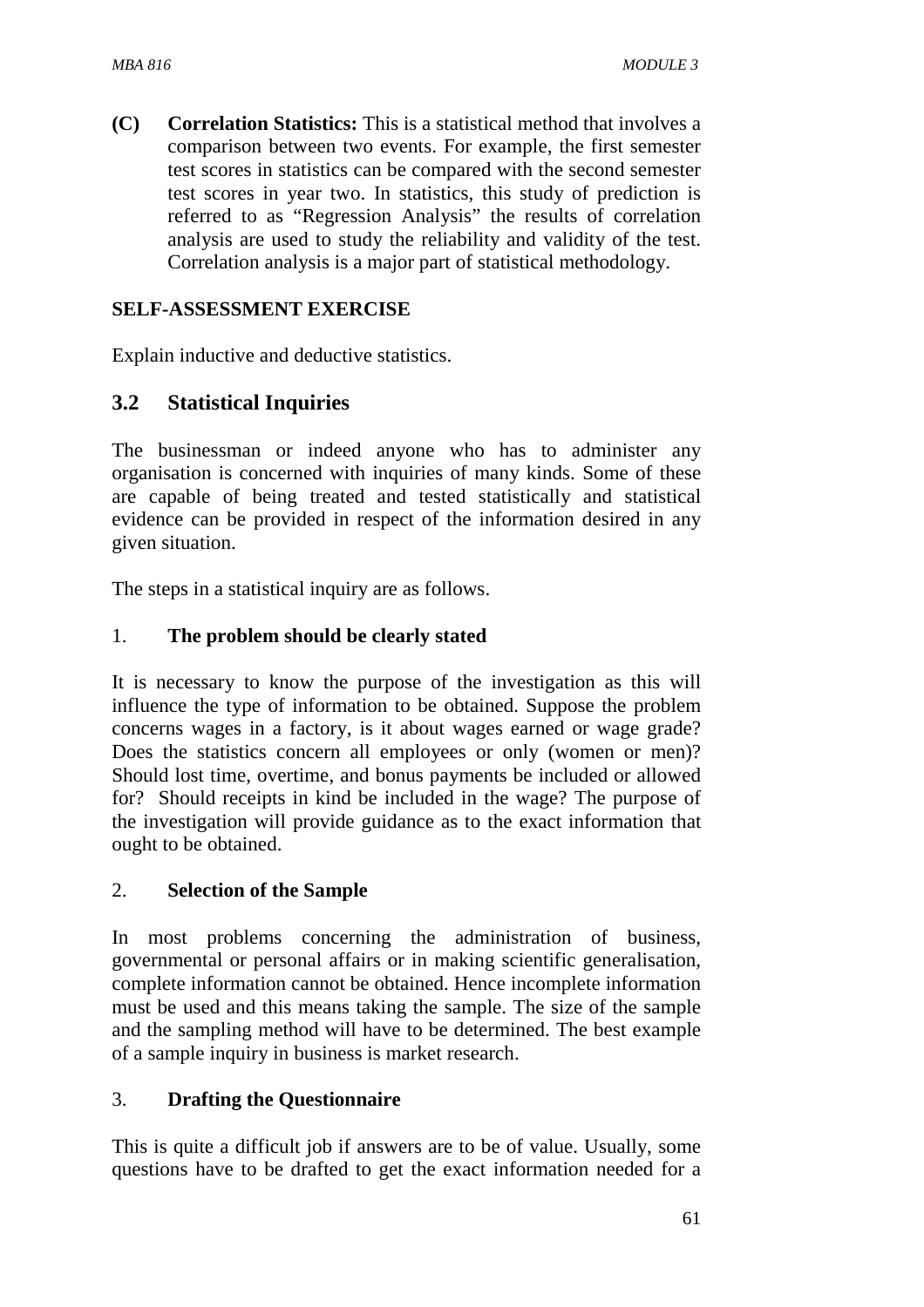**(C) Correlation Statistics:** This is a statistical method that involves a comparison between two events. For example, the first semester test scores in statistics can be compared with the second semester test scores in year two. In statistics, this study of prediction is referred to as "Regression Analysis" the results of correlation analysis are used to study the reliability and validity of the test. Correlation analysis is a major part of statistical methodology.

**SELF-ASSESSMENT EXERCISE**

Explain inductive and deductive statistics.

## 3.2 Statistical Inquiries

The businessman or indeed anyone who has to administer any organisation is concerned with inquiries of many kinds. Some of these are capable of being treated and tested statistically and statistical evidence can be provided in respect of the information desired in any given situation.

The steps in a statistical inquiry are as follows.

1. **The problem should be clearly stated**

It is necessary to know the purpose of the investigation as this will influence the type of information to be obtained. Suppose the problem concerns wages in a factory, is it about wages earned or wage grade? Does the statistics concern all employees or only (women or men)? Should lost time, overtime, and bonus payments be included or allowed for? Should receipts in kind be included in the wage? The purpose of the investigation will provide guidance as to the exact information that ought to be obtained.

2. **Selection of the Sample**

In most problems concerning the administration of business, governmental or personal affairs or in making scientific generalisation, complete information cannot be obtained. Hence incomplete information must be used and this means taking the sample. The size of the sample and the sampling method will have to be determined. The best example of a sample inquiry in business is market research.

3. **Drafting the Questionnaire**

This is quite a difficult job if answers are to be of value. Usually, some questions have to be drafted to get the exact information needed for a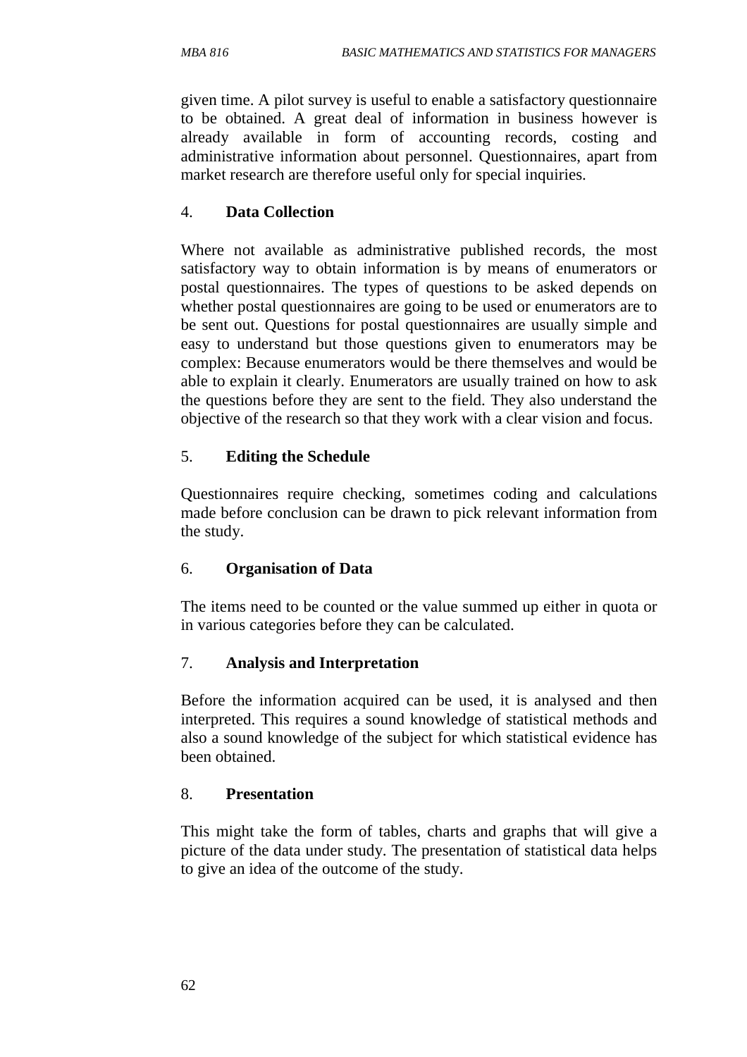given time. A pilot survey is useful to enable a satisfactory questionnaire to be obtained. A great deal of information in business however is already available in form of accounting records, costing and administrative information about personnel. Questionnaires, apart from market research are therefore useful only for special inquiries.

4. **Data Collection**

Where not available as administrative published records, the most satisfactory way to obtain information is by means of enumerators or postal questionnaires. The types of questions to be asked depends on whether postal questionnaires are going to be used or enumerators are to be sent out. Questions for postal questionnaires are usually simple and easy to understand but those questions given to enumerators may be complex: Because enumerators would be there themselves and would be able to explain it clearly. Enumerators are usually trained on how to ask the questions before they are sent to the field. They also understand the objective of the research so that they work with a clear vision and focus.

5. **Editing the Schedule**

Questionnaires require checking, sometimes coding and calculations made before conclusion can be drawn to pick relevant information from the study.

6. **Organisation of Data**

The items need to be counted or the value summed up either in quota or in various categories before they can be calculated.

7. **Analysis and Interpretation**

Before the information acquired can be used, it is analysed and then interpreted. This requires a sound knowledge of statistical methods and also a sound knowledge of the subject for which statistical evidence has been obtained.

8. **Presentation**

This might take the form of tables, charts and graphs that will give a picture of the data under study. The presentation of statistical data helps to give an idea of the outcome of the study.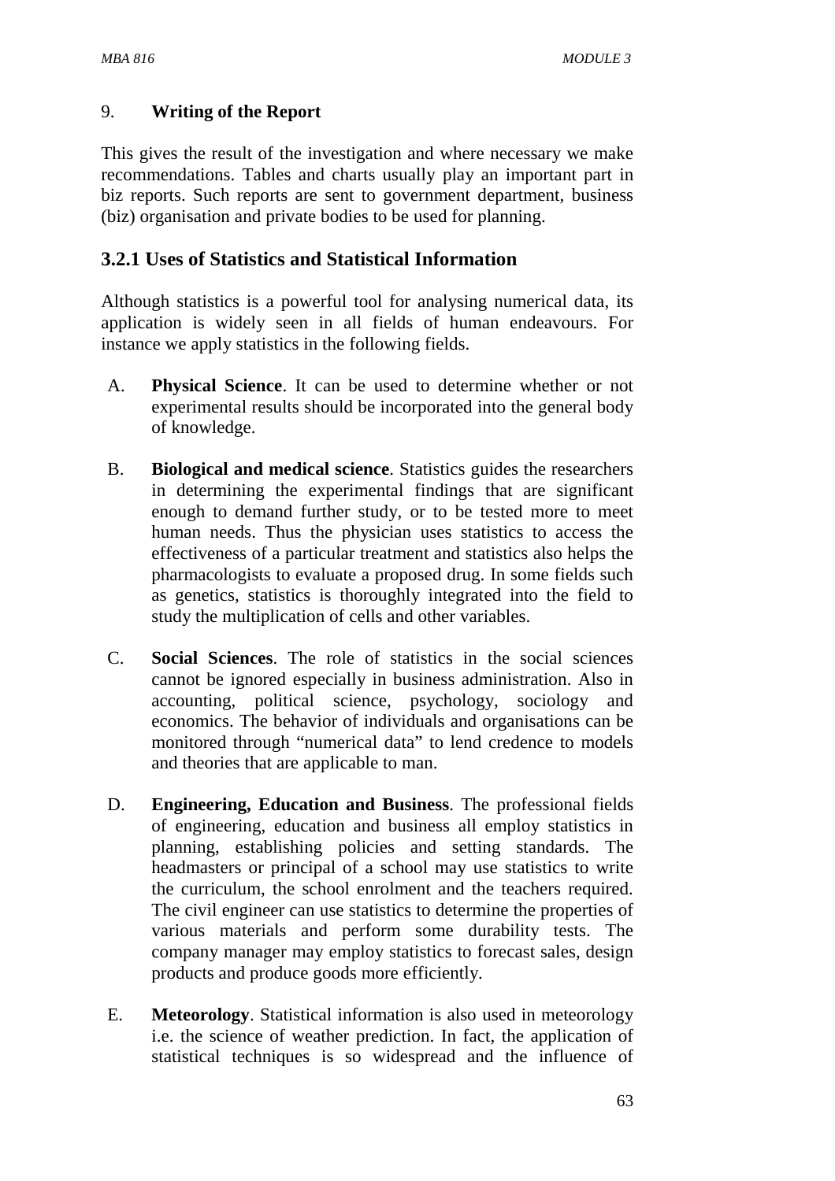9. **Writing of the Report**

This gives the result of the investigation and where necessary we make recommendations. Tables and charts usually play an important part in biz reports. Such reports are sent to government department, business (biz) organisation and private bodies to be used for planning.

### 3.2.1 Uses of Statistics and Statistical Information

Although statistics is a powerful tool for analysing numerical data, its application is widely seen in all fields of human endeavours. For instance we apply statistics in the following fields.

A. **Physical Science**. It can be used to determine whether or not experimental results should be incorporated into the general body of knowledge.

B. **Biological and medical science**. Statistics guides the researchers in determining the experimental findings that are significant enough to demand further study, or to be tested more to meet human needs. Thus the physician uses statistics to access the effectiveness of a particular treatment and statistics also helps the pharmacologists to evaluate a proposed drug. In some fields such as genetics, statistics is thoroughly integrated into the field to study the multiplication of cells and other variables.

C. **Social Sciences**. The role of statistics in the social sciences cannot be ignored especially in business administration. Also in accounting, political science, psychology, sociology and economics. The behavior of individuals and organisations can be monitored through "numerical data" to lend credence to models and theories that are applicable to man.

D. **Engineering, Education and Business**. The professional fields of engineering, education and business all employ statistics in planning, establishing policies and setting standards. The headmasters or principal of a school may use statistics to write the curriculum, the school enrolment and the teachers required. The civil engineer can use statistics to determine the properties of various materials and perform some durability tests. The company manager may employ statistics to forecast sales, design products and produce goods more efficiently.

E. **Meteorology**. Statistical information is also used in meteorology i.e. the science of weather prediction. In fact, the application of statistical techniques is so widespread and the influence of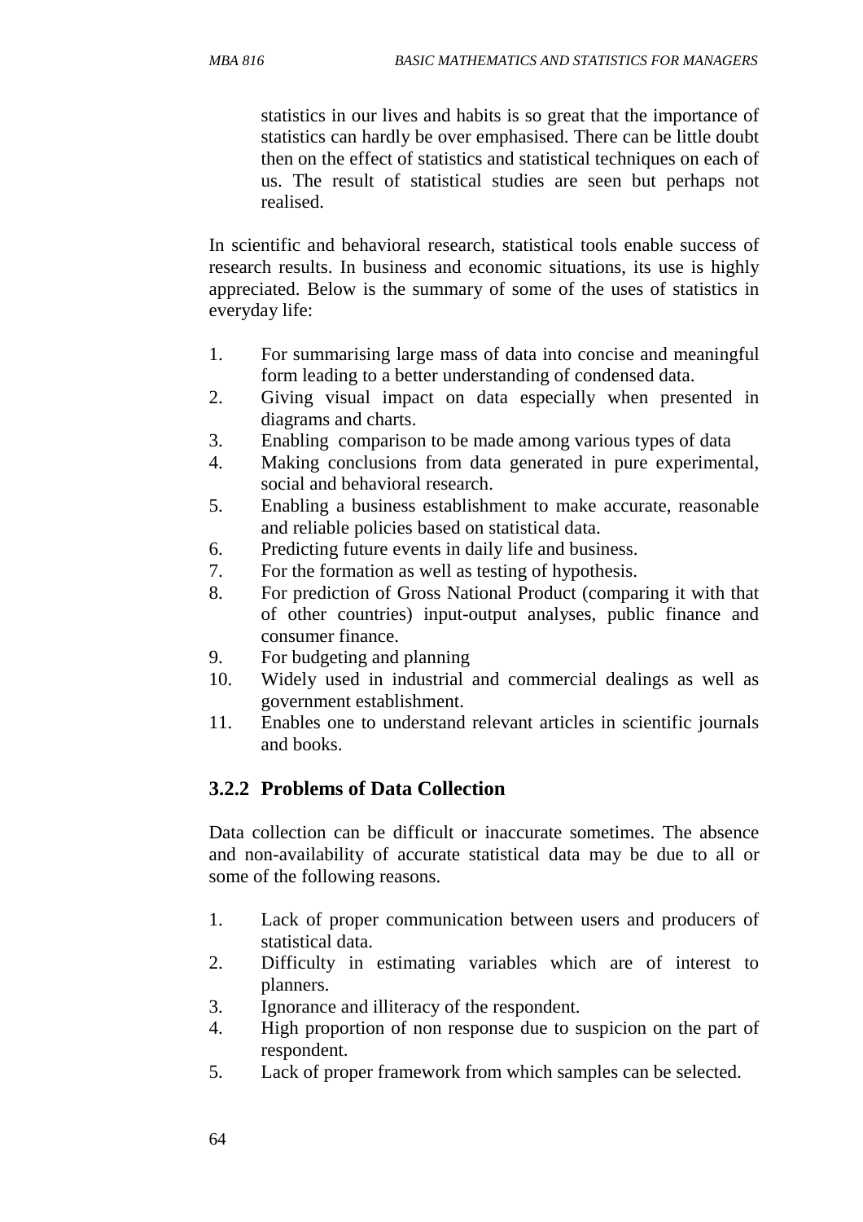statistics in our lives and habits is so great that the importance of statistics can hardly be over emphasised. There can be little doubt then on the effect of statistics and statistical techniques on each of us. The result of statistical studies are seen but perhaps not realised.

In scientific and behavioral research, statistical tools enable success of research results. In business and economic situations, its use is highly appreciated. Below is the summary of some of the uses of statistics in everyday life:

1. For summarising large mass of data into concise and meaningful form leading to a better understanding of condensed data.
2. Giving visual impact on data especially when presented in diagrams and charts.
3. Enabling comparison to be made among various types of data
4. Making conclusions from data generated in pure experimental, social and behavioral research.
5. Enabling a business establishment to make accurate, reasonable and reliable policies based on statistical data.
6. Predicting future events in daily life and business.
7. For the formation as well as testing of hypothesis.
8. For prediction of Gross National Product (comparing it with that of other countries) input-output analyses, public finance and consumer finance.
9. For budgeting and planning
10. Widely used in industrial and commercial dealings as well as government establishment.
11. Enables one to understand relevant articles in scientific journals and books.

### 3.2.2 Problems of Data Collection

Data collection can be difficult or inaccurate sometimes. The absence and non-availability of accurate statistical data may be due to all or some of the following reasons.

1. Lack of proper communication between users and producers of statistical data.
2. Difficulty in estimating variables which are of interest to planners.
3. Ignorance and illiteracy of the respondent.
4. High proportion of non response due to suspicion on the part of respondent.
5. Lack of proper framework from which samples can be selected.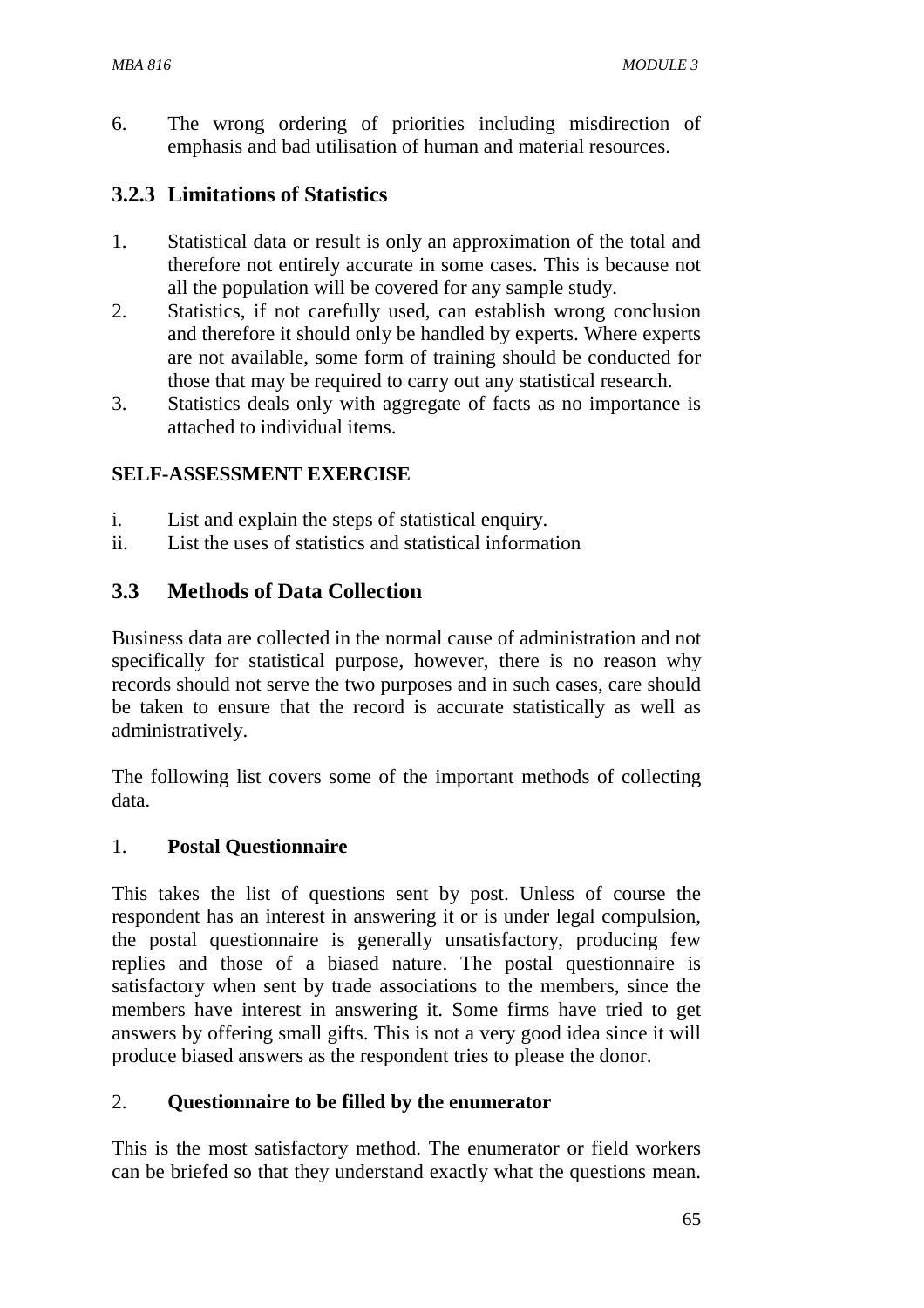6. The wrong ordering of priorities including misdirection of emphasis and bad utilisation of human and material resources.

### 3.2.3 Limitations of Statistics

1. Statistical data or result is only an approximation of the total and therefore not entirely accurate in some cases. This is because not all the population will be covered for any sample study.
2. Statistics, if not carefully used, can establish wrong conclusion and therefore it should only be handled by experts. Where experts are not available, some form of training should be conducted for those that may be required to carry out any statistical research.
3. Statistics deals only with aggregate of facts as no importance is attached to individual items.

**SELF-ASSESSMENT EXERCISE**

i. List and explain the steps of statistical enquiry.
ii. List the uses of statistics and statistical information

## 3.3 Methods of Data Collection

Business data are collected in the normal cause of administration and not specifically for statistical purpose, however, there is no reason why records should not serve the two purposes and in such cases, care should be taken to ensure that the record is accurate statistically as well as administratively.

The following list covers some of the important methods of collecting data.

1. **Postal Questionnaire**

This takes the list of questions sent by post. Unless of course the respondent has an interest in answering it or is under legal compulsion, the postal questionnaire is generally unsatisfactory, producing few replies and those of a biased nature. The postal questionnaire is satisfactory when sent by trade associations to the members, since the members have interest in answering it. Some firms have tried to get answers by offering small gifts. This is not a very good idea since it will produce biased answers as the respondent tries to please the donor.

2. **Questionnaire to be filled by the enumerator**

This is the most satisfactory method. The enumerator or field workers can be briefed so that they understand exactly what the questions mean.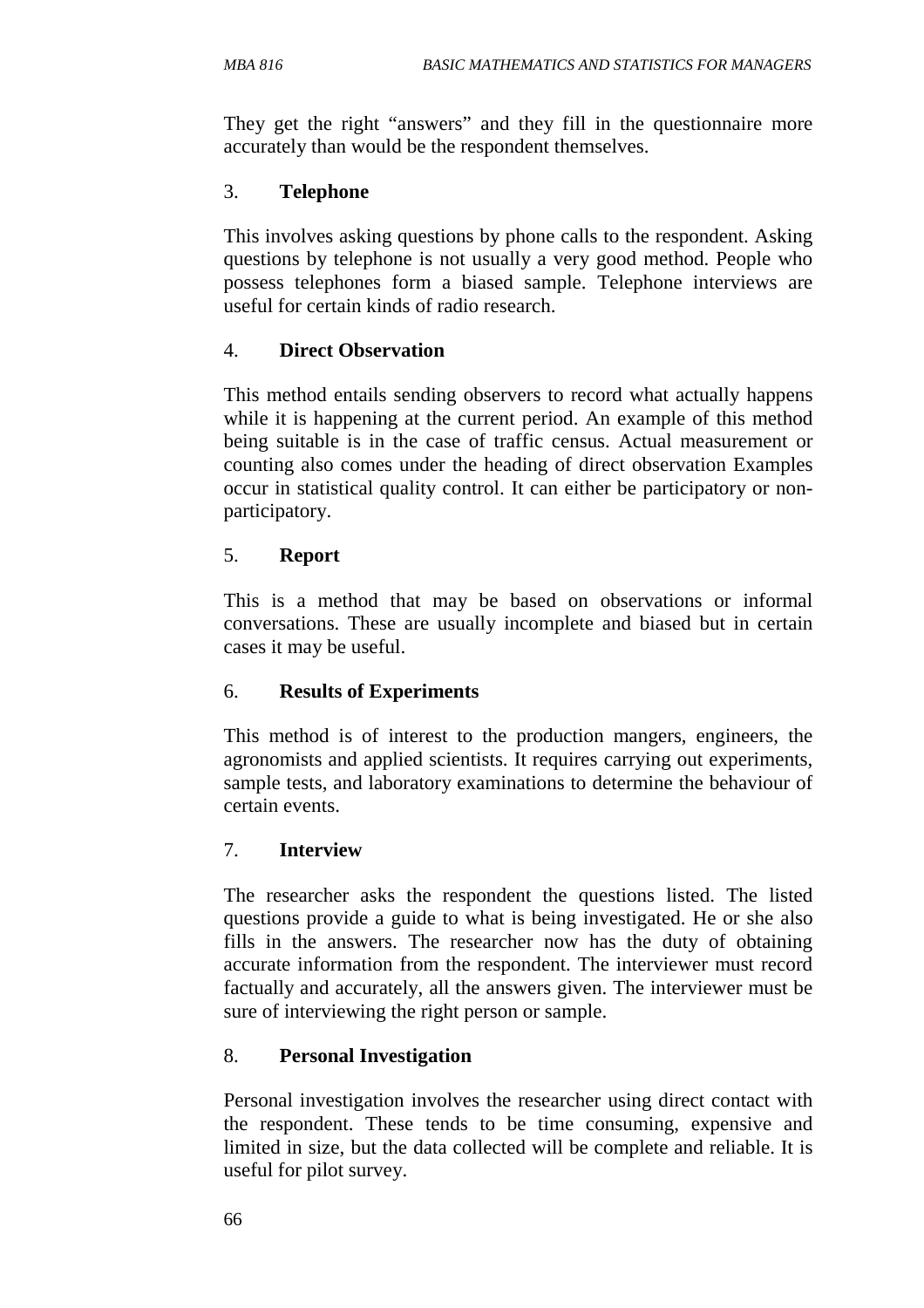They get the right "answers" and they fill in the questionnaire more accurately than would be the respondent themselves.

3. **Telephone**

This involves asking questions by phone calls to the respondent. Asking questions by telephone is not usually a very good method. People who possess telephones form a biased sample. Telephone interviews are useful for certain kinds of radio research.

4. **Direct Observation**

This method entails sending observers to record what actually happens while it is happening at the current period. An example of this method being suitable is in the case of traffic census. Actual measurement or counting also comes under the heading of direct observation Examples occur in statistical quality control. It can either be participatory or non-participatory.

5. **Report**

This is a method that may be based on observations or informal conversations. These are usually incomplete and biased but in certain cases it may be useful.

6. **Results of Experiments**

This method is of interest to the production mangers, engineers, the agronomists and applied scientists. It requires carrying out experiments, sample tests, and laboratory examinations to determine the behaviour of certain events.

7. **Interview**

The researcher asks the respondent the questions listed. The listed questions provide a guide to what is being investigated. He or she also fills in the answers. The researcher now has the duty of obtaining accurate information from the respondent. The interviewer must record factually and accurately, all the answers given. The interviewer must be sure of interviewing the right person or sample.

8. **Personal Investigation**

Personal investigation involves the researcher using direct contact with the respondent. These tends to be time consuming, expensive and limited in size, but the data collected will be complete and reliable. It is useful for pilot survey.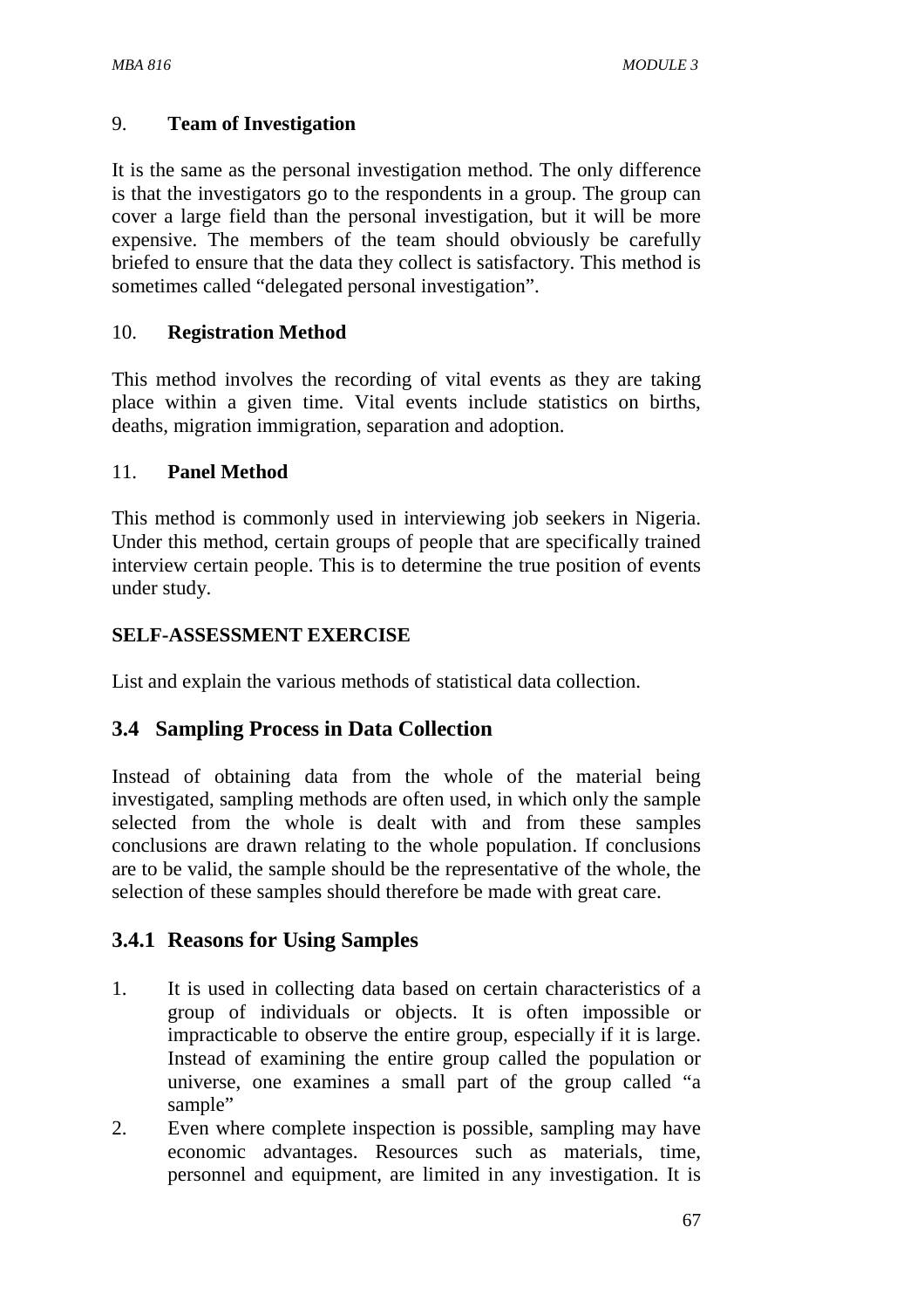### 9. Team of Investigation

It is the same as the personal investigation method. The only difference is that the investigators go to the respondents in a group. The group can cover a large field than the personal investigation, but it will be more expensive. The members of the team should obviously be carefully briefed to ensure that the data they collect is satisfactory. This method is sometimes called "delegated personal investigation".

### 10. Registration Method

This method involves the recording of vital events as they are taking place within a given time. Vital events include statistics on births, deaths, migration immigration, separation and adoption.

### 11. Panel Method

This method is commonly used in interviewing job seekers in Nigeria. Under this method, certain groups of people that are specifically trained interview certain people. This is to determine the true position of events under study.

**SELF-ASSESSMENT EXERCISE**

List and explain the various methods of statistical data collection.

## 3.4 Sampling Process in Data Collection

Instead of obtaining data from the whole of the material being investigated, sampling methods are often used, in which only the sample selected from the whole is dealt with and from these samples conclusions are drawn relating to the whole population. If conclusions are to be valid, the sample should be the representative of the whole, the selection of these samples should therefore be made with great care.

### 3.4.1 Reasons for Using Samples

1. It is used in collecting data based on certain characteristics of a group of individuals or objects. It is often impossible or impracticable to observe the entire group, especially if it is large. Instead of examining the entire group called the population or universe, one examines a small part of the group called "a sample"
2. Even where complete inspection is possible, sampling may have economic advantages. Resources such as materials, time, personnel and equipment, are limited in any investigation. It is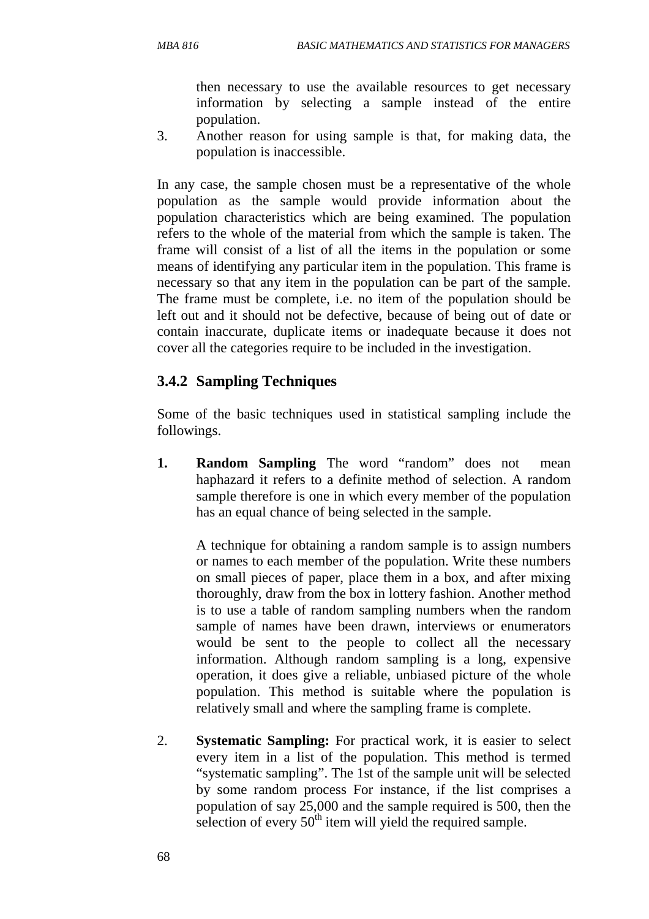then necessary to use the available resources to get necessary information by selecting a sample instead of the entire population.

3. Another reason for using sample is that, for making data, the population is inaccessible.

In any case, the sample chosen must be a representative of the whole population as the sample would provide information about the population characteristics which are being examined. The population refers to the whole of the material from which the sample is taken. The frame will consist of a list of all the items in the population or some means of identifying any particular item in the population. This frame is necessary so that any item in the population can be part of the sample. The frame must be complete, i.e. no item of the population should be left out and it should not be defective, because of being out of date or contain inaccurate, duplicate items or inadequate because it does not cover all the categories require to be included in the investigation.

### 3.4.2 Sampling Techniques

Some of the basic techniques used in statistical sampling include the followings.

**1. Random Sampling** The word "random" does not mean haphazard it refers to a definite method of selection. A random sample therefore is one in which every member of the population has an equal chance of being selected in the sample.

   A technique for obtaining a random sample is to assign numbers or names to each member of the population. Write these numbers on small pieces of paper, place them in a box, and after mixing thoroughly, draw from the box in lottery fashion. Another method is to use a table of random sampling numbers when the random sample of names have been drawn, interviews or enumerators would be sent to the people to collect all the necessary information. Although random sampling is a long, expensive operation, it does give a reliable, unbiased picture of the whole population. This method is suitable where the population is relatively small and where the sampling frame is complete.

2. **Systematic Sampling:** For practical work, it is easier to select every item in a list of the population. This method is termed "systematic sampling". The 1st of the sample unit will be selected by some random process For instance, if the list comprises a population of say 25,000 and the sample required is 500, then the selection of every $50^{th}$ item will yield the required sample.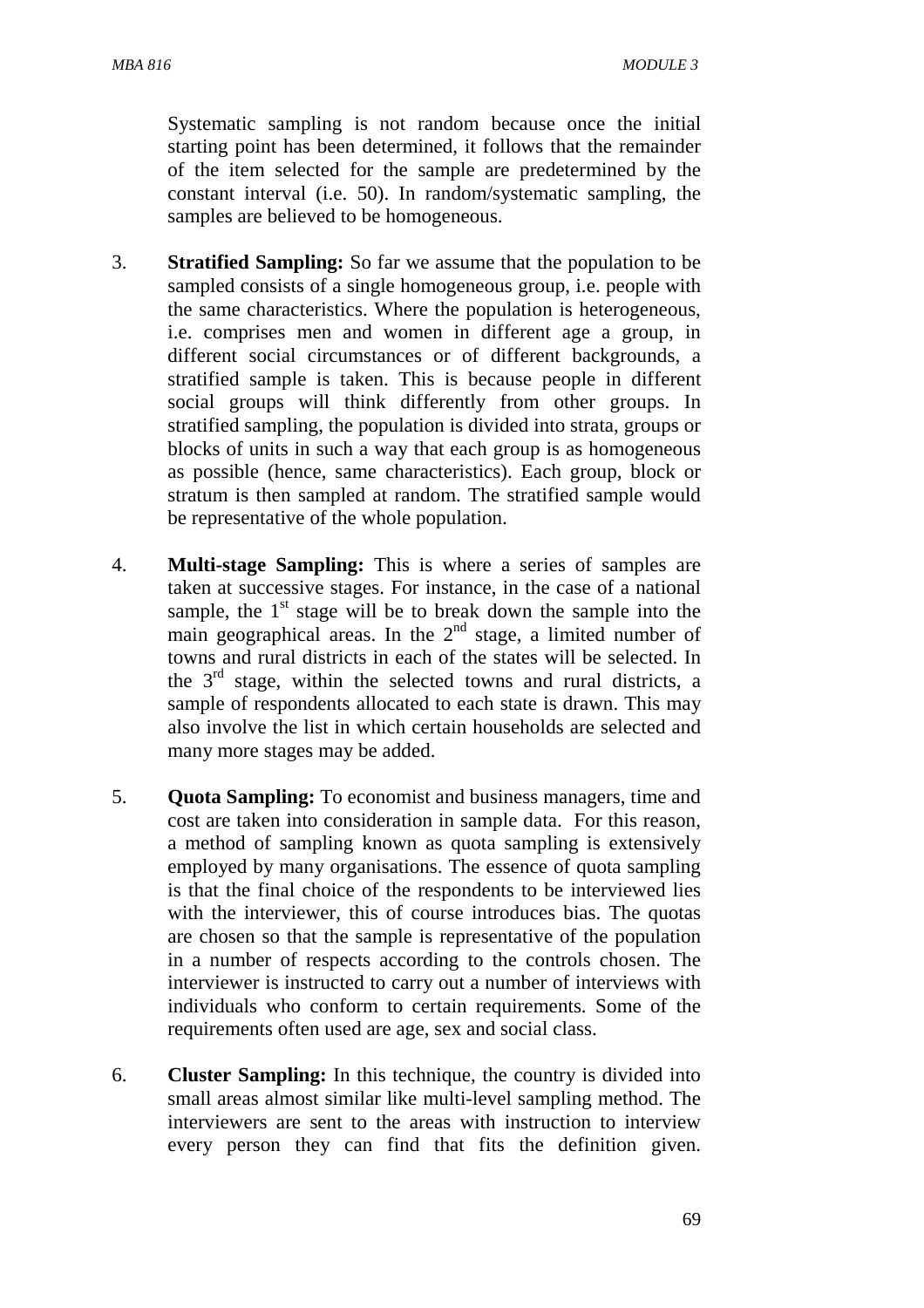Systematic sampling is not random because once the initial starting point has been determined, it follows that the remainder of the item selected for the sample are predetermined by the constant interval (i.e. 50). In random/systematic sampling, the samples are believed to be homogeneous.

3. **Stratified Sampling:** So far we assume that the population to be sampled consists of a single homogeneous group, i.e. people with the same characteristics. Where the population is heterogeneous, i.e. comprises men and women in different age a group, in different social circumstances or of different backgrounds, a stratified sample is taken. This is because people in different social groups will think differently from other groups. In stratified sampling, the population is divided into strata, groups or blocks of units in such a way that each group is as homogeneous as possible (hence, same characteristics). Each group, block or stratum is then sampled at random. The stratified sample would be representative of the whole population.

4. **Multi-stage Sampling:** This is where a series of samples are taken at successive stages. For instance, in the case of a national sample, the 1st stage will be to break down the sample into the main geographical areas. In the 2nd stage, a limited number of towns and rural districts in each of the states will be selected. In the 3rd stage, within the selected towns and rural districts, a sample of respondents allocated to each state is drawn. This may also involve the list in which certain households are selected and many more stages may be added.

5. **Quota Sampling:** To economist and business managers, time and cost are taken into consideration in sample data. For this reason, a method of sampling known as quota sampling is extensively employed by many organisations. The essence of quota sampling is that the final choice of the respondents to be interviewed lies with the interviewer, this of course introduces bias. The quotas are chosen so that the sample is representative of the population in a number of respects according to the controls chosen. The interviewer is instructed to carry out a number of interviews with individuals who conform to certain requirements. Some of the requirements often used are age, sex and social class.

6. **Cluster Sampling:** In this technique, the country is divided into small areas almost similar like multi-level sampling method. The interviewers are sent to the areas with instruction to interview every person they can find that fits the definition given.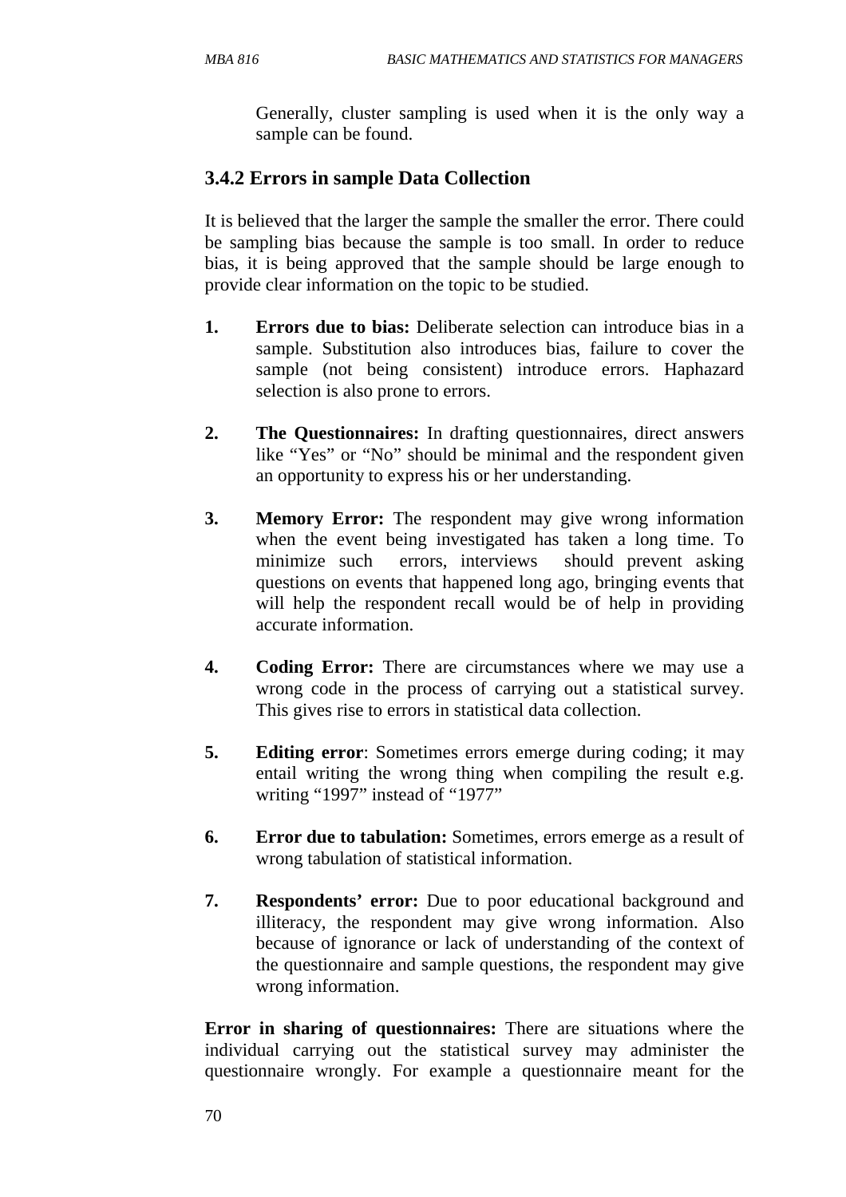Generally, cluster sampling is used when it is the only way a sample can be found.

### 3.4.2 Errors in sample Data Collection

It is believed that the larger the sample the smaller the error. There could be sampling bias because the sample is too small. In order to reduce bias, it is being approved that the sample should be large enough to provide clear information on the topic to be studied.

1. **Errors due to bias:** Deliberate selection can introduce bias in a sample. Substitution also introduces bias, failure to cover the sample (not being consistent) introduce errors. Haphazard selection is also prone to errors.

2. **The Questionnaires:** In drafting questionnaires, direct answers like "Yes" or "No" should be minimal and the respondent given an opportunity to express his or her understanding.

3. **Memory Error:** The respondent may give wrong information when the event being investigated has taken a long time. To minimize such errors, interviews should prevent asking questions on events that happened long ago, bringing events that will help the respondent recall would be of help in providing accurate information.

4. **Coding Error:** There are circumstances where we may use a wrong code in the process of carrying out a statistical survey. This gives rise to errors in statistical data collection.

5. **Editing error**: Sometimes errors emerge during coding; it may entail writing the wrong thing when compiling the result e.g. writing "1997" instead of "1977"

6. **Error due to tabulation:** Sometimes, errors emerge as a result of wrong tabulation of statistical information.

7. **Respondents' error:** Due to poor educational background and illiteracy, the respondent may give wrong information. Also because of ignorance or lack of understanding of the context of the questionnaire and sample questions, the respondent may give wrong information.

**Error in sharing of questionnaires:** There are situations where the individual carrying out the statistical survey may administer the questionnaire wrongly. For example a questionnaire meant for the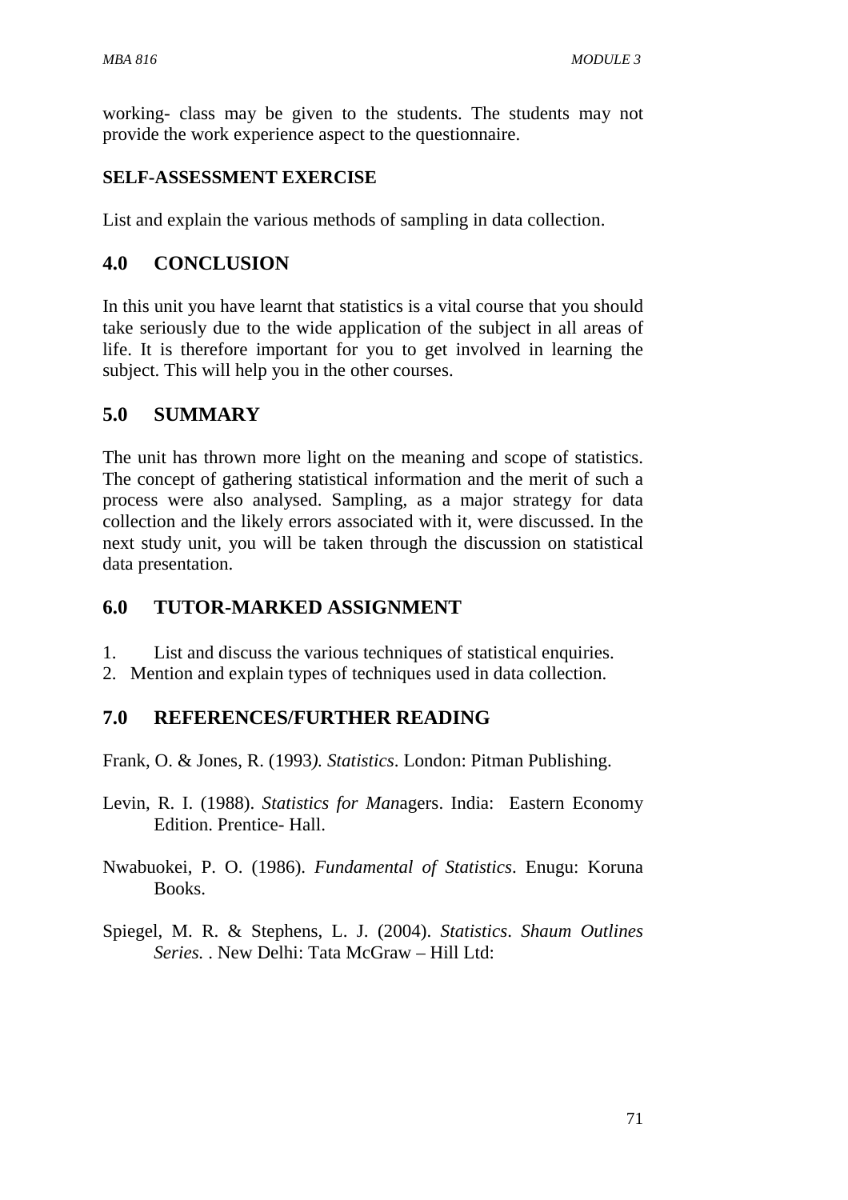working- class may be given to the students. The students may not provide the work experience aspect to the questionnaire.

**SELF-ASSESSMENT EXERCISE**

List and explain the various methods of sampling in data collection.

## 4.0 CONCLUSION

In this unit you have learnt that statistics is a vital course that you should take seriously due to the wide application of the subject in all areas of life. It is therefore important for you to get involved in learning the subject. This will help you in the other courses.

## 5.0 SUMMARY

The unit has thrown more light on the meaning and scope of statistics. The concept of gathering statistical information and the merit of such a process were also analysed. Sampling, as a major strategy for data collection and the likely errors associated with it, were discussed. In the next study unit, you will be taken through the discussion on statistical data presentation.

## 6.0 TUTOR-MARKED ASSIGNMENT

1. List and discuss the various techniques of statistical enquiries.
2. Mention and explain types of techniques used in data collection.

## 7.0 REFERENCES/FURTHER READING

Frank, O. & Jones, R. (1993*). Statistics*. London: Pitman Publishing.

Levin, R. I. (1988). *Statistics for Man*agers. India: Eastern Economy Edition. Prentice- Hall.

Nwabuokei, P. O. (1986). *Fundamental of Statistics*. Enugu: Koruna Books.

Spiegel, M. R. & Stephens, L. J. (2004). *Statistics*. *Shaum Outlines Series.* . New Delhi: Tata McGraw – Hill Ltd: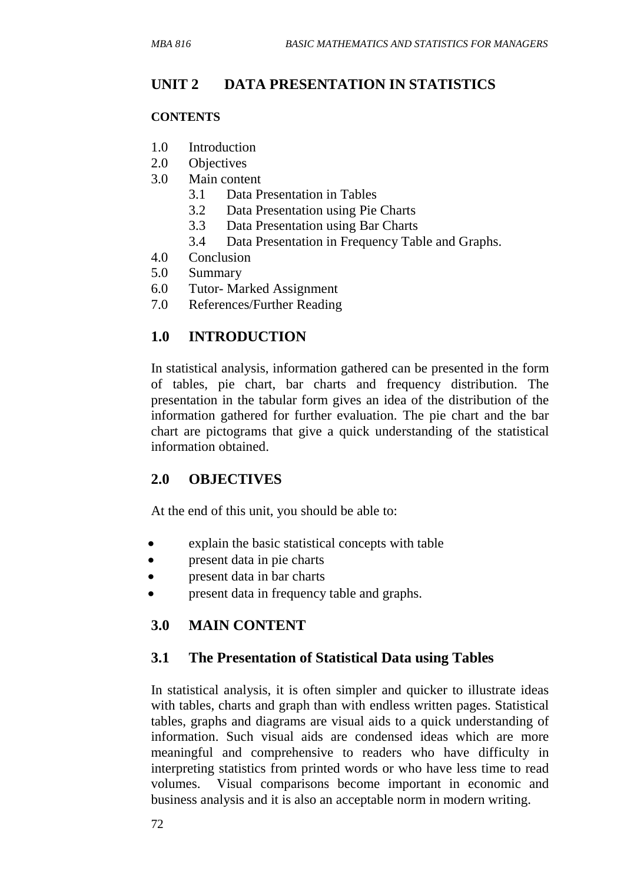# UNIT 2 DATA PRESENTATION IN STATISTICS

**CONTENTS**

1.0 Introduction
2.0 Objectives
3.0 Main content
 3.1 Data Presentation in Tables
 3.2 Data Presentation using Pie Charts
 3.3 Data Presentation using Bar Charts
 3.4 Data Presentation in Frequency Table and Graphs.
4.0 Conclusion
5.0 Summary
6.0 Tutor- Marked Assignment
7.0 References/Further Reading

## 1.0 INTRODUCTION

In statistical analysis, information gathered can be presented in the form of tables, pie chart, bar charts and frequency distribution. The presentation in the tabular form gives an idea of the distribution of the information gathered for further evaluation. The pie chart and the bar chart are pictograms that give a quick understanding of the statistical information obtained.

## 2.0 OBJECTIVES

At the end of this unit, you should be able to:

- explain the basic statistical concepts with table
- present data in pie charts
- present data in bar charts
- present data in frequency table and graphs.

## 3.0 MAIN CONTENT

### 3.1 The Presentation of Statistical Data using Tables

In statistical analysis, it is often simpler and quicker to illustrate ideas with tables, charts and graph than with endless written pages. Statistical tables, graphs and diagrams are visual aids to a quick understanding of information. Such visual aids are condensed ideas which are more meaningful and comprehensive to readers who have difficulty in interpreting statistics from printed words or who have less time to read volumes. Visual comparisons become important in economic and business analysis and it is also an acceptable norm in modern writing.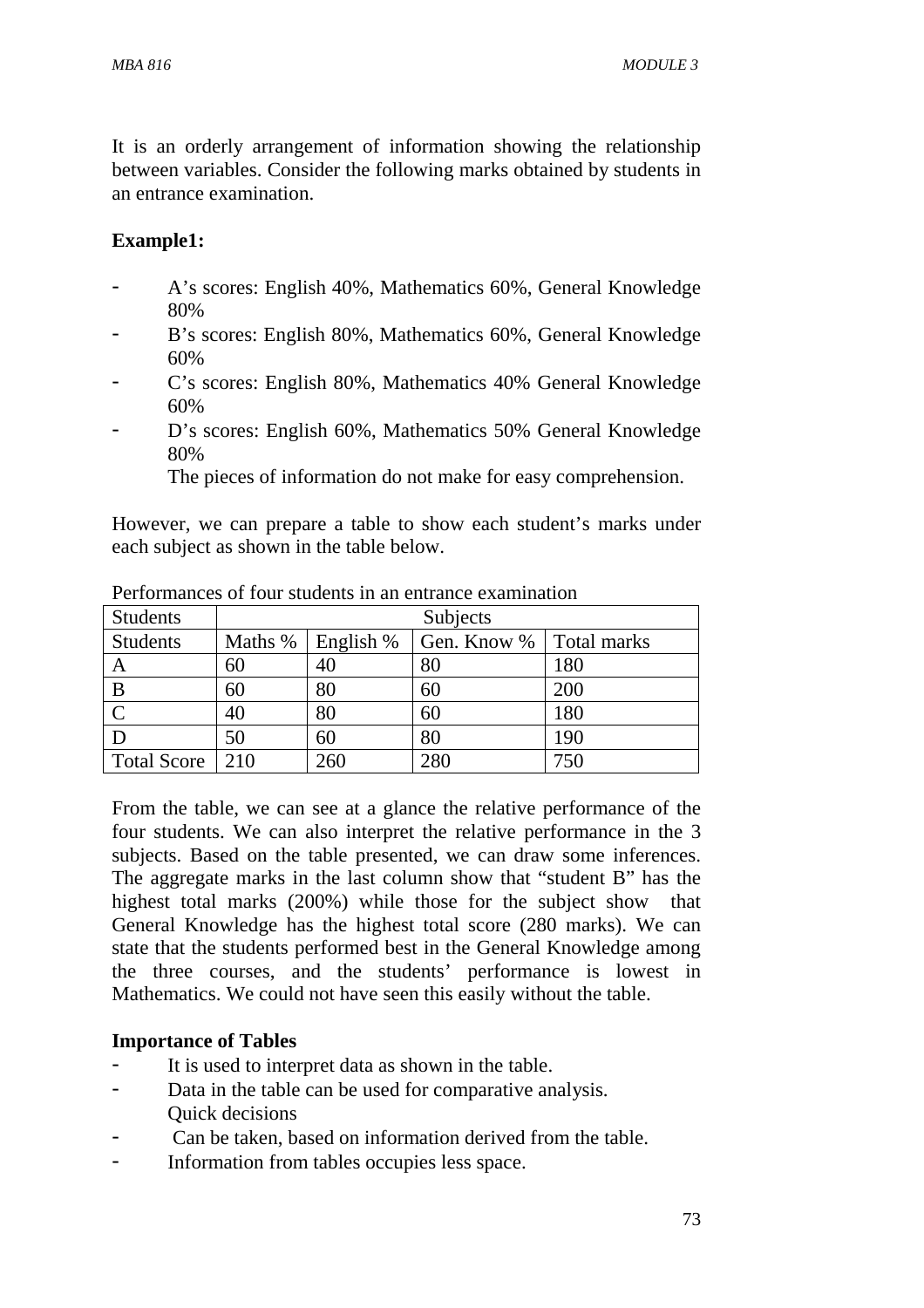It is an orderly arrangement of information showing the relationship between variables. Consider the following marks obtained by students in an entrance examination.

**Example1:**

- A's scores: English 40%, Mathematics 60%, General Knowledge 80%
- B's scores: English 80%, Mathematics 60%, General Knowledge 60%
- C's scores: English 80%, Mathematics 40% General Knowledge 60%
- D's scores: English 60%, Mathematics 50% General Knowledge 80%

  The pieces of information do not make for easy comprehension.

However, we can prepare a table to show each student's marks under each subject as shown in the table below.

Performances of four students in an entrance examination

| Students | Subjects | | | |
|---|---|---|---|---|
| Students | Maths % | English % | Gen. Know % | Total marks |
| A | 60 | 40 | 80 | 180 |
| B | 60 | 80 | 60 | 200 |
| C | 40 | 80 | 60 | 180 |
| D | 50 | 60 | 80 | 190 |
| Total Score | 210 | 260 | 280 | 750 |

From the table, we can see at a glance the relative performance of the four students. We can also interpret the relative performance in the 3 subjects. Based on the table presented, we can draw some inferences. The aggregate marks in the last column show that "student B" has the highest total marks (200%) while those for the subject show that General Knowledge has the highest total score (280 marks). We can state that the students performed best in the General Knowledge among the three courses, and the students' performance is lowest in Mathematics. We could not have seen this easily without the table.

**Importance of Tables**

- It is used to interpret data as shown in the table.
- Data in the table can be used for comparative analysis.
  Quick decisions
- Can be taken, based on information derived from the table.
- Information from tables occupies less space.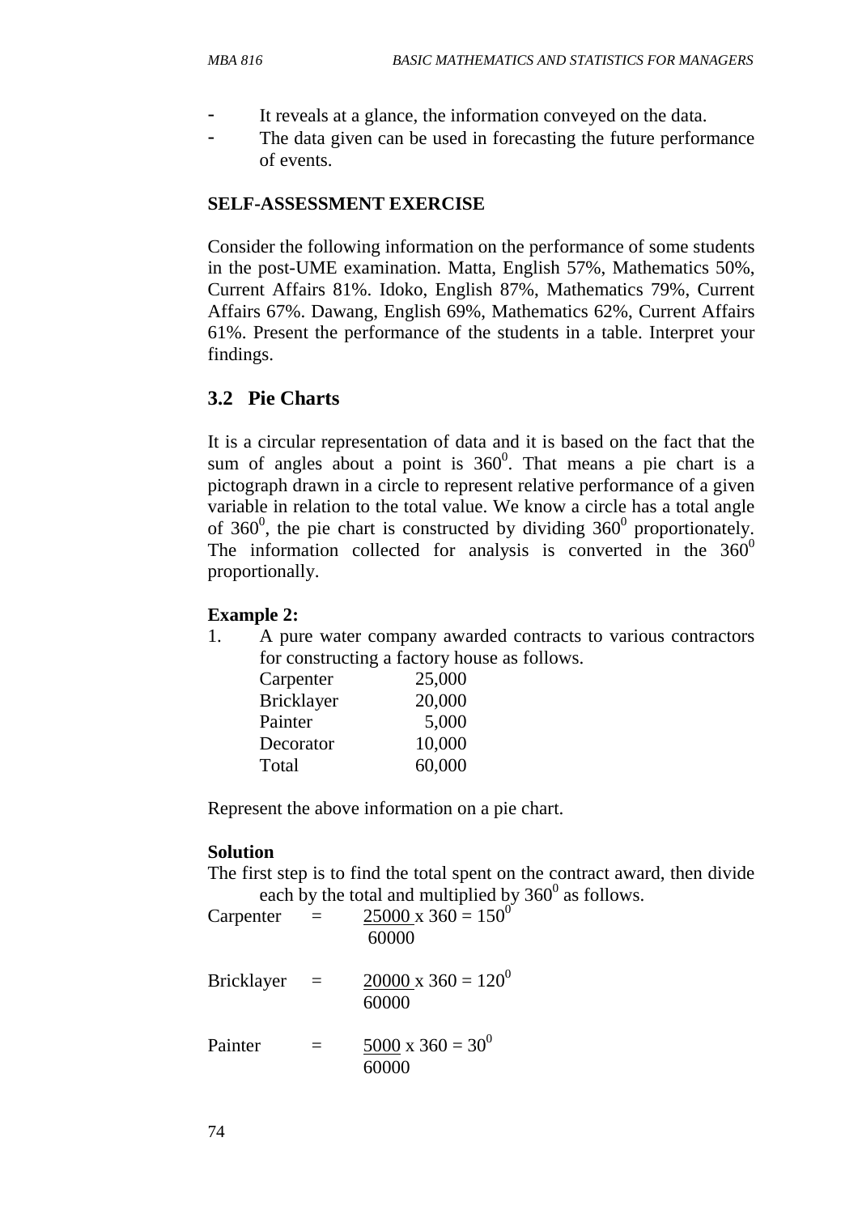- It reveals at a glance, the information conveyed on the data.
- The data given can be used in forecasting the future performance of events.

**SELF-ASSESSMENT EXERCISE**

Consider the following information on the performance of some students in the post-UME examination. Matta, English 57%, Mathematics 50%, Current Affairs 81%. Idoko, English 87%, Mathematics 79%, Current Affairs 67%. Dawang, English 69%, Mathematics 62%, Current Affairs 61%. Present the performance of the students in a table. Interpret your findings.

## 3.2 Pie Charts

It is a circular representation of data and it is based on the fact that the sum of angles about a point is $360^0$. That means a pie chart is a pictograph drawn in a circle to represent relative performance of a given variable in relation to the total value. We know a circle has a total angle of $360^0$, the pie chart is constructed by dividing $360^0$ proportionately. The information collected for analysis is converted in the $360^0$ proportionally.

**Example 2:**

1. A pure water company awarded contracts to various contractors for constructing a factory house as follows.

| | |
|---|---|
| Carpenter | 25,000 |
| Bricklayer | 20,000 |
| Painter | 5,000 |
| Decorator | 10,000 |
| Total | 60,000 |

Represent the above information on a pie chart.

**Solution**

The first step is to find the total spent on the contract award, then divide each by the total and multiplied by $360^0$ as follows.

Carpenter $= \frac{25000}{60000} \times 360 = 150^0$

Bricklayer $= \frac{20000}{60000} \times 360 = 120^0$

Painter $= \frac{5000}{60000} \times 360 = 30^0$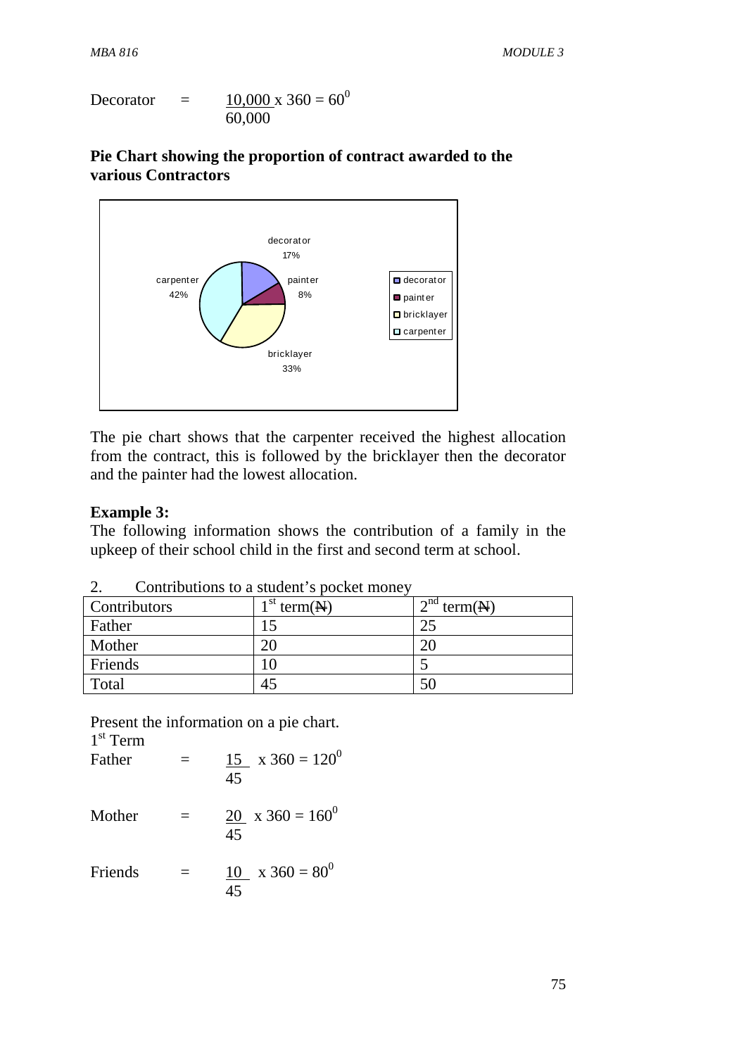Decorator $= \frac{10,000}{60,000} \times 360 = 60^0$

**Pie Chart showing the proportion of contract awarded to the various Contractors**

decorator 17%, painter 8%, bricklayer 33%, carpenter 42%

The pie chart shows that the carpenter received the highest allocation from the contract, this is followed by the bricklayer then the decorator and the painter had the lowest allocation.

**Example 3:**

The following information shows the contribution of a family in the upkeep of their school child in the first and second term at school.

2. Contributions to a student's pocket money

| Contributors | $1^{st}$ term(₦) | $2^{nd}$ term(₦) |
|---|---|---|
| Father | 15 | 25 |
| Mother | 20 | 20 |
| Friends | 10 | 5 |
| Total | 45 | 50 |

Present the information on a pie chart.

$1^{st}$ Term

Father $= \frac{15}{45} \times 360 = 120^0$

Mother $= \frac{20}{45} \times 360 = 160^0$

Friends $= \frac{10}{45} \times 360 = 80^0$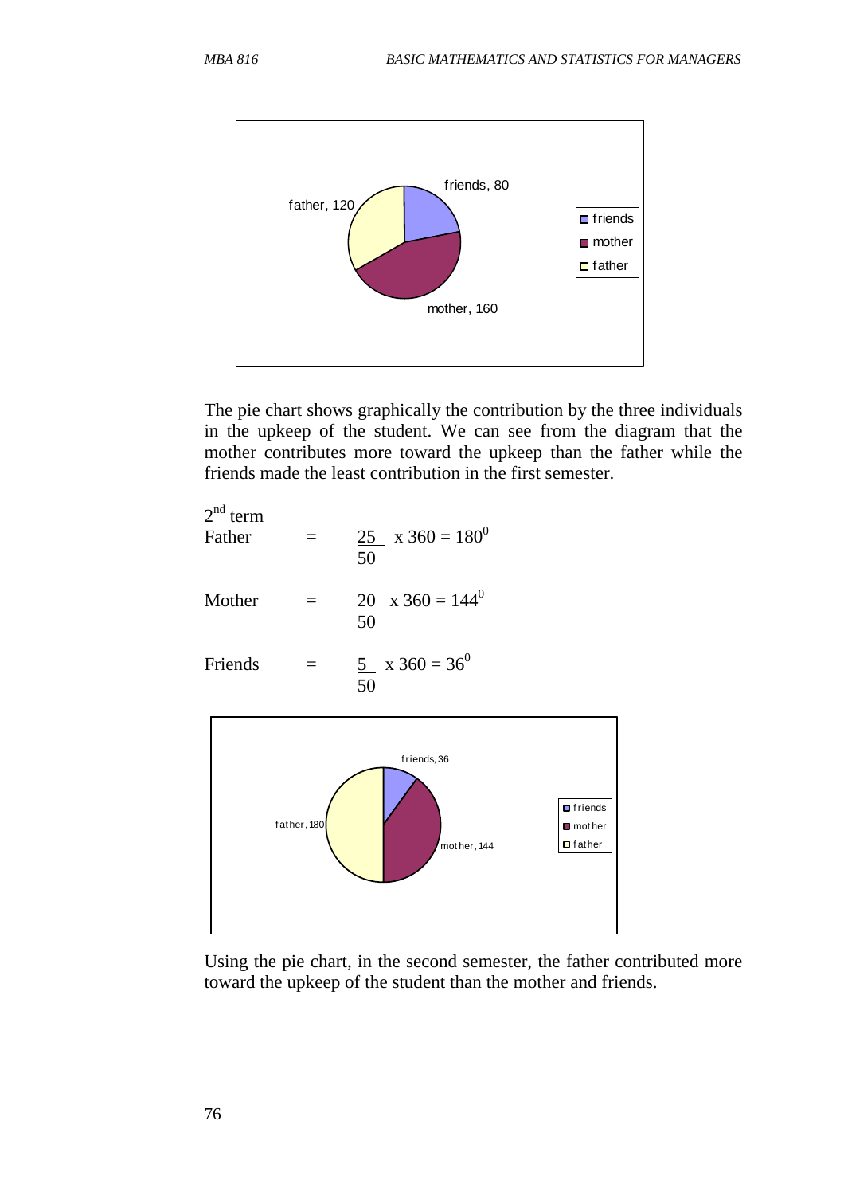The pie chart shows graphically the contribution by the three individuals in the upkeep of the student. We can see from the diagram that the mother contributes more toward the upkeep than the father while the friends made the least contribution in the first semester.

$2^{nd}$ term

Father $= \frac{25}{50} \times 360 = 180^0$

Mother $= \frac{20}{50} \times 360 = 144^0$

Friends $= \frac{5}{50} \times 360 = 36^0$

Using the pie chart, in the second semester, the father contributed more toward the upkeep of the student than the mother and friends.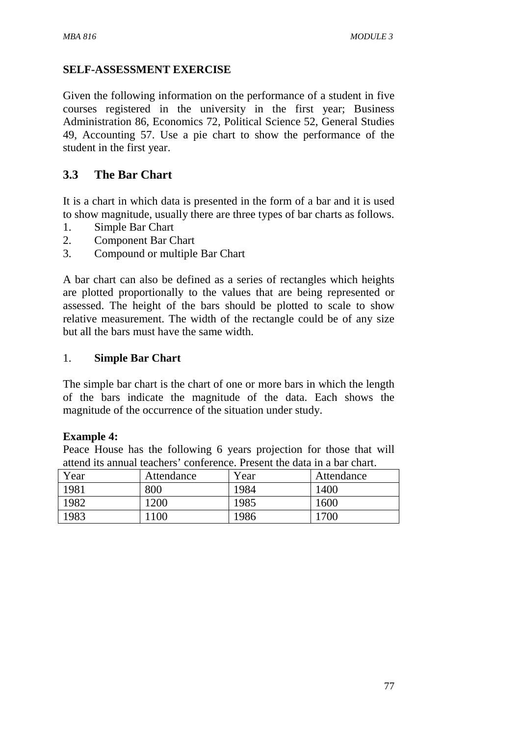**SELF-ASSESSMENT EXERCISE**

Given the following information on the performance of a student in five courses registered in the university in the first year; Business Administration 86, Economics 72, Political Science 52, General Studies 49, Accounting 57. Use a pie chart to show the performance of the student in the first year.

## 3.3 The Bar Chart

It is a chart in which data is presented in the form of a bar and it is used to show magnitude, usually there are three types of bar charts as follows.

1. Simple Bar Chart
2. Component Bar Chart
3. Compound or multiple Bar Chart

A bar chart can also be defined as a series of rectangles which heights are plotted proportionally to the values that are being represented or assessed. The height of the bars should be plotted to scale to show relative measurement. The width of the rectangle could be of any size but all the bars must have the same width.

1. **Simple Bar Chart**

The simple bar chart is the chart of one or more bars in which the length of the bars indicate the magnitude of the data. Each shows the magnitude of the occurrence of the situation under study.

**Example 4:**

Peace House has the following 6 years projection for those that will attend its annual teachers' conference. Present the data in a bar chart.

| Year | Attendance | Year | Attendance |
|---|---|---|---|
| 1981 | 800 | 1984 | 1400 |
| 1982 | 1200 | 1985 | 1600 |
| 1983 | 1100 | 1986 | 1700 |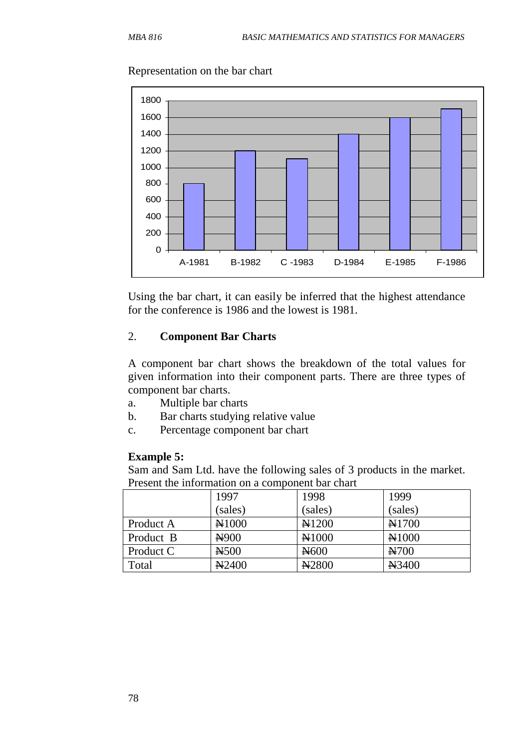Representation on the bar chart

Using the bar chart, it can easily be inferred that the highest attendance for the conference is 1986 and the lowest is 1981.

2. **Component Bar Charts**

A component bar chart shows the breakdown of the total values for given information into their component parts. There are three types of component bar charts.

a. Multiple bar charts
b. Bar charts studying relative value
c. Percentage component bar chart

**Example 5:**

Sam and Sam Ltd. have the following sales of 3 products in the market. Present the information on a component bar chart

| | 1997 (sales) | 1998 (sales) | 1999 (sales) |
|---|---|---|---|
| Product A | ₦1000 | ₦1200 | ₦1700 |
| Product B | ₦900 | ₦1000 | ₦1000 |
| Product C | ₦500 | ₦600 | ₦700 |
| Total | ₦2400 | ₦2800 | ₦3400 |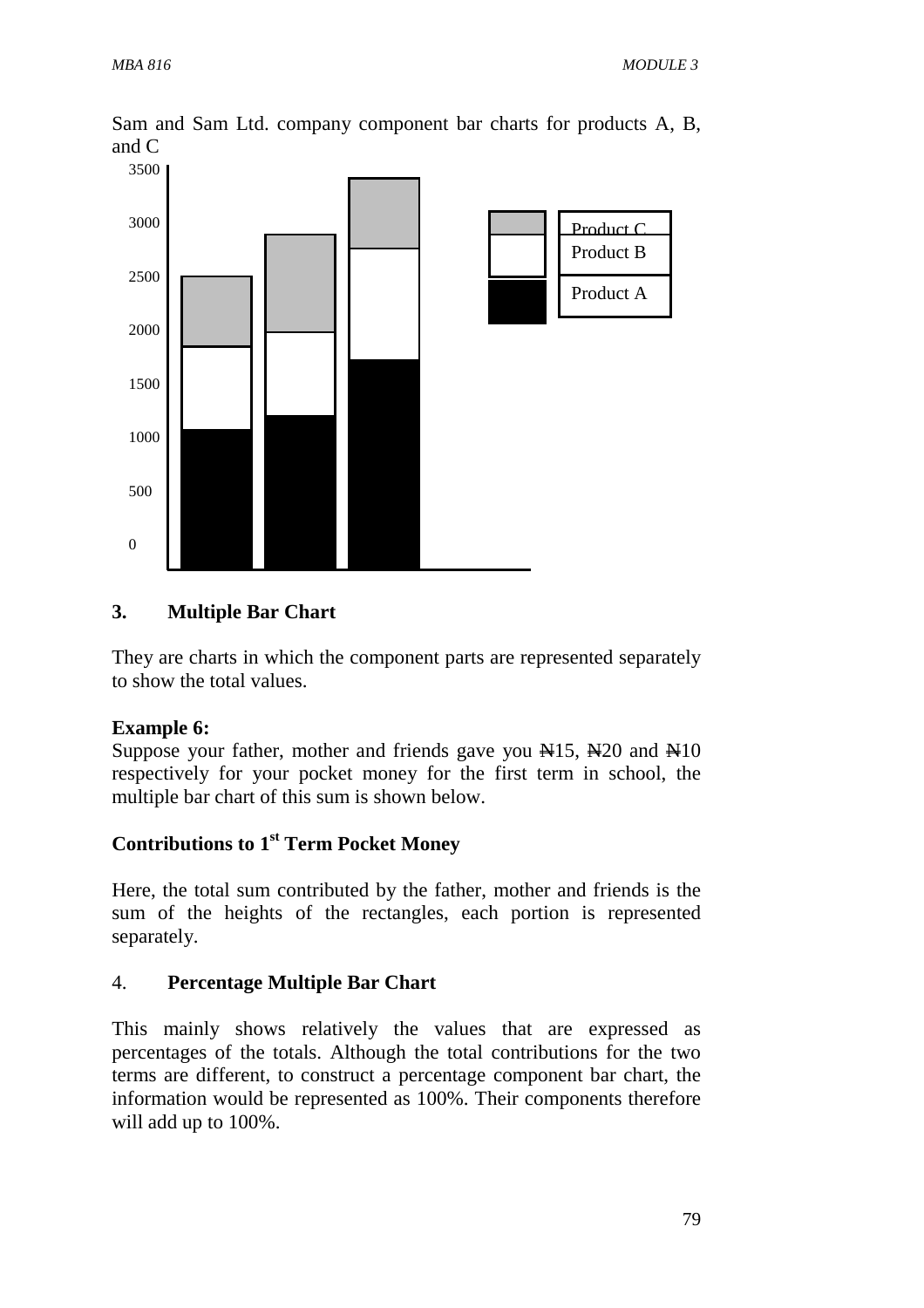Sam and Sam Ltd. company component bar charts for products A, B, and C

3500

3000

2500

2000

1500

1000

500

0

Product C

Product B

Product A

3. **Multiple Bar Chart**

They are charts in which the component parts are represented separately to show the total values.

**Example 6:**
Suppose your father, mother and friends gave you ₦15, ₦20 and ₦10 respectively for your pocket money for the first term in school, the multiple bar chart of this sum is shown below.

**Contributions to 1st Term Pocket Money**

Here, the total sum contributed by the father, mother and friends is the sum of the heights of the rectangles, each portion is represented separately.

4. **Percentage Multiple Bar Chart**

This mainly shows relatively the values that are expressed as percentages of the totals. Although the total contributions for the two terms are different, to construct a percentage component bar chart, the information would be represented as 100%. Their components therefore will add up to 100%.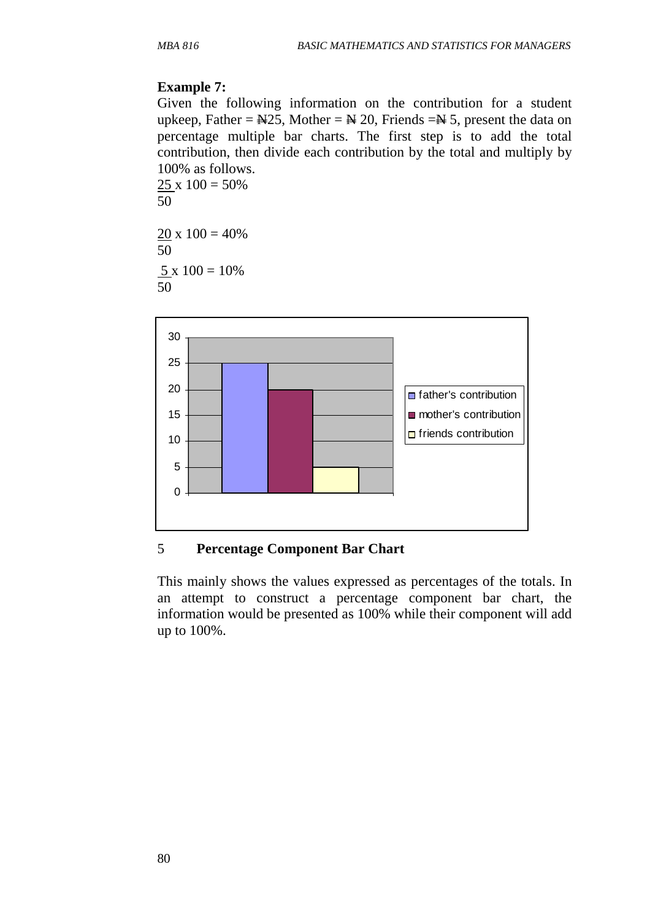**Example 7:**

Given the following information on the contribution for a student upkeep, Father = ₦25, Mother = ₦ 20, Friends =₦ 5, present the data on percentage multiple bar charts. The first step is to add the total contribution, then divide each contribution by the total and multiply by 100% as follows.

$$\frac{25}{50} \times 100 = 50\%$$

$$\frac{20}{50} \times 100 = 40\%$$

$$\frac{5}{50} \times 100 = 10\%$$

| | father's contribution | mother's contribution | friends contribution |
|---|---|---|---|
| Value | 25 | 20 | 5 |

5 **Percentage Component Bar Chart**

This mainly shows the values expressed as percentages of the totals. In an attempt to construct a percentage component bar chart, the information would be presented as 100% while their component will add up to 100%.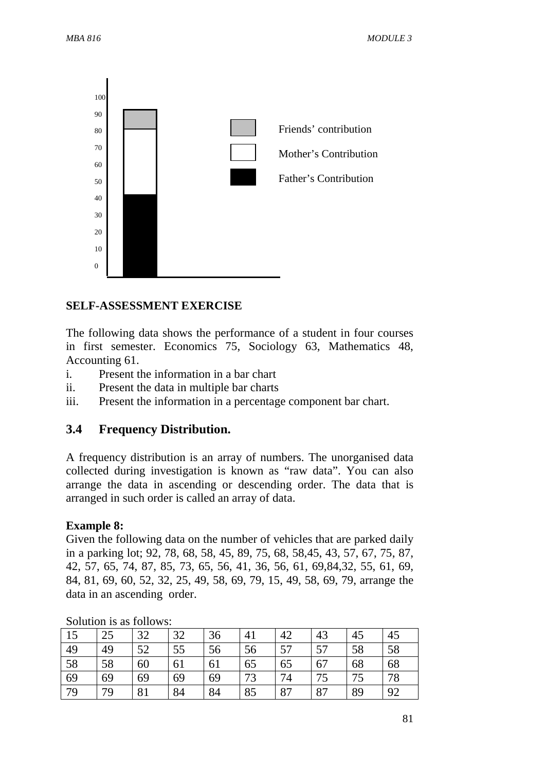100

90

80

70

60

50

40

30

20

10

0

Friends' contribution

Mother's Contribution

Father's Contribution

**SELF-ASSESSMENT EXERCISE**

The following data shows the performance of a student in four courses in first semester. Economics 75, Sociology 63, Mathematics 48, Accounting 61.

i. Present the information in a bar chart
ii. Present the data in multiple bar charts
iii. Present the information in a percentage component bar chart.

## 3.4 Frequency Distribution.

A frequency distribution is an array of numbers. The unorganised data collected during investigation is known as "raw data". You can also arrange the data in ascending or descending order. The data that is arranged in such order is called an array of data.

**Example 8:**

Given the following data on the number of vehicles that are parked daily in a parking lot; 92, 78, 68, 58, 45, 89, 75, 68, 58,45, 43, 57, 67, 75, 87, 42, 57, 65, 74, 87, 85, 73, 65, 56, 41, 36, 56, 61, 69,84,32, 55, 61, 69, 84, 81, 69, 60, 52, 32, 25, 49, 58, 69, 79, 15, 49, 58, 69, 79, arrange the data in an ascending order.

Solution is as follows:

| 15 | 25 | 32 | 32 | 36 | 41 | 42 | 43 | 45 | 45 |
|---|---|---|---|---|---|---|---|---|---|
| 49 | 49 | 52 | 55 | 56 | 56 | 57 | 57 | 58 | 58 |
| 58 | 58 | 60 | 61 | 61 | 65 | 65 | 67 | 68 | 68 |
| 69 | 69 | 69 | 69 | 69 | 73 | 74 | 75 | 75 | 78 |
| 79 | 79 | 81 | 84 | 84 | 85 | 87 | 87 | 89 | 92 |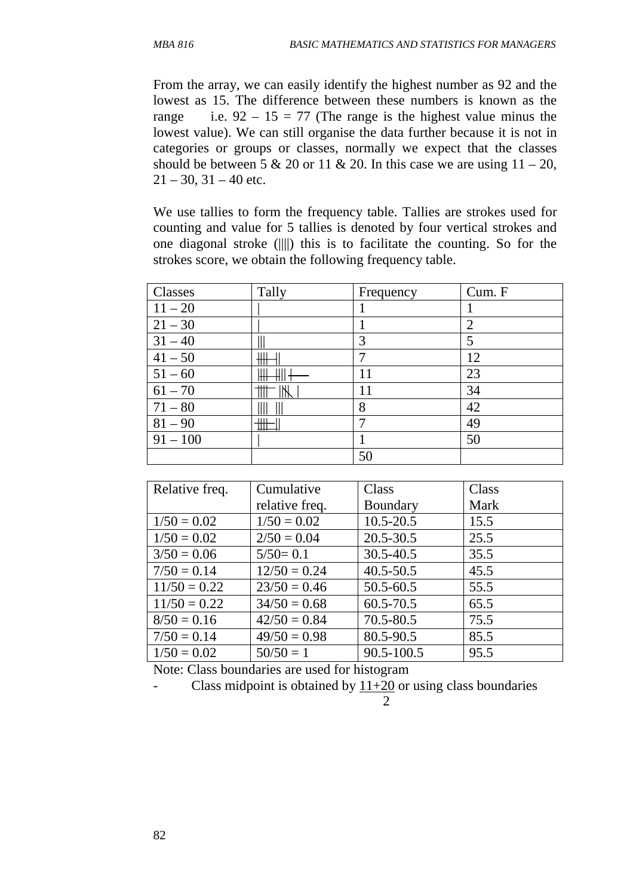From the array, we can easily identify the highest number as 92 and the lowest as 15. The difference between these numbers is known as the range i.e. 92 – 15 = 77 (The range is the highest value minus the lowest value). We can still organise the data further because it is not in categories or groups or classes, normally we expect that the classes should be between 5 & 20 or 11 & 20. In this case we are using 11 – 20, 21 – 30, 31 – 40 etc.

We use tallies to form the frequency table. Tallies are strokes used for counting and value for 5 tallies is denoted by four vertical strokes and one diagonal stroke (||||) this is to facilitate the counting. So for the strokes score, we obtain the following frequency table.

| Classes | Tally | Frequency | Cum. F |
|---|---|---|---|
| 11 – 20 | \| | 1 | 1 |
| 21 – 30 | \| | 1 | 2 |
| 31 – 40 | \|\|\| | 3 | 5 |
| 41 – 50 | ~~\|\|\|\|~~ \|\| | 7 | 12 |
| 51 – 60 | ~~\|\|\|\|~~ ~~\|\|\|\|~~ \| | 11 | 23 |
| 61 – 70 | ~~\|\|\|\|~~ ~~\|\|\|\|~~ \| | 11 | 34 |
| 71 – 80 | \|\|\|\| \|\|\|\| | 8 | 42 |
| 81 – 90 | ~~\|\|\|\|~~ \|\| | 7 | 49 |
| 91 – 100 | \| | 1 | 50 |
| | | 50 | |

| Relative freq. | Cumulative relative freq. | Class Boundary | Class Mark |
|---|---|---|---|
| 1/50 = 0.02 | 1/50 = 0.02 | 10.5-20.5 | 15.5 |
| 1/50 = 0.02 | 2/50 = 0.04 | 20.5-30.5 | 25.5 |
| 3/50 = 0.06 | 5/50= 0.1 | 30.5-40.5 | 35.5 |
| 7/50 = 0.14 | 12/50 = 0.24 | 40.5-50.5 | 45.5 |
| 11/50 = 0.22 | 23/50 = 0.46 | 50.5-60.5 | 55.5 |
| 11/50 = 0.22 | 34/50 = 0.68 | 60.5-70.5 | 65.5 |
| 8/50 = 0.16 | 42/50 = 0.84 | 70.5-80.5 | 75.5 |
| 7/50 = 0.14 | 49/50 = 0.98 | 80.5-90.5 | 85.5 |
| 1/50 = 0.02 | 50/50 = 1 | 90.5-100.5 | 95.5 |

Note: Class boundaries are used for histogram

- Class midpoint is obtained by $\frac{11+20}{2}$ or using class boundaries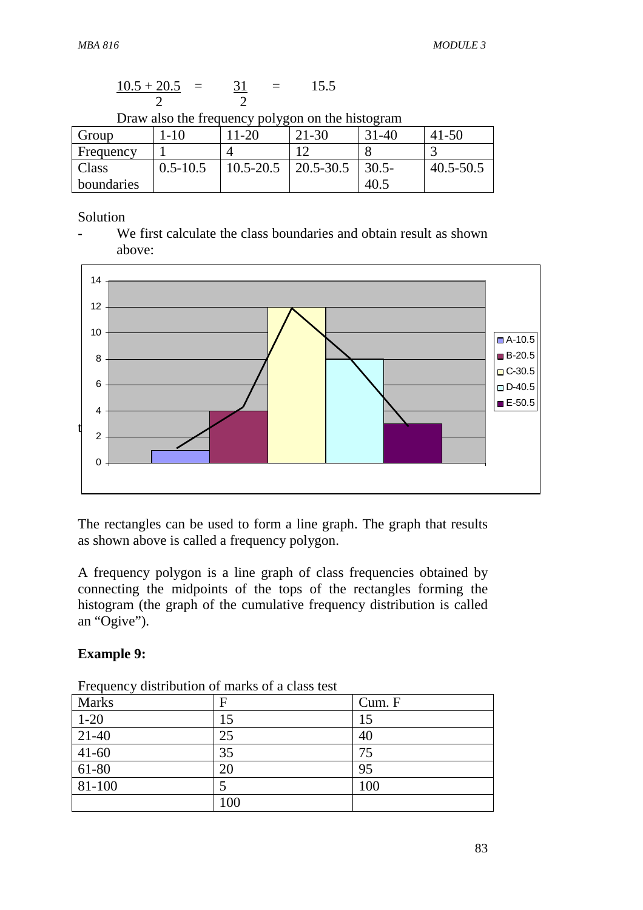$$\frac{10.5 + 20.5}{2} = \frac{31}{2} = 15.5$$

Draw also the frequency polygon on the histogram

| Group | 1-10 | 11-20 | 21-30 | 31-40 | 41-50 |
|---|---|---|---|---|---|
| Frequency | 1 | 4 | 12 | 8 | 3 |
| Class boundaries | 0.5-10.5 | 10.5-20.5 | 20.5-30.5 | 30.5-40.5 | 40.5-50.5 |

Solution

- We first calculate the class boundaries and obtain result as shown above:

The rectangles can be used to form a line graph. The graph that results as shown above is called a frequency polygon.

A frequency polygon is a line graph of class frequencies obtained by connecting the midpoints of the tops of the rectangles forming the histogram (the graph of the cumulative frequency distribution is called an "Ogive").

**Example 9:**

Frequency distribution of marks of a class test

| Marks | F | Cum. F |
|---|---|---|
| 1-20 | 15 | 15 |
| 21-40 | 25 | 40 |
| 41-60 | 35 | 75 |
| 61-80 | 20 | 95 |
| 81-100 | 5 | 100 |
| | 100 | |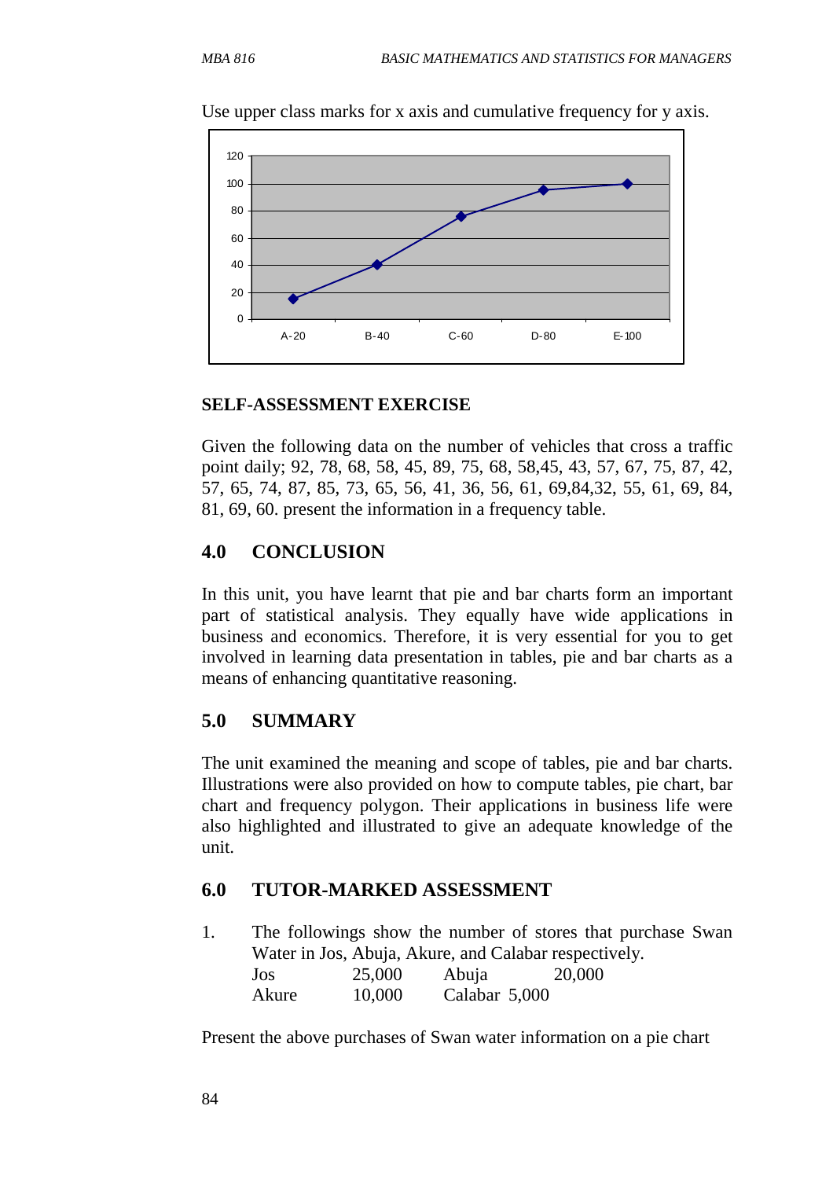Use upper class marks for x axis and cumulative frequency for y axis.

**SELF-ASSESSMENT EXERCISE**

Given the following data on the number of vehicles that cross a traffic point daily; 92, 78, 68, 58, 45, 89, 75, 68, 58,45, 43, 57, 67, 75, 87, 42, 57, 65, 74, 87, 85, 73, 65, 56, 41, 36, 56, 61, 69,84,32, 55, 61, 69, 84, 81, 69, 60. present the information in a frequency table.

## 4.0 CONCLUSION

In this unit, you have learnt that pie and bar charts form an important part of statistical analysis. They equally have wide applications in business and economics. Therefore, it is very essential for you to get involved in learning data presentation in tables, pie and bar charts as a means of enhancing quantitative reasoning.

## 5.0 SUMMARY

The unit examined the meaning and scope of tables, pie and bar charts. Illustrations were also provided on how to compute tables, pie chart, bar chart and frequency polygon. Their applications in business life were also highlighted and illustrated to give an adequate knowledge of the unit.

## 6.0 TUTOR-MARKED ASSESSMENT

1. The followings show the number of stores that purchase Swan Water in Jos, Abuja, Akure, and Calabar respectively.

| | | | |
|---|---|---|---|
| Jos | 25,000 | Abuja | 20,000 |
| Akure | 10,000 | Calabar | 5,000 |

Present the above purchases of Swan water information on a pie chart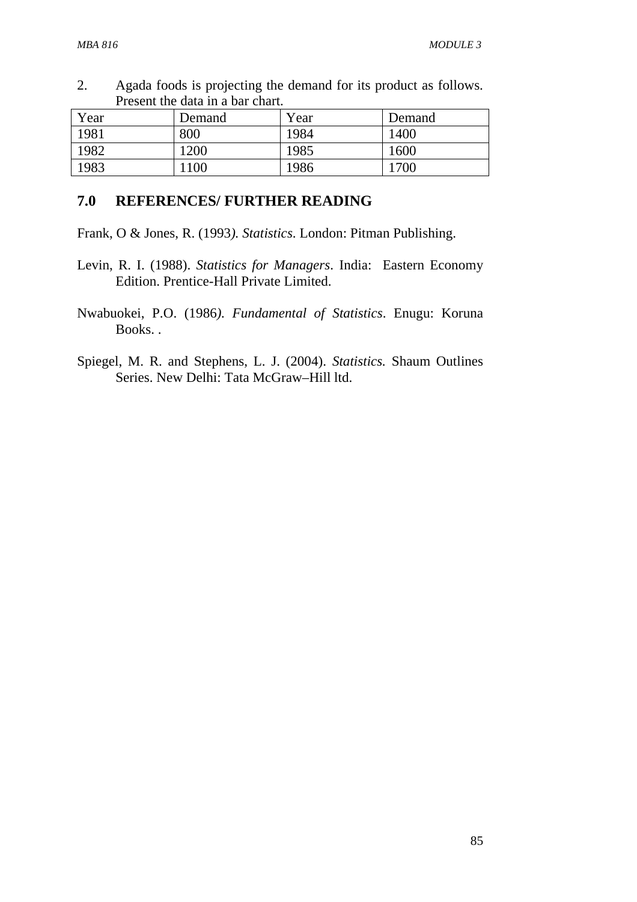2. Agada foods is projecting the demand for its product as follows. Present the data in a bar chart.

| Year | Demand | Year | Demand |
|---|---|---|---|
| 1981 | 800 | 1984 | 1400 |
| 1982 | 1200 | 1985 | 1600 |
| 1983 | 1100 | 1986 | 1700 |

## 7.0 REFERENCES/ FURTHER READING

Frank, O & Jones, R. (1993*). Statistics*. London: Pitman Publishing.

Levin, R. I. (1988). *Statistics for Managers*. India: Eastern Economy Edition. Prentice-Hall Private Limited.

Nwabuokei, P.O. (1986*). Fundamental of Statistics*. Enugu: Koruna Books. .

Spiegel, M. R. and Stephens, L. J. (2004). *Statistics.* Shaum Outlines Series. New Delhi: Tata McGraw–Hill ltd.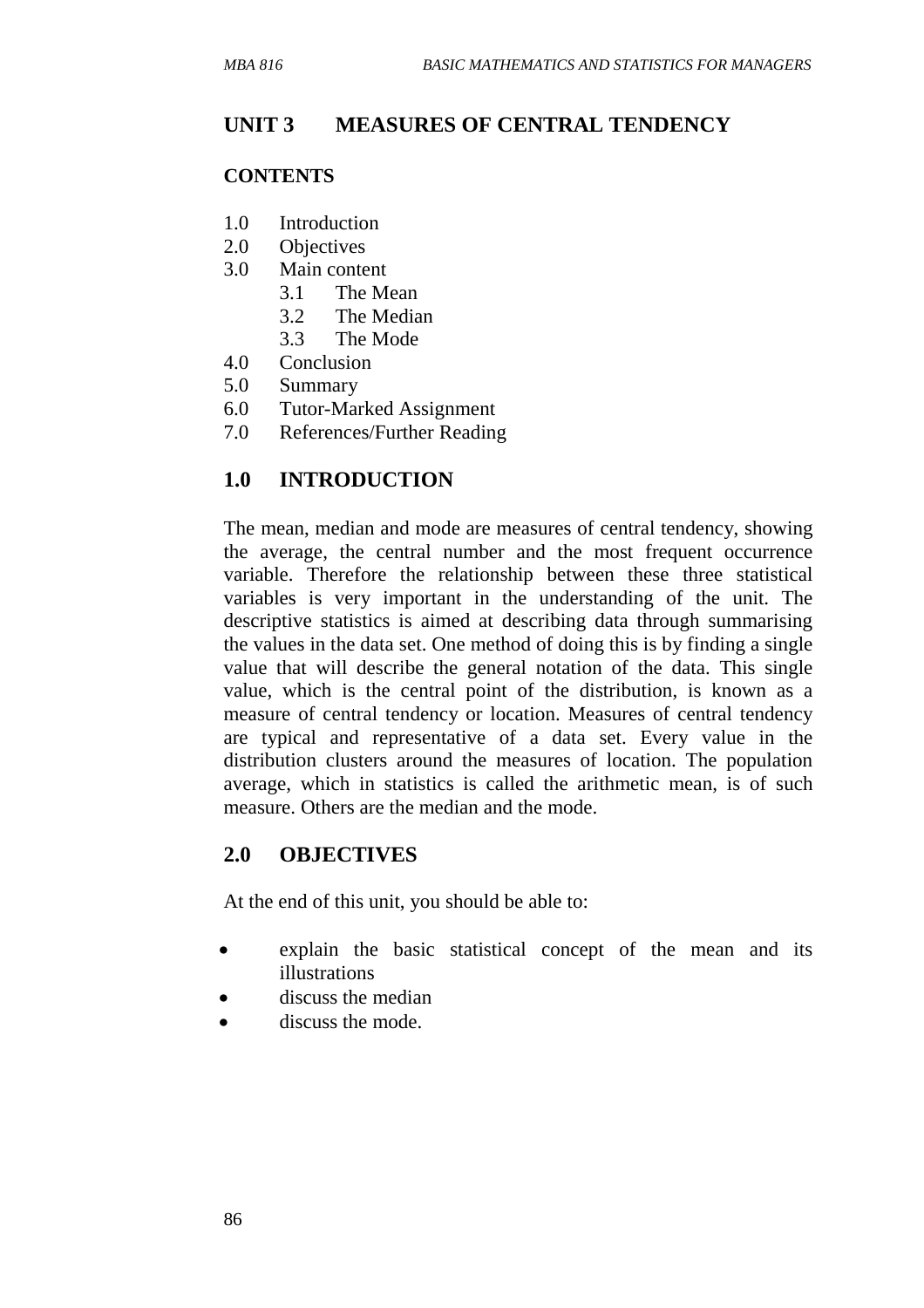# UNIT 3 MEASURES OF CENTRAL TENDENCY

**CONTENTS**

1.0 Introduction
2.0 Objectives
3.0 Main content
  3.1 The Mean
  3.2 The Median
  3.3 The Mode
4.0 Conclusion
5.0 Summary
6.0 Tutor-Marked Assignment
7.0 References/Further Reading

## 1.0 INTRODUCTION

The mean, median and mode are measures of central tendency, showing the average, the central number and the most frequent occurrence variable. Therefore the relationship between these three statistical variables is very important in the understanding of the unit. The descriptive statistics is aimed at describing data through summarising the values in the data set. One method of doing this is by finding a single value that will describe the general notation of the data. This single value, which is the central point of the distribution, is known as a measure of central tendency or location. Measures of central tendency are typical and representative of a data set. Every value in the distribution clusters around the measures of location. The population average, which in statistics is called the arithmetic mean, is of such measure. Others are the median and the mode.

## 2.0 OBJECTIVES

At the end of this unit, you should be able to:

- explain the basic statistical concept of the mean and its illustrations
- discuss the median
- discuss the mode.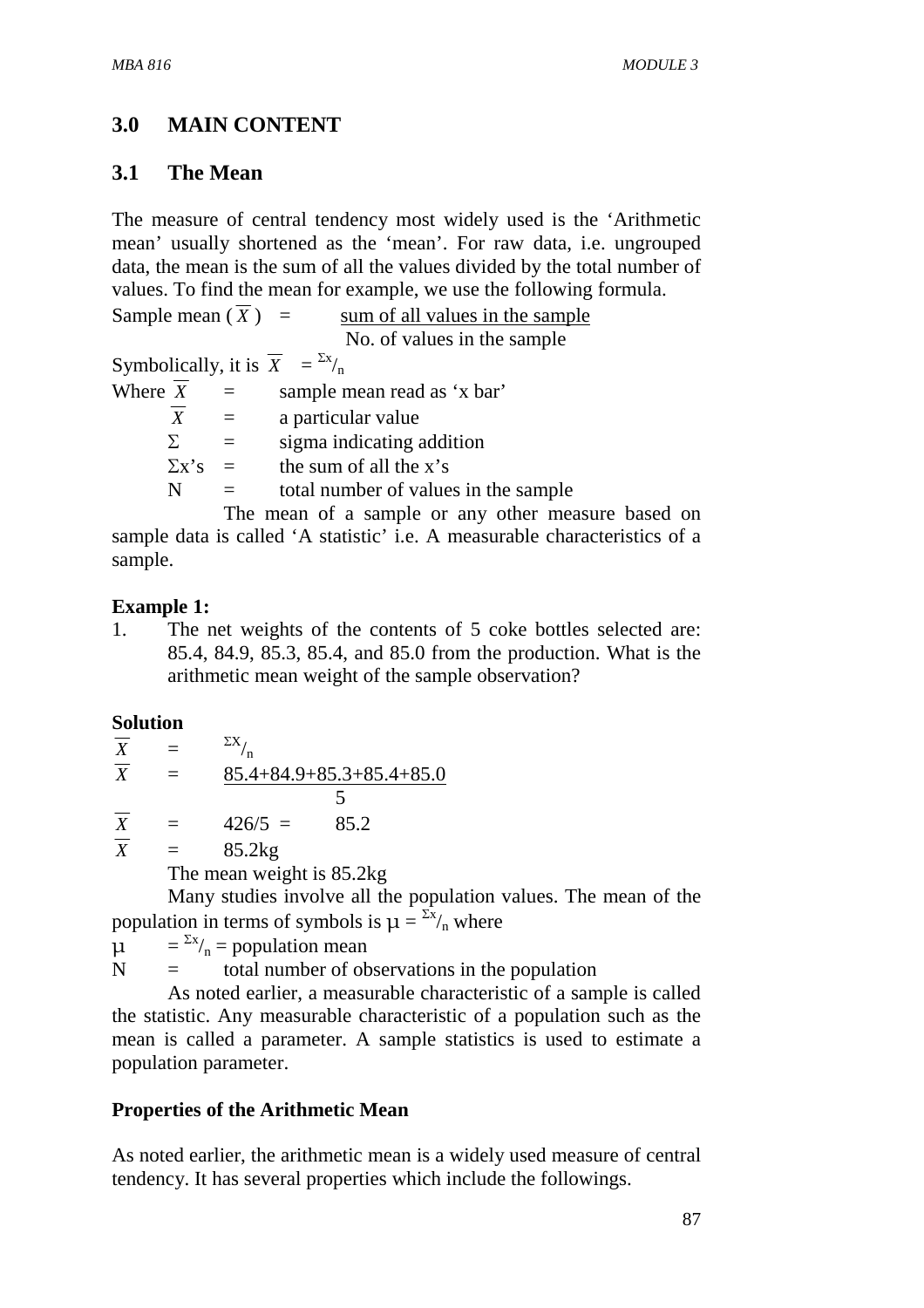## 3.0 MAIN CONTENT

### 3.1 The Mean

The measure of central tendency most widely used is the 'Arithmetic mean' usually shortened as the 'mean'. For raw data, i.e. ungrouped data, the mean is the sum of all the values divided by the total number of values. To find the mean for example, we use the following formula.

Sample mean ($\overline{X}$) = $\dfrac{\text{sum of all values in the sample}}{\text{No. of values in the sample}}$

Symbolically, it is $\overline{X} = {}^{\Sigma x}/_{n}$

Where $\overline{X}$ = sample mean read as 'x bar'

$\overline{X}$ = a particular value

$\Sigma$ = sigma indicating addition

$\Sigma$x's = the sum of all the x's

N = total number of values in the sample

The mean of a sample or any other measure based on sample data is called 'A statistic' i.e. A measurable characteristics of a sample.

**Example 1:**

1. The net weights of the contents of 5 coke bottles selected are: 85.4, 84.9, 85.3, 85.4, and 85.0 from the production. What is the arithmetic mean weight of the sample observation?

**Solution**

$\overline{X} = {}^{\Sigma x}/_{n}$

$\overline{X} = \dfrac{85.4+84.9+85.3+85.4+85.0}{5}$

$\overline{X} = 426/5 = 85.2$

$\overline{X} = 85.2\text{kg}$

The mean weight is 85.2kg

Many studies involve all the population values. The mean of the population in terms of symbols is $\mu = {}^{\Sigma x}/_{n}$ where

$\mu = {}^{\Sigma x}/_{n}$ = population mean

N = total number of observations in the population

As noted earlier, a measurable characteristic of a sample is called the statistic. Any measurable characteristic of a population such as the mean is called a parameter. A sample statistics is used to estimate a population parameter.

**Properties of the Arithmetic Mean**

As noted earlier, the arithmetic mean is a widely used measure of central tendency. It has several properties which include the followings.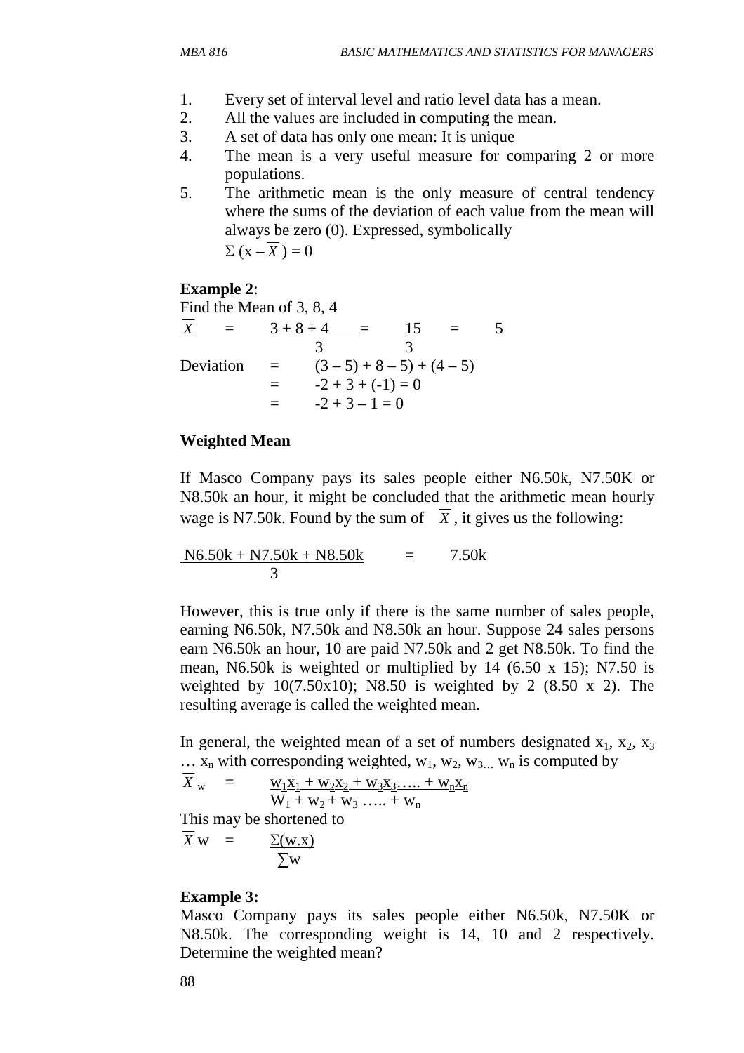1. Every set of interval level and ratio level data has a mean.
2. All the values are included in computing the mean.
3. A set of data has only one mean: It is unique
4. The mean is a very useful measure for comparing 2 or more populations.
5. The arithmetic mean is the only measure of central tendency where the sums of the deviation of each value from the mean will always be zero (0). Expressed, symbolically

   $\Sigma (x - \overline{X}) = 0$

**Example 2**:

Find the Mean of 3, 8, 4

$$\overline{X} = \frac{3 + 8 + 4}{3} = \frac{15}{3} = 5$$

Deviation $= (3 – 5) + 8 – 5) + (4 – 5)$

$= -2 + 3 + (-1) = 0$

$= -2 + 3 – 1 = 0$

**Weighted Mean**

If Masco Company pays its sales people either N6.50k, N7.50K or N8.50k an hour, it might be concluded that the arithmetic mean hourly wage is N7.50k. Found by the sum of $\overline{X}$, it gives us the following:

$$\frac{\text{N6.50k} + \text{N7.50k} + \text{N8.50k}}{3} = 7.50\text{k}$$

However, this is true only if there is the same number of sales people, earning N6.50k, N7.50k and N8.50k an hour. Suppose 24 sales persons earn N6.50k an hour, 10 are paid N7.50k and 2 get N8.50k. To find the mean, N6.50k is weighted or multiplied by 14 (6.50 x 15); N7.50 is weighted by 10(7.50x10); N8.50 is weighted by 2 (8.50 x 2). The resulting average is called the weighted mean.

In general, the weighted mean of a set of numbers designated $x_1$, $x_2$, $x_3$ … $x_n$ with corresponding weighted, $w_1$, $w_2$, $w_3$… $w_n$ is computed by

$$\overline{X}_w = \frac{w_1x_1 + w_2x_2 + w_3x_3 ….. + w_nx_n}{W_1 + w_2 + w_3 ….. + w_n}$$

This may be shortened to

$$\overline{X}w = \frac{\Sigma(w.x)}{\sum w}$$

**Example 3:**

Masco Company pays its sales people either N6.50k, N7.50K or N8.50k. The corresponding weight is 14, 10 and 2 respectively. Determine the weighted mean?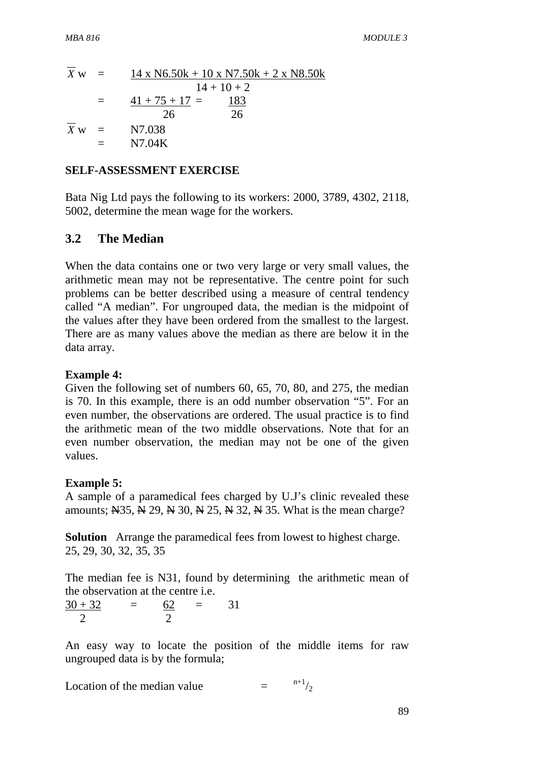$$\bar{X}w = \frac{14 \times N6.50k + 10 \times N7.50k + 2 \times N8.50k}{14 + 10 + 2}$$

$$= \frac{41 + 75 + 17}{26} = \frac{183}{26}$$

$$\bar{X}w = N7.038$$

$$= N7.04K$$

**SELF-ASSESSMENT EXERCISE**

Bata Nig Ltd pays the following to its workers: 2000, 3789, 4302, 2118, 5002, determine the mean wage for the workers.

## 3.2 The Median

When the data contains one or two very large or very small values, the arithmetic mean may not be representative. The centre point for such problems can be better described using a measure of central tendency called "A median". For ungrouped data, the median is the midpoint of the values after they have been ordered from the smallest to the largest. There are as many values above the median as there are below it in the data array.

**Example 4:**
Given the following set of numbers 60, 65, 70, 80, and 275, the median is 70. In this example, there is an odd number observation "5". For an even number, the observations are ordered. The usual practice is to find the arithmetic mean of the two middle observations. Note that for an even number observation, the median may not be one of the given values.

**Example 5:**
A sample of a paramedical fees charged by U.J's clinic revealed these amounts; ₦35, ₦ 29, ₦ 30, ₦ 25, ₦ 32, ₦ 35. What is the mean charge?

**Solution** Arrange the paramedical fees from lowest to highest charge.
25, 29, 30, 32, 35, 35

The median fee is N31, found by determining the arithmetic mean of the observation at the centre i.e.

$$\frac{30 + 32}{2} = \frac{62}{2} = 31$$

An easy way to locate the position of the middle items for raw ungrouped data is by the formula;

Location of the median value $= {}^{n+1}/_{2}$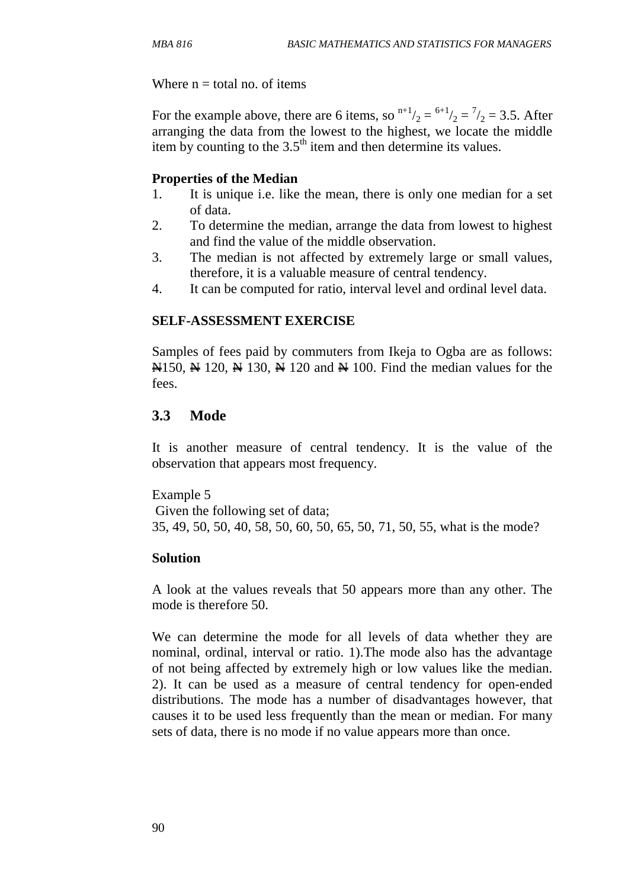Where n = total no. of items

For the example above, there are 6 items, so $^{n+1}/_{2} = ^{6+1}/_{2} = ^{7}/_{2} = 3.5$. After arranging the data from the lowest to the highest, we locate the middle item by counting to the 3.5$^{th}$ item and then determine its values.

**Properties of the Median**

1. It is unique i.e. like the mean, there is only one median for a set of data.
2. To determine the median, arrange the data from lowest to highest and find the value of the middle observation.
3. The median is not affected by extremely large or small values, therefore, it is a valuable measure of central tendency.
4. It can be computed for ratio, interval level and ordinal level data.

**SELF-ASSESSMENT EXERCISE**

Samples of fees paid by commuters from Ikeja to Ogba are as follows: ₦150, ₦ 120, ₦ 130, ₦ 120 and ₦ 100. Find the median values for the fees.

## 3.3 Mode

It is another measure of central tendency. It is the value of the observation that appears most frequency.

Example 5
Given the following set of data;
35, 49, 50, 50, 40, 58, 50, 60, 50, 65, 50, 71, 50, 55, what is the mode?

**Solution**

A look at the values reveals that 50 appears more than any other. The mode is therefore 50.

We can determine the mode for all levels of data whether they are nominal, ordinal, interval or ratio. 1).The mode also has the advantage of not being affected by extremely high or low values like the median. 2). It can be used as a measure of central tendency for open-ended distributions. The mode has a number of disadvantages however, that causes it to be used less frequently than the mean or median. For many sets of data, there is no mode if no value appears more than once.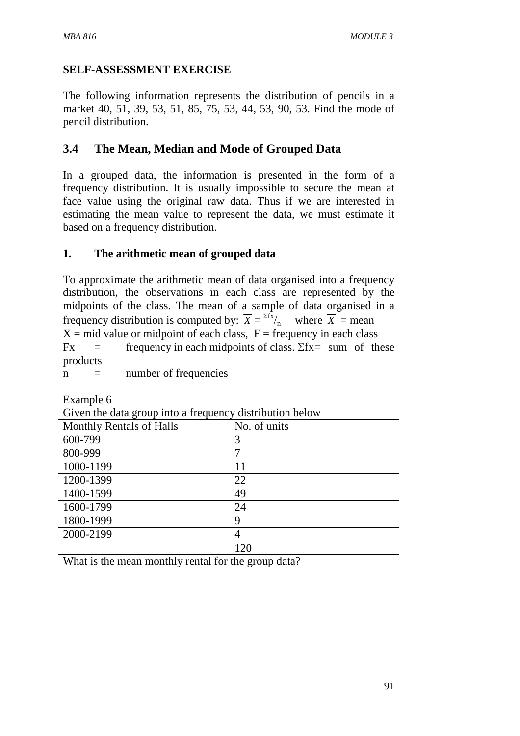**SELF-ASSESSMENT EXERCISE**

The following information represents the distribution of pencils in a market 40, 51, 39, 53, 51, 85, 75, 53, 44, 53, 90, 53. Find the mode of pencil distribution.

## 3.4 The Mean, Median and Mode of Grouped Data

In a grouped data, the information is presented in the form of a frequency distribution. It is usually impossible to secure the mean at face value using the original raw data. Thus if we are interested in estimating the mean value to represent the data, we must estimate it based on a frequency distribution.

### 1. The arithmetic mean of grouped data

To approximate the arithmetic mean of data organised into a frequency distribution, the observations in each class are represented by the midpoints of the class. The mean of a sample of data organised in a frequency distribution is computed by: $\overline{X} = {}^{\Sigma fx}/_{n}$ where $\overline{X}$ = mean

X = mid value or midpoint of each class, F = frequency in each class

Fx = frequency in each midpoints of class. $\Sigma$fx= sum of these products

n = number of frequencies

Example 6

Given the data group into a frequency distribution below

| Monthly Rentals of Halls | No. of units |
|---|---|
| 600-799 | 3 |
| 800-999 | 7 |
| 1000-1199 | 11 |
| 1200-1399 | 22 |
| 1400-1599 | 49 |
| 1600-1799 | 24 |
| 1800-1999 | 9 |
| 2000-2199 | 4 |
| | 120 |

What is the mean monthly rental for the group data?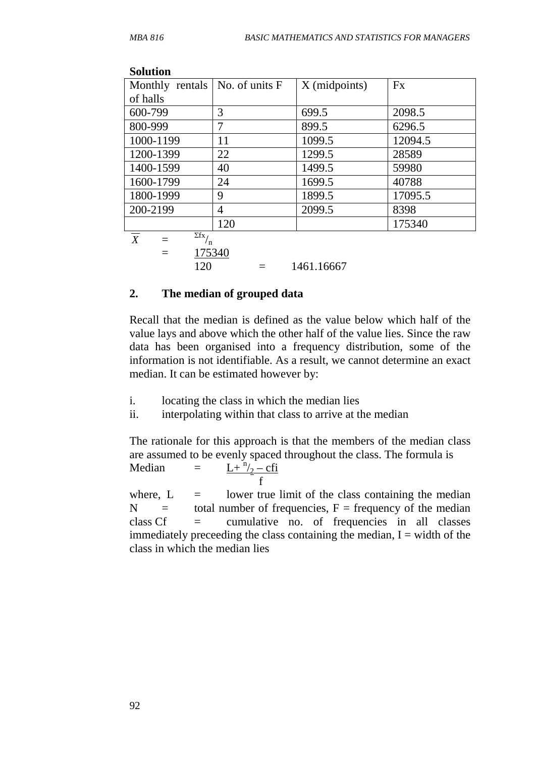**Solution**

| Monthly rentals of halls | No. of units F | X (midpoints) | Fx |
|---|---|---|---|
| 600-799 | 3 | 699.5 | 2098.5 |
| 800-999 | 7 | 899.5 | 6296.5 |
| 1000-1199 | 11 | 1099.5 | 12094.5 |
| 1200-1399 | 22 | 1299.5 | 28589 |
| 1400-1599 | 40 | 1499.5 | 59980 |
| 1600-1799 | 24 | 1699.5 | 40788 |
| 1800-1999 | 9 | 1899.5 | 17095.5 |
| 200-2199 | 4 | 2099.5 | 8398 |
| | 120 | | 175340 |

$$\overline{X} = {}^{\Sigma fx}/_{n}$$

$$= \frac{175340}{120} = 1461.16667$$

## 2. The median of grouped data

Recall that the median is defined as the value below which half of the value lays and above which the other half of the value lies. Since the raw data has been organised into a frequency distribution, some of the information is not identifiable. As a result, we cannot determine an exact median. It can be estimated however by:

i. locating the class in which the median lies
ii. interpolating within that class to arrive at the median

The rationale for this approach is that the members of the median class are assumed to be evenly spaced throughout the class. The formula is

$$\text{Median} = \frac{L + {}^{n}/_{2} - cfi}{f}$$

where, L = lower true limit of the class containing the median N = total number of frequencies, F = frequency of the median class Cf = cumulative no. of frequencies in all classes immediately preceeding the class containing the median, I = width of the class in which the median lies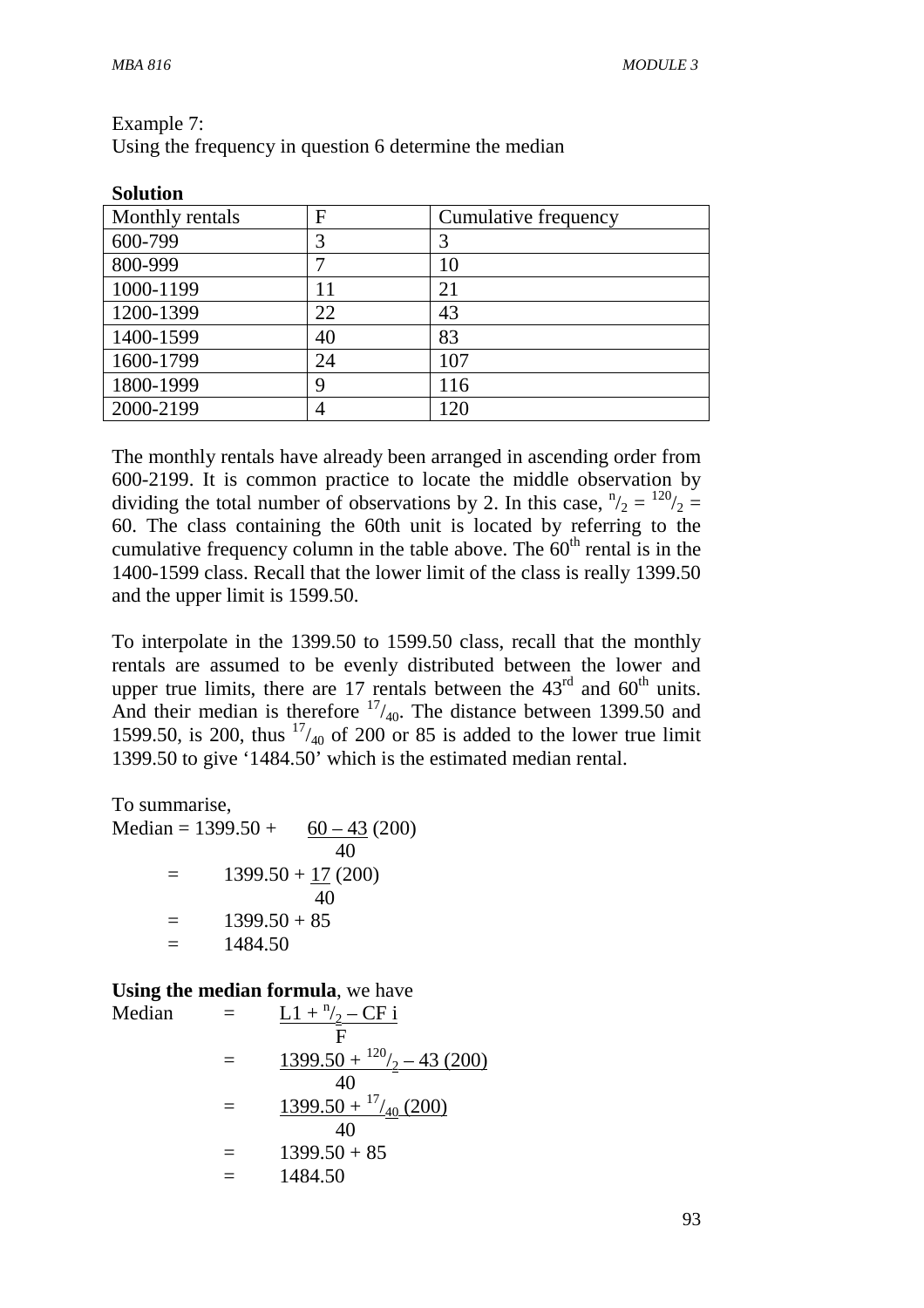Example 7:
Using the frequency in question 6 determine the median

**Solution**

| Monthly rentals | F | Cumulative frequency |
|---|---|---|
| 600-799 | 3 | 3 |
| 800-999 | 7 | 10 |
| 1000-1199 | 11 | 21 |
| 1200-1399 | 22 | 43 |
| 1400-1599 | 40 | 83 |
| 1600-1799 | 24 | 107 |
| 1800-1999 | 9 | 116 |
| 2000-2199 | 4 | 120 |

The monthly rentals have already been arranged in ascending order from 600-2199. It is common practice to locate the middle observation by dividing the total number of observations by 2. In this case, $^{n}/_{2} = {}^{120}/_{2} = 60$. The class containing the 60th unit is located by referring to the cumulative frequency column in the table above. The $60^{th}$ rental is in the 1400-1599 class. Recall that the lower limit of the class is really 1399.50 and the upper limit is 1599.50.

To interpolate in the 1399.50 to 1599.50 class, recall that the monthly rentals are assumed to be evenly distributed between the lower and upper true limits, there are 17 rentals between the $43^{rd}$ and $60^{th}$ units. And their median is therefore $^{17}/_{40}$. The distance between 1399.50 and 1599.50, is 200, thus $^{17}/_{40}$ of 200 or 85 is added to the lower true limit 1399.50 to give '1484.50' which is the estimated median rental.

To summarise,

$$\text{Median} = 1399.50 + \frac{60 - 43}{40}(200)$$

$$= 1399.50 + \frac{17}{40}(200)$$

$$= 1399.50 + 85$$

$$= 1484.50$$

**Using the median formula**, we have

$$\text{Median} = \frac{L1 + {}^{n}/_{2} - CF\ i}{F}$$

$$= \frac{1399.50 + {}^{120}/_{2} - 43\ (200)}{40}$$

$$= \frac{1399.50 + {}^{17}/_{40}\ (200)}{40}$$

$$= 1399.50 + 85$$

$$= 1484.50$$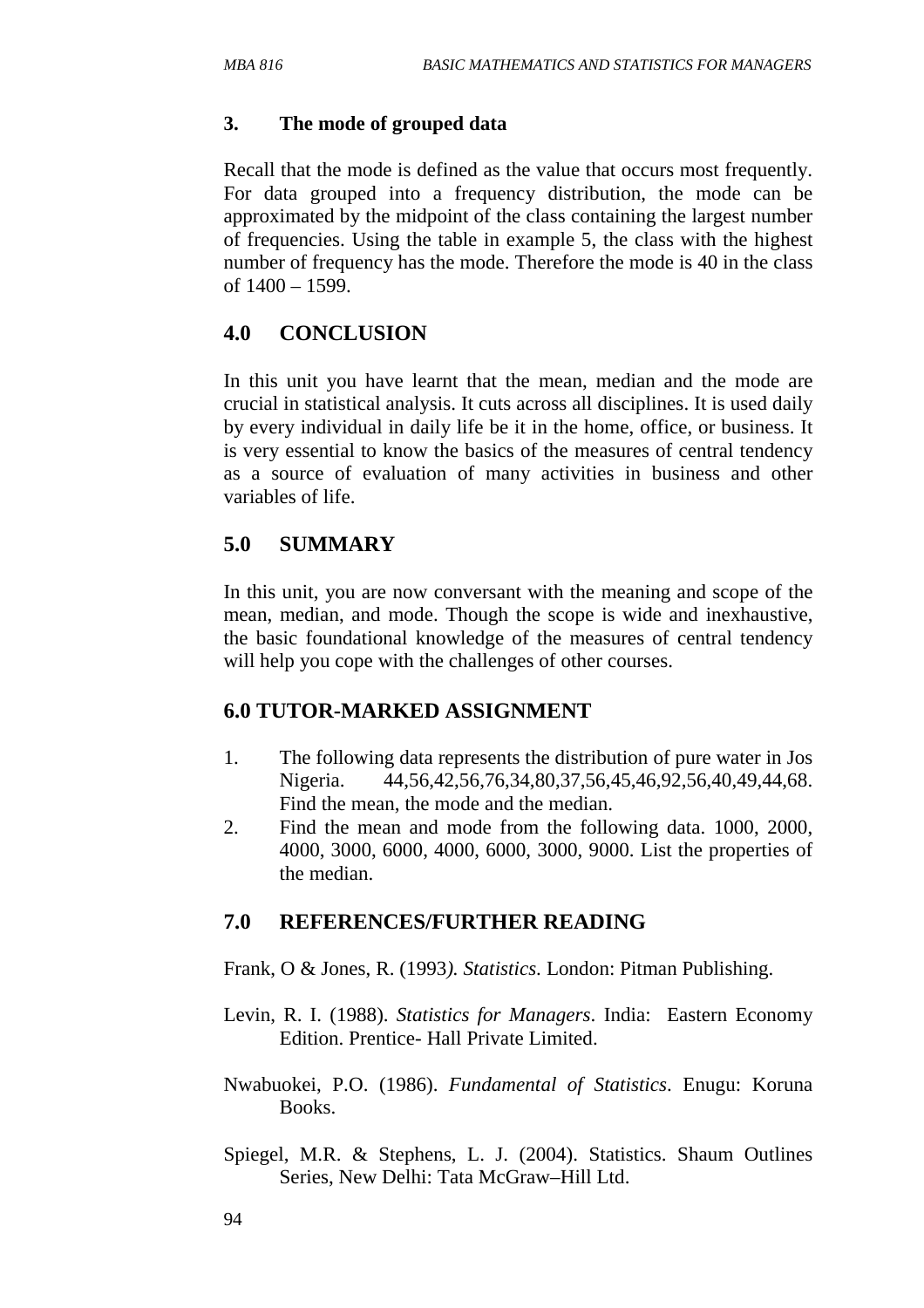### 3. The mode of grouped data

Recall that the mode is defined as the value that occurs most frequently. For data grouped into a frequency distribution, the mode can be approximated by the midpoint of the class containing the largest number of frequencies. Using the table in example 5, the class with the highest number of frequency has the mode. Therefore the mode is 40 in the class of 1400 – 1599.

## 4.0 CONCLUSION

In this unit you have learnt that the mean, median and the mode are crucial in statistical analysis. It cuts across all disciplines. It is used daily by every individual in daily life be it in the home, office, or business. It is very essential to know the basics of the measures of central tendency as a source of evaluation of many activities in business and other variables of life.

## 5.0 SUMMARY

In this unit, you are now conversant with the meaning and scope of the mean, median, and mode. Though the scope is wide and inexhaustive, the basic foundational knowledge of the measures of central tendency will help you cope with the challenges of other courses.

## 6.0 TUTOR-MARKED ASSIGNMENT

1. The following data represents the distribution of pure water in Jos Nigeria. 44,56,42,56,76,34,80,37,56,45,46,92,56,40,49,44,68. Find the mean, the mode and the median.
2. Find the mean and mode from the following data. 1000, 2000, 4000, 3000, 6000, 4000, 6000, 3000, 9000. List the properties of the median.

## 7.0 REFERENCES/FURTHER READING

Frank, O & Jones, R. (1993*). Statistics.* London: Pitman Publishing.

Levin, R. I. (1988). *Statistics for Managers*. India: Eastern Economy Edition. Prentice- Hall Private Limited.

Nwabuokei, P.O. (1986). *Fundamental of Statistics*. Enugu: Koruna Books.

Spiegel, M.R. & Stephens, L. J. (2004). Statistics. Shaum Outlines Series, New Delhi: Tata McGraw–Hill Ltd.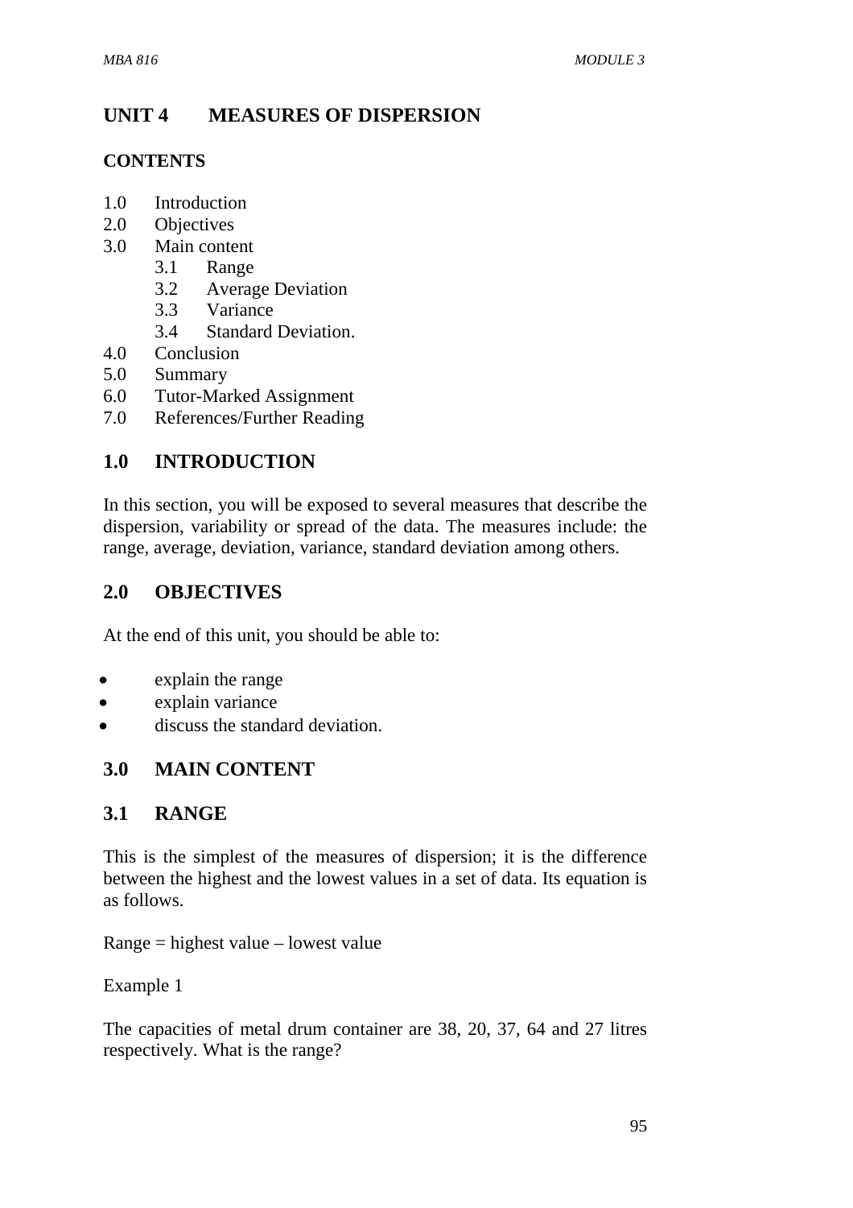## UNIT 4 MEASURES OF DISPERSION

### CONTENTS

1.0 Introduction
2.0 Objectives
3.0 Main content
   3.1 Range
   3.2 Average Deviation
   3.3 Variance
   3.4 Standard Deviation.
4.0 Conclusion
5.0 Summary
6.0 Tutor-Marked Assignment
7.0 References/Further Reading

## 1.0 INTRODUCTION

In this section, you will be exposed to several measures that describe the dispersion, variability or spread of the data. The measures include: the range, average, deviation, variance, standard deviation among others.

## 2.0 OBJECTIVES

At the end of this unit, you should be able to:

- explain the range
- explain variance
- discuss the standard deviation.

## 3.0 MAIN CONTENT

### 3.1 RANGE

This is the simplest of the measures of dispersion; it is the difference between the highest and the lowest values in a set of data. Its equation is as follows.

Range = highest value – lowest value

Example 1

The capacities of metal drum container are 38, 20, 37, 64 and 27 litres respectively. What is the range?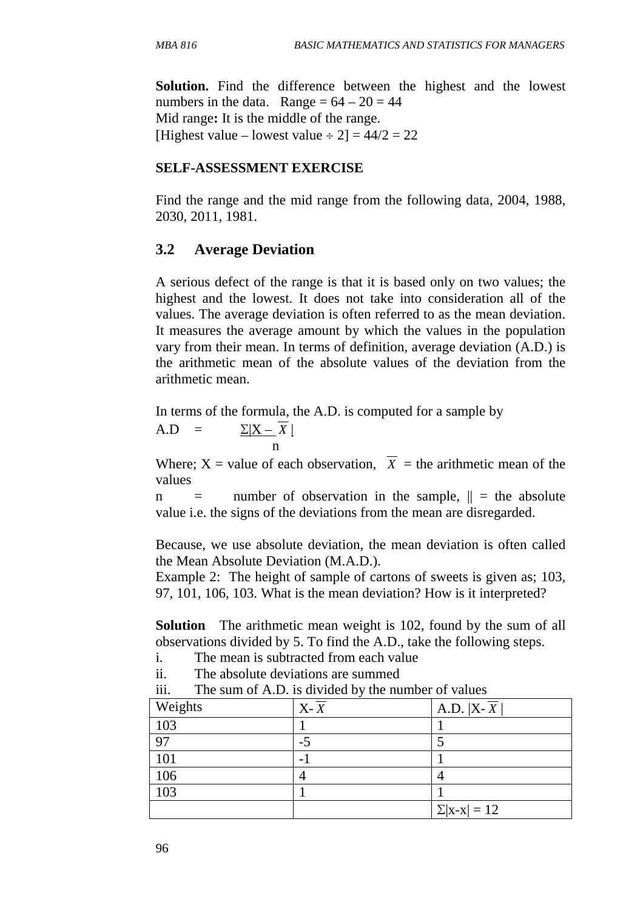**Solution.** Find the difference between the highest and the lowest numbers in the data. Range = 64 – 20 = 44

Mid range**:** It is the middle of the range.

[Highest value – lowest value ÷ 2] = 44/2 = 22

**SELF-ASSESSMENT EXERCISE**

Find the range and the mid range from the following data, 2004, 1988, 2030, 2011, 1981.

## 3.2 Average Deviation

A serious defect of the range is that it is based only on two values; the highest and the lowest. It does not take into consideration all of the values. The average deviation is often referred to as the mean deviation. It measures the average amount by which the values in the population vary from their mean. In terms of definition, average deviation (A.D.) is the arithmetic mean of the absolute values of the deviation from the arithmetic mean.

In terms of the formula, the A.D. is computed for a sample by

$$A.D = \frac{\Sigma|X - \overline{X}|}{n}$$

Where; X = value of each observation, $\overline{X}$ = the arithmetic mean of the values

n = number of observation in the sample, || = the absolute value i.e. the signs of the deviations from the mean are disregarded.

Because, we use absolute deviation, the mean deviation is often called the Mean Absolute Deviation (M.A.D.).

Example 2: The height of sample of cartons of sweets is given as; 103, 97, 101, 106, 103. What is the mean deviation? How is it interpreted?

**Solution** The arithmetic mean weight is 102, found by the sum of all observations divided by 5. To find the A.D., take the following steps.

i. The mean is subtracted from each value
ii. The absolute deviations are summed
iii. The sum of A.D. is divided by the number of values

| Weights | $X-\overline{X}$ | A.D. $\lvert X-\overline{X}\rvert$ |
|---|---|---|
| 103 | 1 | 1 |
| 97 | -5 | 5 |
| 101 | -1 | 1 |
| 106 | 4 | 4 |
| 103 | 1 | 1 |
| | | $\Sigma\lvert x-x\rvert = 12$ |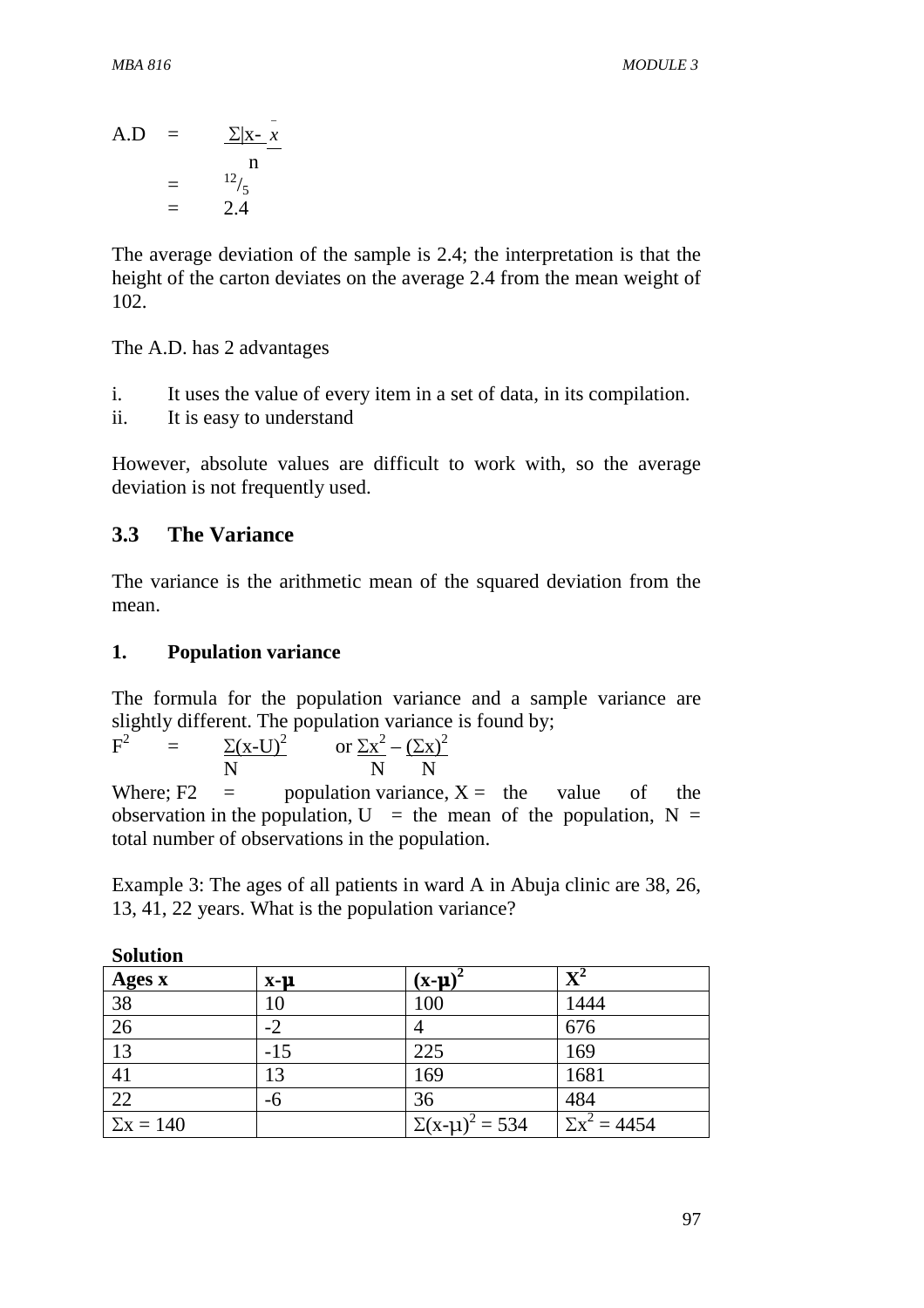$$\text{A.D} = \frac{\Sigma|x - \bar{x}|}{n}$$

$$= {}^{12}/_{5}$$

$$= 2.4$$

The average deviation of the sample is 2.4; the interpretation is that the height of the carton deviates on the average 2.4 from the mean weight of 102.

The A.D. has 2 advantages

i. It uses the value of every item in a set of data, in its compilation.
ii. It is easy to understand

However, absolute values are difficult to work with, so the average deviation is not frequently used.

## 3.3 The Variance

The variance is the arithmetic mean of the squared deviation from the mean.

**1. Population variance**

The formula for the population variance and a sample variance are slightly different. The population variance is found by;

$$F^2 = \frac{\Sigma(x-U)^2}{N} \quad \text{or} \quad \frac{\Sigma x^2}{N} - \frac{(\Sigma x)^2}{N}$$

Where; F2 = population variance, X = the value of the observation in the population, U = the mean of the population, N = total number of observations in the population.

Example 3: The ages of all patients in ward A in Abuja clinic are 38, 26, 13, 41, 22 years. What is the population variance?

**Solution**

| Ages x | x-µ | $(x-µ)^2$ | $X^2$ |
|---|---|---|---|
| 38 | 10 | 100 | 1444 |
| 26 | -2 | 4 | 676 |
| 13 | -15 | 225 | 169 |
| 41 | 13 | 169 | 1681 |
| 22 | -6 | 36 | 484 |
| $\Sigma x = 140$ | | $\Sigma(x-µ)^2 = 534$ | $\Sigma x^2 = 4454$ |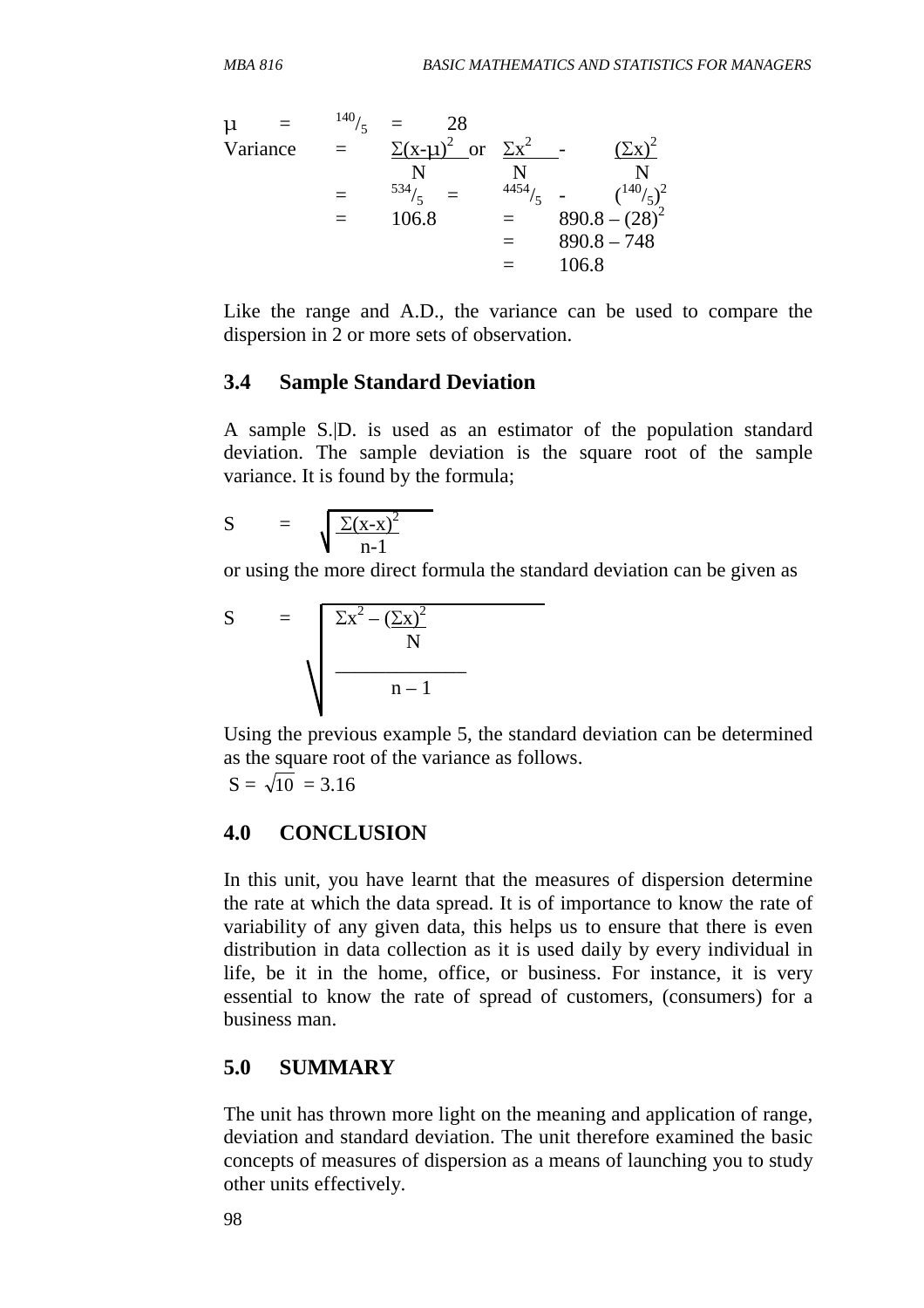$$\mu \quad = \quad {}^{140}/_{5} \quad = \quad 28$$

$$\text{Variance} \quad = \quad \frac{\Sigma(x-\mu)^2}{N} \text{ or } \frac{\Sigma x^2}{N} - \frac{(\Sigma x)^2}{N}$$

$$= \quad {}^{534}/_{5} \quad = \quad {}^{4454}/_{5} - ({}^{140}/_{5})^2$$

$$= \quad 106.8 \quad = \quad 890.8 - (28)^2$$

$$= \quad 890.8 - 748$$

$$= \quad 106.8$$

Like the range and A.D., the variance can be used to compare the dispersion in 2 or more sets of observation.

## 3.4 Sample Standard Deviation

A sample S.|D. is used as an estimator of the population standard deviation. The sample deviation is the square root of the sample variance. It is found by the formula;

$$S \quad = \quad \sqrt{\frac{\Sigma(x-x)^2}{n-1}}$$

or using the more direct formula the standard deviation can be given as

$$S \quad = \quad \sqrt{\frac{\Sigma x^2 - \frac{(\Sigma x)^2}{N}}{n-1}}$$

Using the previous example 5, the standard deviation can be determined as the square root of the variance as follows.

$S = \sqrt{10} = 3.16$

## 4.0 CONCLUSION

In this unit, you have learnt that the measures of dispersion determine the rate at which the data spread. It is of importance to know the rate of variability of any given data, this helps us to ensure that there is even distribution in data collection as it is used daily by every individual in life, be it in the home, office, or business. For instance, it is very essential to know the rate of spread of customers, (consumers) for a business man.

## 5.0 SUMMARY

The unit has thrown more light on the meaning and application of range, deviation and standard deviation. The unit therefore examined the basic concepts of measures of dispersion as a means of launching you to study other units effectively.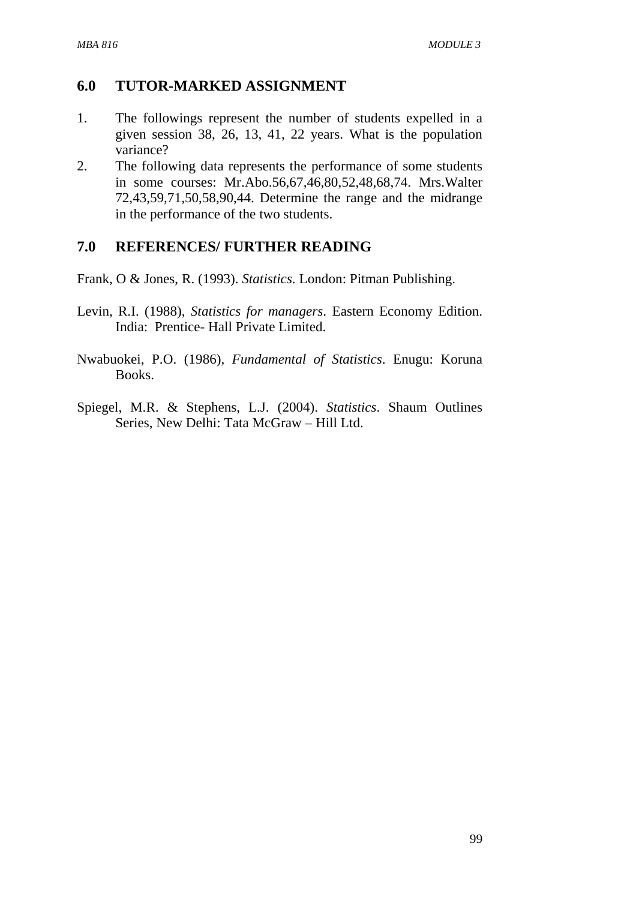## 6.0 TUTOR-MARKED ASSIGNMENT

1. The followings represent the number of students expelled in a given session 38, 26, 13, 41, 22 years. What is the population variance?
2. The following data represents the performance of some students in some courses: Mr.Abo.56,67,46,80,52,48,68,74. Mrs.Walter 72,43,59,71,50,58,90,44. Determine the range and the midrange in the performance of the two students.

## 7.0 REFERENCES/ FURTHER READING

Frank, O & Jones, R. (1993). *Statistics*. London: Pitman Publishing.

Levin, R.I. (1988), *Statistics for managers*. Eastern Economy Edition. India: Prentice- Hall Private Limited.

Nwabuokei, P.O. (1986), *Fundamental of Statistics*. Enugu: Koruna Books.

Spiegel, M.R. & Stephens, L.J. (2004). *Statistics*. Shaum Outlines Series, New Delhi: Tata McGraw – Hill Ltd.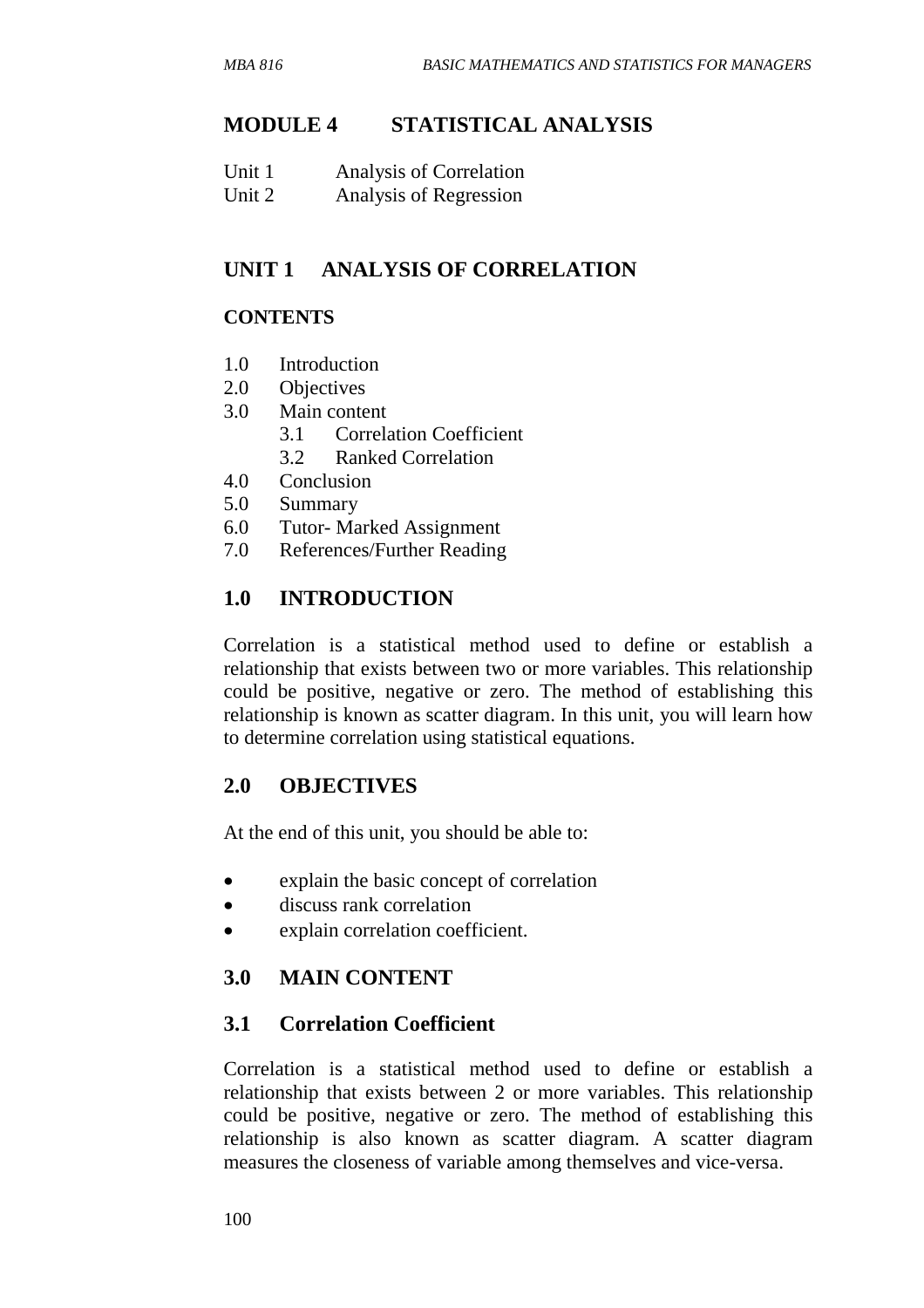# MODULE 4 STATISTICAL ANALYSIS

Unit 1 Analysis of Correlation
Unit 2 Analysis of Regression

## UNIT 1 ANALYSIS OF CORRELATION

### CONTENTS

1.0 Introduction
2.0 Objectives
3.0 Main content
  3.1 Correlation Coefficient
  3.2 Ranked Correlation
4.0 Conclusion
5.0 Summary
6.0 Tutor- Marked Assignment
7.0 References/Further Reading

## 1.0 INTRODUCTION

Correlation is a statistical method used to define or establish a relationship that exists between two or more variables. This relationship could be positive, negative or zero. The method of establishing this relationship is known as scatter diagram. In this unit, you will learn how to determine correlation using statistical equations.

## 2.0 OBJECTIVES

At the end of this unit, you should be able to:

- explain the basic concept of correlation
- discuss rank correlation
- explain correlation coefficient.

## 3.0 MAIN CONTENT

### 3.1 Correlation Coefficient

Correlation is a statistical method used to define or establish a relationship that exists between 2 or more variables. This relationship could be positive, negative or zero. The method of establishing this relationship is also known as scatter diagram. A scatter diagram measures the closeness of variable among themselves and vice-versa.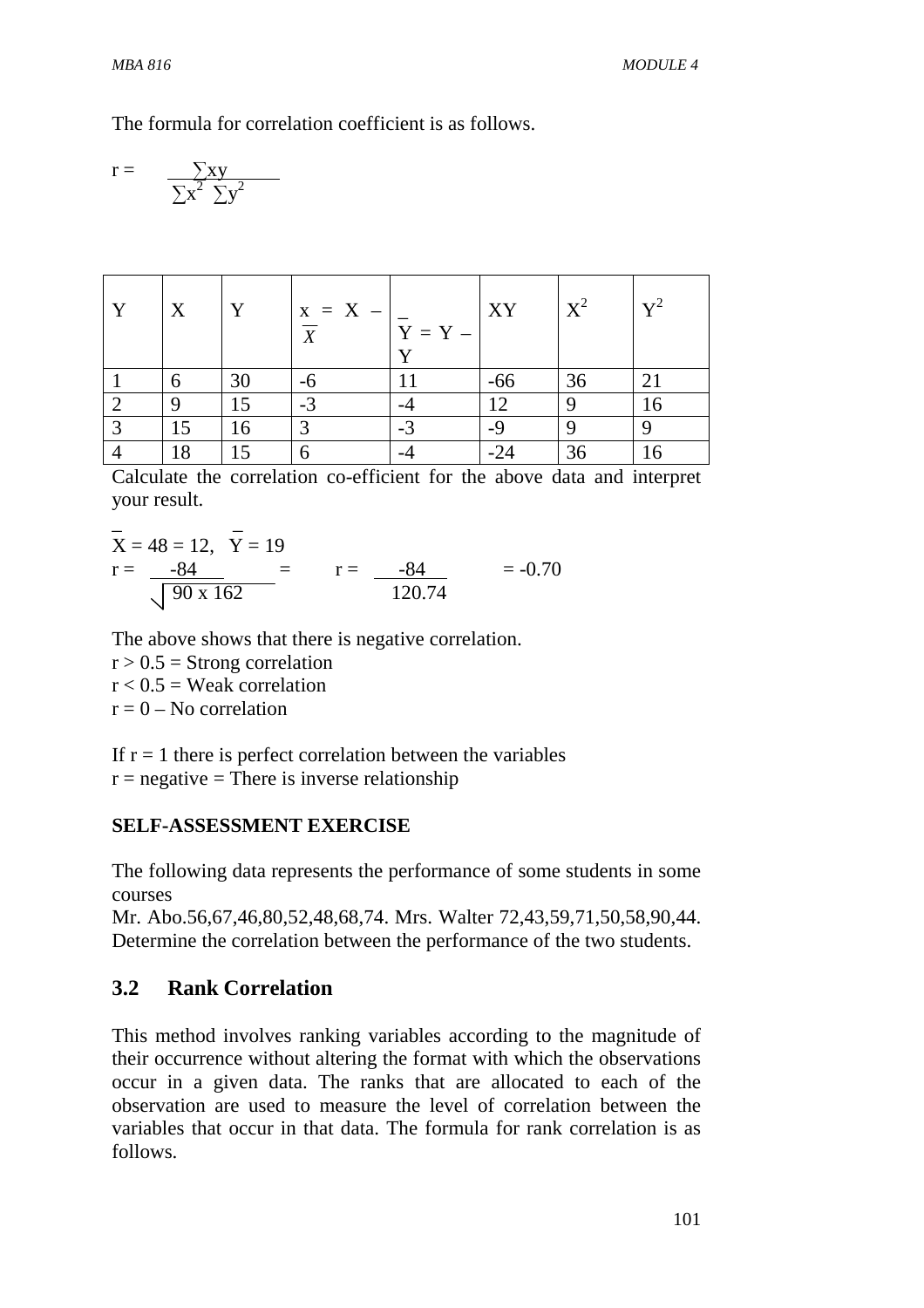The formula for correlation coefficient is as follows.

$$r = \frac{\sum xy}{\sum x^2 \ \sum y^2}$$

| Y | X | Y | $x = X - \overline{X}$ | $\overline{Y} = Y - Y$ | XY | $X^2$ | $Y^2$ |
|---|---|---|---|---|---|---|---|
| 1 | 6 | 30 | -6 | 11 | -66 | 36 | 21 |
| 2 | 9 | 15 | -3 | -4 | 12 | 9 | 16 |
| 3 | 15 | 16 | 3 | -3 | -9 | 9 | 9 |
| 4 | 18 | 15 | 6 | -4 | -24 | 36 | 16 |

Calculate the correlation co-efficient for the above data and interpret your result.

$\overline{X} = 48 = 12, \quad \overline{Y} = 19$

$$r = \frac{-84}{\sqrt{90 \times 162}} = \qquad r = \frac{-84}{120.74} \qquad = -0.70$$

The above shows that there is negative correlation.

$r > 0.5$ = Strong correlation  
$r < 0.5$ = Weak correlation  
$r = 0$ – No correlation

If $r = 1$ there is perfect correlation between the variables  
$r$ = negative = There is inverse relationship

**SELF-ASSESSMENT EXERCISE**

The following data represents the performance of some students in some courses

Mr. Abo.56,67,46,80,52,48,68,74. Mrs. Walter 72,43,59,71,50,58,90,44. Determine the correlation between the performance of the two students.

## 3.2 Rank Correlation

This method involves ranking variables according to the magnitude of their occurrence without altering the format with which the observations occur in a given data. The ranks that are allocated to each of the observation are used to measure the level of correlation between the variables that occur in that data. The formula for rank correlation is as follows.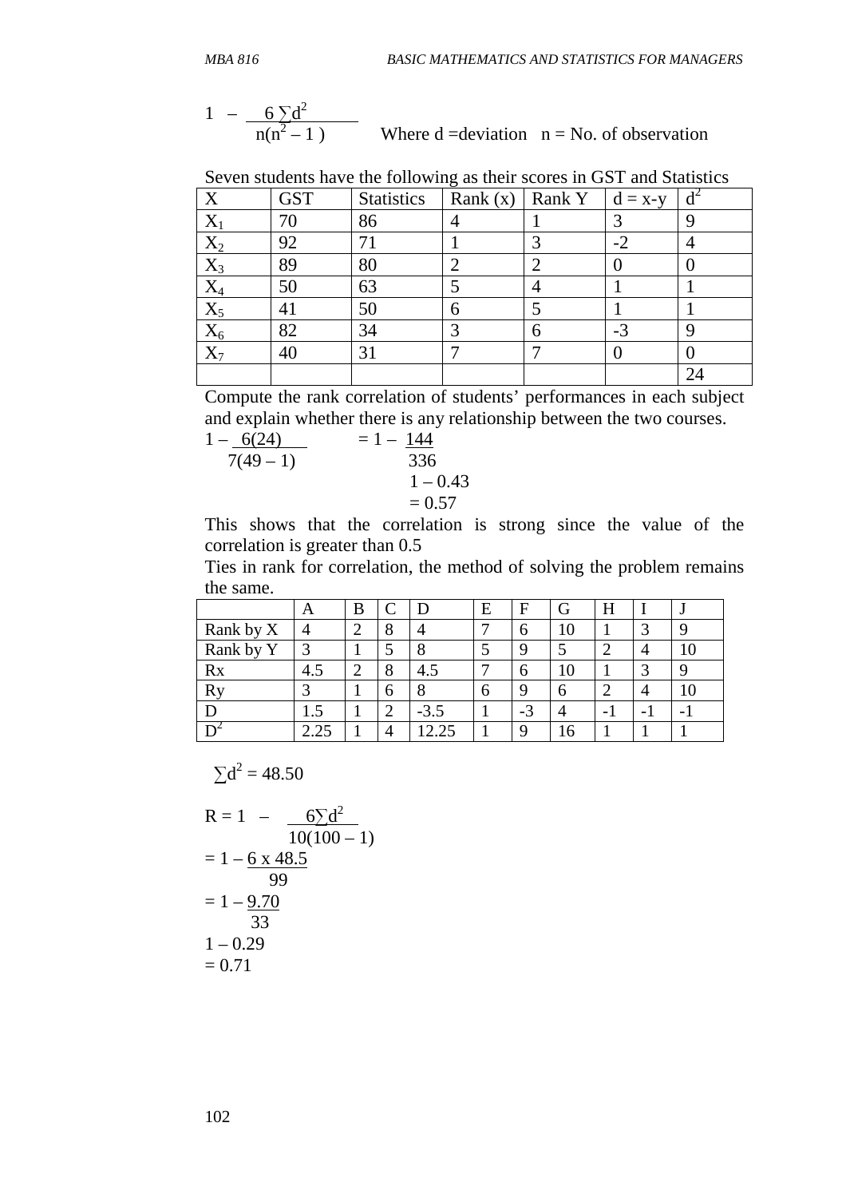$$1 - \frac{6\sum d^2}{n(n^2 - 1)}$$ Where d =deviation n = No. of observation

Seven students have the following as their scores in GST and Statistics

| X | GST | Statistics | Rank (x) | Rank Y | d = x-y | $d^2$ |
|---|---|---|---|---|---|---|
| $X_1$ | 70 | 86 | 4 | 1 | 3 | 9 |
| $X_2$ | 92 | 71 | 1 | 3 | -2 | 4 |
| $X_3$ | 89 | 80 | 2 | 2 | 0 | 0 |
| $X_4$ | 50 | 63 | 5 | 4 | 1 | 1 |
| $X_5$ | 41 | 50 | 6 | 5 | 1 | 1 |
| $X_6$ | 82 | 34 | 3 | 6 | -3 | 9 |
| $X_7$ | 40 | 31 | 7 | 7 | 0 | 0 |
| | | | | | | 24 |

Compute the rank correlation of students' performances in each subject and explain whether there is any relationship between the two courses.

$$1 - \frac{6(24)}{7(49 - 1)} = 1 - \frac{144}{336}$$

$$1 - 0.43$$

$$= 0.57$$

This shows that the correlation is strong since the value of the correlation is greater than 0.5

Ties in rank for correlation, the method of solving the problem remains the same.

| | A | B | C | D | E | F | G | H | I | J |
|---|---|---|---|---|---|---|---|---|---|---|
| Rank by X | 4 | 2 | 8 | 4 | 7 | 6 | 10 | 1 | 3 | 9 |
| Rank by Y | 3 | 1 | 5 | 8 | 5 | 9 | 5 | 2 | 4 | 10 |
| Rx | 4.5 | 2 | 8 | 4.5 | 7 | 6 | 10 | 1 | 3 | 9 |
| Ry | 3 | 1 | 6 | 8 | 6 | 9 | 6 | 2 | 4 | 10 |
| D | 1.5 | 1 | 2 | -3.5 | 1 | -3 | 4 | -1 | -1 | -1 |
| $D^2$ | 2.25 | 1 | 4 | 12.25 | 1 | 9 | 16 | 1 | 1 | 1 |

$\sum d^2 = 48.50$

$$R = 1 - \frac{6\sum d^2}{10(100 - 1)}$$

$$= 1 - \frac{6 \times 48.5}{99}$$

$$= 1 - \frac{9.70}{33}$$

$$1 - 0.29$$

$$= 0.71$$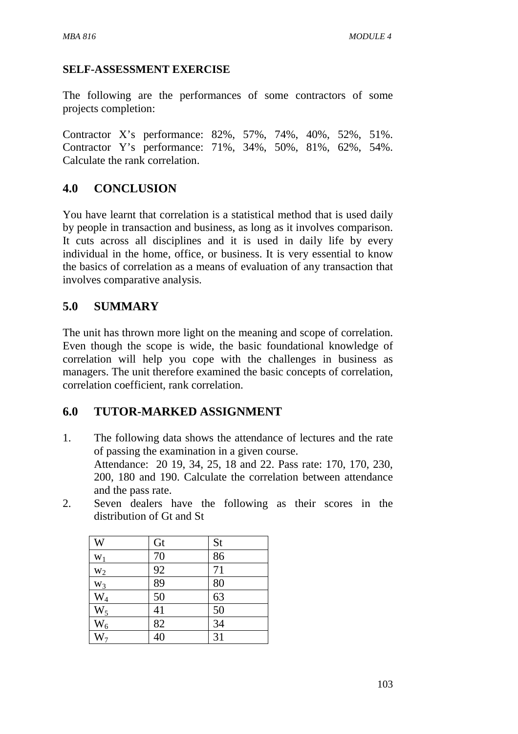**SELF-ASSESSMENT EXERCISE**

The following are the performances of some contractors of some projects completion:

Contractor X's performance: 82%, 57%, 74%, 40%, 52%, 51%.
Contractor Y's performance: 71%, 34%, 50%, 81%, 62%, 54%.
Calculate the rank correlation.

## 4.0 CONCLUSION

You have learnt that correlation is a statistical method that is used daily by people in transaction and business, as long as it involves comparison. It cuts across all disciplines and it is used in daily life by every individual in the home, office, or business. It is very essential to know the basics of correlation as a means of evaluation of any transaction that involves comparative analysis.

## 5.0 SUMMARY

The unit has thrown more light on the meaning and scope of correlation. Even though the scope is wide, the basic foundational knowledge of correlation will help you cope with the challenges in business as managers. The unit therefore examined the basic concepts of correlation, correlation coefficient, rank correlation.

## 6.0 TUTOR-MARKED ASSIGNMENT

1. The following data shows the attendance of lectures and the rate of passing the examination in a given course.
   Attendance: 20 19, 34, 25, 18 and 22. Pass rate: 170, 170, 230, 200, 180 and 190. Calculate the correlation between attendance and the pass rate.
2. Seven dealers have the following as their scores in the distribution of Gt and St

| W | Gt | St |
|---|---|---|
| $w_1$ | 70 | 86 |
| $w_2$ | 92 | 71 |
| $w_3$ | 89 | 80 |
| $W_4$ | 50 | 63 |
| $W_5$ | 41 | 50 |
| $W_6$ | 82 | 34 |
| $W_7$ | 40 | 31 |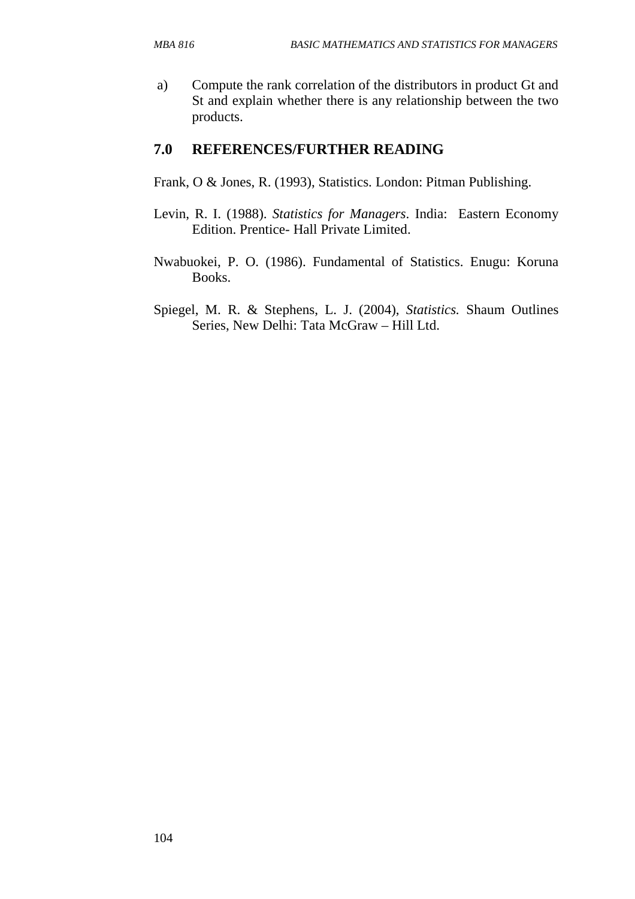a) Compute the rank correlation of the distributors in product Gt and St and explain whether there is any relationship between the two products.

## 7.0 REFERENCES/FURTHER READING

Frank, O & Jones, R. (1993), Statistics. London: Pitman Publishing.

Levin, R. I. (1988). *Statistics for Managers*. India: Eastern Economy Edition. Prentice- Hall Private Limited.

Nwabuokei, P. O. (1986). Fundamental of Statistics. Enugu: Koruna Books.

Spiegel, M. R. & Stephens, L. J. (2004), *Statistics.* Shaum Outlines Series, New Delhi: Tata McGraw – Hill Ltd.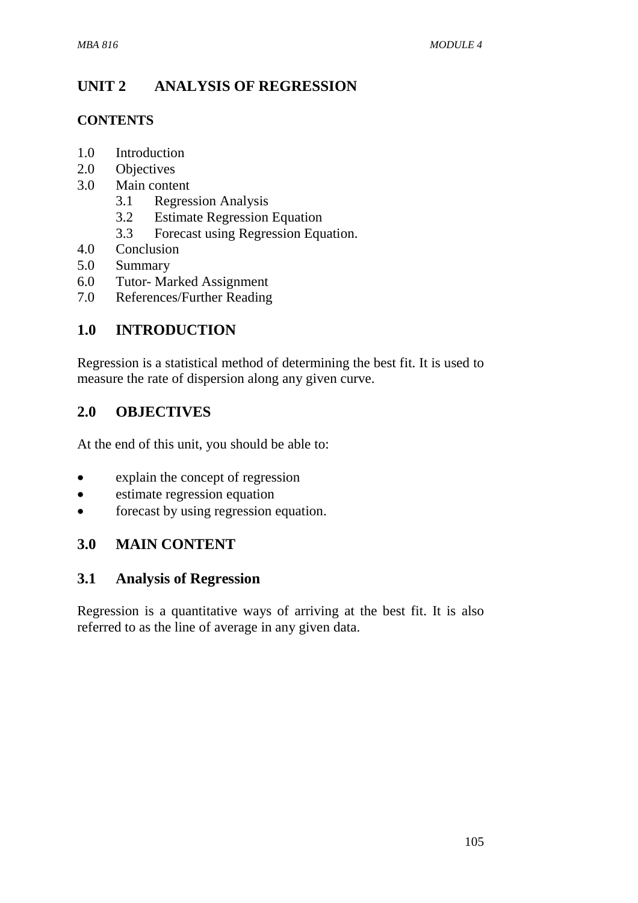# UNIT 2 ANALYSIS OF REGRESSION

## CONTENTS

1.0 Introduction
2.0 Objectives
3.0 Main content
   3.1 Regression Analysis
   3.2 Estimate Regression Equation
   3.3 Forecast using Regression Equation.
4.0 Conclusion
5.0 Summary
6.0 Tutor- Marked Assignment
7.0 References/Further Reading

## 1.0 INTRODUCTION

Regression is a statistical method of determining the best fit. It is used to measure the rate of dispersion along any given curve.

## 2.0 OBJECTIVES

At the end of this unit, you should be able to:

- explain the concept of regression
- estimate regression equation
- forecast by using regression equation.

## 3.0 MAIN CONTENT

### 3.1 Analysis of Regression

Regression is a quantitative ways of arriving at the best fit. It is also referred to as the line of average in any given data.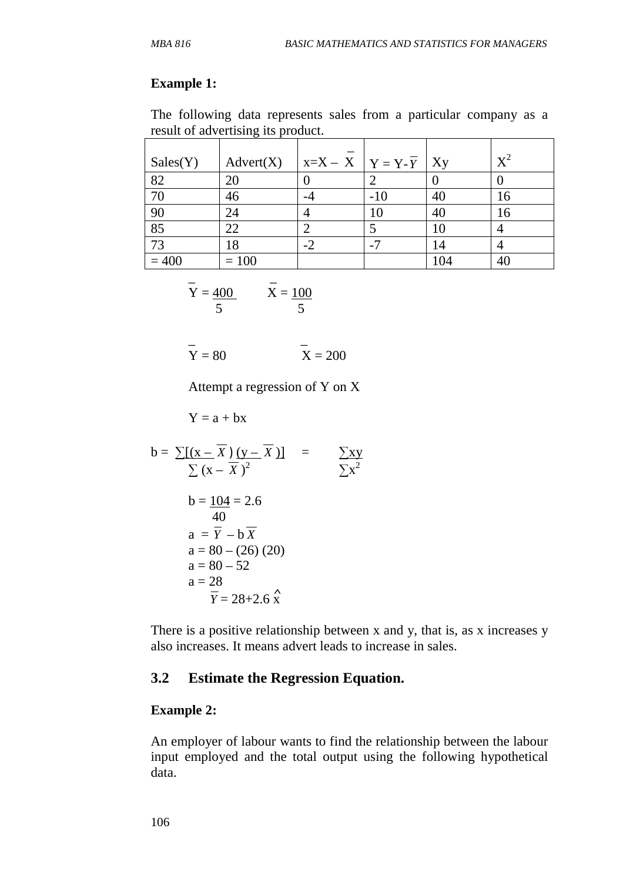**Example 1:**

The following data represents sales from a particular company as a result of advertising its product.

| Sales(Y) | Advert(X) | $x = X - \overline{X}$ | $Y = Y - \overline{Y}$ | Xy | $X^2$ |
|---|---|---|---|---|---|
| 82 | 20 | 0 | 2 | 0 | 0 |
| 70 | 46 | -4 | -10 | 40 | 16 |
| 90 | 24 | 4 | 10 | 40 | 16 |
| 85 | 22 | 2 | 5 | 10 | 4 |
| 73 | 18 | -2 | -7 | 14 | 4 |
| = 400 | = 100 | | | 104 | 40 |

$$\overline{Y} = \frac{400}{5} \qquad \overline{X} = \frac{100}{5}$$

$$\overline{Y} = 80 \qquad \overline{X} = 200$$

Attempt a regression of Y on X

$$Y = a + bx$$

$$b = \frac{\sum[(x - \overline{X})(y - \overline{X})]}{\sum(x - \overline{X})^2} = \frac{\sum xy}{\sum x^2}$$

$$b = \frac{104}{40} = 2.6$$

$$a = \overline{Y} - b\overline{X}$$

$$a = 80 - (26)(20)$$

$$a = 80 - 52$$

$$a = 28$$

$$\overline{Y} = 28 + 2.6\hat{x}$$

There is a positive relationship between x and y, that is, as x increases y also increases. It means advert leads to increase in sales.

## 3.2 Estimate the Regression Equation.

**Example 2:**

An employer of labour wants to find the relationship between the labour input employed and the total output using the following hypothetical data.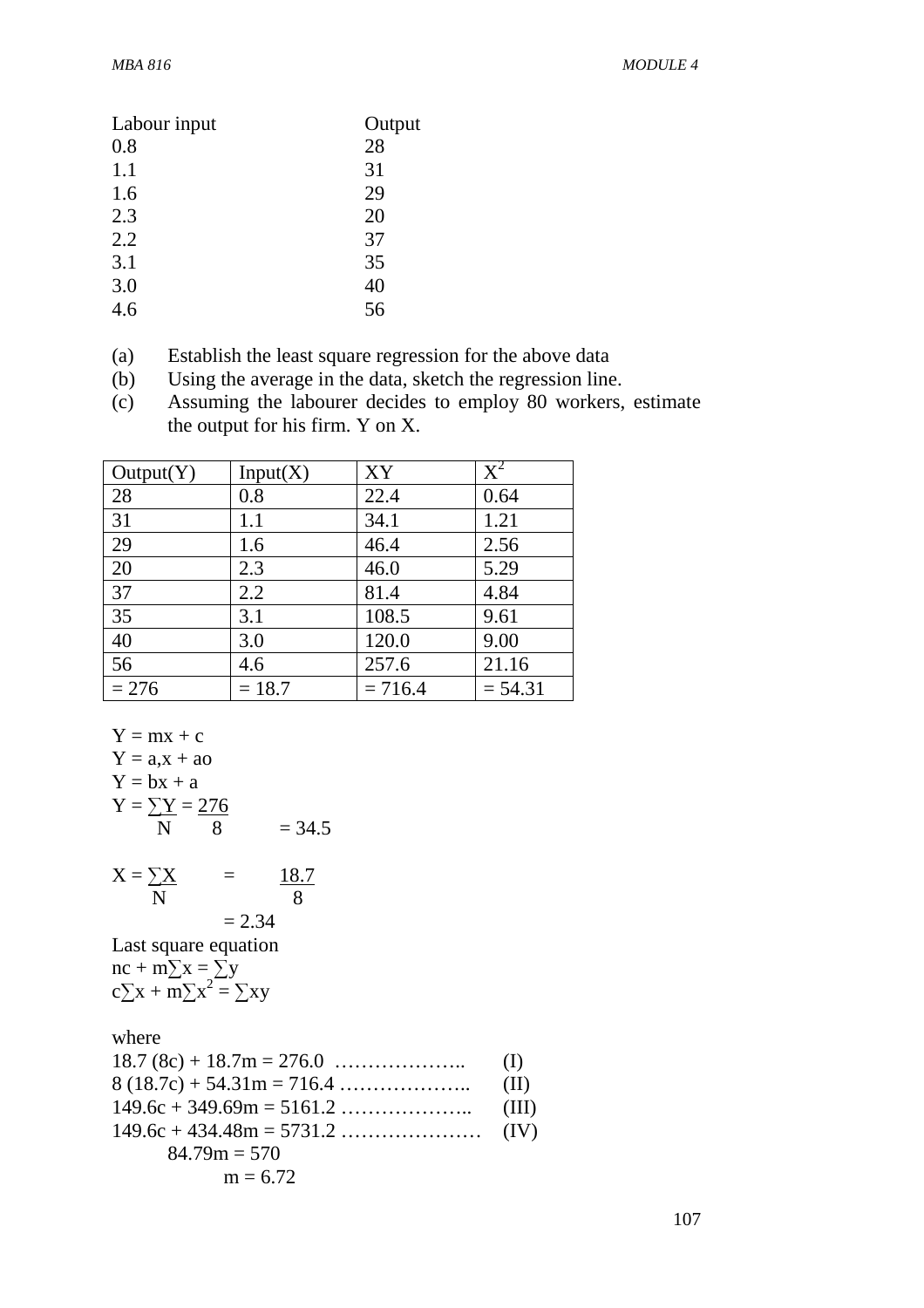| Labour input | Output |
|---|---|
| 0.8 | 28 |
| 1.1 | 31 |
| 1.6 | 29 |
| 2.3 | 20 |
| 2.2 | 37 |
| 3.1 | 35 |
| 3.0 | 40 |
| 4.6 | 56 |

(a) Establish the least square regression for the above data

(b) Using the average in the data, sketch the regression line.

(c) Assuming the labourer decides to employ 80 workers, estimate the output for his firm. Y on X.

| Output(Y) | Input(X) | XY | $X^2$ |
|---|---|---|---|
| 28 | 0.8 | 22.4 | 0.64 |
| 31 | 1.1 | 34.1 | 1.21 |
| 29 | 1.6 | 46.4 | 2.56 |
| 20 | 2.3 | 46.0 | 5.29 |
| 37 | 2.2 | 81.4 | 4.84 |
| 35 | 3.1 | 108.5 | 9.61 |
| 40 | 3.0 | 120.0 | 9.00 |
| 56 | 4.6 | 257.6 | 21.16 |
| = 276 | = 18.7 | = 716.4 | = 54.31 |

Y = mx + c

Y = a,x + ao

Y = bx + a

$$Y = \frac{\sum Y}{N} = \frac{276}{8} = 34.5$$

$$X = \frac{\sum X}{N} = \frac{18.7}{8} = 2.34$$

Last square equation

$nc + m\sum x = \sum y$

$c\sum x + m\sum x^2 = \sum xy$

where

18.7 (8c) + 18.7m = 276.0 ……………….. (I)

8 (18.7c) + 54.31m = 716.4 ……………….. (II)

149.6c + 349.69m = 5161.2 ……………….. (III)

149.6c + 434.48m = 5731.2 ………………… (IV)

84.79m = 570

m = 6.72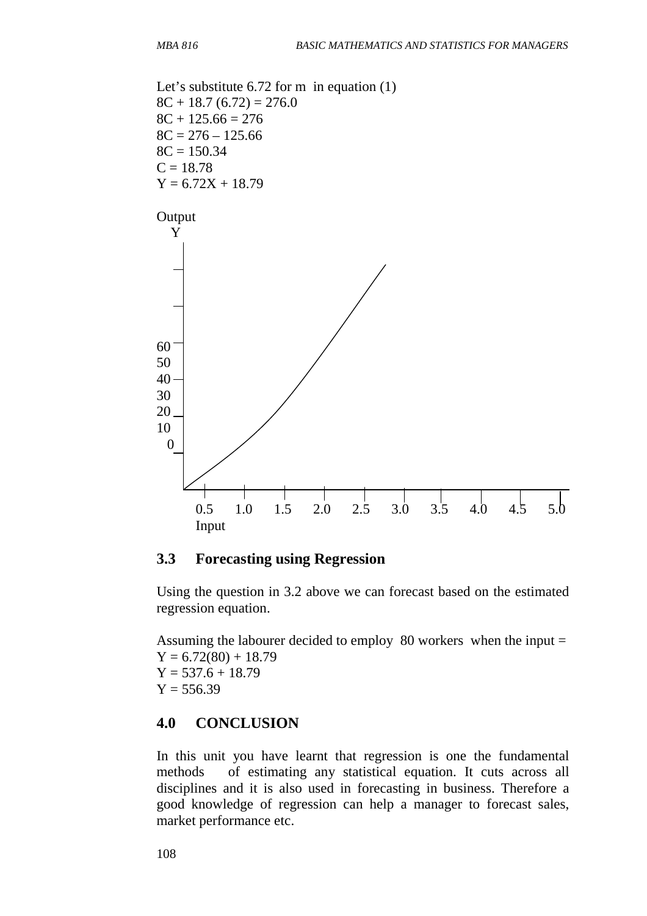Let's substitute 6.72 for m in equation (1)

$8C + 18.7 (6.72) = 276.0$

$8C + 125.66 = 276$

$8C = 276 – 125.66$

$8C = 150.34$

$C = 18.78$

$Y = 6.72X + 18.79$

Output
Y

60
50
40
30
20
10
0

0.5 1.0 1.5 2.0 2.5 3.0 3.5 4.0 4.5 5.0
Input

## 3.3 Forecasting using Regression

Using the question in 3.2 above we can forecast based on the estimated regression equation.

Assuming the labourer decided to employ 80 workers when the input =

$Y = 6.72(80) + 18.79$

$Y = 537.6 + 18.79$

$Y = 556.39$

## 4.0 CONCLUSION

In this unit you have learnt that regression is one the fundamental methods of estimating any statistical equation. It cuts across all disciplines and it is also used in forecasting in business. Therefore a good knowledge of regression can help a manager to forecast sales, market performance etc.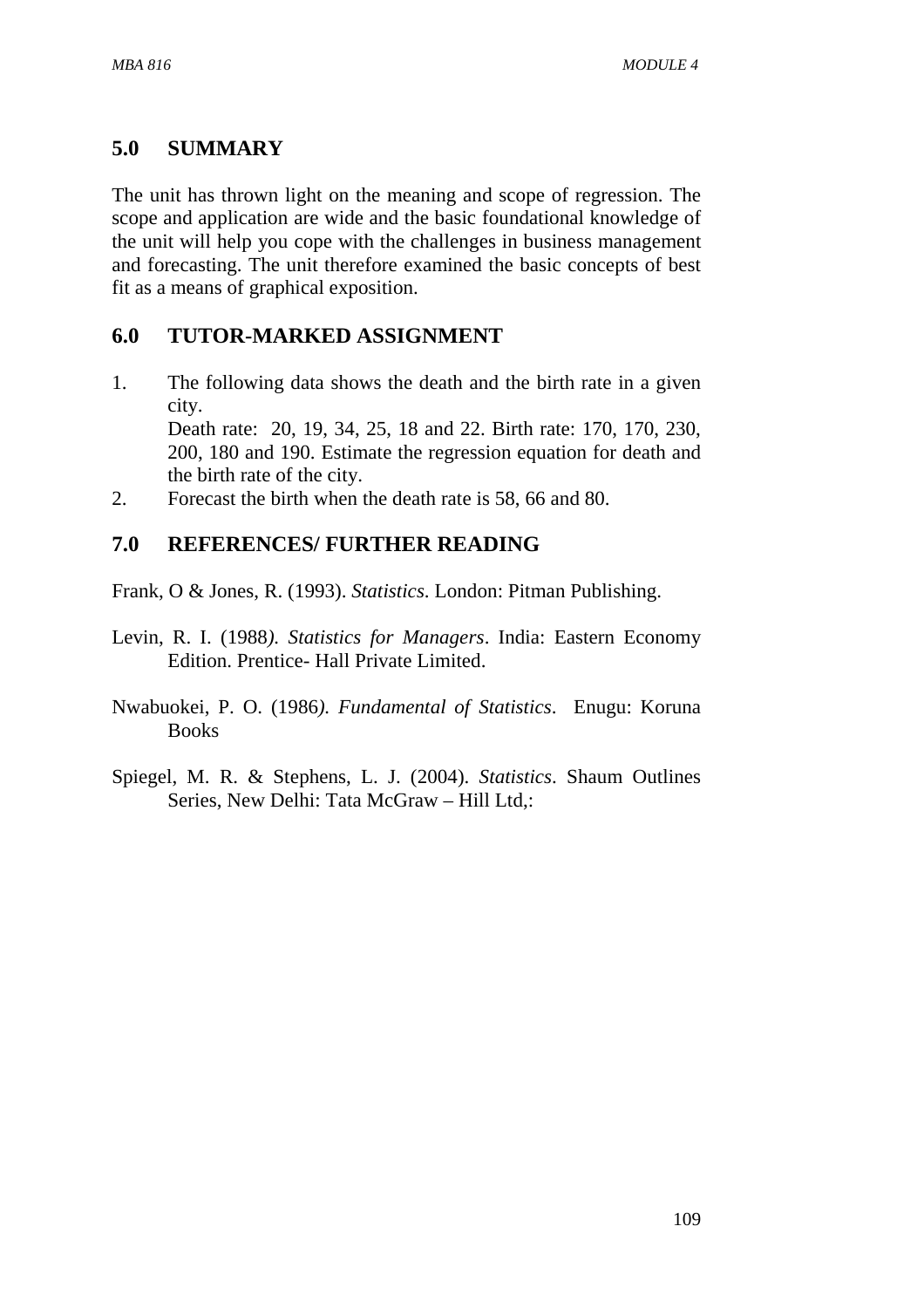## 5.0 SUMMARY

The unit has thrown light on the meaning and scope of regression. The scope and application are wide and the basic foundational knowledge of the unit will help you cope with the challenges in business management and forecasting. The unit therefore examined the basic concepts of best fit as a means of graphical exposition.

## 6.0 TUTOR-MARKED ASSIGNMENT

1. The following data shows the death and the birth rate in a given city.
   Death rate: 20, 19, 34, 25, 18 and 22. Birth rate: 170, 170, 230, 200, 180 and 190. Estimate the regression equation for death and the birth rate of the city.
2. Forecast the birth when the death rate is 58, 66 and 80.

## 7.0 REFERENCES/ FURTHER READING

Frank, O & Jones, R. (1993). *Statistics*. London: Pitman Publishing.

Levin, R. I. (1988*). Statistics for Managers*. India: Eastern Economy Edition. Prentice- Hall Private Limited.

Nwabuokei, P. O. (1986*). Fundamental of Statistics*. Enugu: Koruna Books

Spiegel, M. R. & Stephens, L. J. (2004). *Statistics*. Shaum Outlines Series, New Delhi: Tata McGraw – Hill Ltd,: